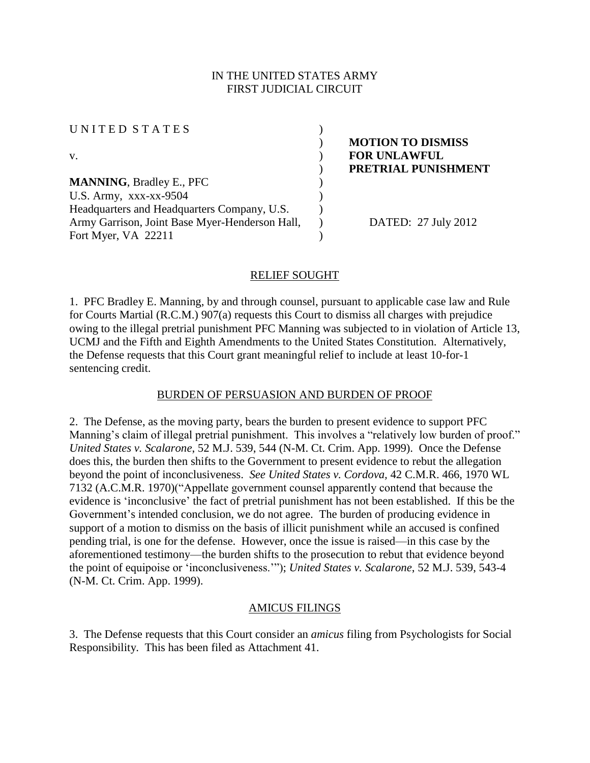IN THE UNITED STATES ARMY
FIRST JUDICIAL CIRCUIT

| | |
|---|---|
| UNITED STATES | |
| | **MOTION TO DISMISS** |
| v. | **FOR UNLAWFUL** |
| | **PRETRIAL PUNISHMENT** |
| **MANNING**, Bradley E., PFC | |
| U.S. Army, xxx-xx-9504 | |
| Headquarters and Headquarters Company, U.S. | |
| Army Garrison, Joint Base Myer-Henderson Hall, | DATED: 27 July 2012 |
| Fort Myer, VA 22211 | |

## RELIEF SOUGHT

1. PFC Bradley E. Manning, by and through counsel, pursuant to applicable case law and Rule for Courts Martial (R.C.M.) 907(a) requests this Court to dismiss all charges with prejudice owing to the illegal pretrial punishment PFC Manning was subjected to in violation of Article 13, UCMJ and the Fifth and Eighth Amendments to the United States Constitution. Alternatively, the Defense requests that this Court grant meaningful relief to include at least 10-for-1 sentencing credit.

## BURDEN OF PERSUASION AND BURDEN OF PROOF

2. The Defense, as the moving party, bears the burden to present evidence to support PFC Manning's claim of illegal pretrial punishment. This involves a "relatively low burden of proof." *United States v. Scalarone*, 52 M.J. 539, 544 (N-M. Ct. Crim. App. 1999). Once the Defense does this, the burden then shifts to the Government to present evidence to rebut the allegation beyond the point of inconclusiveness. *See United States v. Cordova*, 42 C.M.R. 466, 1970 WL 7132 (A.C.M.R. 1970)("Appellate government counsel apparently contend that because the evidence is 'inconclusive' the fact of pretrial punishment has not been established. If this be the Government's intended conclusion, we do not agree. The burden of producing evidence in support of a motion to dismiss on the basis of illicit punishment while an accused is confined pending trial, is one for the defense. However, once the issue is raised—in this case by the aforementioned testimony—the burden shifts to the prosecution to rebut that evidence beyond the point of equipoise or 'inconclusiveness.'"); *United States v. Scalarone*, 52 M.J. 539, 543-4 (N-M. Ct. Crim. App. 1999).

## AMICUS FILINGS

3. The Defense requests that this Court consider an *amicus* filing from Psychologists for Social Responsibility. This has been filed as Attachment 41.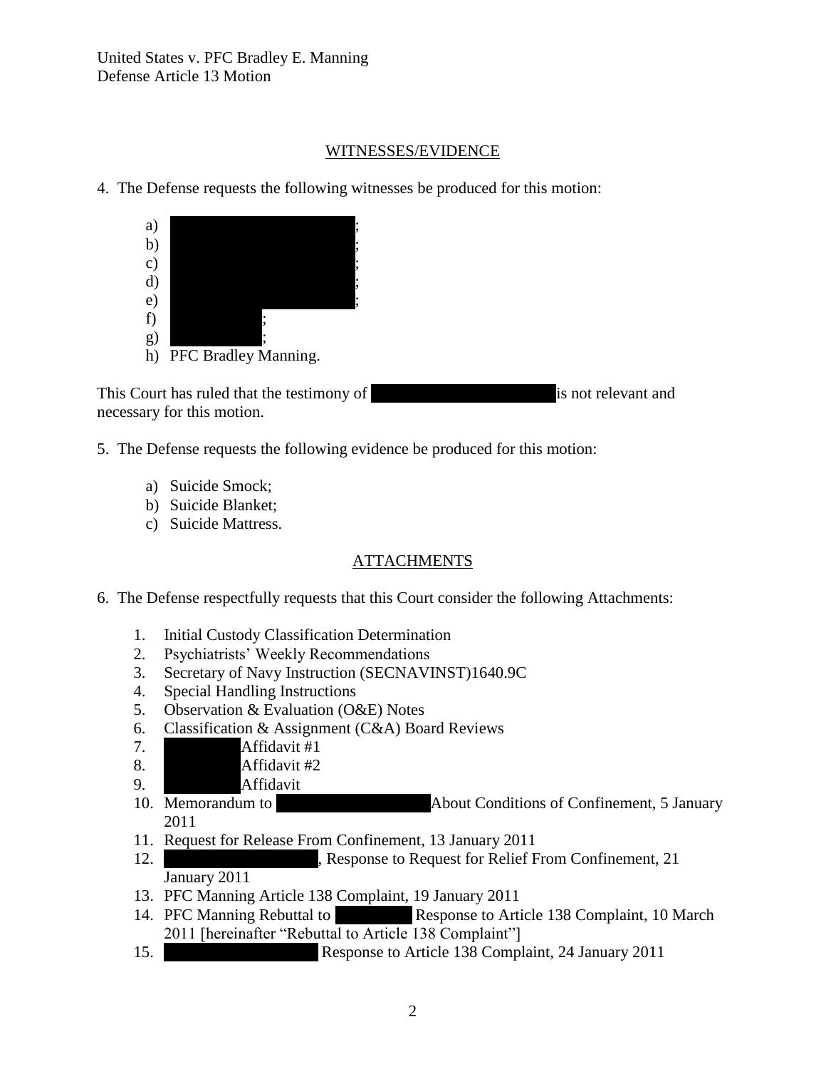## WITNESSES/EVIDENCE

4. The Defense requests the following witnesses be produced for this motion:

   a) ;
   b) ;
   c) ;
   d) ;
   e) ;
   f) ;
   g) ;
   h) PFC Bradley Manning.

This Court has ruled that the testimony of is not relevant and necessary for this motion.

5. The Defense requests the following evidence be produced for this motion:

   a) Suicide Smock;
   b) Suicide Blanket;
   c) Suicide Mattress.

## ATTACHMENTS

6. The Defense respectfully requests that this Court consider the following Attachments:

   1. Initial Custody Classification Determination
   2. Psychiatrists' Weekly Recommendations
   3. Secretary of Navy Instruction (SECNAVINST)1640.9C
   4. Special Handling Instructions
   5. Observation & Evaluation (O&E) Notes
   6. Classification & Assignment (C&A) Board Reviews
   7. Affidavit #1
   8. Affidavit #2
   9. Affidavit
   10. Memorandum to About Conditions of Confinement, 5 January 2011
   11. Request for Release From Confinement, 13 January 2011
   12. , Response to Request for Relief From Confinement, 21 January 2011
   13. PFC Manning Article 138 Complaint, 19 January 2011
   14. PFC Manning Rebuttal to Response to Article 138 Complaint, 10 March 2011 [hereinafter "Rebuttal to Article 138 Complaint"]
   15. Response to Article 138 Complaint, 24 January 2011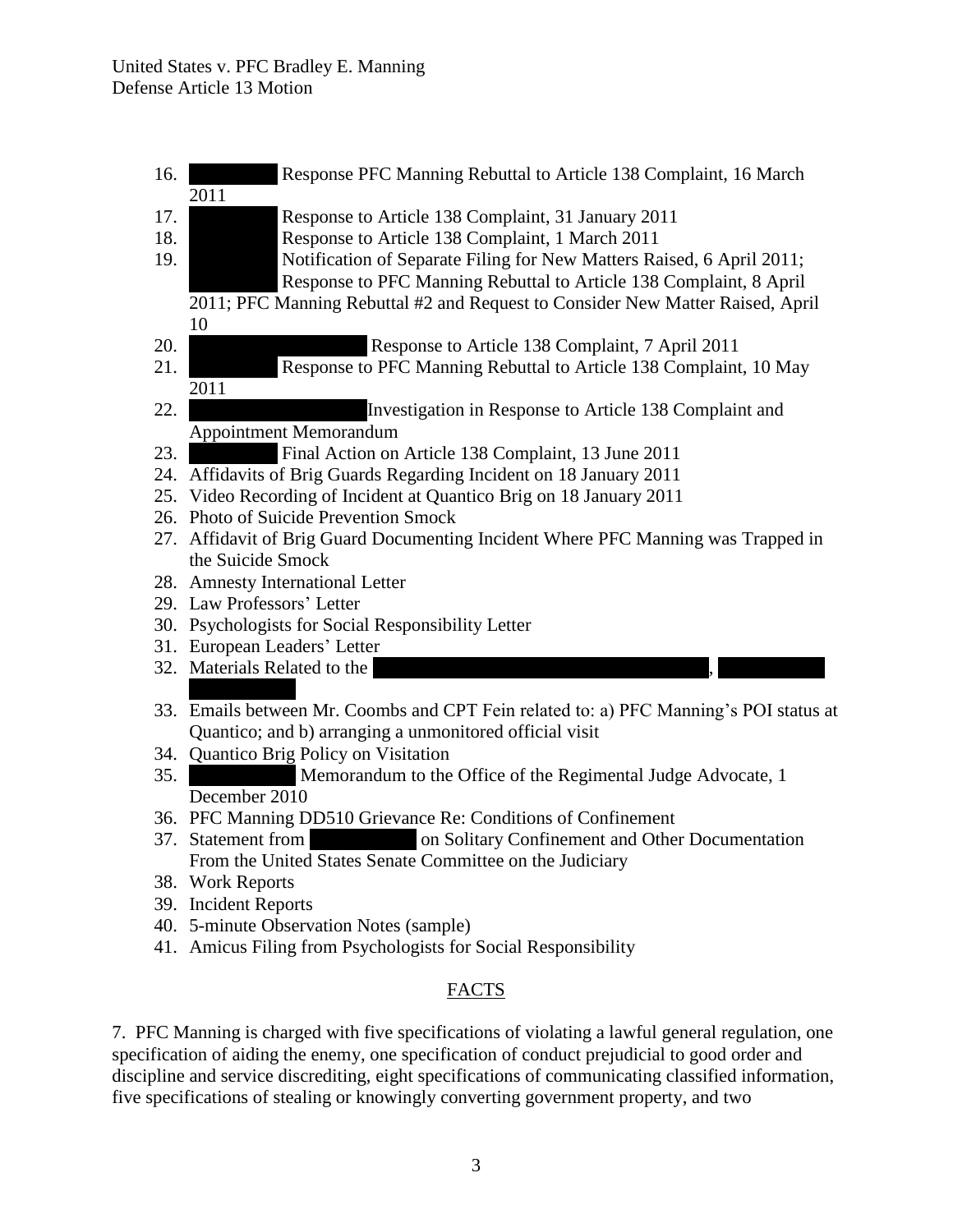16. [REDACTED] Response PFC Manning Rebuttal to Article 138 Complaint, 16 March 2011
17. [REDACTED] Response to Article 138 Complaint, 31 January 2011
18. [REDACTED] Response to Article 138 Complaint, 1 March 2011
19. [REDACTED] Notification of Separate Filing for New Matters Raised, 6 April 2011; [REDACTED] Response to PFC Manning Rebuttal to Article 138 Complaint, 8 April 2011; PFC Manning Rebuttal #2 and Request to Consider New Matter Raised, April 10
20. [REDACTED] Response to Article 138 Complaint, 7 April 2011
21. [REDACTED] Response to PFC Manning Rebuttal to Article 138 Complaint, 10 May 2011
22. [REDACTED] Investigation in Response to Article 138 Complaint and Appointment Memorandum
23. [REDACTED] Final Action on Article 138 Complaint, 13 June 2011
24. Affidavits of Brig Guards Regarding Incident on 18 January 2011
25. Video Recording of Incident at Quantico Brig on 18 January 2011
26. Photo of Suicide Prevention Smock
27. Affidavit of Brig Guard Documenting Incident Where PFC Manning was Trapped in the Suicide Smock
28. Amnesty International Letter
29. Law Professors' Letter
30. Psychologists for Social Responsibility Letter
31. European Leaders' Letter
32. Materials Related to the [REDACTED], [REDACTED]
33. Emails between Mr. Coombs and CPT Fein related to: a) PFC Manning's POI status at Quantico; and b) arranging a unmonitored official visit
34. Quantico Brig Policy on Visitation
35. [REDACTED] Memorandum to the Office of the Regimental Judge Advocate, 1 December 2010
36. PFC Manning DD510 Grievance Re: Conditions of Confinement
37. Statement from [REDACTED] on Solitary Confinement and Other Documentation From the United States Senate Committee on the Judiciary
38. Work Reports
39. Incident Reports
40. 5-minute Observation Notes (sample)
41. Amicus Filing from Psychologists for Social Responsibility

## FACTS

7. PFC Manning is charged with five specifications of violating a lawful general regulation, one specification of aiding the enemy, one specification of conduct prejudicial to good order and discipline and service discrediting, eight specifications of communicating classified information, five specifications of stealing or knowingly converting government property, and two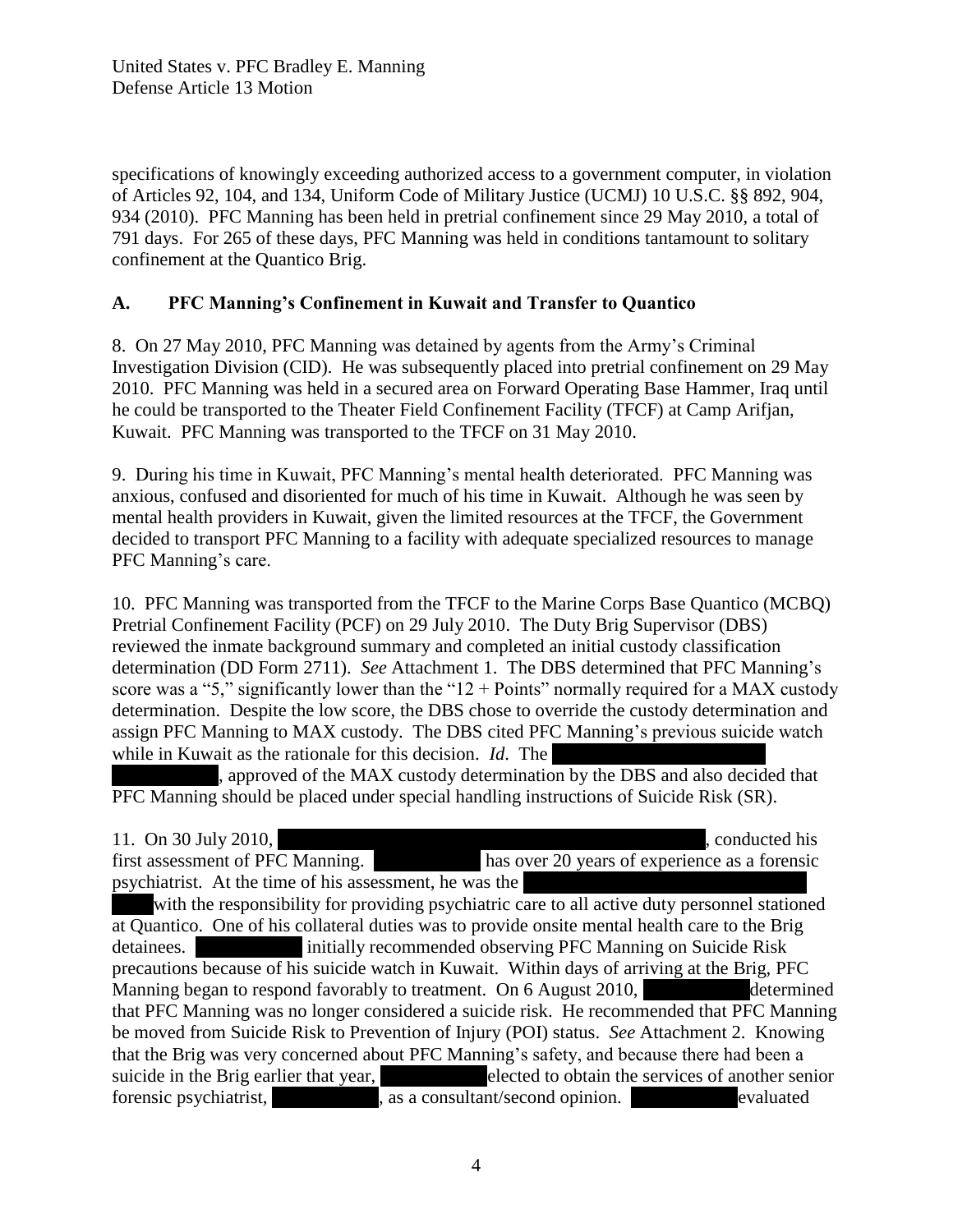specifications of knowingly exceeding authorized access to a government computer, in violation of Articles 92, 104, and 134, Uniform Code of Military Justice (UCMJ) 10 U.S.C. §§ 892, 904, 934 (2010). PFC Manning has been held in pretrial confinement since 29 May 2010, a total of 791 days. For 265 of these days, PFC Manning was held in conditions tantamount to solitary confinement at the Quantico Brig.

## A. PFC Manning's Confinement in Kuwait and Transfer to Quantico

8. On 27 May 2010, PFC Manning was detained by agents from the Army's Criminal Investigation Division (CID). He was subsequently placed into pretrial confinement on 29 May 2010. PFC Manning was held in a secured area on Forward Operating Base Hammer, Iraq until he could be transported to the Theater Field Confinement Facility (TFCF) at Camp Arifjan, Kuwait. PFC Manning was transported to the TFCF on 31 May 2010.

9. During his time in Kuwait, PFC Manning's mental health deteriorated. PFC Manning was anxious, confused and disoriented for much of his time in Kuwait. Although he was seen by mental health providers in Kuwait, given the limited resources at the TFCF, the Government decided to transport PFC Manning to a facility with adequate specialized resources to manage PFC Manning's care.

10. PFC Manning was transported from the TFCF to the Marine Corps Base Quantico (MCBQ) Pretrial Confinement Facility (PCF) on 29 July 2010. The Duty Brig Supervisor (DBS) reviewed the inmate background summary and completed an initial custody classification determination (DD Form 2711). *See* Attachment 1. The DBS determined that PFC Manning's score was a "5," significantly lower than the "12 + Points" normally required for a MAX custody determination. Despite the low score, the DBS chose to override the custody determination and assign PFC Manning to MAX custody. The DBS cited PFC Manning's previous suicide watch while in Kuwait as the rationale for this decision. *Id.* The [REDACTED], approved of the MAX custody determination by the DBS and also decided that PFC Manning should be placed under special handling instructions of Suicide Risk (SR).

11. On 30 July 2010, [REDACTED], conducted his first assessment of PFC Manning. [REDACTED] has over 20 years of experience as a forensic psychiatrist. At the time of his assessment, he was the [REDACTED] with the responsibility for providing psychiatric care to all active duty personnel stationed at Quantico. One of his collateral duties was to provide onsite mental health care to the Brig detainees. [REDACTED] initially recommended observing PFC Manning on Suicide Risk precautions because of his suicide watch in Kuwait. Within days of arriving at the Brig, PFC Manning began to respond favorably to treatment. On 6 August 2010, [REDACTED] determined that PFC Manning was no longer considered a suicide risk. He recommended that PFC Manning be moved from Suicide Risk to Prevention of Injury (POI) status. *See* Attachment 2. Knowing that the Brig was very concerned about PFC Manning's safety, and because there had been a suicide in the Brig earlier that year, [REDACTED] elected to obtain the services of another senior forensic psychiatrist, [REDACTED], as a consultant/second opinion. [REDACTED] evaluated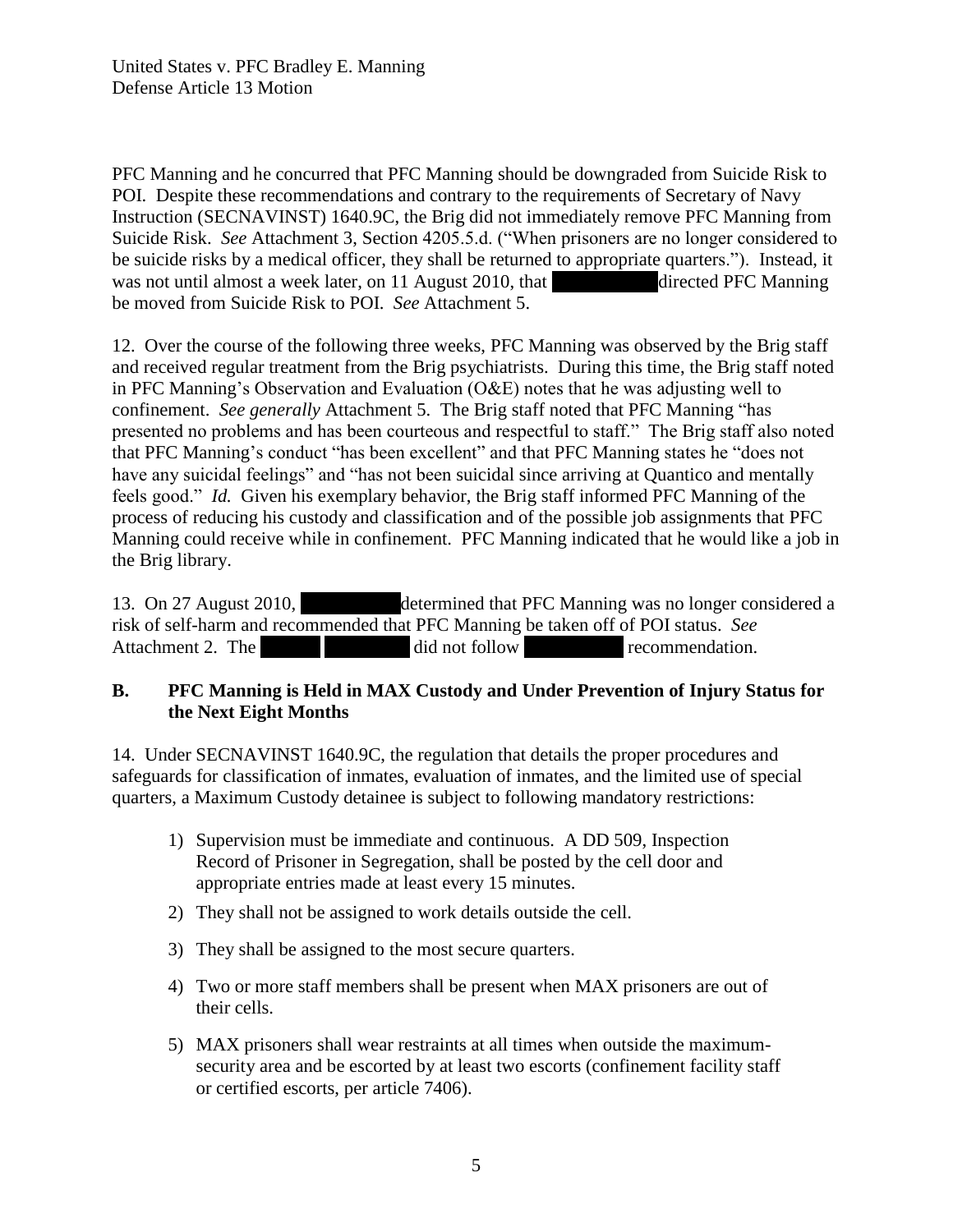PFC Manning and he concurred that PFC Manning should be downgraded from Suicide Risk to POI. Despite these recommendations and contrary to the requirements of Secretary of Navy Instruction (SECNAVINST) 1640.9C, the Brig did not immediately remove PFC Manning from Suicide Risk. *See* Attachment 3, Section 4205.5.d. ("When prisoners are no longer considered to be suicide risks by a medical officer, they shall be returned to appropriate quarters."). Instead, it was not until almost a week later, on 11 August 2010, that ██████████ directed PFC Manning be moved from Suicide Risk to POI. *See* Attachment 5.

12. Over the course of the following three weeks, PFC Manning was observed by the Brig staff and received regular treatment from the Brig psychiatrists. During this time, the Brig staff noted in PFC Manning's Observation and Evaluation (O&E) notes that he was adjusting well to confinement. *See generally* Attachment 5. The Brig staff noted that PFC Manning "has presented no problems and has been courteous and respectful to staff." The Brig staff also noted that PFC Manning's conduct "has been excellent" and that PFC Manning states he "does not have any suicidal feelings" and "has not been suicidal since arriving at Quantico and mentally feels good." *Id.* Given his exemplary behavior, the Brig staff informed PFC Manning of the process of reducing his custody and classification and of the possible job assignments that PFC Manning could receive while in confinement. PFC Manning indicated that he would like a job in the Brig library.

13. On 27 August 2010, ██████████ determined that PFC Manning was no longer considered a risk of self-harm and recommended that PFC Manning be taken off of POI status. *See* Attachment 2. The ██████ ████████ did not follow ██████████ recommendation.

## B. PFC Manning is Held in MAX Custody and Under Prevention of Injury Status for the Next Eight Months

14. Under SECNAVINST 1640.9C, the regulation that details the proper procedures and safeguards for classification of inmates, evaluation of inmates, and the limited use of special quarters, a Maximum Custody detainee is subject to following mandatory restrictions:

1) Supervision must be immediate and continuous. A DD 509, Inspection Record of Prisoner in Segregation, shall be posted by the cell door and appropriate entries made at least every 15 minutes.
2) They shall not be assigned to work details outside the cell.
3) They shall be assigned to the most secure quarters.
4) Two or more staff members shall be present when MAX prisoners are out of their cells.
5) MAX prisoners shall wear restraints at all times when outside the maximum-security area and be escorted by at least two escorts (confinement facility staff or certified escorts, per article 7406).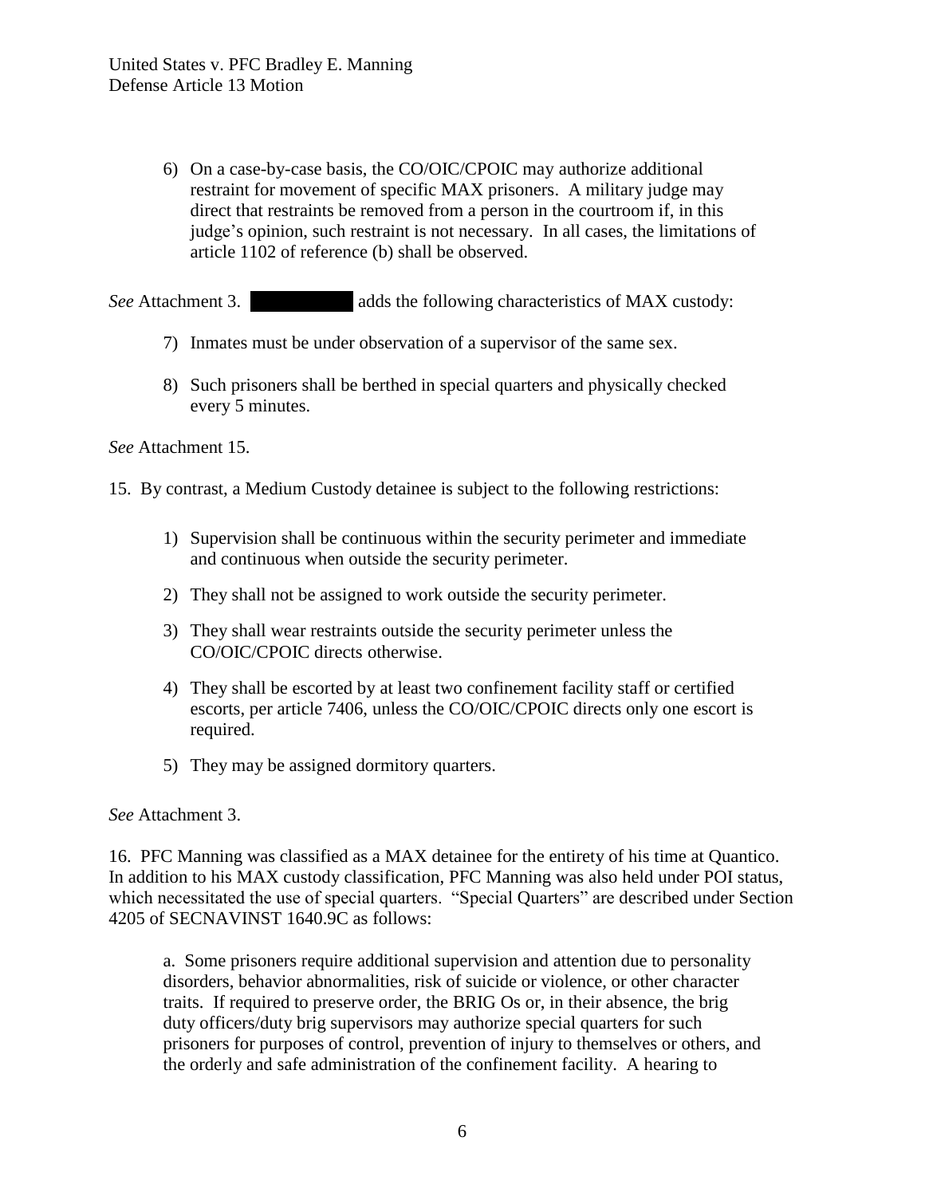6) On a case-by-case basis, the CO/OIC/CPOIC may authorize additional restraint for movement of specific MAX prisoners. A military judge may direct that restraints be removed from a person in the courtroom if, in this judge's opinion, such restraint is not necessary. In all cases, the limitations of article 1102 of reference (b) shall be observed.

*See* Attachment 3. ██████████ adds the following characteristics of MAX custody:

7) Inmates must be under observation of a supervisor of the same sex.

8) Such prisoners shall be berthed in special quarters and physically checked every 5 minutes.

*See* Attachment 15.

15. By contrast, a Medium Custody detainee is subject to the following restrictions:

1) Supervision shall be continuous within the security perimeter and immediate and continuous when outside the security perimeter.

2) They shall not be assigned to work outside the security perimeter.

3) They shall wear restraints outside the security perimeter unless the CO/OIC/CPOIC directs otherwise.

4) They shall be escorted by at least two confinement facility staff or certified escorts, per article 7406, unless the CO/OIC/CPOIC directs only one escort is required.

5) They may be assigned dormitory quarters.

*See* Attachment 3.

16. PFC Manning was classified as a MAX detainee for the entirety of his time at Quantico. In addition to his MAX custody classification, PFC Manning was also held under POI status, which necessitated the use of special quarters. "Special Quarters" are described under Section 4205 of SECNAVINST 1640.9C as follows:

> a. Some prisoners require additional supervision and attention due to personality disorders, behavior abnormalities, risk of suicide or violence, or other character traits. If required to preserve order, the BRIG Os or, in their absence, the brig duty officers/duty brig supervisors may authorize special quarters for such prisoners for purposes of control, prevention of injury to themselves or others, and the orderly and safe administration of the confinement facility. A hearing to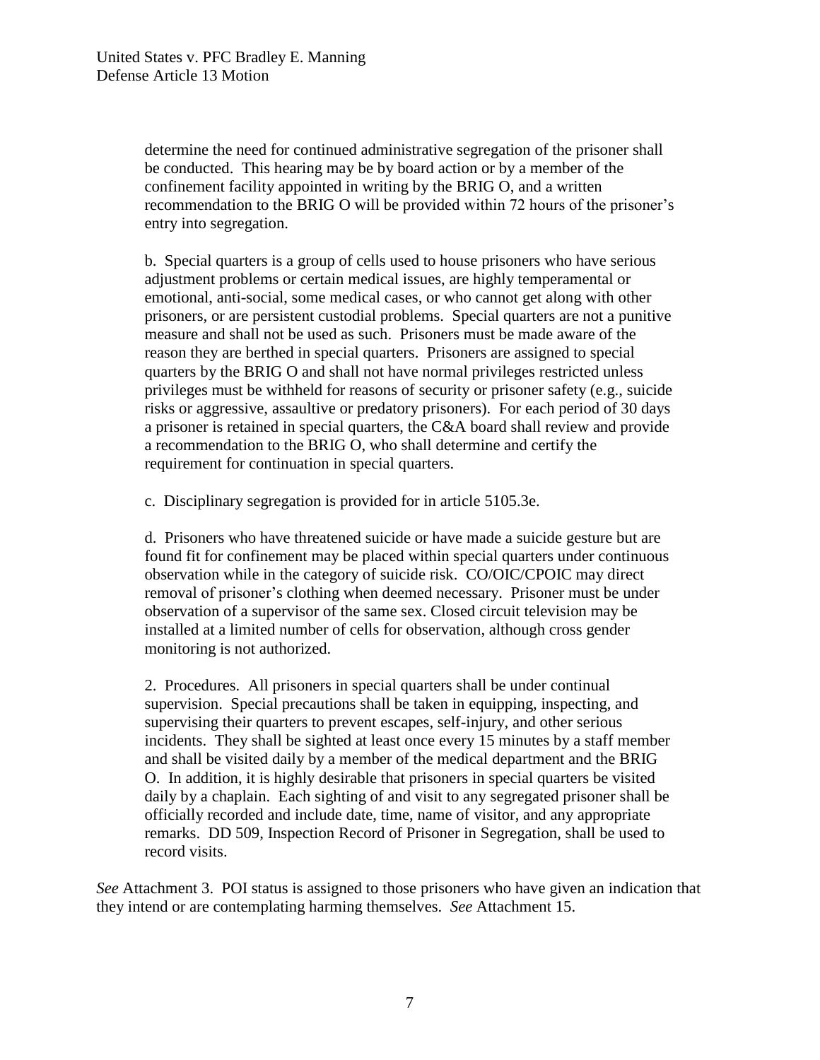> determine the need for continued administrative segregation of the prisoner shall be conducted. This hearing may be by board action or by a member of the confinement facility appointed in writing by the BRIG O, and a written recommendation to the BRIG O will be provided within 72 hours of the prisoner's entry into segregation.
>
> b. Special quarters is a group of cells used to house prisoners who have serious adjustment problems or certain medical issues, are highly temperamental or emotional, anti-social, some medical cases, or who cannot get along with other prisoners, or are persistent custodial problems. Special quarters are not a punitive measure and shall not be used as such. Prisoners must be made aware of the reason they are berthed in special quarters. Prisoners are assigned to special quarters by the BRIG O and shall not have normal privileges restricted unless privileges must be withheld for reasons of security or prisoner safety (e.g., suicide risks or aggressive, assaultive or predatory prisoners). For each period of 30 days a prisoner is retained in special quarters, the C&A board shall review and provide a recommendation to the BRIG O, who shall determine and certify the requirement for continuation in special quarters.
>
> c. Disciplinary segregation is provided for in article 5105.3e.
>
> d. Prisoners who have threatened suicide or have made a suicide gesture but are found fit for confinement may be placed within special quarters under continuous observation while in the category of suicide risk. CO/OIC/CPOIC may direct removal of prisoner's clothing when deemed necessary. Prisoner must be under observation of a supervisor of the same sex. Closed circuit television may be installed at a limited number of cells for observation, although cross gender monitoring is not authorized.
>
> 2. Procedures. All prisoners in special quarters shall be under continual supervision. Special precautions shall be taken in equipping, inspecting, and supervising their quarters to prevent escapes, self-injury, and other serious incidents. They shall be sighted at least once every 15 minutes by a staff member and shall be visited daily by a member of the medical department and the BRIG O. In addition, it is highly desirable that prisoners in special quarters be visited daily by a chaplain. Each sighting of and visit to any segregated prisoner shall be officially recorded and include date, time, name of visitor, and any appropriate remarks. DD 509, Inspection Record of Prisoner in Segregation, shall be used to record visits.

*See* Attachment 3. POI status is assigned to those prisoners who have given an indication that they intend or are contemplating harming themselves. *See* Attachment 15.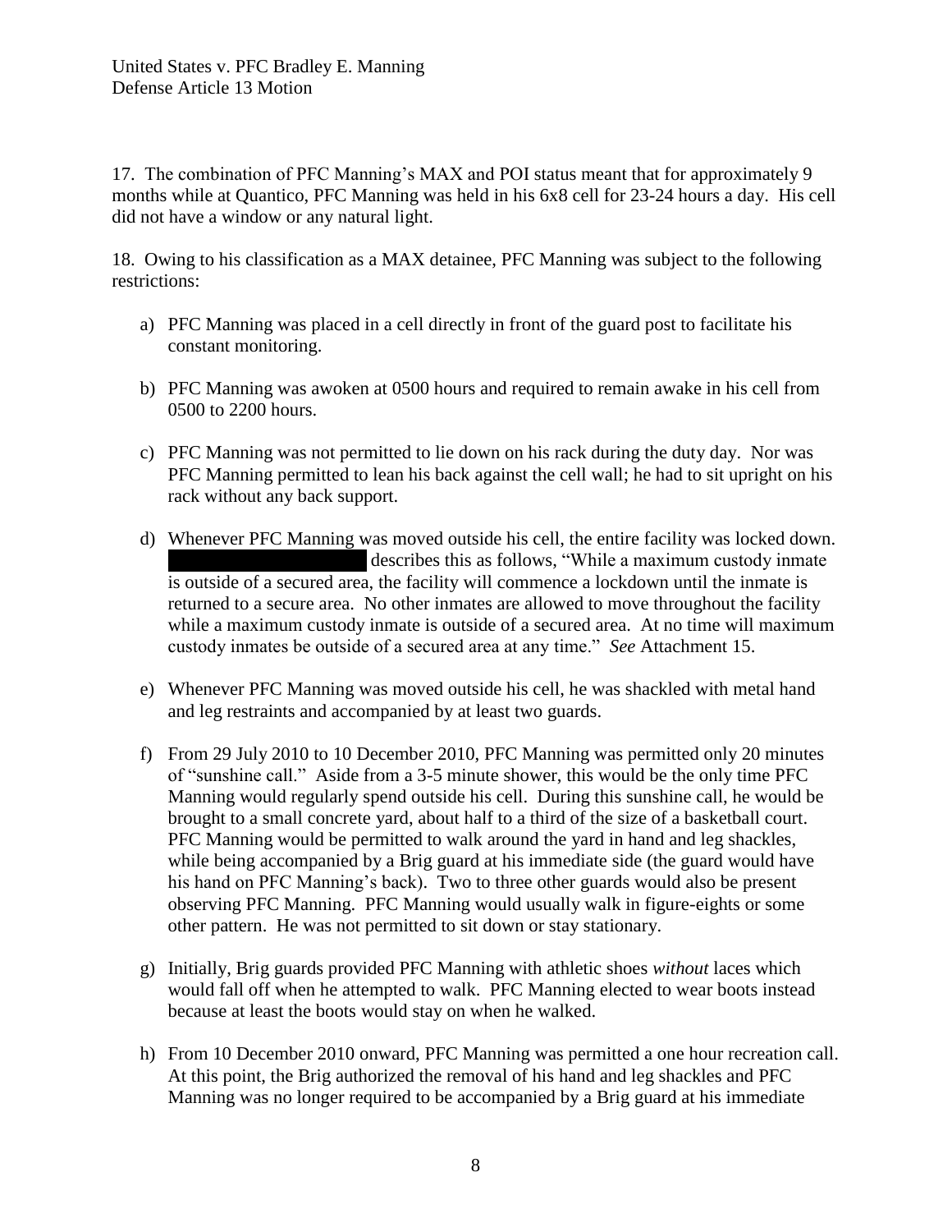17. The combination of PFC Manning's MAX and POI status meant that for approximately 9 months while at Quantico, PFC Manning was held in his 6x8 cell for 23-24 hours a day. His cell did not have a window or any natural light.

18. Owing to his classification as a MAX detainee, PFC Manning was subject to the following restrictions:

a) PFC Manning was placed in a cell directly in front of the guard post to facilitate his constant monitoring.

b) PFC Manning was awoken at 0500 hours and required to remain awake in his cell from 0500 to 2200 hours.

c) PFC Manning was not permitted to lie down on his rack during the duty day. Nor was PFC Manning permitted to lean his back against the cell wall; he had to sit upright on his rack without any back support.

d) Whenever PFC Manning was moved outside his cell, the entire facility was locked down. [REDACTED] describes this as follows, "While a maximum custody inmate is outside of a secured area, the facility will commence a lockdown until the inmate is returned to a secure area. No other inmates are allowed to move throughout the facility while a maximum custody inmate is outside of a secured area. At no time will maximum custody inmates be outside of a secured area at any time." *See* Attachment 15.

e) Whenever PFC Manning was moved outside his cell, he was shackled with metal hand and leg restraints and accompanied by at least two guards.

f) From 29 July 2010 to 10 December 2010, PFC Manning was permitted only 20 minutes of "sunshine call." Aside from a 3-5 minute shower, this would be the only time PFC Manning would regularly spend outside his cell. During this sunshine call, he would be brought to a small concrete yard, about half to a third of the size of a basketball court. PFC Manning would be permitted to walk around the yard in hand and leg shackles, while being accompanied by a Brig guard at his immediate side (the guard would have his hand on PFC Manning's back). Two to three other guards would also be present observing PFC Manning. PFC Manning would usually walk in figure-eights or some other pattern. He was not permitted to sit down or stay stationary.

g) Initially, Brig guards provided PFC Manning with athletic shoes *without* laces which would fall off when he attempted to walk. PFC Manning elected to wear boots instead because at least the boots would stay on when he walked.

h) From 10 December 2010 onward, PFC Manning was permitted a one hour recreation call. At this point, the Brig authorized the removal of his hand and leg shackles and PFC Manning was no longer required to be accompanied by a Brig guard at his immediate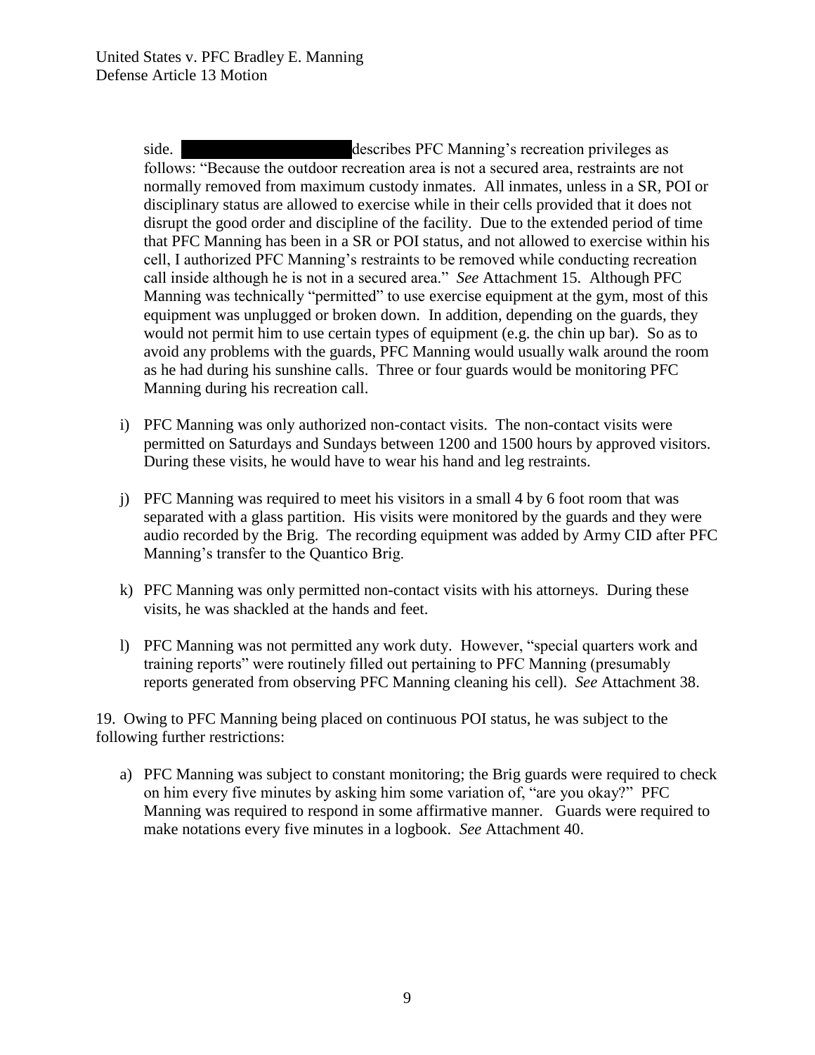side. [REDACTED] describes PFC Manning's recreation privileges as follows: "Because the outdoor recreation area is not a secured area, restraints are not normally removed from maximum custody inmates. All inmates, unless in a SR, POI or disciplinary status are allowed to exercise while in their cells provided that it does not disrupt the good order and discipline of the facility. Due to the extended period of time that PFC Manning has been in a SR or POI status, and not allowed to exercise within his cell, I authorized PFC Manning's restraints to be removed while conducting recreation call inside although he is not in a secured area." *See* Attachment 15. Although PFC Manning was technically "permitted" to use exercise equipment at the gym, most of this equipment was unplugged or broken down. In addition, depending on the guards, they would not permit him to use certain types of equipment (e.g. the chin up bar). So as to avoid any problems with the guards, PFC Manning would usually walk around the room as he had during his sunshine calls. Three or four guards would be monitoring PFC Manning during his recreation call.

i) PFC Manning was only authorized non-contact visits. The non-contact visits were permitted on Saturdays and Sundays between 1200 and 1500 hours by approved visitors. During these visits, he would have to wear his hand and leg restraints.

j) PFC Manning was required to meet his visitors in a small 4 by 6 foot room that was separated with a glass partition. His visits were monitored by the guards and they were audio recorded by the Brig. The recording equipment was added by Army CID after PFC Manning's transfer to the Quantico Brig.

k) PFC Manning was only permitted non-contact visits with his attorneys. During these visits, he was shackled at the hands and feet.

l) PFC Manning was not permitted any work duty. However, "special quarters work and training reports" were routinely filled out pertaining to PFC Manning (presumably reports generated from observing PFC Manning cleaning his cell). *See* Attachment 38.

19. Owing to PFC Manning being placed on continuous POI status, he was subject to the following further restrictions:

a) PFC Manning was subject to constant monitoring; the Brig guards were required to check on him every five minutes by asking him some variation of, "are you okay?" PFC Manning was required to respond in some affirmative manner. Guards were required to make notations every five minutes in a logbook. *See* Attachment 40.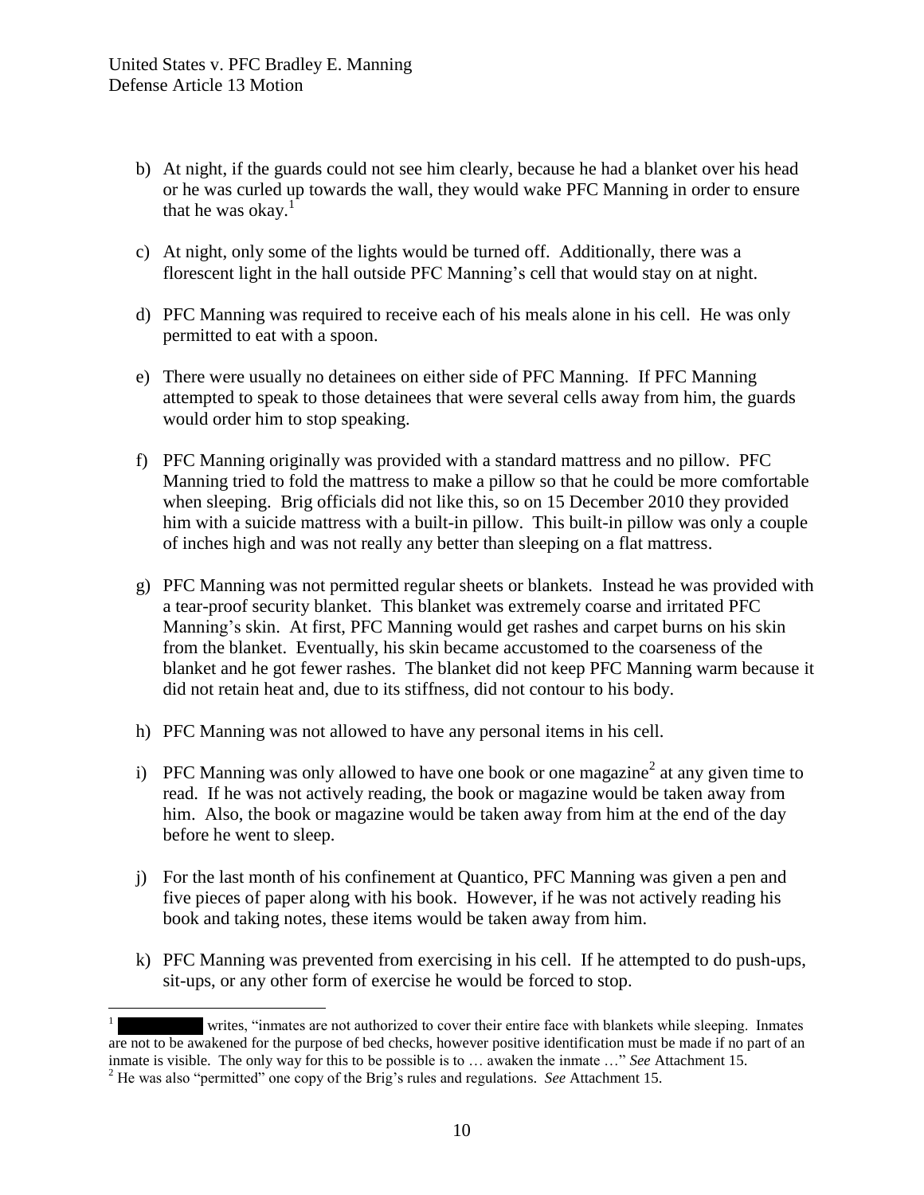b) At night, if the guards could not see him clearly, because he had a blanket over his head or he was curled up towards the wall, they would wake PFC Manning in order to ensure that he was okay.[1]

c) At night, only some of the lights would be turned off. Additionally, there was a florescent light in the hall outside PFC Manning's cell that would stay on at night.

d) PFC Manning was required to receive each of his meals alone in his cell. He was only permitted to eat with a spoon.

e) There were usually no detainees on either side of PFC Manning. If PFC Manning attempted to speak to those detainees that were several cells away from him, the guards would order him to stop speaking.

f) PFC Manning originally was provided with a standard mattress and no pillow. PFC Manning tried to fold the mattress to make a pillow so that he could be more comfortable when sleeping. Brig officials did not like this, so on 15 December 2010 they provided him with a suicide mattress with a built-in pillow. This built-in pillow was only a couple of inches high and was not really any better than sleeping on a flat mattress.

g) PFC Manning was not permitted regular sheets or blankets. Instead he was provided with a tear-proof security blanket. This blanket was extremely coarse and irritated PFC Manning's skin. At first, PFC Manning would get rashes and carpet burns on his skin from the blanket. Eventually, his skin became accustomed to the coarseness of the blanket and he got fewer rashes. The blanket did not keep PFC Manning warm because it did not retain heat and, due to its stiffness, did not contour to his body.

h) PFC Manning was not allowed to have any personal items in his cell.

i) PFC Manning was only allowed to have one book or one magazine[2] at any given time to read. If he was not actively reading, the book or magazine would be taken away from him. Also, the book or magazine would be taken away from him at the end of the day before he went to sleep.

j) For the last month of his confinement at Quantico, PFC Manning was given a pen and five pieces of paper along with his book. However, if he was not actively reading his book and taking notes, these items would be taken away from him.

k) PFC Manning was prevented from exercising in his cell. If he attempted to do push-ups, sit-ups, or any other form of exercise he would be forced to stop.

---

[1] [REDACTED] writes, "inmates are not authorized to cover their entire face with blankets while sleeping. Inmates are not to be awakened for the purpose of bed checks, however positive identification must be made if no part of an inmate is visible. The only way for this to be possible is to … awaken the inmate …" *See* Attachment 15.

[2] He was also "permitted" one copy of the Brig's rules and regulations. *See* Attachment 15.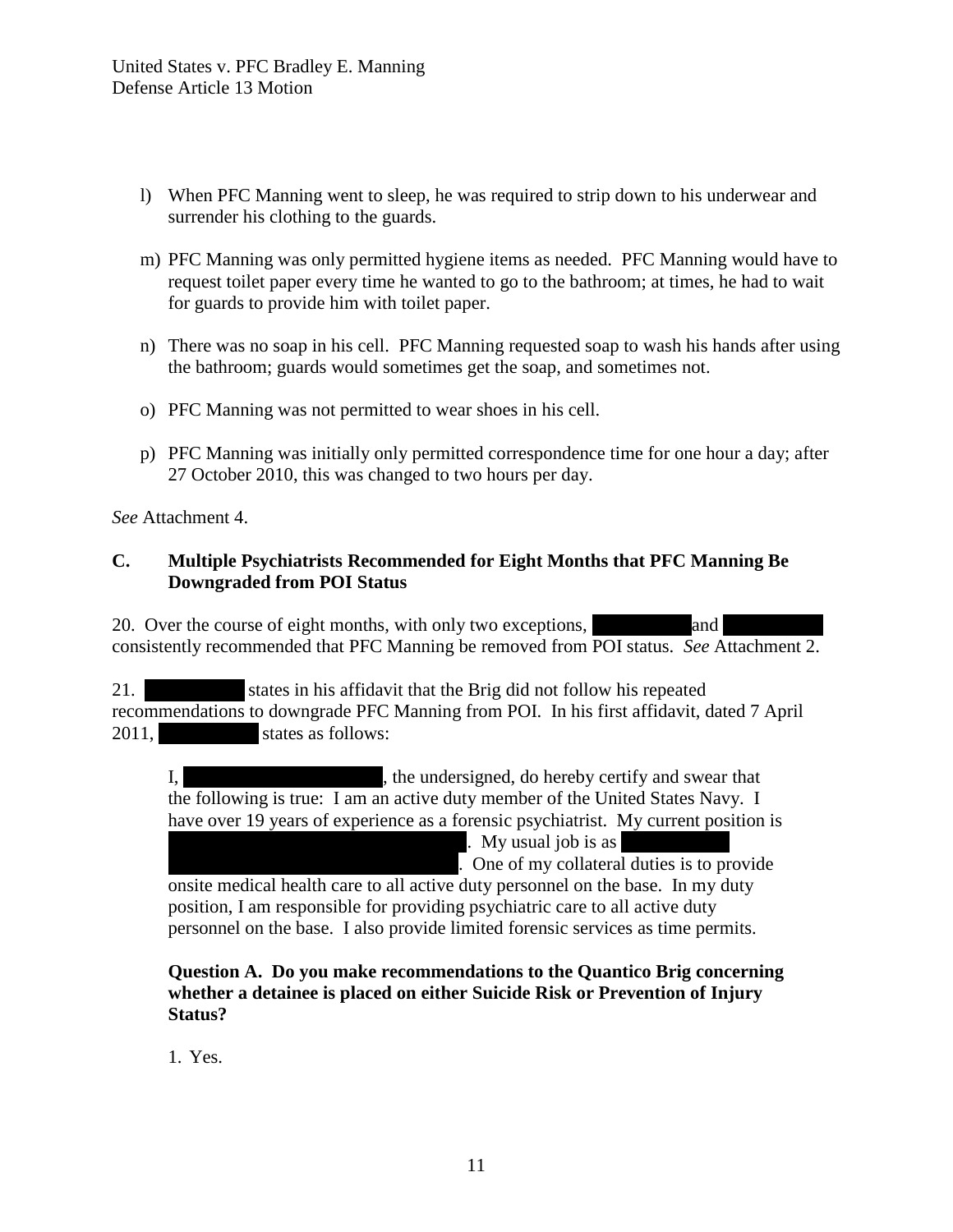l) When PFC Manning went to sleep, he was required to strip down to his underwear and surrender his clothing to the guards.

m) PFC Manning was only permitted hygiene items as needed. PFC Manning would have to request toilet paper every time he wanted to go to the bathroom; at times, he had to wait for guards to provide him with toilet paper.

n) There was no soap in his cell. PFC Manning requested soap to wash his hands after using the bathroom; guards would sometimes get the soap, and sometimes not.

o) PFC Manning was not permitted to wear shoes in his cell.

p) PFC Manning was initially only permitted correspondence time for one hour a day; after 27 October 2010, this was changed to two hours per day.

*See* Attachment 4.

### C. Multiple Psychiatrists Recommended for Eight Months that PFC Manning Be Downgraded from POI Status

20. Over the course of eight months, with only two exceptions, [REDACTED] and [REDACTED] consistently recommended that PFC Manning be removed from POI status. *See* Attachment 2.

21. [REDACTED] states in his affidavit that the Brig did not follow his repeated recommendations to downgrade PFC Manning from POI. In his first affidavit, dated 7 April 2011, [REDACTED] states as follows:

> I, [REDACTED], the undersigned, do hereby certify and swear that the following is true: I am an active duty member of the United States Navy. I have over 19 years of experience as a forensic psychiatrist. My current position is [REDACTED]. My usual job is as [REDACTED]. One of my collateral duties is to provide onsite medical health care to all active duty personnel on the base. In my duty position, I am responsible for providing psychiatric care to all active duty personnel on the base. I also provide limited forensic services as time permits.
>
> **Question A. Do you make recommendations to the Quantico Brig concerning whether a detainee is placed on either Suicide Risk or Prevention of Injury Status?**
>
> 1. Yes.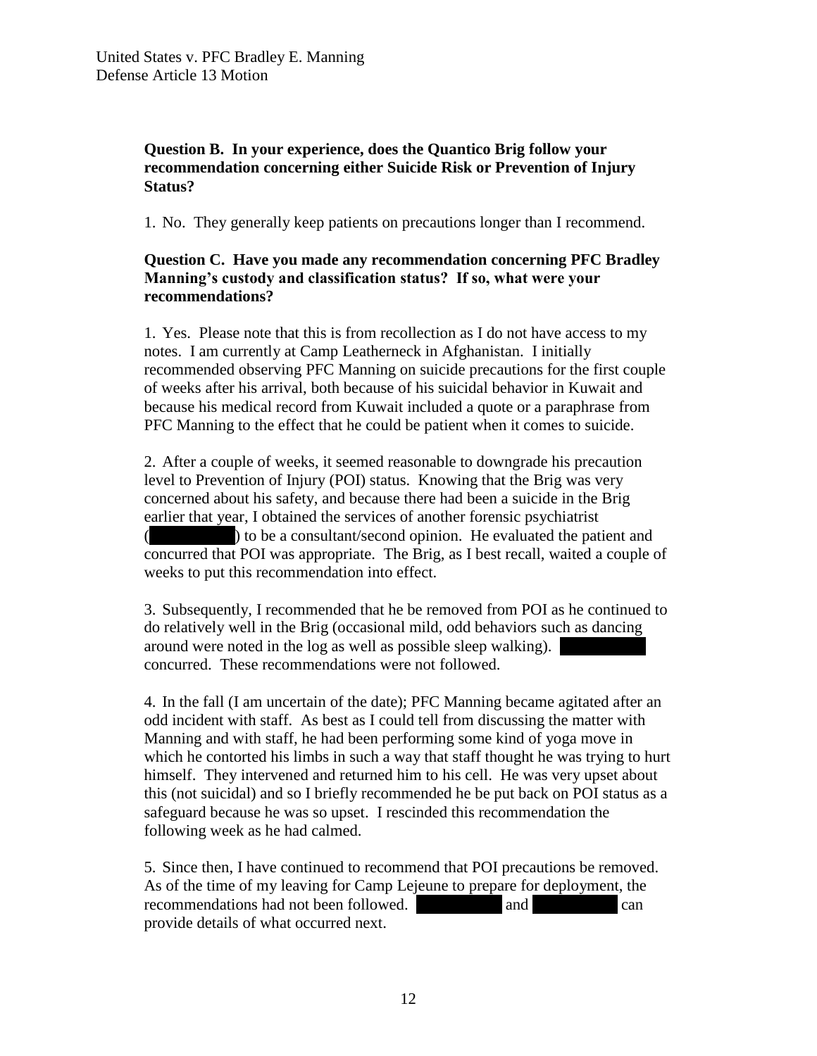**Question B. In your experience, does the Quantico Brig follow your recommendation concerning either Suicide Risk or Prevention of Injury Status?**

1. No. They generally keep patients on precautions longer than I recommend.

**Question C. Have you made any recommendation concerning PFC Bradley Manning's custody and classification status? If so, what were your recommendations?**

1. Yes. Please note that this is from recollection as I do not have access to my notes. I am currently at Camp Leatherneck in Afghanistan. I initially recommended observing PFC Manning on suicide precautions for the first couple of weeks after his arrival, both because of his suicidal behavior in Kuwait and because his medical record from Kuwait included a quote or a paraphrase from PFC Manning to the effect that he could be patient when it comes to suicide.

2. After a couple of weeks, it seemed reasonable to downgrade his precaution level to Prevention of Injury (POI) status. Knowing that the Brig was very concerned about his safety, and because there had been a suicide in the Brig earlier that year, I obtained the services of another forensic psychiatrist ([REDACTED]) to be a consultant/second opinion. He evaluated the patient and concurred that POI was appropriate. The Brig, as I best recall, waited a couple of weeks to put this recommendation into effect.

3. Subsequently, I recommended that he be removed from POI as he continued to do relatively well in the Brig (occasional mild, odd behaviors such as dancing around were noted in the log as well as possible sleep walking). [REDACTED] concurred. These recommendations were not followed.

4. In the fall (I am uncertain of the date); PFC Manning became agitated after an odd incident with staff. As best as I could tell from discussing the matter with Manning and with staff, he had been performing some kind of yoga move in which he contorted his limbs in such a way that staff thought he was trying to hurt himself. They intervened and returned him to his cell. He was very upset about this (not suicidal) and so I briefly recommended he be put back on POI status as a safeguard because he was so upset. I rescinded this recommendation the following week as he had calmed.

5. Since then, I have continued to recommend that POI precautions be removed. As of the time of my leaving for Camp Lejeune to prepare for deployment, the recommendations had not been followed. [REDACTED] and [REDACTED] can provide details of what occurred next.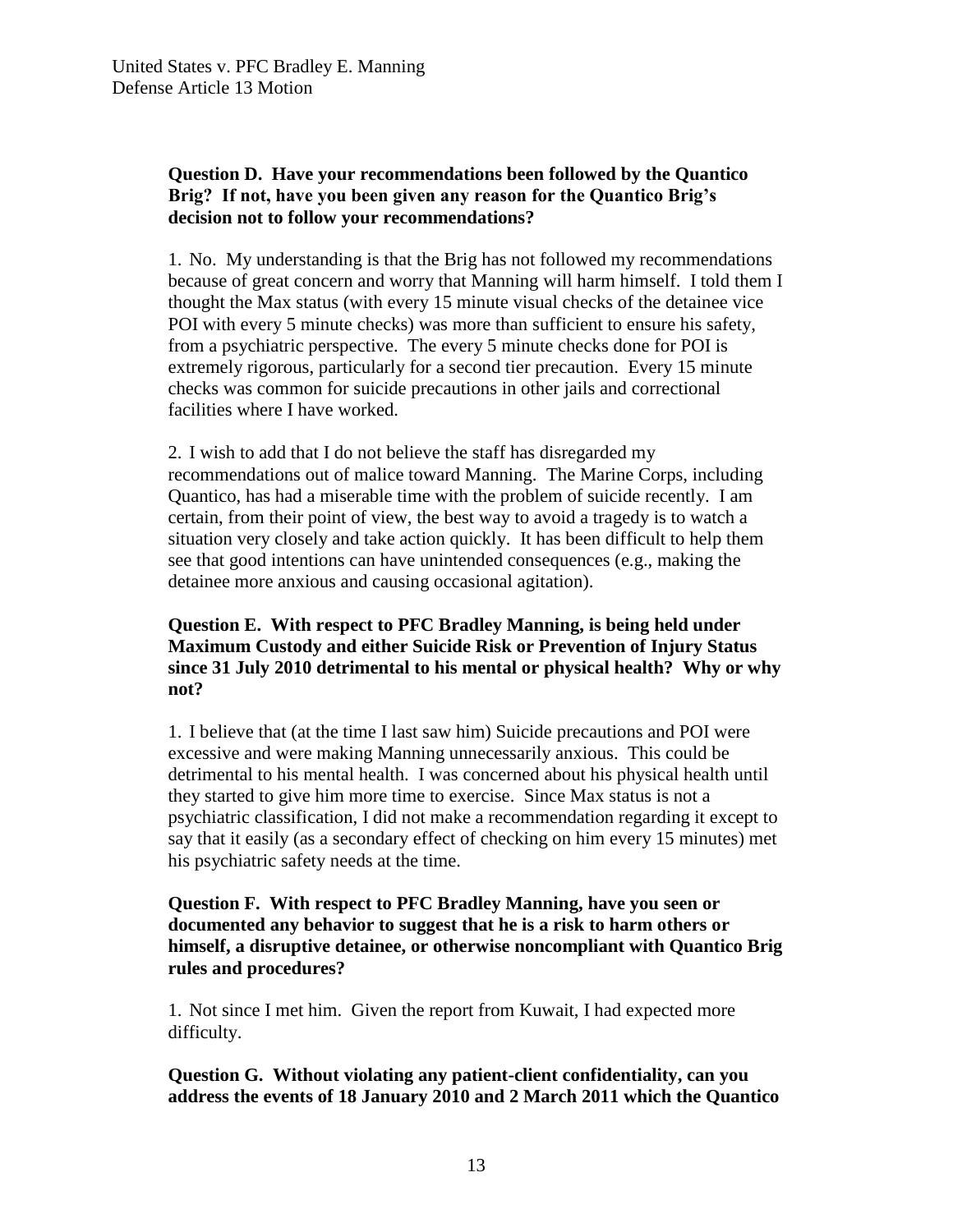**Question D. Have your recommendations been followed by the Quantico Brig? If not, have you been given any reason for the Quantico Brig's decision not to follow your recommendations?**

1. No. My understanding is that the Brig has not followed my recommendations because of great concern and worry that Manning will harm himself. I told them I thought the Max status (with every 15 minute visual checks of the detainee vice POI with every 5 minute checks) was more than sufficient to ensure his safety, from a psychiatric perspective. The every 5 minute checks done for POI is extremely rigorous, particularly for a second tier precaution. Every 15 minute checks was common for suicide precautions in other jails and correctional facilities where I have worked.

2. I wish to add that I do not believe the staff has disregarded my recommendations out of malice toward Manning. The Marine Corps, including Quantico, has had a miserable time with the problem of suicide recently. I am certain, from their point of view, the best way to avoid a tragedy is to watch a situation very closely and take action quickly. It has been difficult to help them see that good intentions can have unintended consequences (e.g., making the detainee more anxious and causing occasional agitation).

**Question E. With respect to PFC Bradley Manning, is being held under Maximum Custody and either Suicide Risk or Prevention of Injury Status since 31 July 2010 detrimental to his mental or physical health? Why or why not?**

1. I believe that (at the time I last saw him) Suicide precautions and POI were excessive and were making Manning unnecessarily anxious. This could be detrimental to his mental health. I was concerned about his physical health until they started to give him more time to exercise. Since Max status is not a psychiatric classification, I did not make a recommendation regarding it except to say that it easily (as a secondary effect of checking on him every 15 minutes) met his psychiatric safety needs at the time.

**Question F. With respect to PFC Bradley Manning, have you seen or documented any behavior to suggest that he is a risk to harm others or himself, a disruptive detainee, or otherwise noncompliant with Quantico Brig rules and procedures?**

1. Not since I met him. Given the report from Kuwait, I had expected more difficulty.

**Question G. Without violating any patient-client confidentiality, can you address the events of 18 January 2010 and 2 March 2011 which the Quantico**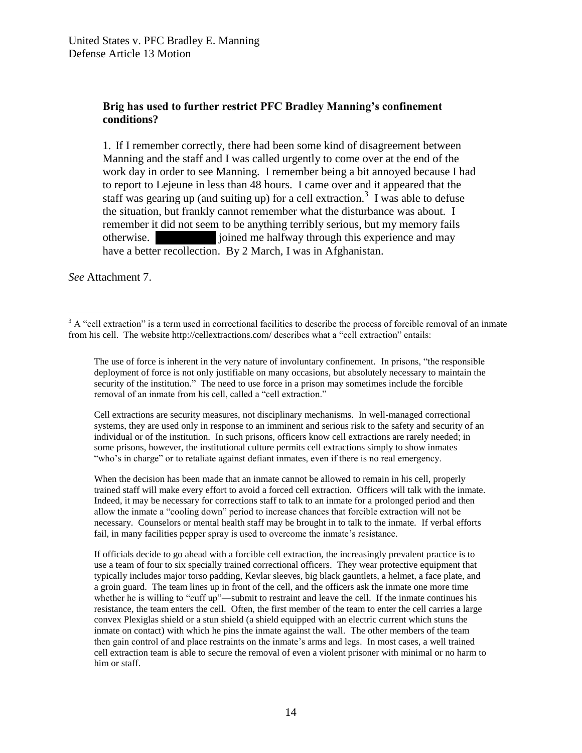**Brig has used to further restrict PFC Bradley Manning's confinement conditions?**

1. If I remember correctly, there had been some kind of disagreement between Manning and the staff and I was called urgently to come over at the end of the work day in order to see Manning. I remember being a bit annoyed because I had to report to Lejeune in less than 48 hours. I came over and it appeared that the staff was gearing up (and suiting up) for a cell extraction.[3] I was able to defuse the situation, but frankly cannot remember what the disturbance was about. I remember it did not seem to be anything terribly serious, but my memory fails otherwise. [REDACTED] joined me halfway through this experience and may have a better recollection. By 2 March, I was in Afghanistan.

*See* Attachment 7.

---

[3] A "cell extraction" is a term used in correctional facilities to describe the process of forcible removal of an inmate from his cell. The website http://cellextractions.com/ describes what a "cell extraction" entails:

> The use of force is inherent in the very nature of involuntary confinement. In prisons, "the responsible deployment of force is not only justifiable on many occasions, but absolutely necessary to maintain the security of the institution." The need to use force in a prison may sometimes include the forcible removal of an inmate from his cell, called a "cell extraction."
>
> Cell extractions are security measures, not disciplinary mechanisms. In well-managed correctional systems, they are used only in response to an imminent and serious risk to the safety and security of an individual or of the institution. In such prisons, officers know cell extractions are rarely needed; in some prisons, however, the institutional culture permits cell extractions simply to show inmates "who's in charge" or to retaliate against defiant inmates, even if there is no real emergency.
>
> When the decision has been made that an inmate cannot be allowed to remain in his cell, properly trained staff will make every effort to avoid a forced cell extraction. Officers will talk with the inmate. Indeed, it may be necessary for corrections staff to talk to an inmate for a prolonged period and then allow the inmate a "cooling down" period to increase chances that forcible extraction will not be necessary. Counselors or mental health staff may be brought in to talk to the inmate. If verbal efforts fail, in many facilities pepper spray is used to overcome the inmate's resistance.
>
> If officials decide to go ahead with a forcible cell extraction, the increasingly prevalent practice is to use a team of four to six specially trained correctional officers. They wear protective equipment that typically includes major torso padding, Kevlar sleeves, big black gauntlets, a helmet, a face plate, and a groin guard. The team lines up in front of the cell, and the officers ask the inmate one more time whether he is willing to "cuff up"—submit to restraint and leave the cell. If the inmate continues his resistance, the team enters the cell. Often, the first member of the team to enter the cell carries a large convex Plexiglas shield or a stun shield (a shield equipped with an electric current which stuns the inmate on contact) with which he pins the inmate against the wall. The other members of the team then gain control of and place restraints on the inmate's arms and legs. In most cases, a well trained cell extraction team is able to secure the removal of even a violent prisoner with minimal or no harm to him or staff.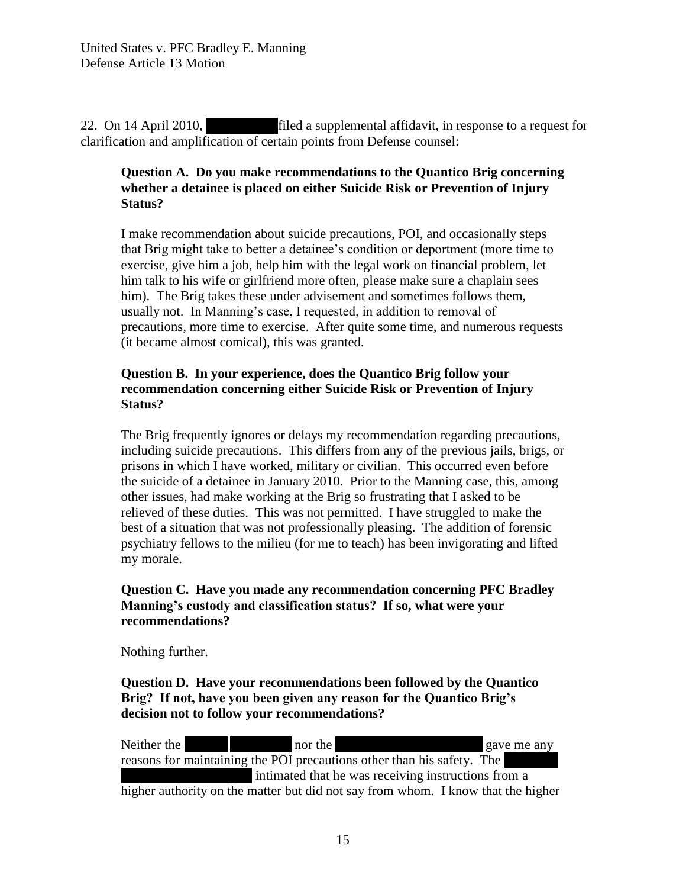22. On 14 April 2010, [REDACTED] filed a supplemental affidavit, in response to a request for clarification and amplification of certain points from Defense counsel:

> **Question A. Do you make recommendations to the Quantico Brig concerning whether a detainee is placed on either Suicide Risk or Prevention of Injury Status?**
>
> I make recommendation about suicide precautions, POI, and occasionally steps that Brig might take to better a detainee's condition or deportment (more time to exercise, give him a job, help him with the legal work on financial problem, let him talk to his wife or girlfriend more often, please make sure a chaplain sees him). The Brig takes these under advisement and sometimes follows them, usually not. In Manning's case, I requested, in addition to removal of precautions, more time to exercise. After quite some time, and numerous requests (it became almost comical), this was granted.
>
> **Question B. In your experience, does the Quantico Brig follow your recommendation concerning either Suicide Risk or Prevention of Injury Status?**
>
> The Brig frequently ignores or delays my recommendation regarding precautions, including suicide precautions. This differs from any of the previous jails, brigs, or prisons in which I have worked, military or civilian. This occurred even before the suicide of a detainee in January 2010. Prior to the Manning case, this, among other issues, had make working at the Brig so frustrating that I asked to be relieved of these duties. This was not permitted. I have struggled to make the best of a situation that was not professionally pleasing. The addition of forensic psychiatry fellows to the milieu (for me to teach) has been invigorating and lifted my morale.
>
> **Question C. Have you made any recommendation concerning PFC Bradley Manning's custody and classification status? If so, what were your recommendations?**
>
> Nothing further.
>
> **Question D. Have your recommendations been followed by the Quantico Brig? If not, have you been given any reason for the Quantico Brig's decision not to follow your recommendations?**
>
> Neither the [REDACTED] nor the [REDACTED] gave me any reasons for maintaining the POI precautions other than his safety. The [REDACTED] intimated that he was receiving instructions from a higher authority on the matter but did not say from whom. I know that the higher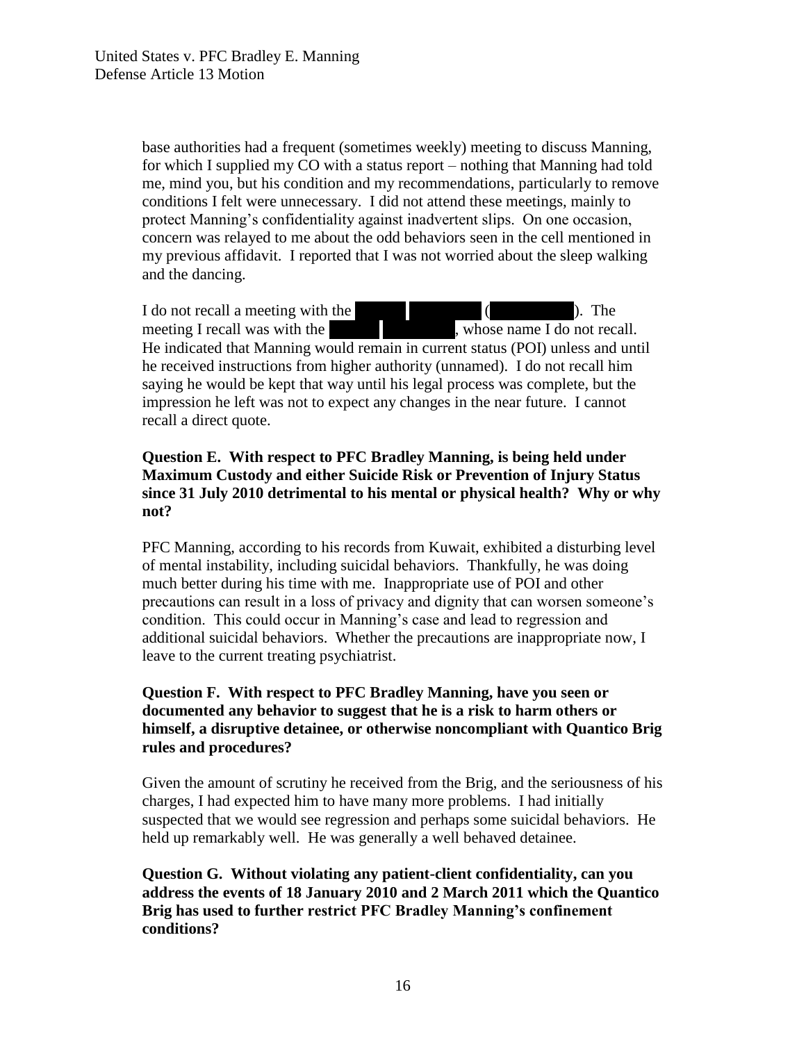base authorities had a frequent (sometimes weekly) meeting to discuss Manning, for which I supplied my CO with a status report – nothing that Manning had told me, mind you, but his condition and my recommendations, particularly to remove conditions I felt were unnecessary. I did not attend these meetings, mainly to protect Manning's confidentiality against inadvertent slips. On one occasion, concern was relayed to me about the odd behaviors seen in the cell mentioned in my previous affidavit. I reported that I was not worried about the sleep walking and the dancing.

I do not recall a meeting with the [REDACTED] ([REDACTED]). The meeting I recall was with the [REDACTED], whose name I do not recall. He indicated that Manning would remain in current status (POI) unless and until he received instructions from higher authority (unnamed). I do not recall him saying he would be kept that way until his legal process was complete, but the impression he left was not to expect any changes in the near future. I cannot recall a direct quote.

**Question E. With respect to PFC Bradley Manning, is being held under Maximum Custody and either Suicide Risk or Prevention of Injury Status since 31 July 2010 detrimental to his mental or physical health? Why or why not?**

PFC Manning, according to his records from Kuwait, exhibited a disturbing level of mental instability, including suicidal behaviors. Thankfully, he was doing much better during his time with me. Inappropriate use of POI and other precautions can result in a loss of privacy and dignity that can worsen someone's condition. This could occur in Manning's case and lead to regression and additional suicidal behaviors. Whether the precautions are inappropriate now, I leave to the current treating psychiatrist.

**Question F. With respect to PFC Bradley Manning, have you seen or documented any behavior to suggest that he is a risk to harm others or himself, a disruptive detainee, or otherwise noncompliant with Quantico Brig rules and procedures?**

Given the amount of scrutiny he received from the Brig, and the seriousness of his charges, I had expected him to have many more problems. I had initially suspected that we would see regression and perhaps some suicidal behaviors. He held up remarkably well. He was generally a well behaved detainee.

**Question G. Without violating any patient-client confidentiality, can you address the events of 18 January 2010 and 2 March 2011 which the Quantico Brig has used to further restrict PFC Bradley Manning's confinement conditions?**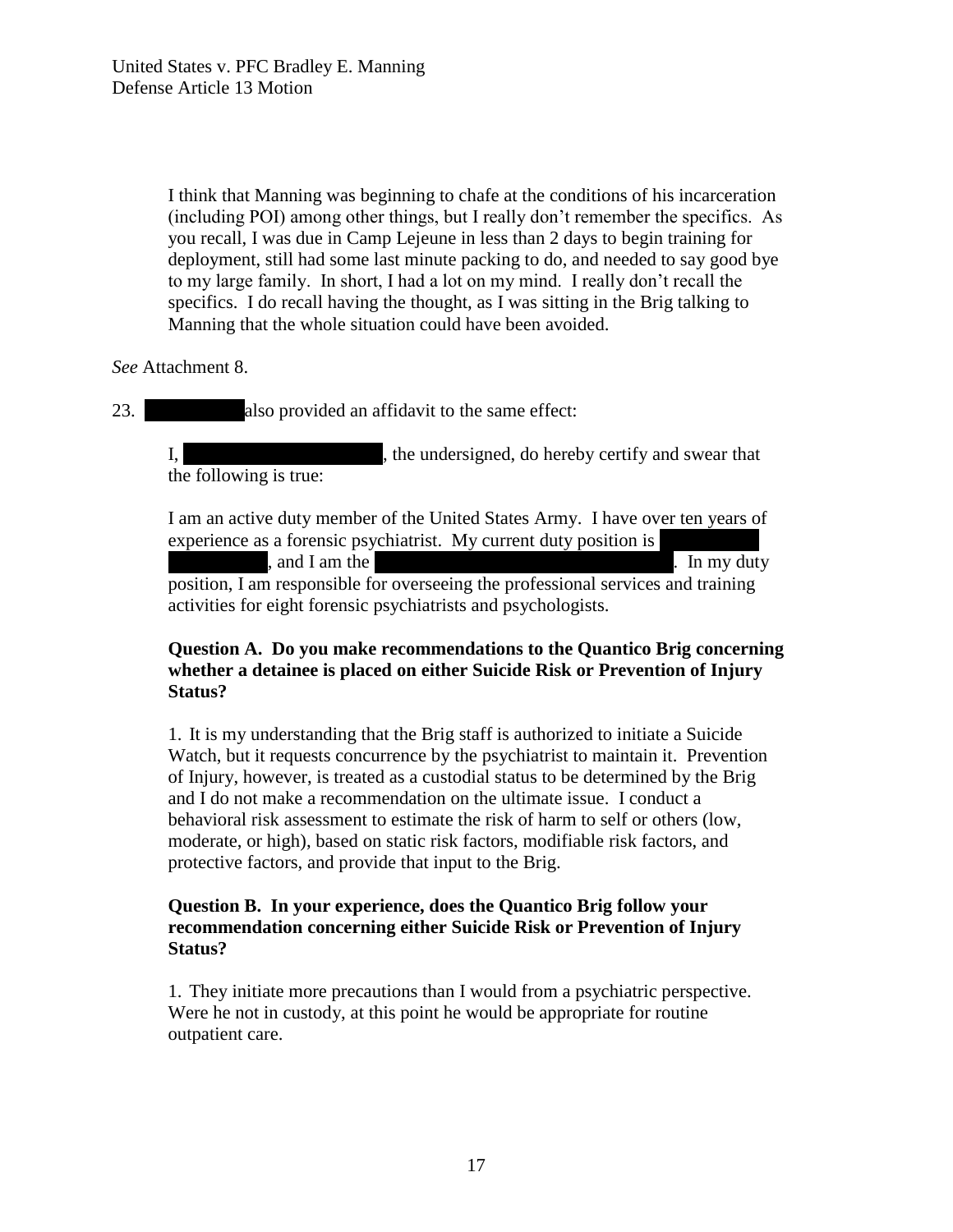> I think that Manning was beginning to chafe at the conditions of his incarceration (including POI) among other things, but I really don't remember the specifics. As you recall, I was due in Camp Lejeune in less than 2 days to begin training for deployment, still had some last minute packing to do, and needed to say good bye to my large family. In short, I had a lot on my mind. I really don't recall the specifics. I do recall having the thought, as I was sitting in the Brig talking to Manning that the whole situation could have been avoided.

*See* Attachment 8.

23. [REDACTED] also provided an affidavit to the same effect:

> I, [REDACTED], the undersigned, do hereby certify and swear that the following is true:
>
> I am an active duty member of the United States Army. I have over ten years of experience as a forensic psychiatrist. My current duty position is [REDACTED], and I am the [REDACTED]. In my duty position, I am responsible for overseeing the professional services and training activities for eight forensic psychiatrists and psychologists.
>
> **Question A. Do you make recommendations to the Quantico Brig concerning whether a detainee is placed on either Suicide Risk or Prevention of Injury Status?**
>
> 1. It is my understanding that the Brig staff is authorized to initiate a Suicide Watch, but it requests concurrence by the psychiatrist to maintain it. Prevention of Injury, however, is treated as a custodial status to be determined by the Brig and I do not make a recommendation on the ultimate issue. I conduct a behavioral risk assessment to estimate the risk of harm to self or others (low, moderate, or high), based on static risk factors, modifiable risk factors, and protective factors, and provide that input to the Brig.
>
> **Question B. In your experience, does the Quantico Brig follow your recommendation concerning either Suicide Risk or Prevention of Injury Status?**
>
> 1. They initiate more precautions than I would from a psychiatric perspective. Were he not in custody, at this point he would be appropriate for routine outpatient care.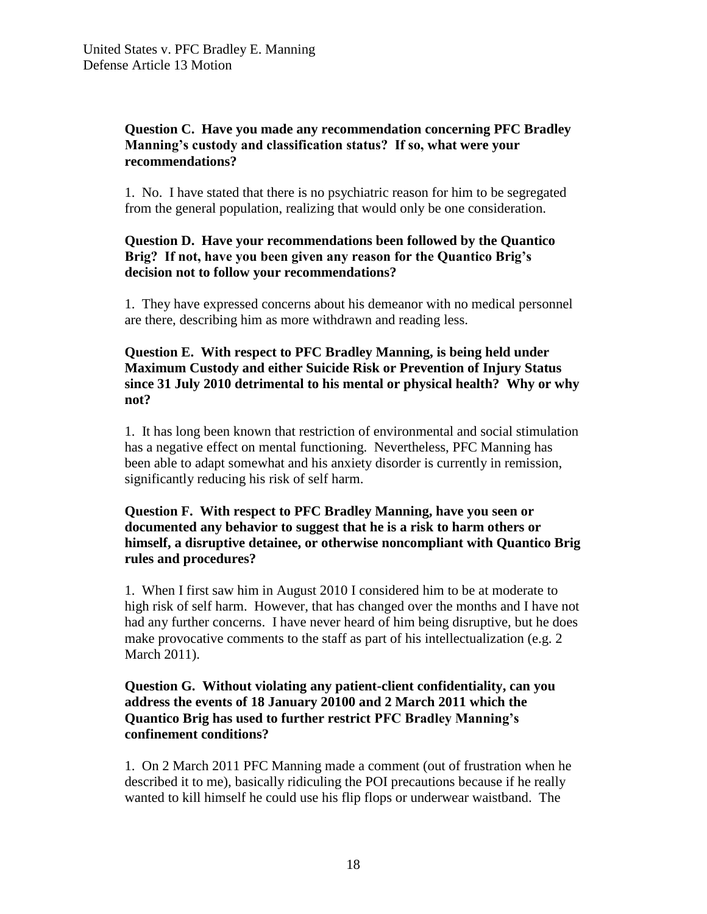**Question C. Have you made any recommendation concerning PFC Bradley Manning's custody and classification status? If so, what were your recommendations?**

1. No. I have stated that there is no psychiatric reason for him to be segregated from the general population, realizing that would only be one consideration.

**Question D. Have your recommendations been followed by the Quantico Brig? If not, have you been given any reason for the Quantico Brig's decision not to follow your recommendations?**

1. They have expressed concerns about his demeanor with no medical personnel are there, describing him as more withdrawn and reading less.

**Question E. With respect to PFC Bradley Manning, is being held under Maximum Custody and either Suicide Risk or Prevention of Injury Status since 31 July 2010 detrimental to his mental or physical health? Why or why not?**

1. It has long been known that restriction of environmental and social stimulation has a negative effect on mental functioning. Nevertheless, PFC Manning has been able to adapt somewhat and his anxiety disorder is currently in remission, significantly reducing his risk of self harm.

**Question F. With respect to PFC Bradley Manning, have you seen or documented any behavior to suggest that he is a risk to harm others or himself, a disruptive detainee, or otherwise noncompliant with Quantico Brig rules and procedures?**

1. When I first saw him in August 2010 I considered him to be at moderate to high risk of self harm. However, that has changed over the months and I have not had any further concerns. I have never heard of him being disruptive, but he does make provocative comments to the staff as part of his intellectualization (e.g. 2 March 2011).

**Question G. Without violating any patient-client confidentiality, can you address the events of 18 January 20100 and 2 March 2011 which the Quantico Brig has used to further restrict PFC Bradley Manning's confinement conditions?**

1. On 2 March 2011 PFC Manning made a comment (out of frustration when he described it to me), basically ridiculing the POI precautions because if he really wanted to kill himself he could use his flip flops or underwear waistband. The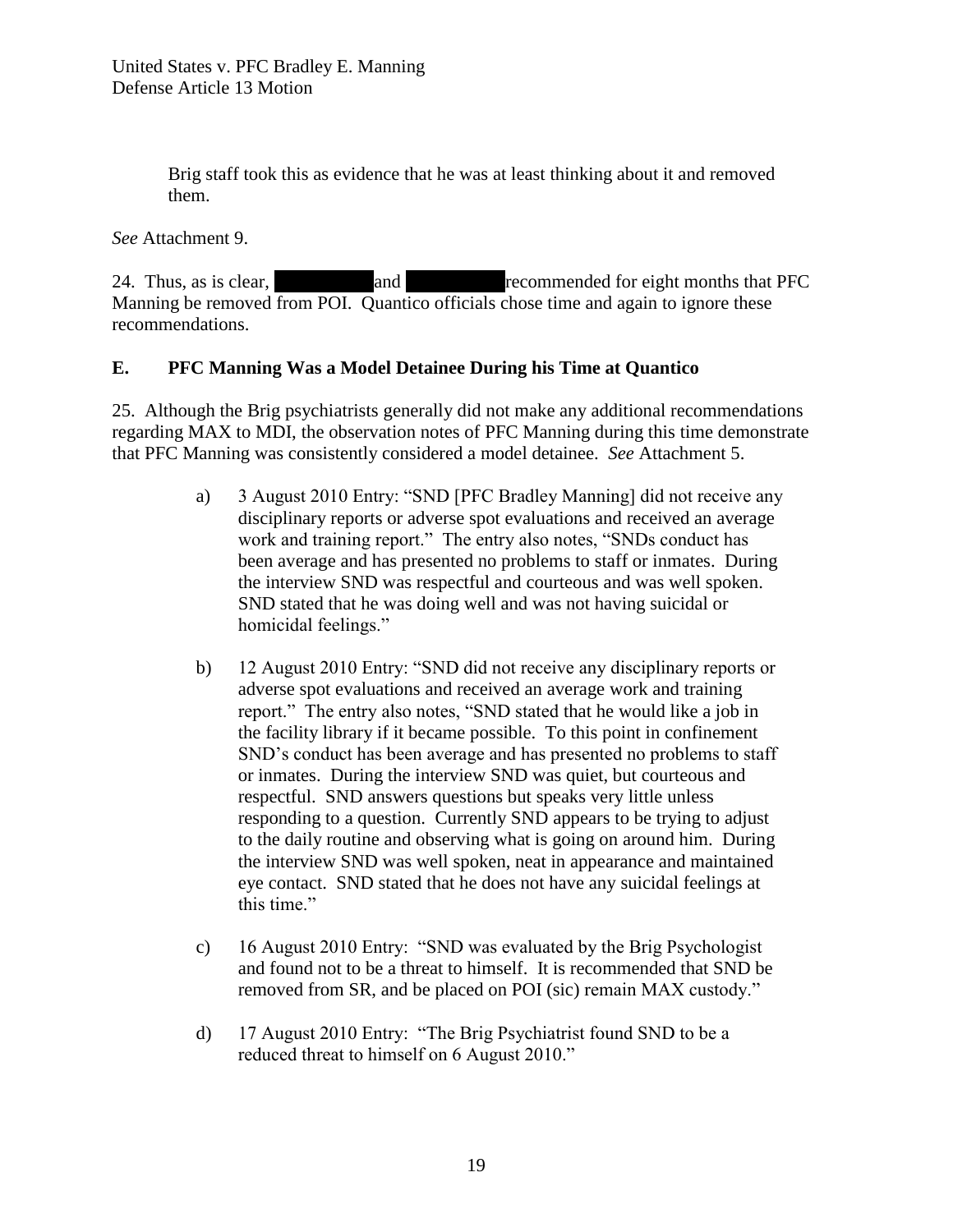Brig staff took this as evidence that he was at least thinking about it and removed them.

*See* Attachment 9.

24. Thus, as is clear, ██████████ and ██████████ recommended for eight months that PFC Manning be removed from POI. Quantico officials chose time and again to ignore these recommendations.

## E. PFC Manning Was a Model Detainee During his Time at Quantico

25. Although the Brig psychiatrists generally did not make any additional recommendations regarding MAX to MDI, the observation notes of PFC Manning during this time demonstrate that PFC Manning was consistently considered a model detainee. *See* Attachment 5.

a) 3 August 2010 Entry: "SND [PFC Bradley Manning] did not receive any disciplinary reports or adverse spot evaluations and received an average work and training report." The entry also notes, "SNDs conduct has been average and has presented no problems to staff or inmates. During the interview SND was respectful and courteous and was well spoken. SND stated that he was doing well and was not having suicidal or homicidal feelings."

b) 12 August 2010 Entry: "SND did not receive any disciplinary reports or adverse spot evaluations and received an average work and training report." The entry also notes, "SND stated that he would like a job in the facility library if it became possible. To this point in confinement SND's conduct has been average and has presented no problems to staff or inmates. During the interview SND was quiet, but courteous and respectful. SND answers questions but speaks very little unless responding to a question. Currently SND appears to be trying to adjust to the daily routine and observing what is going on around him. During the interview SND was well spoken, neat in appearance and maintained eye contact. SND stated that he does not have any suicidal feelings at this time."

c) 16 August 2010 Entry: "SND was evaluated by the Brig Psychologist and found not to be a threat to himself. It is recommended that SND be removed from SR, and be placed on POI (sic) remain MAX custody."

d) 17 August 2010 Entry: "The Brig Psychiatrist found SND to be a reduced threat to himself on 6 August 2010."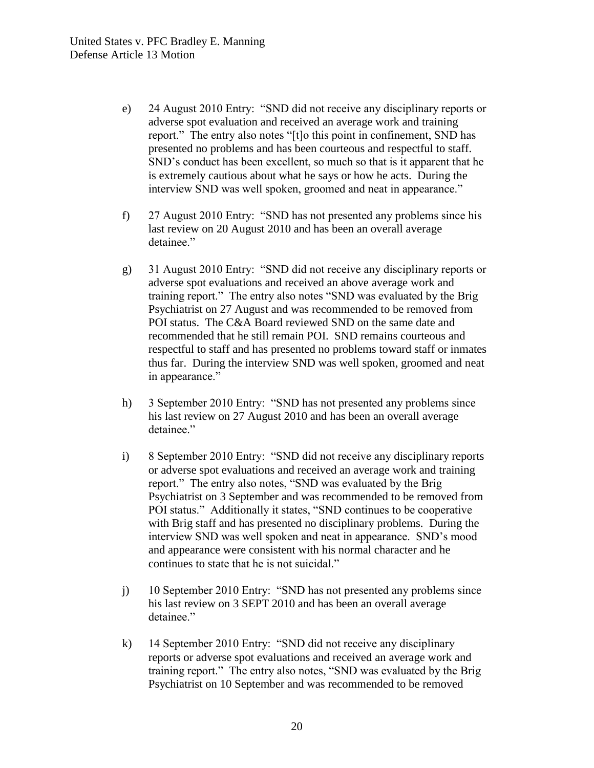e) 24 August 2010 Entry: "SND did not receive any disciplinary reports or adverse spot evaluation and received an average work and training report." The entry also notes "[t]o this point in confinement, SND has presented no problems and has been courteous and respectful to staff. SND's conduct has been excellent, so much so that is it apparent that he is extremely cautious about what he says or how he acts. During the interview SND was well spoken, groomed and neat in appearance."

f) 27 August 2010 Entry: "SND has not presented any problems since his last review on 20 August 2010 and has been an overall average detainee."

g) 31 August 2010 Entry: "SND did not receive any disciplinary reports or adverse spot evaluations and received an above average work and training report." The entry also notes "SND was evaluated by the Brig Psychiatrist on 27 August and was recommended to be removed from POI status. The C&A Board reviewed SND on the same date and recommended that he still remain POI. SND remains courteous and respectful to staff and has presented no problems toward staff or inmates thus far. During the interview SND was well spoken, groomed and neat in appearance."

h) 3 September 2010 Entry: "SND has not presented any problems since his last review on 27 August 2010 and has been an overall average detainee."

i) 8 September 2010 Entry: "SND did not receive any disciplinary reports or adverse spot evaluations and received an average work and training report." The entry also notes, "SND was evaluated by the Brig Psychiatrist on 3 September and was recommended to be removed from POI status." Additionally it states, "SND continues to be cooperative with Brig staff and has presented no disciplinary problems. During the interview SND was well spoken and neat in appearance. SND's mood and appearance were consistent with his normal character and he continues to state that he is not suicidal."

j) 10 September 2010 Entry: "SND has not presented any problems since his last review on 3 SEPT 2010 and has been an overall average detainee."

k) 14 September 2010 Entry: "SND did not receive any disciplinary reports or adverse spot evaluations and received an average work and training report." The entry also notes, "SND was evaluated by the Brig Psychiatrist on 10 September and was recommended to be removed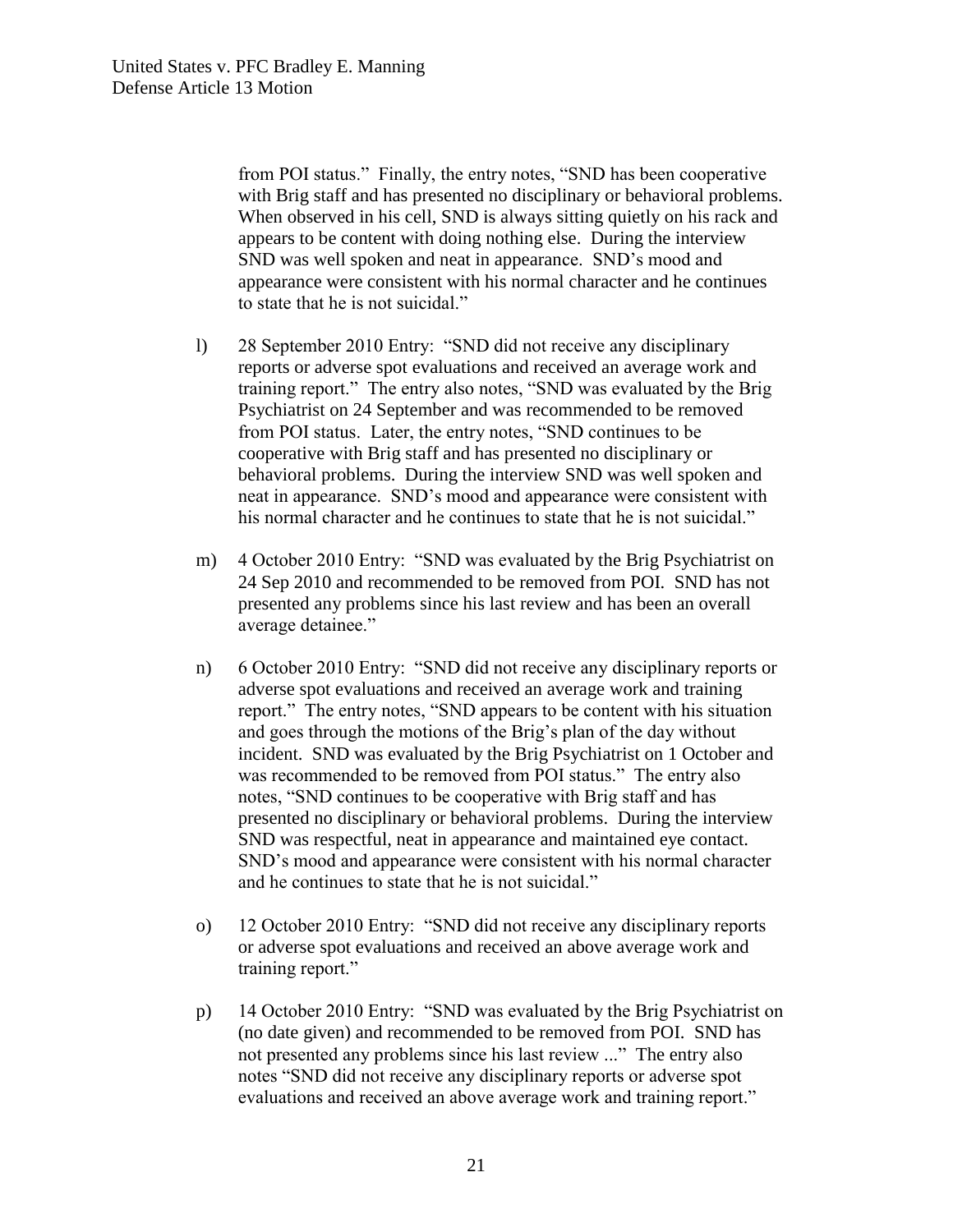from POI status." Finally, the entry notes, "SND has been cooperative with Brig staff and has presented no disciplinary or behavioral problems. When observed in his cell, SND is always sitting quietly on his rack and appears to be content with doing nothing else. During the interview SND was well spoken and neat in appearance. SND's mood and appearance were consistent with his normal character and he continues to state that he is not suicidal."

l) 28 September 2010 Entry: "SND did not receive any disciplinary reports or adverse spot evaluations and received an average work and training report." The entry also notes, "SND was evaluated by the Brig Psychiatrist on 24 September and was recommended to be removed from POI status. Later, the entry notes, "SND continues to be cooperative with Brig staff and has presented no disciplinary or behavioral problems. During the interview SND was well spoken and neat in appearance. SND's mood and appearance were consistent with his normal character and he continues to state that he is not suicidal."

m) 4 October 2010 Entry: "SND was evaluated by the Brig Psychiatrist on 24 Sep 2010 and recommended to be removed from POI. SND has not presented any problems since his last review and has been an overall average detainee."

n) 6 October 2010 Entry: "SND did not receive any disciplinary reports or adverse spot evaluations and received an average work and training report." The entry notes, "SND appears to be content with his situation and goes through the motions of the Brig's plan of the day without incident. SND was evaluated by the Brig Psychiatrist on 1 October and was recommended to be removed from POI status." The entry also notes, "SND continues to be cooperative with Brig staff and has presented no disciplinary or behavioral problems. During the interview SND was respectful, neat in appearance and maintained eye contact. SND's mood and appearance were consistent with his normal character and he continues to state that he is not suicidal."

o) 12 October 2010 Entry: "SND did not receive any disciplinary reports or adverse spot evaluations and received an above average work and training report."

p) 14 October 2010 Entry: "SND was evaluated by the Brig Psychiatrist on (no date given) and recommended to be removed from POI. SND has not presented any problems since his last review ..." The entry also notes "SND did not receive any disciplinary reports or adverse spot evaluations and received an above average work and training report."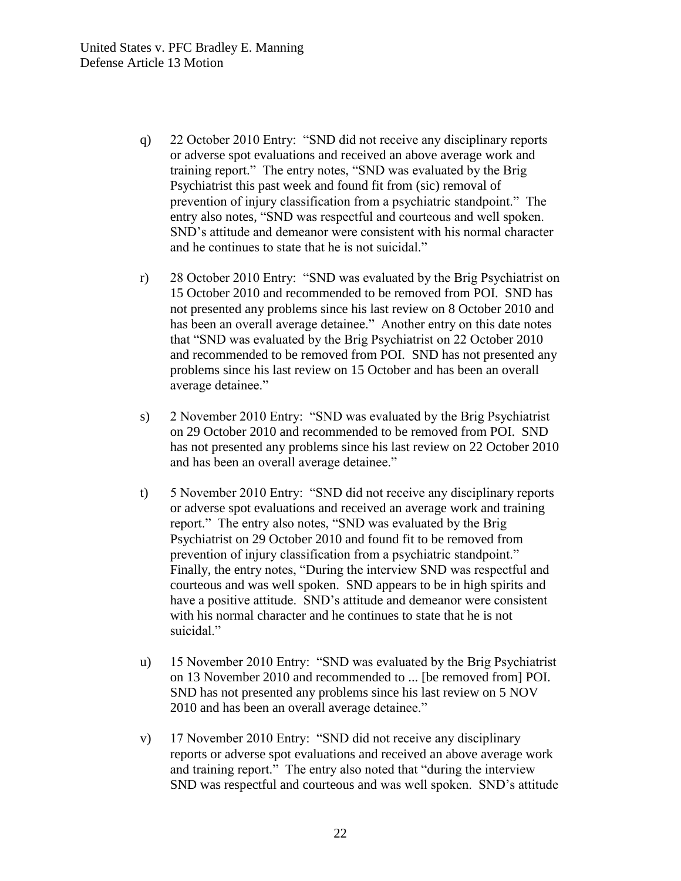q) 22 October 2010 Entry: "SND did not receive any disciplinary reports or adverse spot evaluations and received an above average work and training report." The entry notes, "SND was evaluated by the Brig Psychiatrist this past week and found fit from (sic) removal of prevention of injury classification from a psychiatric standpoint." The entry also notes, "SND was respectful and courteous and well spoken. SND's attitude and demeanor were consistent with his normal character and he continues to state that he is not suicidal."

r) 28 October 2010 Entry: "SND was evaluated by the Brig Psychiatrist on 15 October 2010 and recommended to be removed from POI. SND has not presented any problems since his last review on 8 October 2010 and has been an overall average detainee." Another entry on this date notes that "SND was evaluated by the Brig Psychiatrist on 22 October 2010 and recommended to be removed from POI. SND has not presented any problems since his last review on 15 October and has been an overall average detainee."

s) 2 November 2010 Entry: "SND was evaluated by the Brig Psychiatrist on 29 October 2010 and recommended to be removed from POI. SND has not presented any problems since his last review on 22 October 2010 and has been an overall average detainee."

t) 5 November 2010 Entry: "SND did not receive any disciplinary reports or adverse spot evaluations and received an average work and training report." The entry also notes, "SND was evaluated by the Brig Psychiatrist on 29 October 2010 and found fit to be removed from prevention of injury classification from a psychiatric standpoint." Finally, the entry notes, "During the interview SND was respectful and courteous and was well spoken. SND appears to be in high spirits and have a positive attitude. SND's attitude and demeanor were consistent with his normal character and he continues to state that he is not suicidal."

u) 15 November 2010 Entry: "SND was evaluated by the Brig Psychiatrist on 13 November 2010 and recommended to ... [be removed from] POI. SND has not presented any problems since his last review on 5 NOV 2010 and has been an overall average detainee."

v) 17 November 2010 Entry: "SND did not receive any disciplinary reports or adverse spot evaluations and received an above average work and training report." The entry also noted that "during the interview SND was respectful and courteous and was well spoken. SND's attitude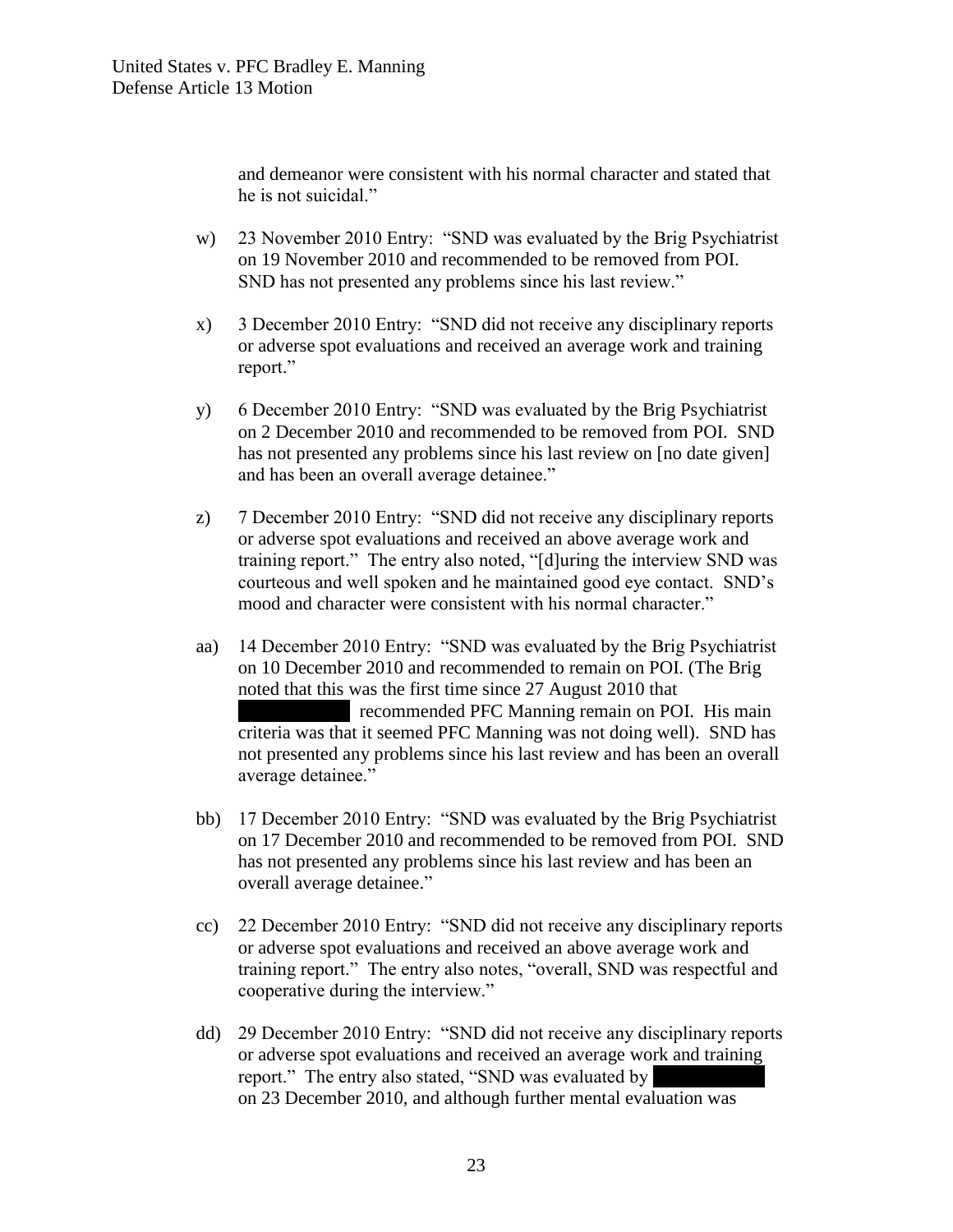and demeanor were consistent with his normal character and stated that he is not suicidal."

w) 23 November 2010 Entry: "SND was evaluated by the Brig Psychiatrist on 19 November 2010 and recommended to be removed from POI. SND has not presented any problems since his last review."

x) 3 December 2010 Entry: "SND did not receive any disciplinary reports or adverse spot evaluations and received an average work and training report."

y) 6 December 2010 Entry: "SND was evaluated by the Brig Psychiatrist on 2 December 2010 and recommended to be removed from POI. SND has not presented any problems since his last review on [no date given] and has been an overall average detainee."

z) 7 December 2010 Entry: "SND did not receive any disciplinary reports or adverse spot evaluations and received an above average work and training report." The entry also noted, "[d]uring the interview SND was courteous and well spoken and he maintained good eye contact. SND's mood and character were consistent with his normal character."

aa) 14 December 2010 Entry: "SND was evaluated by the Brig Psychiatrist on 10 December 2010 and recommended to remain on POI. (The Brig noted that this was the first time since 27 August 2010 that [REDACTED] recommended PFC Manning remain on POI. His main criteria was that it seemed PFC Manning was not doing well). SND has not presented any problems since his last review and has been an overall average detainee."

bb) 17 December 2010 Entry: "SND was evaluated by the Brig Psychiatrist on 17 December 2010 and recommended to be removed from POI. SND has not presented any problems since his last review and has been an overall average detainee."

cc) 22 December 2010 Entry: "SND did not receive any disciplinary reports or adverse spot evaluations and received an above average work and training report." The entry also notes, "overall, SND was respectful and cooperative during the interview."

dd) 29 December 2010 Entry: "SND did not receive any disciplinary reports or adverse spot evaluations and received an average work and training report." The entry also stated, "SND was evaluated by [REDACTED] on 23 December 2010, and although further mental evaluation was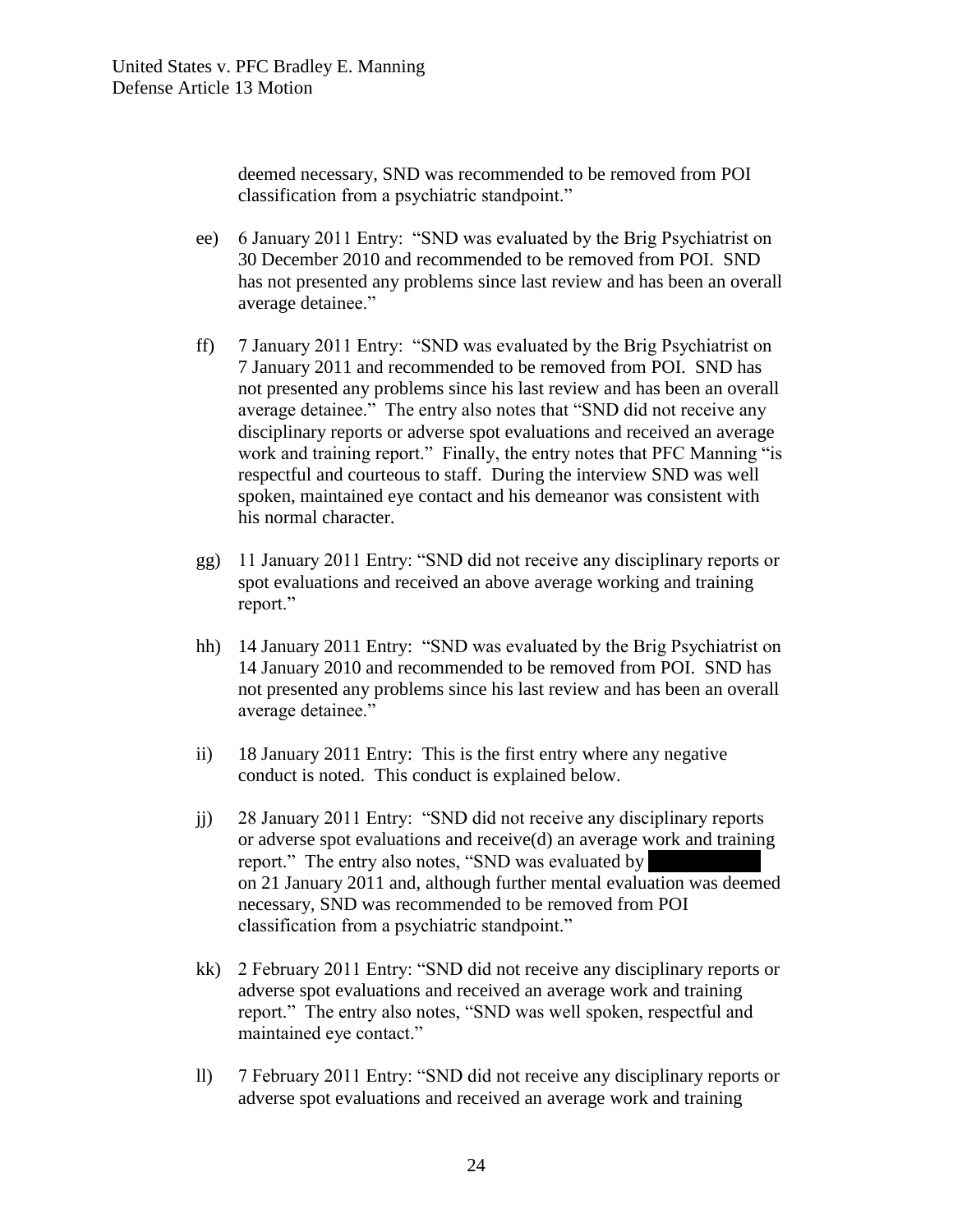deemed necessary, SND was recommended to be removed from POI classification from a psychiatric standpoint."

ee) 6 January 2011 Entry: "SND was evaluated by the Brig Psychiatrist on 30 December 2010 and recommended to be removed from POI. SND has not presented any problems since last review and has been an overall average detainee."

ff) 7 January 2011 Entry: "SND was evaluated by the Brig Psychiatrist on 7 January 2011 and recommended to be removed from POI. SND has not presented any problems since his last review and has been an overall average detainee." The entry also notes that "SND did not receive any disciplinary reports or adverse spot evaluations and received an average work and training report." Finally, the entry notes that PFC Manning "is respectful and courteous to staff. During the interview SND was well spoken, maintained eye contact and his demeanor was consistent with his normal character.

gg) 11 January 2011 Entry: "SND did not receive any disciplinary reports or spot evaluations and received an above average working and training report."

hh) 14 January 2011 Entry: "SND was evaluated by the Brig Psychiatrist on 14 January 2010 and recommended to be removed from POI. SND has not presented any problems since his last review and has been an overall average detainee."

ii) 18 January 2011 Entry: This is the first entry where any negative conduct is noted. This conduct is explained below.

jj) 28 January 2011 Entry: "SND did not receive any disciplinary reports or adverse spot evaluations and receive(d) an average work and training report." The entry also notes, "SND was evaluated by ██████████ on 21 January 2011 and, although further mental evaluation was deemed necessary, SND was recommended to be removed from POI classification from a psychiatric standpoint."

kk) 2 February 2011 Entry: "SND did not receive any disciplinary reports or adverse spot evaluations and received an average work and training report." The entry also notes, "SND was well spoken, respectful and maintained eye contact."

ll) 7 February 2011 Entry: "SND did not receive any disciplinary reports or adverse spot evaluations and received an average work and training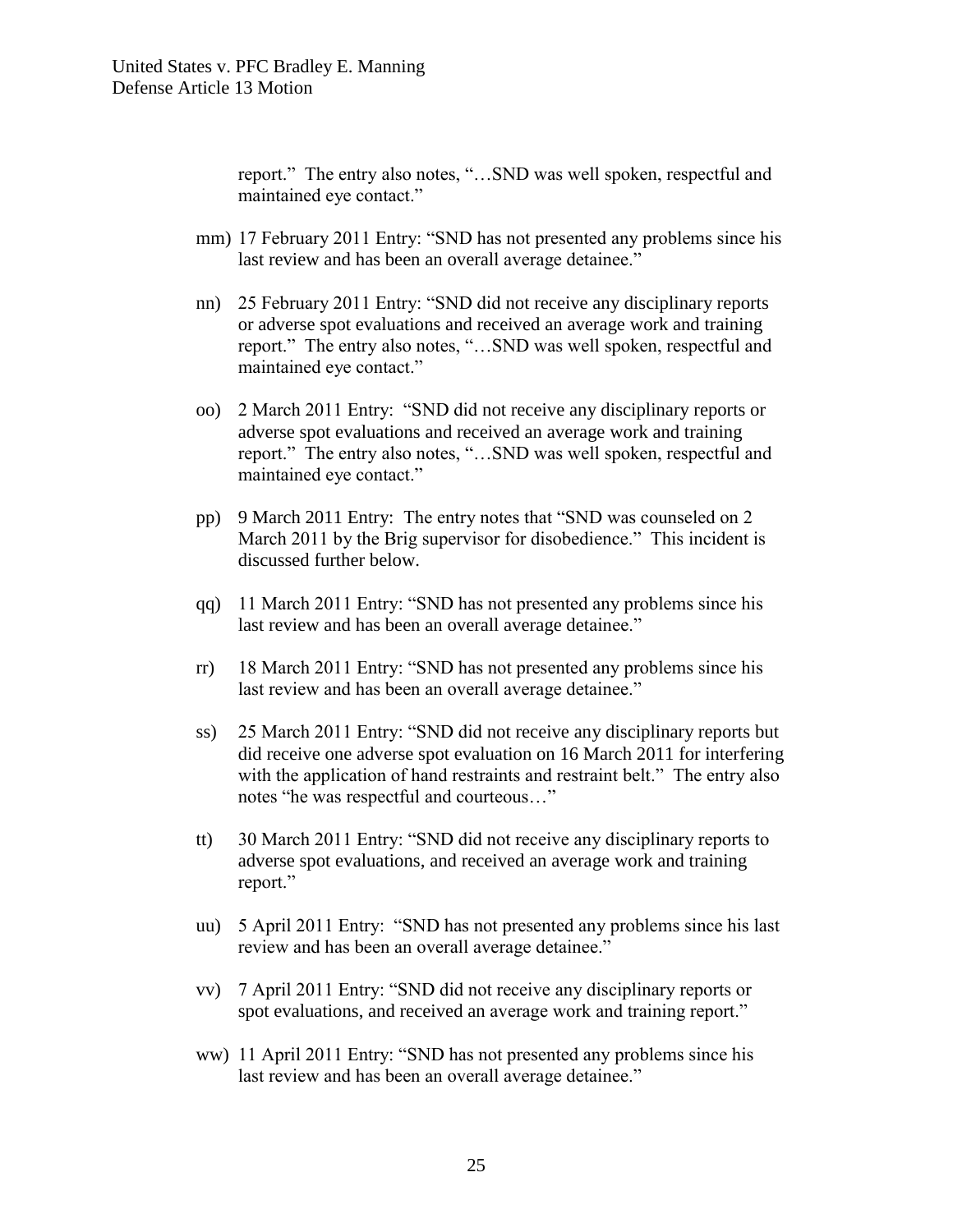report." The entry also notes, "…SND was well spoken, respectful and maintained eye contact."

mm) 17 February 2011 Entry: "SND has not presented any problems since his last review and has been an overall average detainee."

nn) 25 February 2011 Entry: "SND did not receive any disciplinary reports or adverse spot evaluations and received an average work and training report." The entry also notes, "…SND was well spoken, respectful and maintained eye contact."

oo) 2 March 2011 Entry: "SND did not receive any disciplinary reports or adverse spot evaluations and received an average work and training report." The entry also notes, "…SND was well spoken, respectful and maintained eye contact."

pp) 9 March 2011 Entry: The entry notes that "SND was counseled on 2 March 2011 by the Brig supervisor for disobedience." This incident is discussed further below.

qq) 11 March 2011 Entry: "SND has not presented any problems since his last review and has been an overall average detainee."

rr) 18 March 2011 Entry: "SND has not presented any problems since his last review and has been an overall average detainee."

ss) 25 March 2011 Entry: "SND did not receive any disciplinary reports but did receive one adverse spot evaluation on 16 March 2011 for interfering with the application of hand restraints and restraint belt." The entry also notes "he was respectful and courteous…"

tt) 30 March 2011 Entry: "SND did not receive any disciplinary reports to adverse spot evaluations, and received an average work and training report."

uu) 5 April 2011 Entry: "SND has not presented any problems since his last review and has been an overall average detainee."

vv) 7 April 2011 Entry: "SND did not receive any disciplinary reports or spot evaluations, and received an average work and training report."

ww) 11 April 2011 Entry: "SND has not presented any problems since his last review and has been an overall average detainee."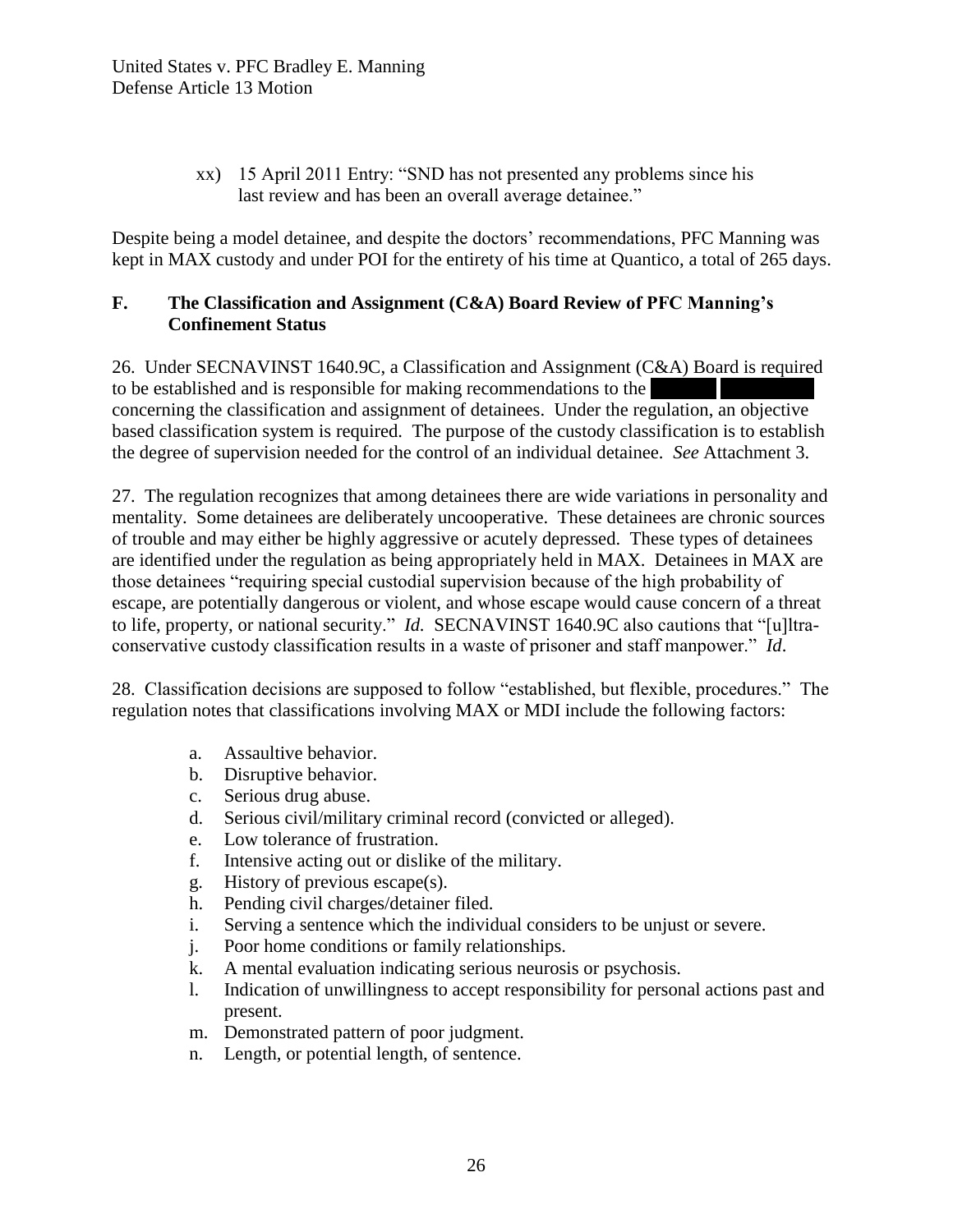xx) 15 April 2011 Entry: "SND has not presented any problems since his last review and has been an overall average detainee."

Despite being a model detainee, and despite the doctors' recommendations, PFC Manning was kept in MAX custody and under POI for the entirety of his time at Quantico, a total of 265 days.

### F. The Classification and Assignment (C&A) Board Review of PFC Manning's Confinement Status

26. Under SECNAVINST 1640.9C, a Classification and Assignment (C&A) Board is required to be established and is responsible for making recommendations to the [redacted] concerning the classification and assignment of detainees. Under the regulation, an objective based classification system is required. The purpose of the custody classification is to establish the degree of supervision needed for the control of an individual detainee. *See* Attachment 3.

27. The regulation recognizes that among detainees there are wide variations in personality and mentality. Some detainees are deliberately uncooperative. These detainees are chronic sources of trouble and may either be highly aggressive or acutely depressed. These types of detainees are identified under the regulation as being appropriately held in MAX. Detainees in MAX are those detainees "requiring special custodial supervision because of the high probability of escape, are potentially dangerous or violent, and whose escape would cause concern of a threat to life, property, or national security." *Id.* SECNAVINST 1640.9C also cautions that "[u]ltra-conservative custody classification results in a waste of prisoner and staff manpower." *Id*.

28. Classification decisions are supposed to follow "established, but flexible, procedures." The regulation notes that classifications involving MAX or MDI include the following factors:

a. Assaultive behavior.
b. Disruptive behavior.
c. Serious drug abuse.
d. Serious civil/military criminal record (convicted or alleged).
e. Low tolerance of frustration.
f. Intensive acting out or dislike of the military.
g. History of previous escape(s).
h. Pending civil charges/detainer filed.
i. Serving a sentence which the individual considers to be unjust or severe.
j. Poor home conditions or family relationships.
k. A mental evaluation indicating serious neurosis or psychosis.
l. Indication of unwillingness to accept responsibility for personal actions past and present.
m. Demonstrated pattern of poor judgment.
n. Length, or potential length, of sentence.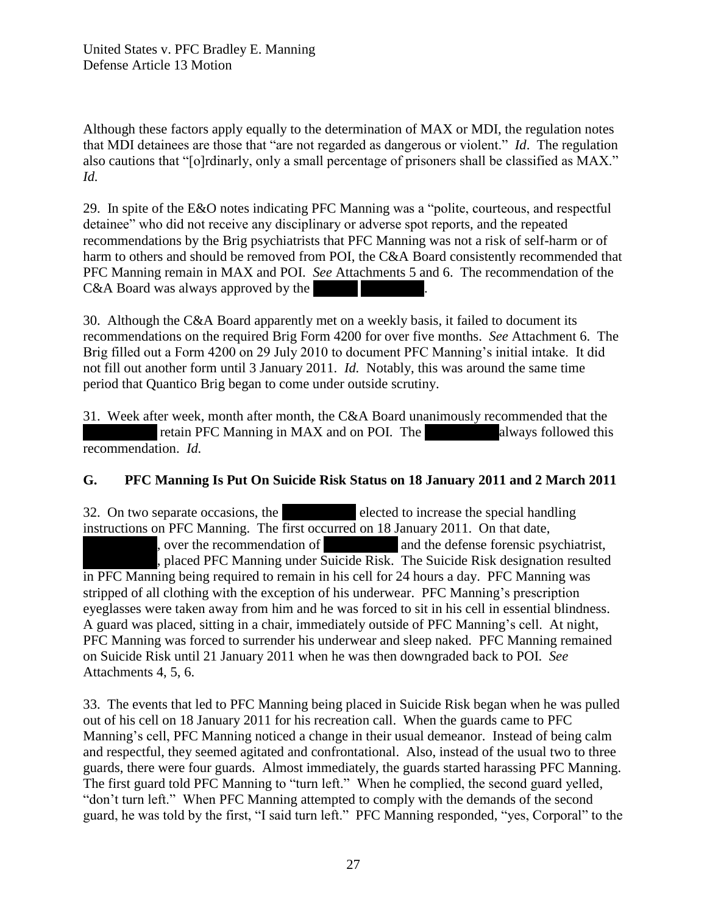Although these factors apply equally to the determination of MAX or MDI, the regulation notes that MDI detainees are those that "are not regarded as dangerous or violent." *Id*. The regulation also cautions that "[o]rdinarily, only a small percentage of prisoners shall be classified as MAX." *Id.*

29. In spite of the E&O notes indicating PFC Manning was a "polite, courteous, and respectful detainee" who did not receive any disciplinary or adverse spot reports, and the repeated recommendations by the Brig psychiatrists that PFC Manning was not a risk of self-harm or of harm to others and should be removed from POI, the C&A Board consistently recommended that PFC Manning remain in MAX and POI. *See* Attachments 5 and 6. The recommendation of the C&A Board was always approved by the [REDACTED].

30. Although the C&A Board apparently met on a weekly basis, it failed to document its recommendations on the required Brig Form 4200 for over five months. *See* Attachment 6. The Brig filled out a Form 4200 on 29 July 2010 to document PFC Manning's initial intake. It did not fill out another form until 3 January 2011. *Id.* Notably, this was around the same time period that Quantico Brig began to come under outside scrutiny.

31. Week after week, month after month, the C&A Board unanimously recommended that the [REDACTED] retain PFC Manning in MAX and on POI. The [REDACTED] always followed this recommendation. *Id.*

## G. PFC Manning Is Put On Suicide Risk Status on 18 January 2011 and 2 March 2011

32. On two separate occasions, the [REDACTED] elected to increase the special handling instructions on PFC Manning. The first occurred on 18 January 2011. On that date, [REDACTED], over the recommendation of [REDACTED] and the defense forensic psychiatrist, [REDACTED], placed PFC Manning under Suicide Risk. The Suicide Risk designation resulted in PFC Manning being required to remain in his cell for 24 hours a day. PFC Manning was stripped of all clothing with the exception of his underwear. PFC Manning's prescription eyeglasses were taken away from him and he was forced to sit in his cell in essential blindness. A guard was placed, sitting in a chair, immediately outside of PFC Manning's cell. At night, PFC Manning was forced to surrender his underwear and sleep naked. PFC Manning remained on Suicide Risk until 21 January 2011 when he was then downgraded back to POI. *See* Attachments 4, 5, 6.

33. The events that led to PFC Manning being placed in Suicide Risk began when he was pulled out of his cell on 18 January 2011 for his recreation call. When the guards came to PFC Manning's cell, PFC Manning noticed a change in their usual demeanor. Instead of being calm and respectful, they seemed agitated and confrontational. Also, instead of the usual two to three guards, there were four guards. Almost immediately, the guards started harassing PFC Manning. The first guard told PFC Manning to "turn left." When he complied, the second guard yelled, "don't turn left." When PFC Manning attempted to comply with the demands of the second guard, he was told by the first, "I said turn left." PFC Manning responded, "yes, Corporal" to the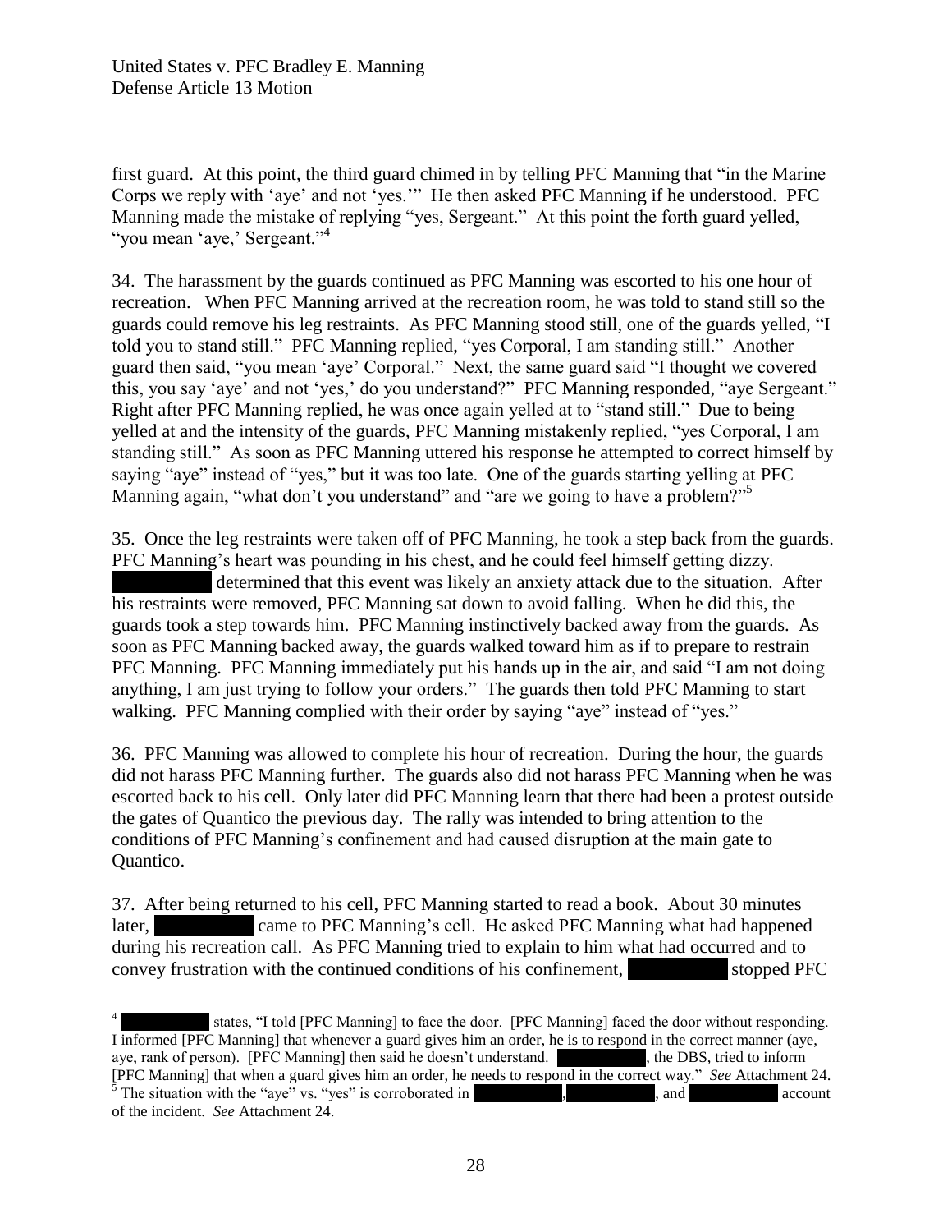first guard. At this point, the third guard chimed in by telling PFC Manning that "in the Marine Corps we reply with 'aye' and not 'yes.'" He then asked PFC Manning if he understood. PFC Manning made the mistake of replying "yes, Sergeant." At this point the forth guard yelled, "you mean 'aye,' Sergeant."[4]

34. The harassment by the guards continued as PFC Manning was escorted to his one hour of recreation. When PFC Manning arrived at the recreation room, he was told to stand still so the guards could remove his leg restraints. As PFC Manning stood still, one of the guards yelled, "I told you to stand still." PFC Manning replied, "yes Corporal, I am standing still." Another guard then said, "you mean 'aye' Corporal." Next, the same guard said "I thought we covered this, you say 'aye' and not 'yes,' do you understand?" PFC Manning responded, "aye Sergeant." Right after PFC Manning replied, he was once again yelled at to "stand still." Due to being yelled at and the intensity of the guards, PFC Manning mistakenly replied, "yes Corporal, I am standing still." As soon as PFC Manning uttered his response he attempted to correct himself by saying "aye" instead of "yes," but it was too late. One of the guards starting yelling at PFC Manning again, "what don't you understand" and "are we going to have a problem?"[5]

35. Once the leg restraints were taken off of PFC Manning, he took a step back from the guards. PFC Manning's heart was pounding in his chest, and he could feel himself getting dizzy. ██████████ determined that this event was likely an anxiety attack due to the situation. After his restraints were removed, PFC Manning sat down to avoid falling. When he did this, the guards took a step towards him. PFC Manning instinctively backed away from the guards. As soon as PFC Manning backed away, the guards walked toward him as if to prepare to restrain PFC Manning. PFC Manning immediately put his hands up in the air, and said "I am not doing anything, I am just trying to follow your orders." The guards then told PFC Manning to start walking. PFC Manning complied with their order by saying "aye" instead of "yes."

36. PFC Manning was allowed to complete his hour of recreation. During the hour, the guards did not harass PFC Manning further. The guards also did not harass PFC Manning when he was escorted back to his cell. Only later did PFC Manning learn that there had been a protest outside the gates of Quantico the previous day. The rally was intended to bring attention to the conditions of PFC Manning's confinement and had caused disruption at the main gate to Quantico.

37. After being returned to his cell, PFC Manning started to read a book. About 30 minutes later, ██████████ came to PFC Manning's cell. He asked PFC Manning what had happened during his recreation call. As PFC Manning tried to explain to him what had occurred and to convey frustration with the continued conditions of his confinement, ██████████ stopped PFC

---

[4] ██████████ states, "I told [PFC Manning] to face the door. [PFC Manning] faced the door without responding. I informed [PFC Manning] that whenever a guard gives him an order, he is to respond in the correct manner (aye, aye, rank of person). [PFC Manning] then said he doesn't understand. ██████████, the DBS, tried to inform [PFC Manning] that when a guard gives him an order, he needs to respond in the correct way." *See* Attachment 24.

[5] The situation with the "aye" vs. "yes" is corroborated in ██████████, ██████████, and ██████████ account of the incident. *See* Attachment 24.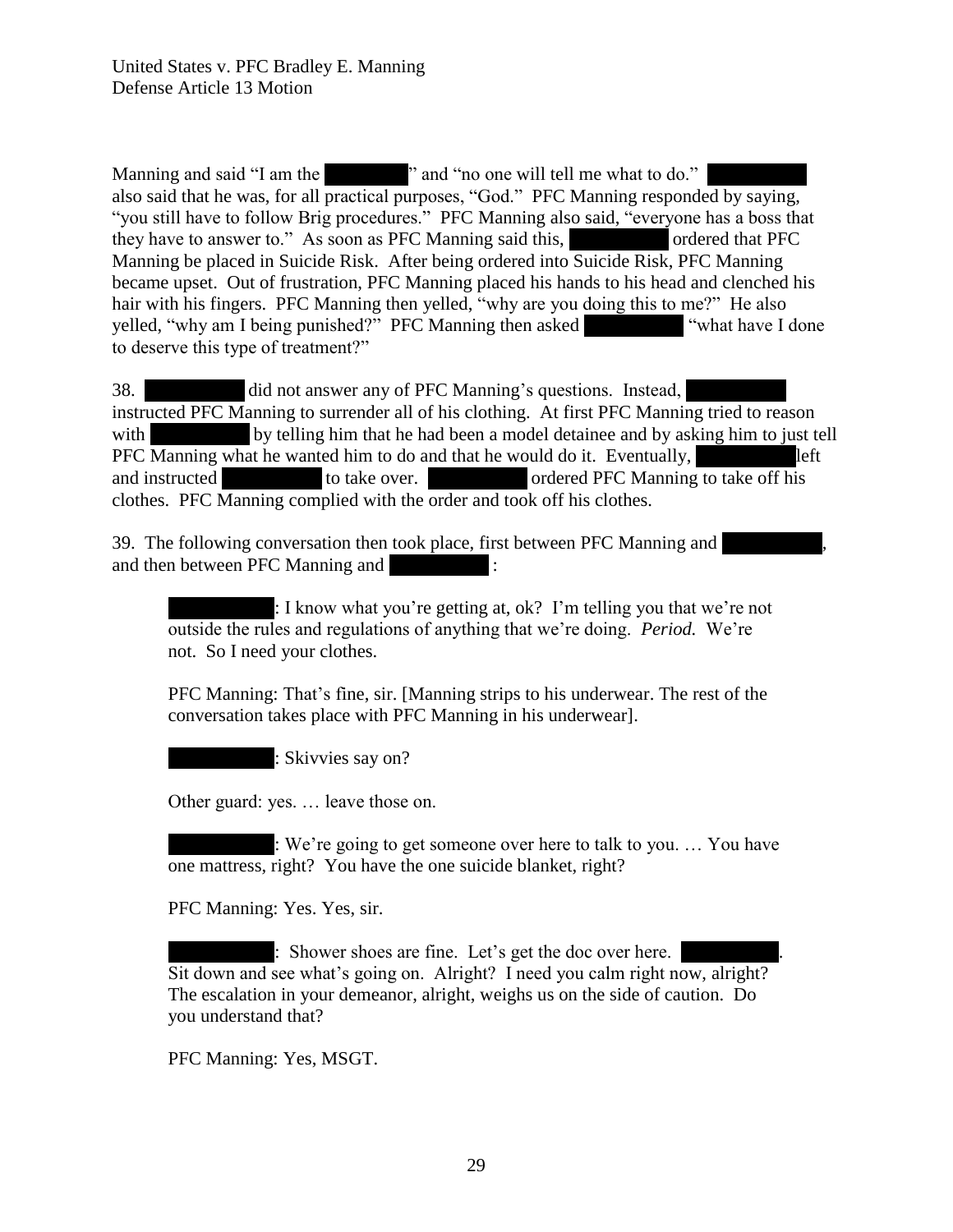Manning and said "I am the [REDACTED]" and "no one will tell me what to do." [REDACTED] also said that he was, for all practical purposes, "God." PFC Manning responded by saying, "you still have to follow Brig procedures." PFC Manning also said, "everyone has a boss that they have to answer to." As soon as PFC Manning said this, [REDACTED] ordered that PFC Manning be placed in Suicide Risk. After being ordered into Suicide Risk, PFC Manning became upset. Out of frustration, PFC Manning placed his hands to his head and clenched his hair with his fingers. PFC Manning then yelled, "why are you doing this to me?" He also yelled, "why am I being punished?" PFC Manning then asked [REDACTED] "what have I done to deserve this type of treatment?"

38. [REDACTED] did not answer any of PFC Manning's questions. Instead, [REDACTED] instructed PFC Manning to surrender all of his clothing. At first PFC Manning tried to reason with [REDACTED] by telling him that he had been a model detainee and by asking him to just tell PFC Manning what he wanted him to do and that he would do it. Eventually, [REDACTED] left and instructed [REDACTED] to take over. [REDACTED] ordered PFC Manning to take off his clothes. PFC Manning complied with the order and took off his clothes.

39. The following conversation then took place, first between PFC Manning and [REDACTED], and then between PFC Manning and [REDACTED]:

> [REDACTED]: I know what you're getting at, ok? I'm telling you that we're not outside the rules and regulations of anything that we're doing. *Period.* We're not. So I need your clothes.
>
> PFC Manning: That's fine, sir. [Manning strips to his underwear. The rest of the conversation takes place with PFC Manning in his underwear].
>
> [REDACTED]: Skivvies say on?
>
> Other guard: yes. … leave those on.
>
> [REDACTED]: We're going to get someone over here to talk to you. … You have one mattress, right? You have the one suicide blanket, right?
>
> PFC Manning: Yes. Yes, sir.
>
> [REDACTED]: Shower shoes are fine. Let's get the doc over here. [REDACTED]. Sit down and see what's going on. Alright? I need you calm right now, alright? The escalation in your demeanor, alright, weighs us on the side of caution. Do you understand that?
>
> PFC Manning: Yes, MSGT.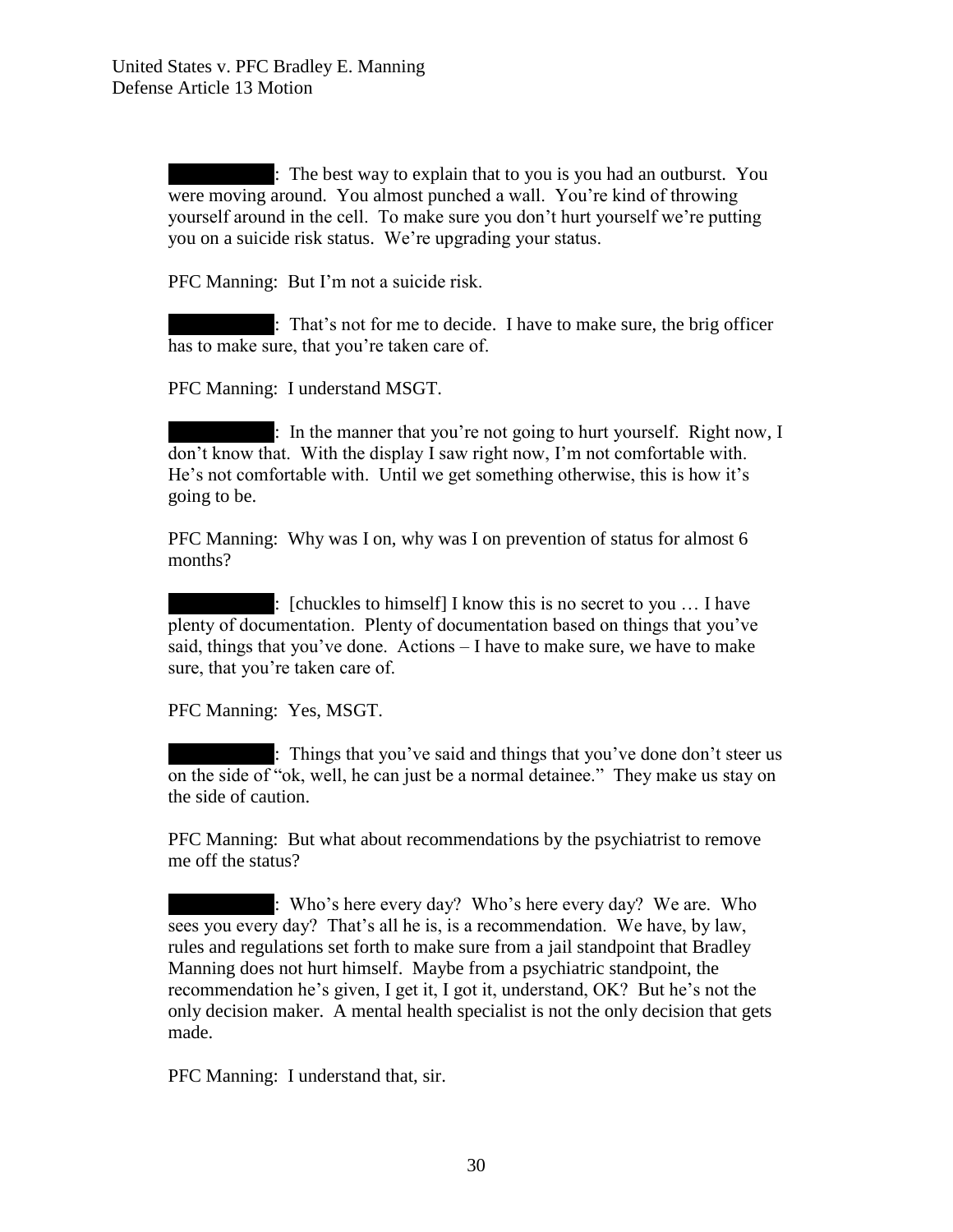██████████: The best way to explain that to you is you had an outburst. You were moving around. You almost punched a wall. You're kind of throwing yourself around in the cell. To make sure you don't hurt yourself we're putting you on a suicide risk status. We're upgrading your status.

PFC Manning: But I'm not a suicide risk.

██████████: That's not for me to decide. I have to make sure, the brig officer has to make sure, that you're taken care of.

PFC Manning: I understand MSGT.

██████████: In the manner that you're not going to hurt yourself. Right now, I don't know that. With the display I saw right now, I'm not comfortable with. He's not comfortable with. Until we get something otherwise, this is how it's going to be.

PFC Manning: Why was I on, why was I on prevention of status for almost 6 months?

██████████: [chuckles to himself] I know this is no secret to you … I have plenty of documentation. Plenty of documentation based on things that you've said, things that you've done. Actions – I have to make sure, we have to make sure, that you're taken care of.

PFC Manning: Yes, MSGT.

██████████: Things that you've said and things that you've done don't steer us on the side of "ok, well, he can just be a normal detainee." They make us stay on the side of caution.

PFC Manning: But what about recommendations by the psychiatrist to remove me off the status?

██████████: Who's here every day? Who's here every day? We are. Who sees you every day? That's all he is, is a recommendation. We have, by law, rules and regulations set forth to make sure from a jail standpoint that Bradley Manning does not hurt himself. Maybe from a psychiatric standpoint, the recommendation he's given, I get it, I got it, understand, OK? But he's not the only decision maker. A mental health specialist is not the only decision that gets made.

PFC Manning: I understand that, sir.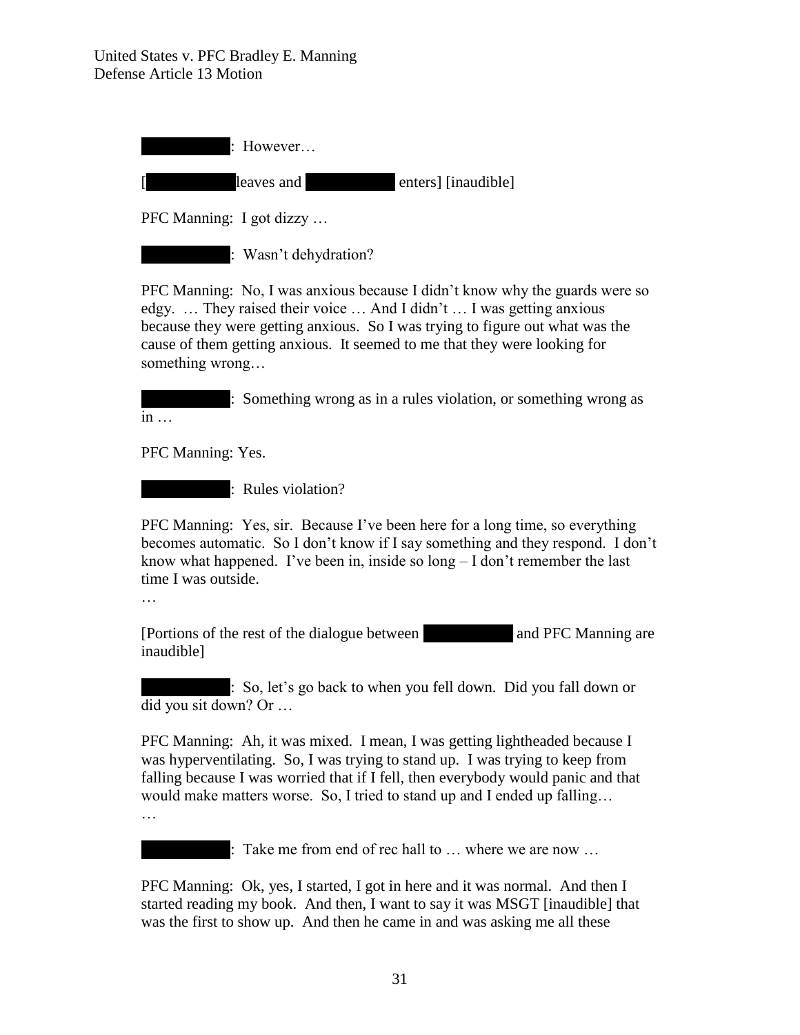██████████: However…

[██████████ leaves and ██████████ enters] [inaudible]

PFC Manning: I got dizzy …

██████████: Wasn't dehydration?

PFC Manning: No, I was anxious because I didn't know why the guards were so edgy. … They raised their voice … And I didn't … I was getting anxious because they were getting anxious. So I was trying to figure out what was the cause of them getting anxious. It seemed to me that they were looking for something wrong…

██████████: Something wrong as in a rules violation, or something wrong as in …

PFC Manning: Yes.

██████████: Rules violation?

PFC Manning: Yes, sir. Because I've been here for a long time, so everything becomes automatic. So I don't know if I say something and they respond. I don't know what happened. I've been in, inside so long – I don't remember the last time I was outside.

…

[Portions of the rest of the dialogue between ██████████ and PFC Manning are inaudible]

██████████: So, let's go back to when you fell down. Did you fall down or did you sit down? Or …

PFC Manning: Ah, it was mixed. I mean, I was getting lightheaded because I was hyperventilating. So, I was trying to stand up. I was trying to keep from falling because I was worried that if I fell, then everybody would panic and that would make matters worse. So, I tried to stand up and I ended up falling…

…

██████████: Take me from end of rec hall to … where we are now …

PFC Manning: Ok, yes, I started, I got in here and it was normal. And then I started reading my book. And then, I want to say it was MSGT [inaudible] that was the first to show up. And then he came in and was asking me all these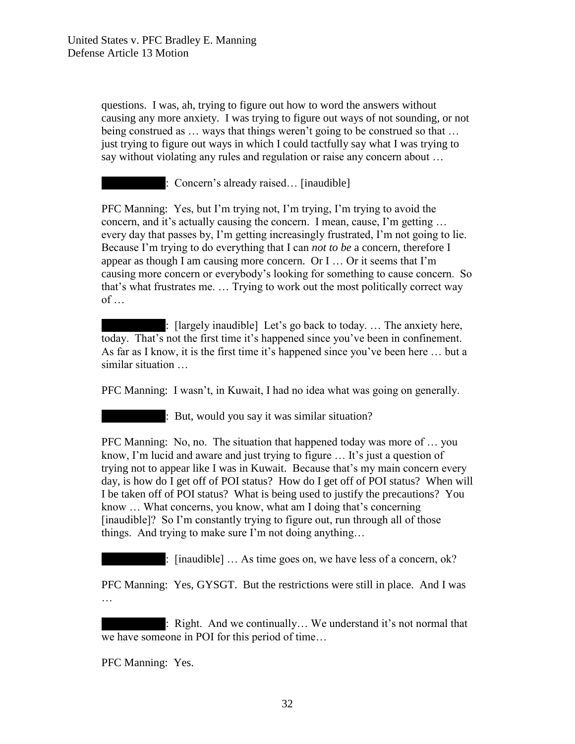questions. I was, ah, trying to figure out how to word the answers without causing any more anxiety. I was trying to figure out ways of not sounding, or not being construed as … ways that things weren't going to be construed so that … just trying to figure out ways in which I could tactfully say what I was trying to say without violating any rules and regulation or raise any concern about …

█████████: Concern's already raised… [inaudible]

PFC Manning: Yes, but I'm trying not, I'm trying, I'm trying to avoid the concern, and it's actually causing the concern. I mean, cause, I'm getting … every day that passes by, I'm getting increasingly frustrated, I'm not going to lie. Because I'm trying to do everything that I can *not to be* a concern, therefore I appear as though I am causing more concern. Or I … Or it seems that I'm causing more concern or everybody's looking for something to cause concern. So that's what frustrates me. … Trying to work out the most politically correct way of …

█████████: [largely inaudible] Let's go back to today. … The anxiety here, today. That's not the first time it's happened since you've been in confinement. As far as I know, it is the first time it's happened since you've been here … but a similar situation …

PFC Manning: I wasn't, in Kuwait, I had no idea what was going on generally.

█████████: But, would you say it was similar situation?

PFC Manning: No, no. The situation that happened today was more of … you know, I'm lucid and aware and just trying to figure … It's just a question of trying not to appear like I was in Kuwait. Because that's my main concern every day, is how do I get off of POI status? How do I get off of POI status? When will I be taken off of POI status? What is being used to justify the precautions? You know … What concerns, you know, what am I doing that's concerning [inaudible]? So I'm constantly trying to figure out, run through all of those things. And trying to make sure I'm not doing anything…

█████████: [inaudible] … As time goes on, we have less of a concern, ok?

PFC Manning: Yes, GYSGT. But the restrictions were still in place. And I was …

█████████: Right. And we continually… We understand it's not normal that we have someone in POI for this period of time…

PFC Manning: Yes.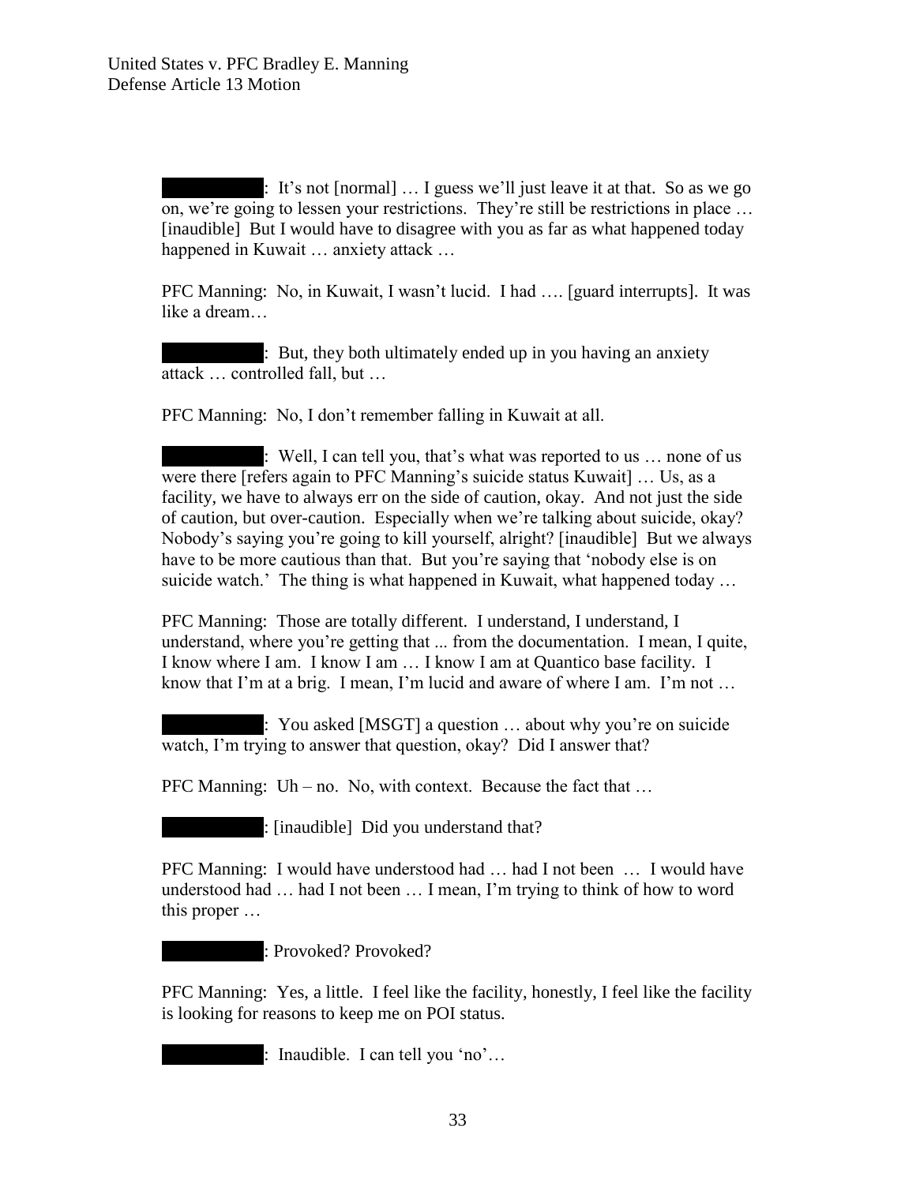█████████: It's not [normal] … I guess we'll just leave it at that. So as we go on, we're going to lessen your restrictions. They're still be restrictions in place … [inaudible] But I would have to disagree with you as far as what happened today happened in Kuwait … anxiety attack …

PFC Manning: No, in Kuwait, I wasn't lucid. I had …. [guard interrupts]. It was like a dream…

█████████: But, they both ultimately ended up in you having an anxiety attack … controlled fall, but …

PFC Manning: No, I don't remember falling in Kuwait at all.

█████████: Well, I can tell you, that's what was reported to us … none of us were there [refers again to PFC Manning's suicide status Kuwait] … Us, as a facility, we have to always err on the side of caution, okay. And not just the side of caution, but over-caution. Especially when we're talking about suicide, okay? Nobody's saying you're going to kill yourself, alright? [inaudible] But we always have to be more cautious than that. But you're saying that 'nobody else is on suicide watch.' The thing is what happened in Kuwait, what happened today …

PFC Manning: Those are totally different. I understand, I understand, I understand, where you're getting that ... from the documentation. I mean, I quite, I know where I am. I know I am … I know I am at Quantico base facility. I know that I'm at a brig. I mean, I'm lucid and aware of where I am. I'm not …

█████████: You asked [MSGT] a question … about why you're on suicide watch, I'm trying to answer that question, okay? Did I answer that?

PFC Manning: Uh – no. No, with context. Because the fact that …

█████████: [inaudible] Did you understand that?

PFC Manning: I would have understood had … had I not been … I would have understood had … had I not been … I mean, I'm trying to think of how to word this proper …

█████████: Provoked? Provoked?

PFC Manning: Yes, a little. I feel like the facility, honestly, I feel like the facility is looking for reasons to keep me on POI status.

█████████: Inaudible. I can tell you 'no'…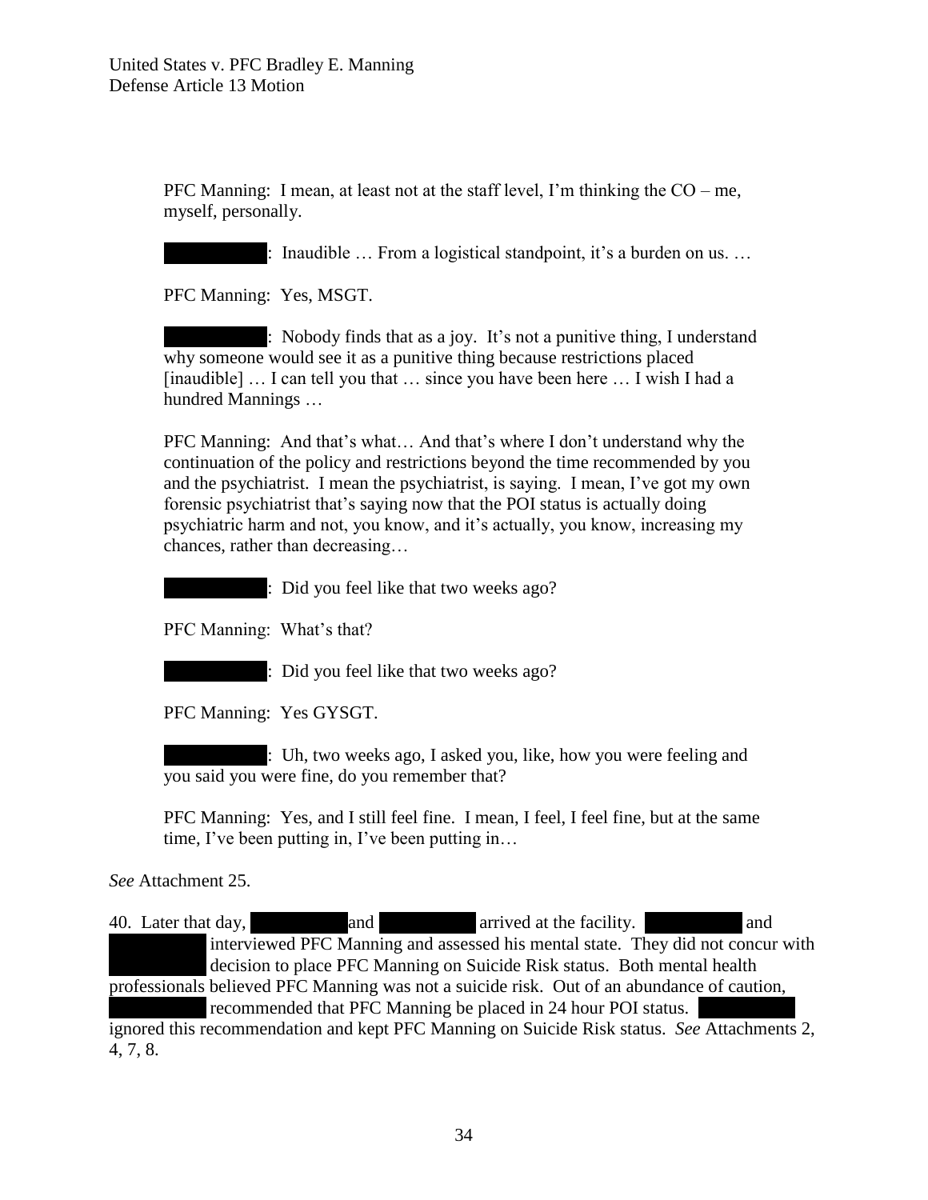PFC Manning: I mean, at least not at the staff level, I'm thinking the CO – me, myself, personally.

█████: Inaudible … From a logistical standpoint, it's a burden on us. …

PFC Manning: Yes, MSGT.

█████: Nobody finds that as a joy. It's not a punitive thing, I understand why someone would see it as a punitive thing because restrictions placed [inaudible] … I can tell you that … since you have been here … I wish I had a hundred Mannings …

PFC Manning: And that's what… And that's where I don't understand why the continuation of the policy and restrictions beyond the time recommended by you and the psychiatrist. I mean the psychiatrist, is saying. I mean, I've got my own forensic psychiatrist that's saying now that the POI status is actually doing psychiatric harm and not, you know, and it's actually, you know, increasing my chances, rather than decreasing…

█████: Did you feel like that two weeks ago?

PFC Manning: What's that?

█████: Did you feel like that two weeks ago?

PFC Manning: Yes GYSGT.

█████: Uh, two weeks ago, I asked you, like, how you were feeling and you said you were fine, do you remember that?

PFC Manning: Yes, and I still feel fine. I mean, I feel, I feel fine, but at the same time, I've been putting in, I've been putting in…

*See* Attachment 25.

40. Later that day, █████ and █████ arrived at the facility. █████ and █████ interviewed PFC Manning and assessed his mental state. They did not concur with █████ decision to place PFC Manning on Suicide Risk status. Both mental health professionals believed PFC Manning was not a suicide risk. Out of an abundance of caution, █████ recommended that PFC Manning be placed in 24 hour POI status. █████ ignored this recommendation and kept PFC Manning on Suicide Risk status. *See* Attachments 2, 4, 7, 8.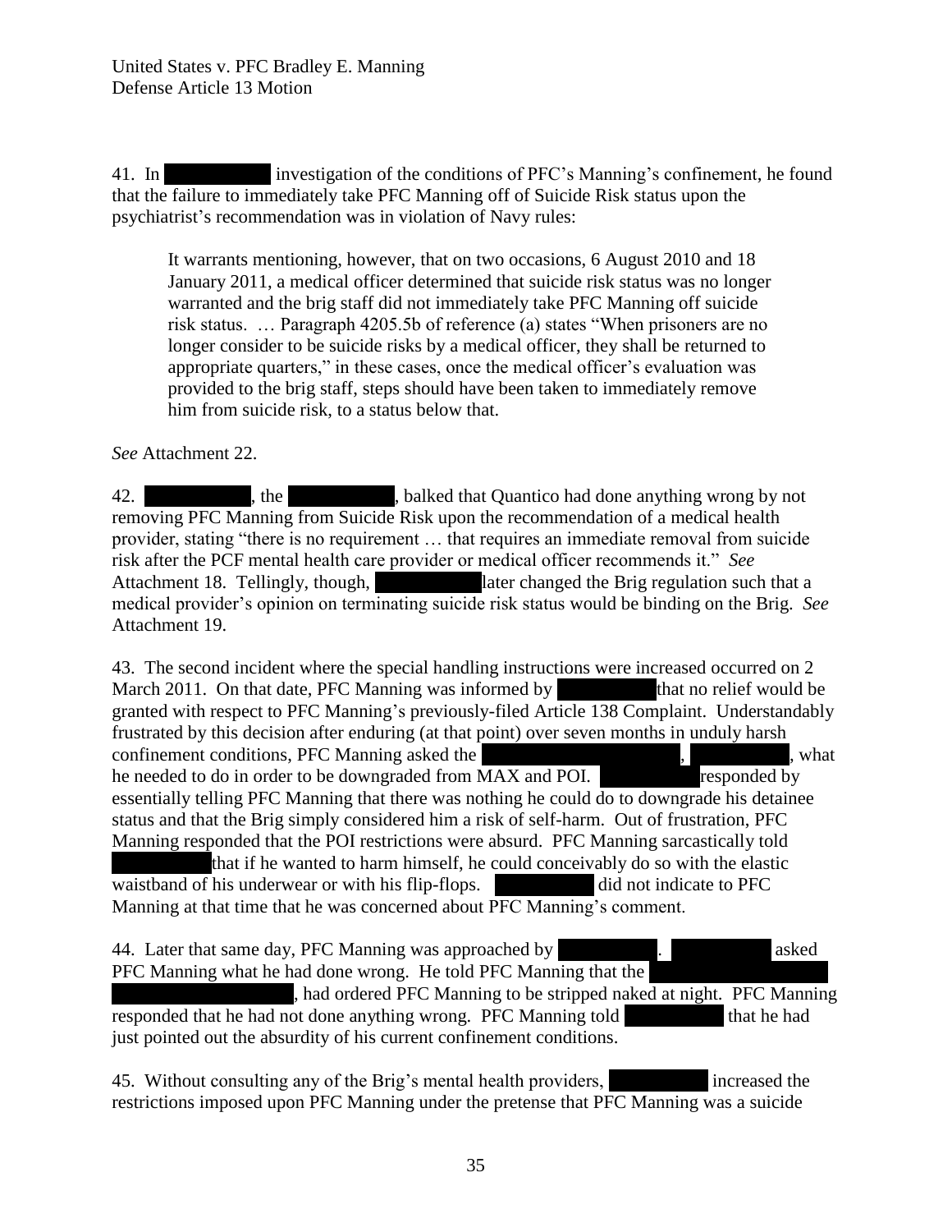41. In [REDACTED] investigation of the conditions of PFC's Manning's confinement, he found that the failure to immediately take PFC Manning off of Suicide Risk status upon the psychiatrist's recommendation was in violation of Navy rules:

> It warrants mentioning, however, that on two occasions, 6 August 2010 and 18 January 2011, a medical officer determined that suicide risk status was no longer warranted and the brig staff did not immediately take PFC Manning off suicide risk status. … Paragraph 4205.5b of reference (a) states "When prisoners are no longer consider to be suicide risks by a medical officer, they shall be returned to appropriate quarters," in these cases, once the medical officer's evaluation was provided to the brig staff, steps should have been taken to immediately remove him from suicide risk, to a status below that.

*See* Attachment 22.

42. [REDACTED], the [REDACTED], balked that Quantico had done anything wrong by not removing PFC Manning from Suicide Risk upon the recommendation of a medical health provider, stating "there is no requirement … that requires an immediate removal from suicide risk after the PCF mental health care provider or medical officer recommends it." *See* Attachment 18. Tellingly, though, [REDACTED] later changed the Brig regulation such that a medical provider's opinion on terminating suicide risk status would be binding on the Brig. *See* Attachment 19.

43. The second incident where the special handling instructions were increased occurred on 2 March 2011. On that date, PFC Manning was informed by [REDACTED] that no relief would be granted with respect to PFC Manning's previously-filed Article 138 Complaint. Understandably frustrated by this decision after enduring (at that point) over seven months in unduly harsh confinement conditions, PFC Manning asked the [REDACTED], [REDACTED], what he needed to do in order to be downgraded from MAX and POI. [REDACTED] responded by essentially telling PFC Manning that there was nothing he could do to downgrade his detainee status and that the Brig simply considered him a risk of self-harm. Out of frustration, PFC Manning responded that the POI restrictions were absurd. PFC Manning sarcastically told [REDACTED] that if he wanted to harm himself, he could conceivably do so with the elastic waistband of his underwear or with his flip-flops. [REDACTED] did not indicate to PFC Manning at that time that he was concerned about PFC Manning's comment.

44. Later that same day, PFC Manning was approached by [REDACTED]. [REDACTED] asked PFC Manning what he had done wrong. He told PFC Manning that the [REDACTED], had ordered PFC Manning to be stripped naked at night. PFC Manning responded that he had not done anything wrong. PFC Manning told [REDACTED] that he had just pointed out the absurdity of his current confinement conditions.

45. Without consulting any of the Brig's mental health providers, [REDACTED] increased the restrictions imposed upon PFC Manning under the pretense that PFC Manning was a suicide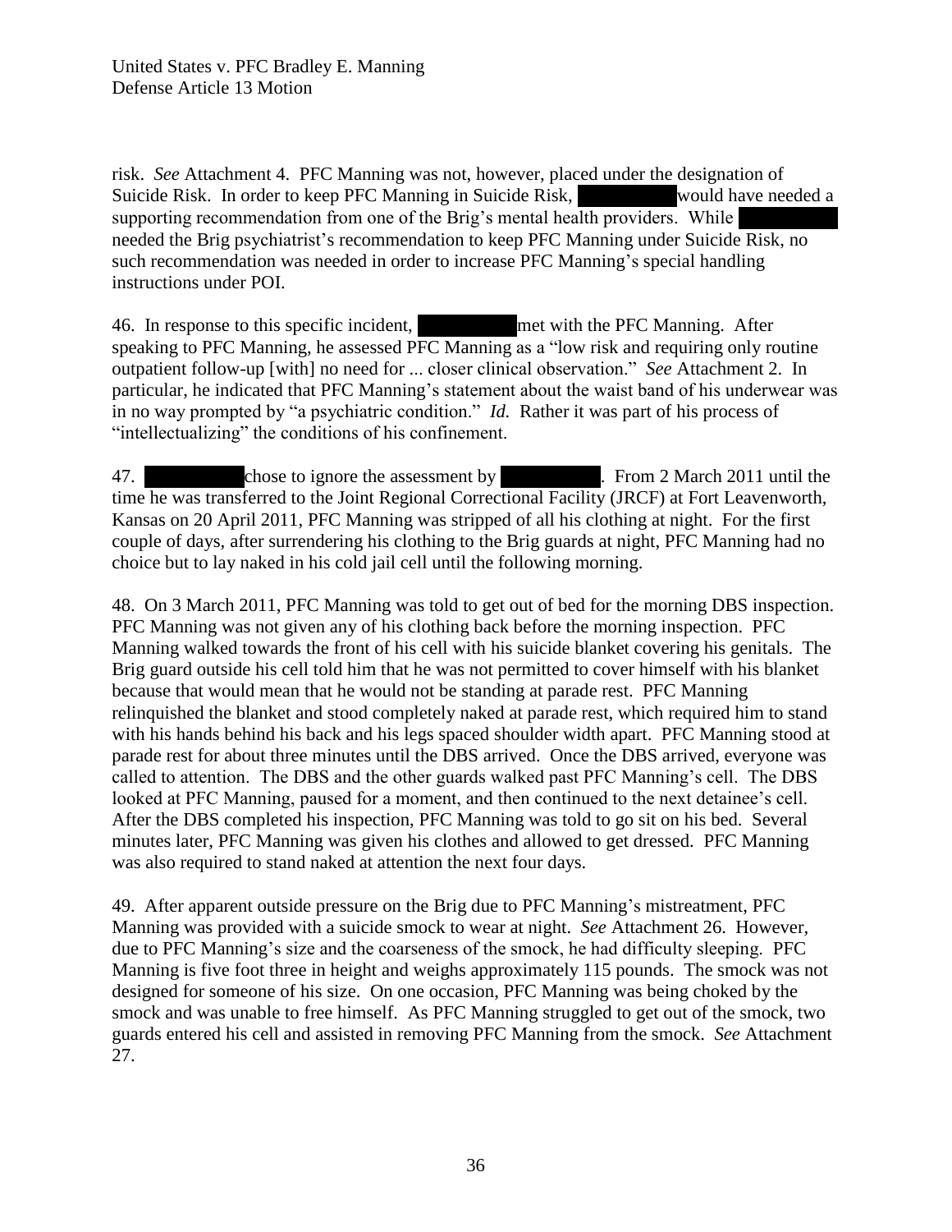risk. *See* Attachment 4. PFC Manning was not, however, placed under the designation of Suicide Risk. In order to keep PFC Manning in Suicide Risk, ██████████ would have needed a supporting recommendation from one of the Brig's mental health providers. While ██████████ needed the Brig psychiatrist's recommendation to keep PFC Manning under Suicide Risk, no such recommendation was needed in order to increase PFC Manning's special handling instructions under POI.

46. In response to this specific incident, ██████████ met with the PFC Manning. After speaking to PFC Manning, he assessed PFC Manning as a "low risk and requiring only routine outpatient follow-up [with] no need for ... closer clinical observation." *See* Attachment 2. In particular, he indicated that PFC Manning's statement about the waist band of his underwear was in no way prompted by "a psychiatric condition." *Id.* Rather it was part of his process of "intellectualizing" the conditions of his confinement.

47. ██████████ chose to ignore the assessment by ██████████. From 2 March 2011 until the time he was transferred to the Joint Regional Correctional Facility (JRCF) at Fort Leavenworth, Kansas on 20 April 2011, PFC Manning was stripped of all his clothing at night. For the first couple of days, after surrendering his clothing to the Brig guards at night, PFC Manning had no choice but to lay naked in his cold jail cell until the following morning.

48. On 3 March 2011, PFC Manning was told to get out of bed for the morning DBS inspection. PFC Manning was not given any of his clothing back before the morning inspection. PFC Manning walked towards the front of his cell with his suicide blanket covering his genitals. The Brig guard outside his cell told him that he was not permitted to cover himself with his blanket because that would mean that he would not be standing at parade rest. PFC Manning relinquished the blanket and stood completely naked at parade rest, which required him to stand with his hands behind his back and his legs spaced shoulder width apart. PFC Manning stood at parade rest for about three minutes until the DBS arrived. Once the DBS arrived, everyone was called to attention. The DBS and the other guards walked past PFC Manning's cell. The DBS looked at PFC Manning, paused for a moment, and then continued to the next detainee's cell. After the DBS completed his inspection, PFC Manning was told to go sit on his bed. Several minutes later, PFC Manning was given his clothes and allowed to get dressed. PFC Manning was also required to stand naked at attention the next four days.

49. After apparent outside pressure on the Brig due to PFC Manning's mistreatment, PFC Manning was provided with a suicide smock to wear at night. *See* Attachment 26. However, due to PFC Manning's size and the coarseness of the smock, he had difficulty sleeping. PFC Manning is five foot three in height and weighs approximately 115 pounds. The smock was not designed for someone of his size. On one occasion, PFC Manning was being choked by the smock and was unable to free himself. As PFC Manning struggled to get out of the smock, two guards entered his cell and assisted in removing PFC Manning from the smock. *See* Attachment 27.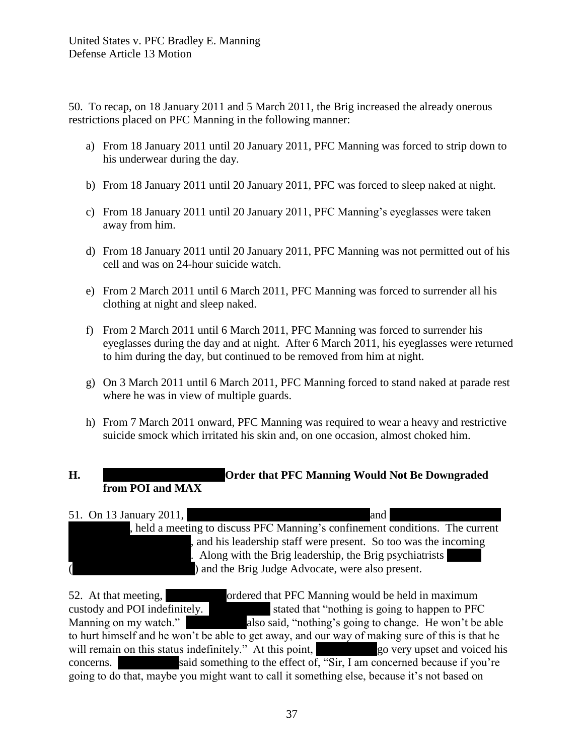50. To recap, on 18 January 2011 and 5 March 2011, the Brig increased the already onerous restrictions placed on PFC Manning in the following manner:

a) From 18 January 2011 until 20 January 2011, PFC Manning was forced to strip down to his underwear during the day.

b) From 18 January 2011 until 20 January 2011, PFC was forced to sleep naked at night.

c) From 18 January 2011 until 20 January 2011, PFC Manning's eyeglasses were taken away from him.

d) From 18 January 2011 until 20 January 2011, PFC Manning was not permitted out of his cell and was on 24-hour suicide watch.

e) From 2 March 2011 until 6 March 2011, PFC Manning was forced to surrender all his clothing at night and sleep naked.

f) From 2 March 2011 until 6 March 2011, PFC Manning was forced to surrender his eyeglasses during the day and at night. After 6 March 2011, his eyeglasses were returned to him during the day, but continued to be removed from him at night.

g) On 3 March 2011 until 6 March 2011, PFC Manning forced to stand naked at parade rest where he was in view of multiple guards.

h) From 7 March 2011 onward, PFC Manning was required to wear a heavy and restrictive suicide smock which irritated his skin and, on one occasion, almost choked him.

**H. [REDACTED] Order that PFC Manning Would Not Be Downgraded from POI and MAX**

51. On 13 January 2011, [REDACTED] and [REDACTED], held a meeting to discuss PFC Manning's confinement conditions. The current [REDACTED], and his leadership staff were present. So too was the incoming [REDACTED]. Along with the Brig leadership, the Brig psychiatrists [REDACTED] ([REDACTED]) and the Brig Judge Advocate, were also present.

52. At that meeting, [REDACTED] ordered that PFC Manning would be held in maximum custody and POI indefinitely. [REDACTED] stated that "nothing is going to happen to PFC Manning on my watch." [REDACTED] also said, "nothing's going to change. He won't be able to hurt himself and he won't be able to get away, and our way of making sure of this is that he will remain on this status indefinitely." At this point, [REDACTED] go very upset and voiced his concerns. [REDACTED] said something to the effect of, "Sir, I am concerned because if you're going to do that, maybe you might want to call it something else, because it's not based on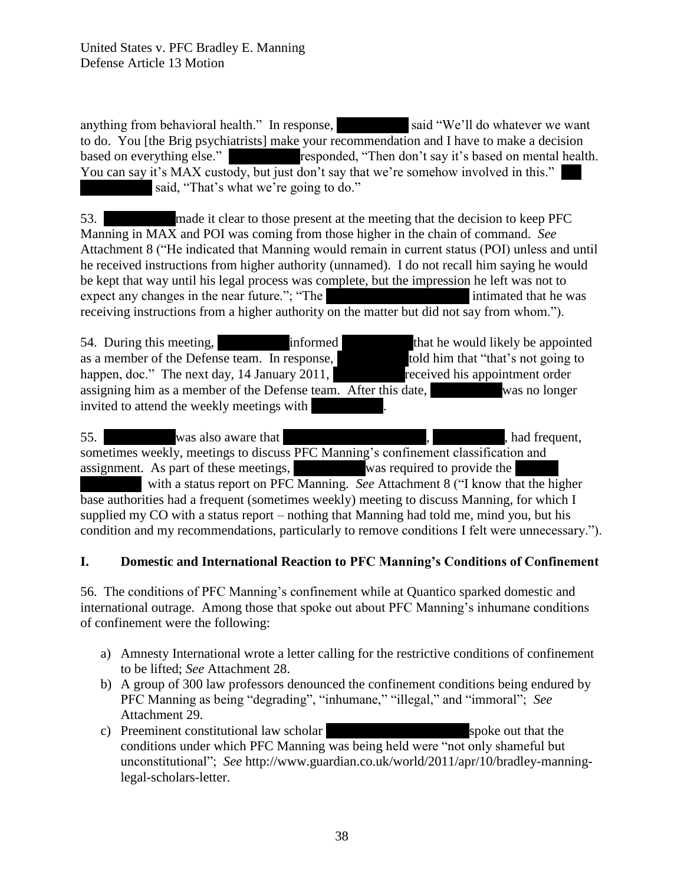anything from behavioral health." In response, [REDACTED] said "We'll do whatever we want to do. You [the Brig psychiatrists] make your recommendation and I have to make a decision based on everything else." [REDACTED] responded, "Then don't say it's based on mental health. You can say it's MAX custody, but just don't say that we're somehow involved in this." [REDACTED] said, "That's what we're going to do."

53. [REDACTED] made it clear to those present at the meeting that the decision to keep PFC Manning in MAX and POI was coming from those higher in the chain of command. *See* Attachment 8 ("He indicated that Manning would remain in current status (POI) unless and until he received instructions from higher authority (unnamed). I do not recall him saying he would be kept that way until his legal process was complete, but the impression he left was not to expect any changes in the near future."; "The [REDACTED] intimated that he was receiving instructions from a higher authority on the matter but did not say from whom.").

54. During this meeting, [REDACTED] informed [REDACTED] that he would likely be appointed as a member of the Defense team. In response, [REDACTED] told him that "that's not going to happen, doc." The next day, 14 January 2011, [REDACTED] received his appointment order assigning him as a member of the Defense team. After this date, [REDACTED] was no longer invited to attend the weekly meetings with [REDACTED].

55. [REDACTED] was also aware that [REDACTED], [REDACTED], had frequent, sometimes weekly, meetings to discuss PFC Manning's confinement classification and assignment. As part of these meetings, [REDACTED] was required to provide the [REDACTED] with a status report on PFC Manning. *See* Attachment 8 ("I know that the higher base authorities had a frequent (sometimes weekly) meeting to discuss Manning, for which I supplied my CO with a status report – nothing that Manning had told me, mind you, but his condition and my recommendations, particularly to remove conditions I felt were unnecessary.").

## I. Domestic and International Reaction to PFC Manning's Conditions of Confinement

56. The conditions of PFC Manning's confinement while at Quantico sparked domestic and international outrage. Among those that spoke out about PFC Manning's inhumane conditions of confinement were the following:

a) Amnesty International wrote a letter calling for the restrictive conditions of confinement to be lifted; *See* Attachment 28.
b) A group of 300 law professors denounced the confinement conditions being endured by PFC Manning as being "degrading", "inhumane," "illegal," and "immoral"; *See* Attachment 29.
c) Preeminent constitutional law scholar [REDACTED] spoke out that the conditions under which PFC Manning was being held were "not only shameful but unconstitutional"; *See* http://www.guardian.co.uk/world/2011/apr/10/bradley-manning-legal-scholars-letter.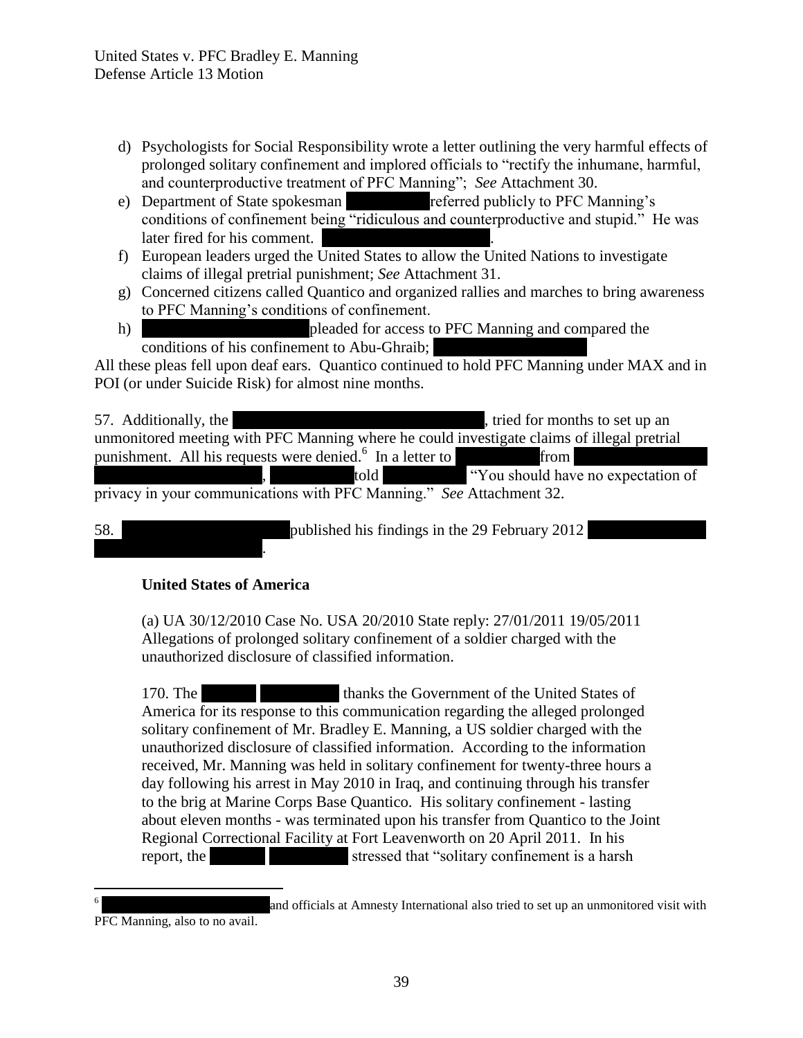d) Psychologists for Social Responsibility wrote a letter outlining the very harmful effects of prolonged solitary confinement and implored officials to "rectify the inhumane, harmful, and counterproductive treatment of PFC Manning"; *See* Attachment 30.
e) Department of State spokesman [REDACTED] referred publicly to PFC Manning's conditions of confinement being "ridiculous and counterproductive and stupid." He was later fired for his comment. [REDACTED].
f) European leaders urged the United States to allow the United Nations to investigate claims of illegal pretrial punishment; *See* Attachment 31.
g) Concerned citizens called Quantico and organized rallies and marches to bring awareness to PFC Manning's conditions of confinement.
h) [REDACTED] pleaded for access to PFC Manning and compared the conditions of his confinement to Abu-Ghraib; [REDACTED]

All these pleas fell upon deaf ears. Quantico continued to hold PFC Manning under MAX and in POI (or under Suicide Risk) for almost nine months.

57. Additionally, the [REDACTED], tried for months to set up an unmonitored meeting with PFC Manning where he could investigate claims of illegal pretrial punishment. All his requests were denied.[6] In a letter to [REDACTED] from [REDACTED], [REDACTED] told [REDACTED] "You should have no expectation of privacy in your communications with PFC Manning." *See* Attachment 32.

58. [REDACTED] published his findings in the 29 February 2012 [REDACTED].

> **United States of America**
>
> (a) UA 30/12/2010 Case No. USA 20/2010 State reply: 27/01/2011 19/05/2011 Allegations of prolonged solitary confinement of a soldier charged with the unauthorized disclosure of classified information.
>
> 170. The [REDACTED] thanks the Government of the United States of America for its response to this communication regarding the alleged prolonged solitary confinement of Mr. Bradley E. Manning, a US soldier charged with the unauthorized disclosure of classified information. According to the information received, Mr. Manning was held in solitary confinement for twenty-three hours a day following his arrest in May 2010 in Iraq, and continuing through his transfer to the brig at Marine Corps Base Quantico. His solitary confinement - lasting about eleven months - was terminated upon his transfer from Quantico to the Joint Regional Correctional Facility at Fort Leavenworth on 20 April 2011. In his report, the [REDACTED] stressed that "solitary confinement is a harsh

---

[6] [REDACTED] and officials at Amnesty International also tried to set up an unmonitored visit with PFC Manning, also to no avail.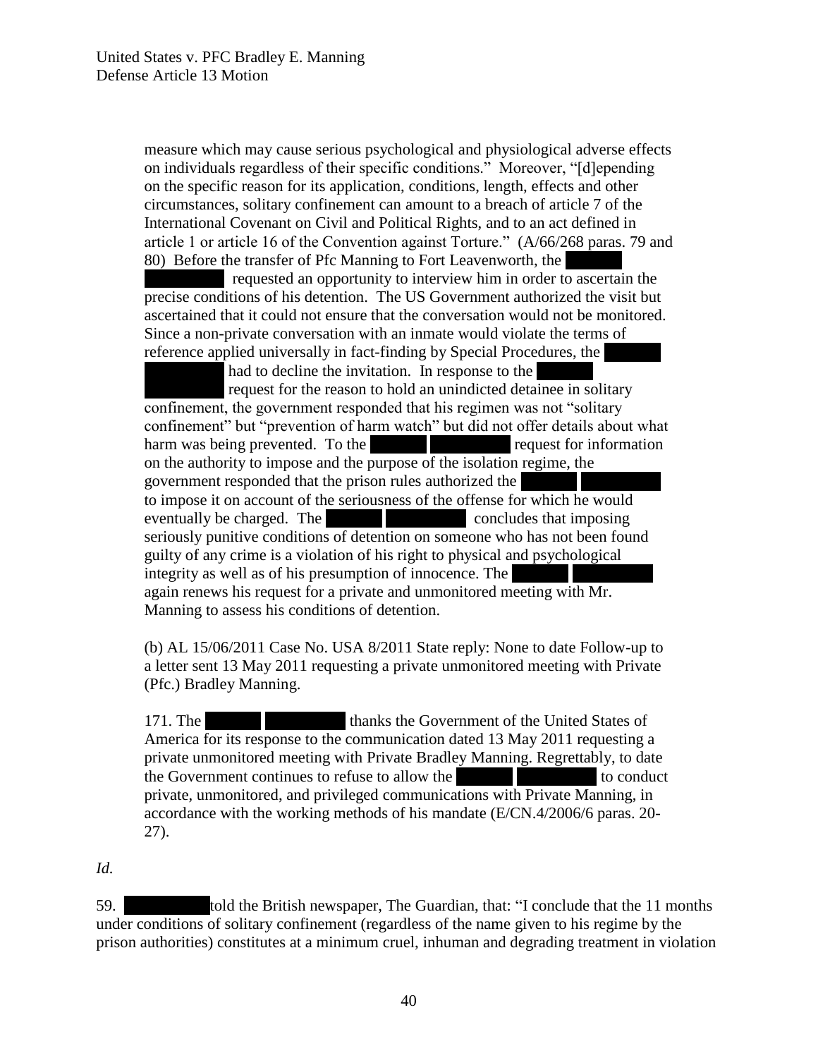measure which may cause serious psychological and physiological adverse effects on individuals regardless of their specific conditions." Moreover, "[d]epending on the specific reason for its application, conditions, length, effects and other circumstances, solitary confinement can amount to a breach of article 7 of the International Covenant on Civil and Political Rights, and to an act defined in article 1 or article 16 of the Convention against Torture." (A/66/268 paras. 79 and 80) Before the transfer of Pfc Manning to Fort Leavenworth, the [REDACTED] requested an opportunity to interview him in order to ascertain the precise conditions of his detention. The US Government authorized the visit but ascertained that it could not ensure that the conversation would not be monitored. Since a non-private conversation with an inmate would violate the terms of reference applied universally in fact-finding by Special Procedures, the [REDACTED] had to decline the invitation. In response to the [REDACTED] request for the reason to hold an unindicted detainee in solitary confinement, the government responded that his regimen was not "solitary confinement" but "prevention of harm watch" but did not offer details about what harm was being prevented. To the [REDACTED] request for information on the authority to impose and the purpose of the isolation regime, the government responded that the prison rules authorized the [REDACTED] to impose it on account of the seriousness of the offense for which he would eventually be charged. The [REDACTED] concludes that imposing seriously punitive conditions of detention on someone who has not been found guilty of any crime is a violation of his right to physical and psychological integrity as well as of his presumption of innocence. The [REDACTED] again renews his request for a private and unmonitored meeting with Mr. Manning to assess his conditions of detention.

> (b) AL 15/06/2011 Case No. USA 8/2011 State reply: None to date Follow-up to a letter sent 13 May 2011 requesting a private unmonitored meeting with Private (Pfc.) Bradley Manning.
>
> 171. The [REDACTED] thanks the Government of the United States of America for its response to the communication dated 13 May 2011 requesting a private unmonitored meeting with Private Bradley Manning. Regrettably, to date the Government continues to refuse to allow the [REDACTED] to conduct private, unmonitored, and privileged communications with Private Manning, in accordance with the working methods of his mandate (E/CN.4/2006/6 paras. 20-27).

*Id.*

59. [REDACTED] told the British newspaper, The Guardian, that: "I conclude that the 11 months under conditions of solitary confinement (regardless of the name given to his regime by the prison authorities) constitutes at a minimum cruel, inhuman and degrading treatment in violation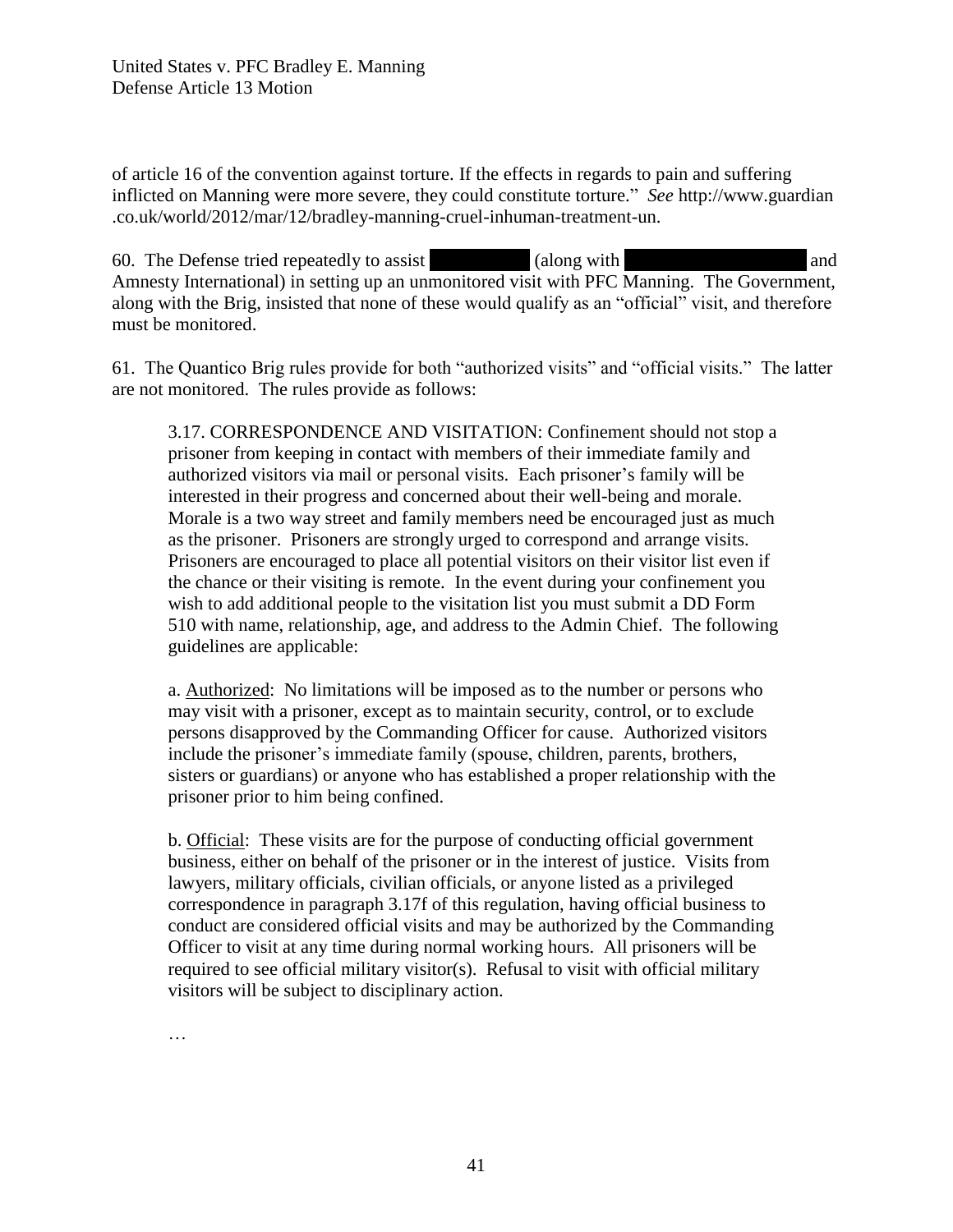of article 16 of the convention against torture. If the effects in regards to pain and suffering inflicted on Manning were more severe, they could constitute torture." *See* http://www.guardian .co.uk/world/2012/mar/12/bradley-manning-cruel-inhuman-treatment-un.

60. The Defense tried repeatedly to assist [REDACTED] (along with [REDACTED] and Amnesty International) in setting up an unmonitored visit with PFC Manning. The Government, along with the Brig, insisted that none of these would qualify as an "official" visit, and therefore must be monitored.

61. The Quantico Brig rules provide for both "authorized visits" and "official visits." The latter are not monitored. The rules provide as follows:

> 3.17. CORRESPONDENCE AND VISITATION: Confinement should not stop a prisoner from keeping in contact with members of their immediate family and authorized visitors via mail or personal visits. Each prisoner's family will be interested in their progress and concerned about their well-being and morale. Morale is a two way street and family members need be encouraged just as much as the prisoner. Prisoners are strongly urged to correspond and arrange visits. Prisoners are encouraged to place all potential visitors on their visitor list even if the chance or their visiting is remote. In the event during your confinement you wish to add additional people to the visitation list you must submit a DD Form 510 with name, relationship, age, and address to the Admin Chief. The following guidelines are applicable:
>
> a. Authorized: No limitations will be imposed as to the number or persons who may visit with a prisoner, except as to maintain security, control, or to exclude persons disapproved by the Commanding Officer for cause. Authorized visitors include the prisoner's immediate family (spouse, children, parents, brothers, sisters or guardians) or anyone who has established a proper relationship with the prisoner prior to him being confined.
>
> b. Official: These visits are for the purpose of conducting official government business, either on behalf of the prisoner or in the interest of justice. Visits from lawyers, military officials, civilian officials, or anyone listed as a privileged correspondence in paragraph 3.17f of this regulation, having official business to conduct are considered official visits and may be authorized by the Commanding Officer to visit at any time during normal working hours. All prisoners will be required to see official military visitor(s). Refusal to visit with official military visitors will be subject to disciplinary action.
>
> …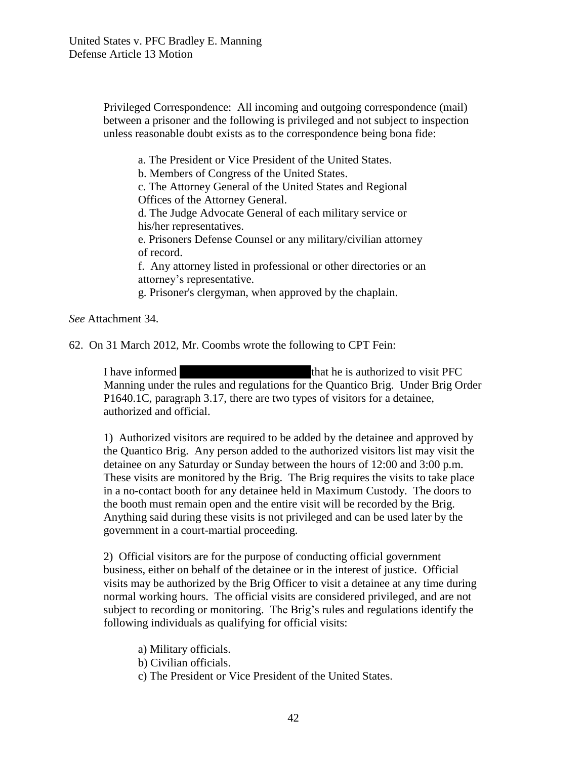Privileged Correspondence: All incoming and outgoing correspondence (mail) between a prisoner and the following is privileged and not subject to inspection unless reasonable doubt exists as to the correspondence being bona fide:

> a. The President or Vice President of the United States.
> b. Members of Congress of the United States.
> c. The Attorney General of the United States and Regional Offices of the Attorney General.
> d. The Judge Advocate General of each military service or his/her representatives.
> e. Prisoners Defense Counsel or any military/civilian attorney of record.
> f. Any attorney listed in professional or other directories or an attorney's representative.
> g. Prisoner's clergyman, when approved by the chaplain.

*See* Attachment 34.

62. On 31 March 2012, Mr. Coombs wrote the following to CPT Fein:

> I have informed ████████████ that he is authorized to visit PFC Manning under the rules and regulations for the Quantico Brig. Under Brig Order P1640.1C, paragraph 3.17, there are two types of visitors for a detainee, authorized and official.
>
> 1) Authorized visitors are required to be added by the detainee and approved by the Quantico Brig. Any person added to the authorized visitors list may visit the detainee on any Saturday or Sunday between the hours of 12:00 and 3:00 p.m. These visits are monitored by the Brig. The Brig requires the visits to take place in a no-contact booth for any detainee held in Maximum Custody. The doors to the booth must remain open and the entire visit will be recorded by the Brig. Anything said during these visits is not privileged and can be used later by the government in a court-martial proceeding.
>
> 2) Official visitors are for the purpose of conducting official government business, either on behalf of the detainee or in the interest of justice. Official visits may be authorized by the Brig Officer to visit a detainee at any time during normal working hours. The official visits are considered privileged, and are not subject to recording or monitoring. The Brig's rules and regulations identify the following individuals as qualifying for official visits:
>
> > a) Military officials.
> > b) Civilian officials.
> > c) The President or Vice President of the United States.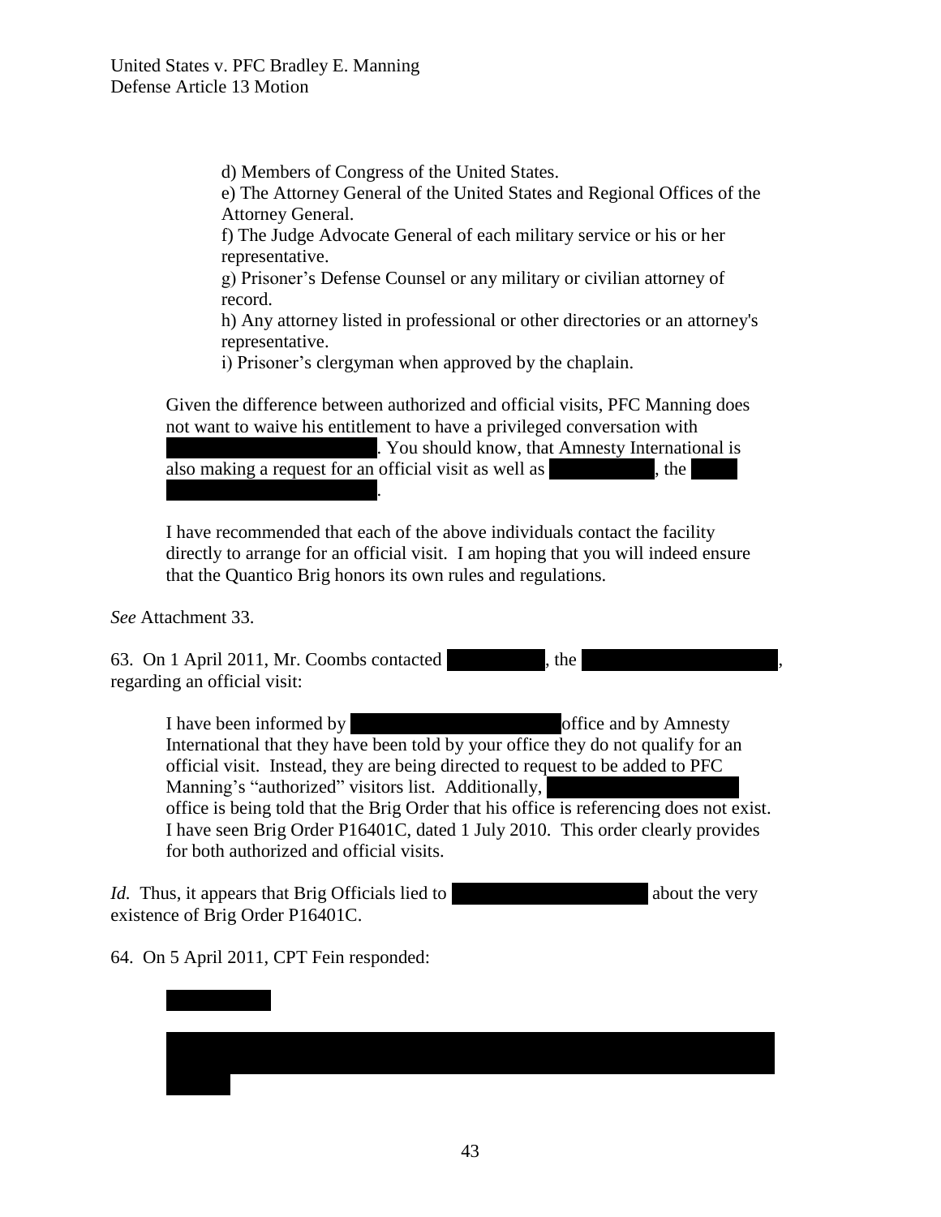d) Members of Congress of the United States.
e) The Attorney General of the United States and Regional Offices of the Attorney General.
f) The Judge Advocate General of each military service or his or her representative.
g) Prisoner's Defense Counsel or any military or civilian attorney of record.
h) Any attorney listed in professional or other directories or an attorney's representative.
i) Prisoner's clergyman when approved by the chaplain.

> Given the difference between authorized and official visits, PFC Manning does not want to waive his entitlement to have a privileged conversation with [REDACTED]. You should know, that Amnesty International is also making a request for an official visit as well as [REDACTED], the [REDACTED].
>
> I have recommended that each of the above individuals contact the facility directly to arrange for an official visit. I am hoping that you will indeed ensure that the Quantico Brig honors its own rules and regulations.

*See* Attachment 33.

63. On 1 April 2011, Mr. Coombs contacted [REDACTED], the [REDACTED], regarding an official visit:

> I have been informed by [REDACTED] office and by Amnesty International that they have been told by your office they do not qualify for an official visit. Instead, they are being directed to request to be added to PFC Manning's "authorized" visitors list. Additionally, [REDACTED] office is being told that the Brig Order that his office is referencing does not exist. I have seen Brig Order P16401C, dated 1 July 2010. This order clearly provides for both authorized and official visits.

*Id.* Thus, it appears that Brig Officials lied to [REDACTED] about the very existence of Brig Order P16401C.

64. On 5 April 2011, CPT Fein responded:

> [REDACTED]
>
> [REDACTED]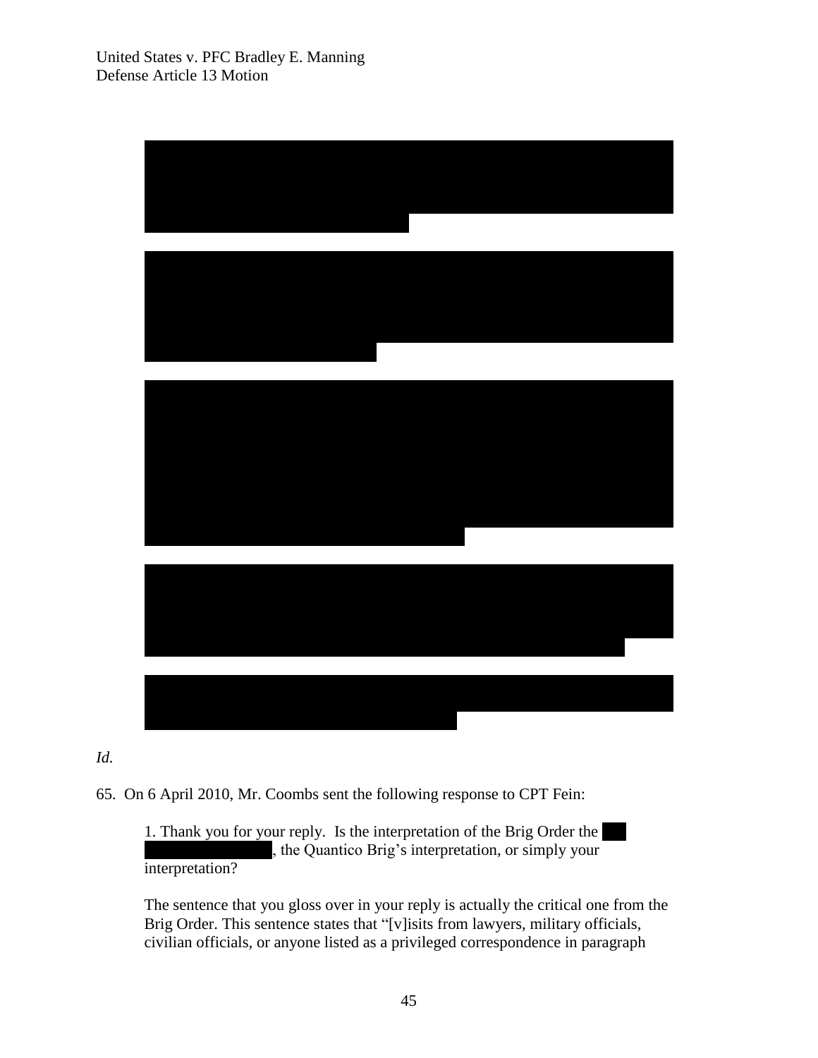[REDACTED]

[REDACTED]

[REDACTED]

[REDACTED]

[REDACTED]

*Id.*

65. On 6 April 2010, Mr. Coombs sent the following response to CPT Fein:

> 1. Thank you for your reply. Is the interpretation of the Brig Order the [REDACTED], the Quantico Brig's interpretation, or simply your interpretation?
>
> The sentence that you gloss over in your reply is actually the critical one from the Brig Order. This sentence states that "[v]isits from lawyers, military officials, civilian officials, or anyone listed as a privileged correspondence in paragraph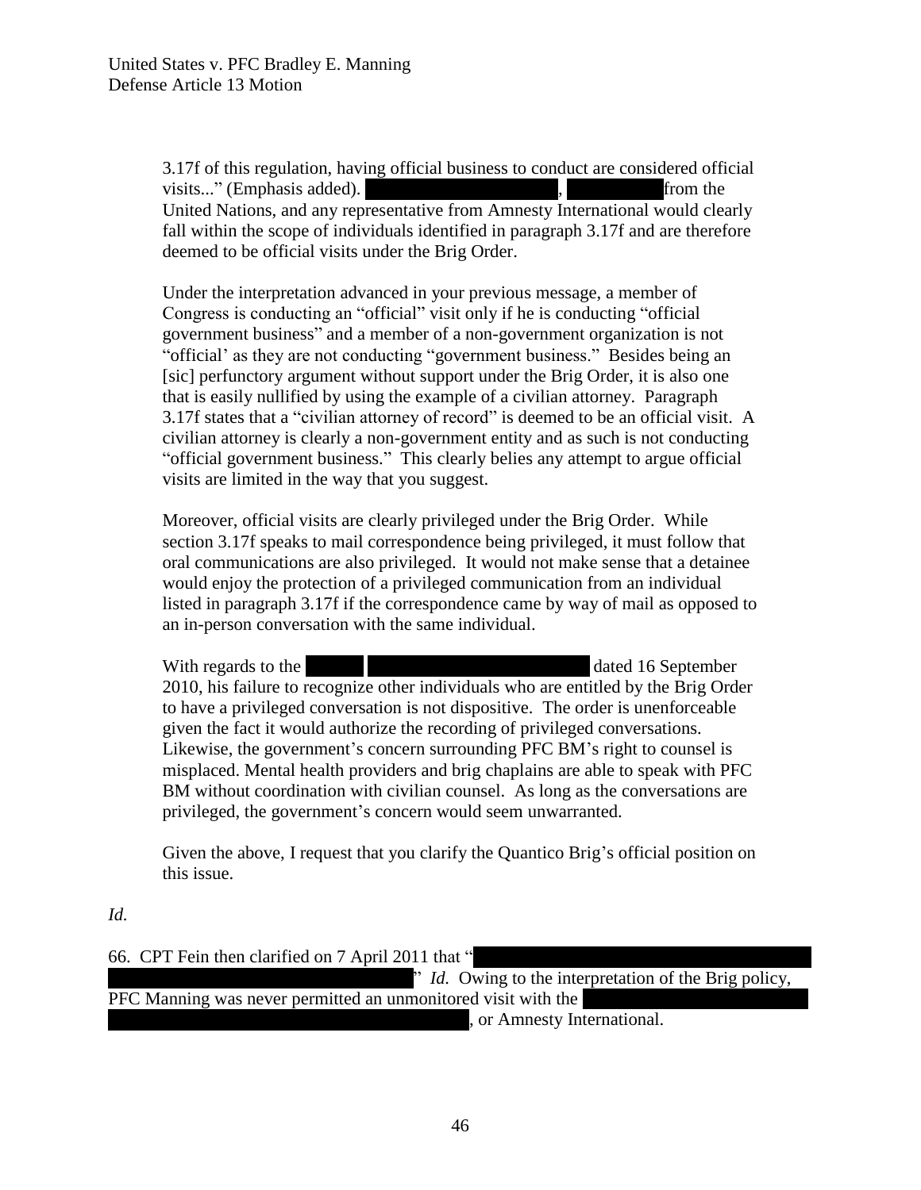3.17f of this regulation, having official business to conduct are considered official visits..." (Emphasis added). ██████████████████████, ██████████ from the United Nations, and any representative from Amnesty International would clearly fall within the scope of individuals identified in paragraph 3.17f and are therefore deemed to be official visits under the Brig Order.

> Under the interpretation advanced in your previous message, a member of Congress is conducting an "official" visit only if he is conducting "official government business" and a member of a non-government organization is not "official' as they are not conducting "government business." Besides being an [sic] perfunctory argument without support under the Brig Order, it is also one that is easily nullified by using the example of a civilian attorney. Paragraph 3.17f states that a "civilian attorney of record" is deemed to be an official visit. A civilian attorney is clearly a non-government entity and as such is not conducting "official government business." This clearly belies any attempt to argue official visits are limited in the way that you suggest.
>
> Moreover, official visits are clearly privileged under the Brig Order. While section 3.17f speaks to mail correspondence being privileged, it must follow that oral communications are also privileged. It would not make sense that a detainee would enjoy the protection of a privileged communication from an individual listed in paragraph 3.17f if the correspondence came by way of mail as opposed to an in-person conversation with the same individual.
>
> With regards to the ██████ ██████████████████████ dated 16 September 2010, his failure to recognize other individuals who are entitled by the Brig Order to have a privileged conversation is not dispositive. The order is unenforceable given the fact it would authorize the recording of privileged conversations. Likewise, the government's concern surrounding PFC BM's right to counsel is misplaced. Mental health providers and brig chaplains are able to speak with PFC BM without coordination with civilian counsel. As long as the conversations are privileged, the government's concern would seem unwarranted.
>
> Given the above, I request that you clarify the Quantico Brig's official position on this issue.

*Id.*

66. CPT Fein then clarified on 7 April 2011 that "██████████████████████████████████████████ ████████████████████████████████████████." *Id.* Owing to the interpretation of the Brig policy, PFC Manning was never permitted an unmonitored visit with the ██████████████████████ ████████████████████████████████████████, or Amnesty International.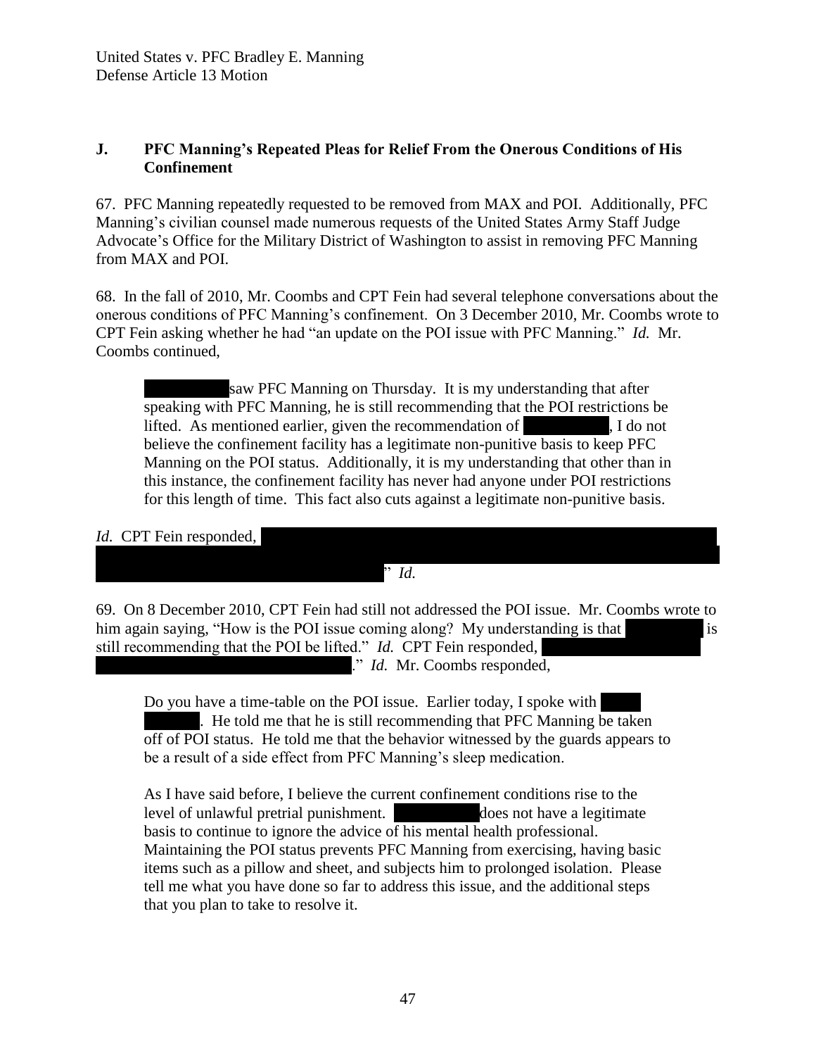### J. PFC Manning's Repeated Pleas for Relief From the Onerous Conditions of His Confinement

67. PFC Manning repeatedly requested to be removed from MAX and POI. Additionally, PFC Manning's civilian counsel made numerous requests of the United States Army Staff Judge Advocate's Office for the Military District of Washington to assist in removing PFC Manning from MAX and POI.

68. In the fall of 2010, Mr. Coombs and CPT Fein had several telephone conversations about the onerous conditions of PFC Manning's confinement. On 3 December 2010, Mr. Coombs wrote to CPT Fein asking whether he had "an update on the POI issue with PFC Manning." *Id.* Mr. Coombs continued,

> [REDACTED] saw PFC Manning on Thursday. It is my understanding that after speaking with PFC Manning, he is still recommending that the POI restrictions be lifted. As mentioned earlier, given the recommendation of [REDACTED], I do not believe the confinement facility has a legitimate non-punitive basis to keep PFC Manning on the POI status. Additionally, it is my understanding that other than in this instance, the confinement facility has never had anyone under POI restrictions for this length of time. This fact also cuts against a legitimate non-punitive basis.

*Id.* CPT Fein responded, [REDACTED]" *Id.*

69. On 8 December 2010, CPT Fein had still not addressed the POI issue. Mr. Coombs wrote to him again saying, "How is the POI issue coming along? My understanding is that [REDACTED] is still recommending that the POI be lifted." *Id.* CPT Fein responded, [REDACTED]." *Id.* Mr. Coombs responded,

> Do you have a time-table on the POI issue. Earlier today, I spoke with [REDACTED]. He told me that he is still recommending that PFC Manning be taken off of POI status. He told me that the behavior witnessed by the guards appears to be a result of a side effect from PFC Manning's sleep medication.
>
> As I have said before, I believe the current confinement conditions rise to the level of unlawful pretrial punishment. [REDACTED] does not have a legitimate basis to continue to ignore the advice of his mental health professional. Maintaining the POI status prevents PFC Manning from exercising, having basic items such as a pillow and sheet, and subjects him to prolonged isolation. Please tell me what you have done so far to address this issue, and the additional steps that you plan to take to resolve it.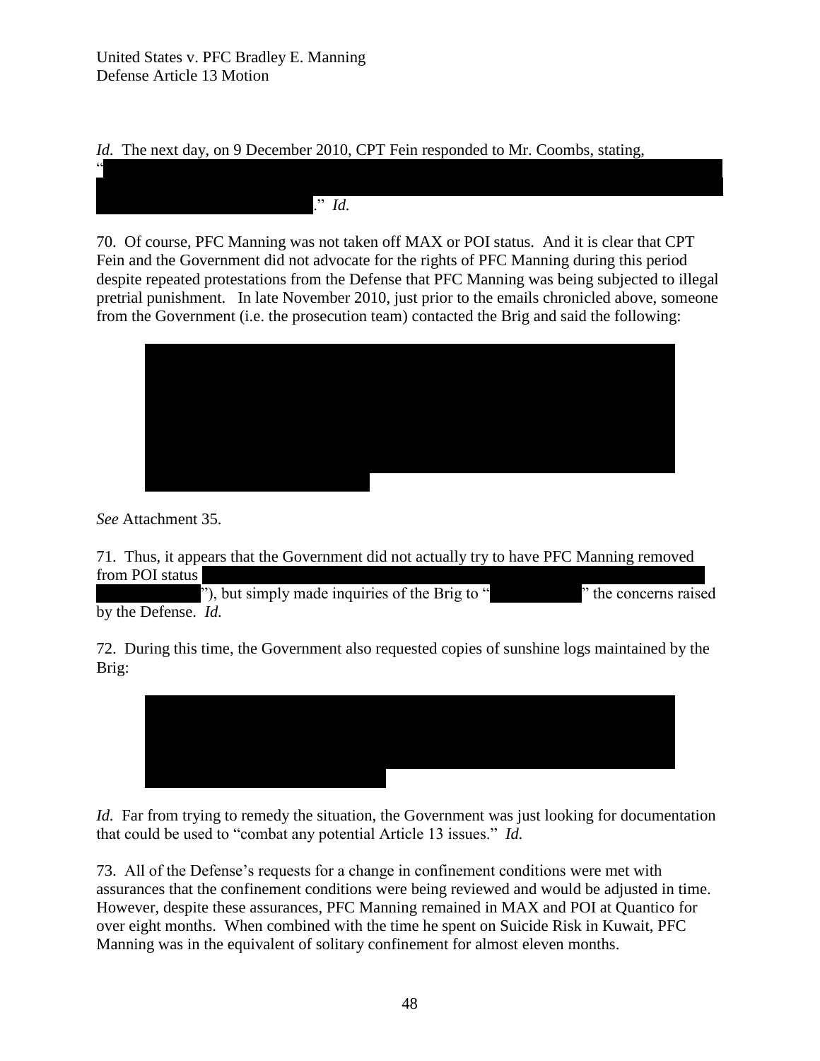*Id.* The next day, on 9 December 2010, CPT Fein responded to Mr. Coombs, stating, "[REDACTED]." *Id.*

70. Of course, PFC Manning was not taken off MAX or POI status. And it is clear that CPT Fein and the Government did not advocate for the rights of PFC Manning during this period despite repeated protestations from the Defense that PFC Manning was being subjected to illegal pretrial punishment. In late November 2010, just prior to the emails chronicled above, someone from the Government (i.e. the prosecution team) contacted the Brig and said the following:

> [REDACTED]

*See* Attachment 35.

71. Thus, it appears that the Government did not actually try to have PFC Manning removed from POI status [REDACTED]"), but simply made inquiries of the Brig to "[REDACTED]" the concerns raised by the Defense. *Id.*

72. During this time, the Government also requested copies of sunshine logs maintained by the Brig:

> [REDACTED]

*Id.* Far from trying to remedy the situation, the Government was just looking for documentation that could be used to "combat any potential Article 13 issues." *Id.*

73. All of the Defense's requests for a change in confinement conditions were met with assurances that the confinement conditions were being reviewed and would be adjusted in time. However, despite these assurances, PFC Manning remained in MAX and POI at Quantico for over eight months. When combined with the time he spent on Suicide Risk in Kuwait, PFC Manning was in the equivalent of solitary confinement for almost eleven months.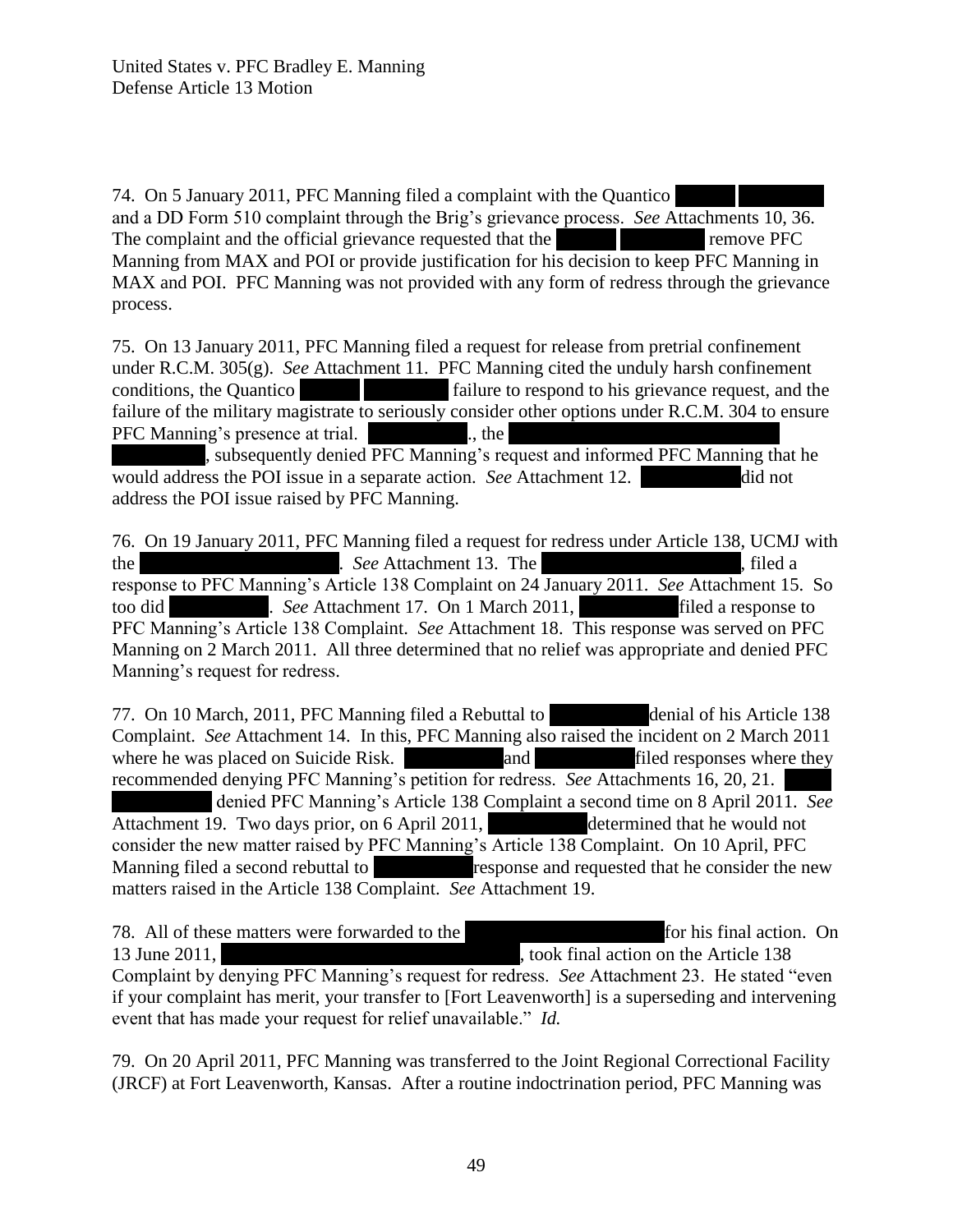74. On 5 January 2011, PFC Manning filed a complaint with the Quantico [REDACTED] and a DD Form 510 complaint through the Brig's grievance process. *See* Attachments 10, 36. The complaint and the official grievance requested that the [REDACTED] remove PFC Manning from MAX and POI or provide justification for his decision to keep PFC Manning in MAX and POI. PFC Manning was not provided with any form of redress through the grievance process.

75. On 13 January 2011, PFC Manning filed a request for release from pretrial confinement under R.C.M. 305(g). *See* Attachment 11. PFC Manning cited the unduly harsh confinement conditions, the Quantico [REDACTED] failure to respond to his grievance request, and the failure of the military magistrate to seriously consider other options under R.C.M. 304 to ensure PFC Manning's presence at trial. [REDACTED]., the [REDACTED], subsequently denied PFC Manning's request and informed PFC Manning that he would address the POI issue in a separate action. *See* Attachment 12. [REDACTED] did not address the POI issue raised by PFC Manning.

76. On 19 January 2011, PFC Manning filed a request for redress under Article 138, UCMJ with the [REDACTED]. *See* Attachment 13. The [REDACTED], filed a response to PFC Manning's Article 138 Complaint on 24 January 2011. *See* Attachment 15. So too did [REDACTED]. *See* Attachment 17. On 1 March 2011, [REDACTED] filed a response to PFC Manning's Article 138 Complaint. *See* Attachment 18. This response was served on PFC Manning on 2 March 2011. All three determined that no relief was appropriate and denied PFC Manning's request for redress.

77. On 10 March, 2011, PFC Manning filed a Rebuttal to [REDACTED] denial of his Article 138 Complaint. *See* Attachment 14. In this, PFC Manning also raised the incident on 2 March 2011 where he was placed on Suicide Risk. [REDACTED] and [REDACTED] filed responses where they recommended denying PFC Manning's petition for redress. *See* Attachments 16, 20, 21. [REDACTED] denied PFC Manning's Article 138 Complaint a second time on 8 April 2011. *See* Attachment 19. Two days prior, on 6 April 2011, [REDACTED] determined that he would not consider the new matter raised by PFC Manning's Article 138 Complaint. On 10 April, PFC Manning filed a second rebuttal to [REDACTED] response and requested that he consider the new matters raised in the Article 138 Complaint. *See* Attachment 19.

78. All of these matters were forwarded to the [REDACTED] for his final action. On 13 June 2011, [REDACTED], took final action on the Article 138 Complaint by denying PFC Manning's request for redress. *See* Attachment 23. He stated "even if your complaint has merit, your transfer to [Fort Leavenworth] is a superseding and intervening event that has made your request for relief unavailable." *Id.*

79. On 20 April 2011, PFC Manning was transferred to the Joint Regional Correctional Facility (JRCF) at Fort Leavenworth, Kansas. After a routine indoctrination period, PFC Manning was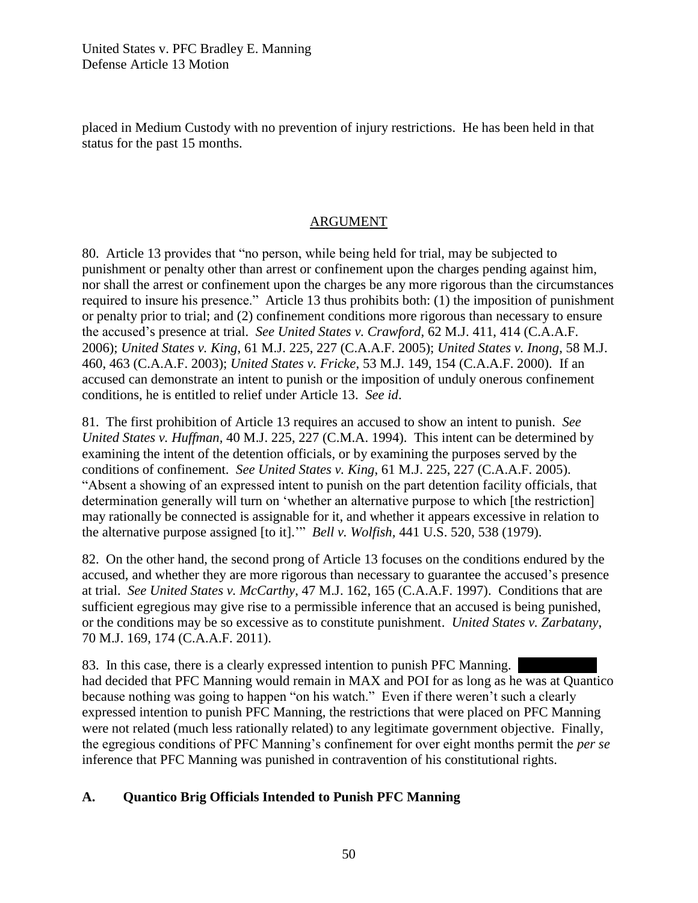placed in Medium Custody with no prevention of injury restrictions. He has been held in that status for the past 15 months.

## ARGUMENT

80. Article 13 provides that "no person, while being held for trial, may be subjected to punishment or penalty other than arrest or confinement upon the charges pending against him, nor shall the arrest or confinement upon the charges be any more rigorous than the circumstances required to insure his presence." Article 13 thus prohibits both: (1) the imposition of punishment or penalty prior to trial; and (2) confinement conditions more rigorous than necessary to ensure the accused's presence at trial. *See United States v. Crawford*, 62 M.J. 411, 414 (C.A.A.F. 2006); *United States v. King*, 61 M.J. 225, 227 (C.A.A.F. 2005); *United States v. Inong*, 58 M.J. 460, 463 (C.A.A.F. 2003); *United States v. Fricke*, 53 M.J. 149, 154 (C.A.A.F. 2000). If an accused can demonstrate an intent to punish or the imposition of unduly onerous confinement conditions, he is entitled to relief under Article 13. *See id*.

81. The first prohibition of Article 13 requires an accused to show an intent to punish. *See United States v. Huffman*, 40 M.J. 225, 227 (C.M.A. 1994). This intent can be determined by examining the intent of the detention officials, or by examining the purposes served by the conditions of confinement. *See United States v. King*, 61 M.J. 225, 227 (C.A.A.F. 2005). "Absent a showing of an expressed intent to punish on the part detention facility officials, that determination generally will turn on 'whether an alternative purpose to which [the restriction] may rationally be connected is assignable for it, and whether it appears excessive in relation to the alternative purpose assigned [to it].'" *Bell v. Wolfish*, 441 U.S. 520, 538 (1979).

82. On the other hand, the second prong of Article 13 focuses on the conditions endured by the accused, and whether they are more rigorous than necessary to guarantee the accused's presence at trial. *See United States v. McCarthy*, 47 M.J. 162, 165 (C.A.A.F. 1997). Conditions that are sufficient egregious may give rise to a permissible inference that an accused is being punished, or the conditions may be so excessive as to constitute punishment. *United States v. Zarbatany*, 70 M.J. 169, 174 (C.A.A.F. 2011).

83. In this case, there is a clearly expressed intention to punish PFC Manning. [REDACTED] had decided that PFC Manning would remain in MAX and POI for as long as he was at Quantico because nothing was going to happen "on his watch." Even if there weren't such a clearly expressed intention to punish PFC Manning, the restrictions that were placed on PFC Manning were not related (much less rationally related) to any legitimate government objective. Finally, the egregious conditions of PFC Manning's confinement for over eight months permit the *per se* inference that PFC Manning was punished in contravention of his constitutional rights.

### A. Quantico Brig Officials Intended to Punish PFC Manning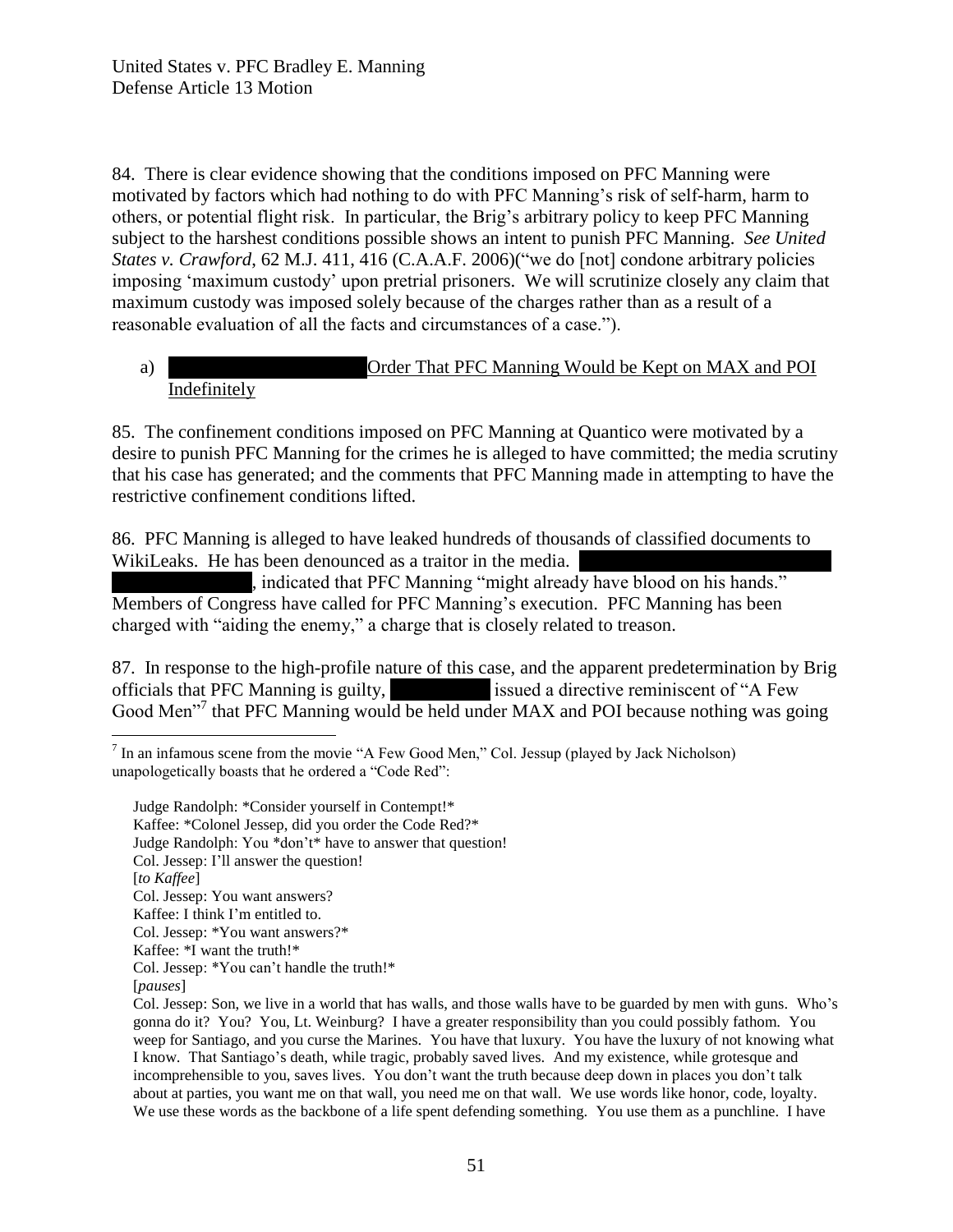84. There is clear evidence showing that the conditions imposed on PFC Manning were motivated by factors which had nothing to do with PFC Manning's risk of self-harm, harm to others, or potential flight risk. In particular, the Brig's arbitrary policy to keep PFC Manning subject to the harshest conditions possible shows an intent to punish PFC Manning. *See United States v. Crawford*, 62 M.J. 411, 416 (C.A.A.F. 2006)("we do [not] condone arbitrary policies imposing 'maximum custody' upon pretrial prisoners. We will scrutinize closely any claim that maximum custody was imposed solely because of the charges rather than as a result of a reasonable evaluation of all the facts and circumstances of a case.").

a) [REDACTED] Order That PFC Manning Would be Kept on MAX and POI Indefinitely

85. The confinement conditions imposed on PFC Manning at Quantico were motivated by a desire to punish PFC Manning for the crimes he is alleged to have committed; the media scrutiny that his case has generated; and the comments that PFC Manning made in attempting to have the restrictive confinement conditions lifted.

86. PFC Manning is alleged to have leaked hundreds of thousands of classified documents to WikiLeaks. He has been denounced as a traitor in the media. [REDACTED], indicated that PFC Manning "might already have blood on his hands." Members of Congress have called for PFC Manning's execution. PFC Manning has been charged with "aiding the enemy," a charge that is closely related to treason.

87. In response to the high-profile nature of this case, and the apparent predetermination by Brig officials that PFC Manning is guilty, [REDACTED] issued a directive reminiscent of "A Few Good Men"[7] that PFC Manning would be held under MAX and POI because nothing was going

---

[7] In an infamous scene from the movie "A Few Good Men," Col. Jessup (played by Jack Nicholson) unapologetically boasts that he ordered a "Code Red":

> Judge Randolph: *Consider yourself in Contempt!*
> Kaffee: *Colonel Jessep, did you order the Code Red?*
> Judge Randolph: You *don't* have to answer that question!
> Col. Jessep: I'll answer the question!
> [*to Kaffee*]
> Col. Jessep: You want answers?
> Kaffee: I think I'm entitled to.
> Col. Jessep: *You want answers?*
> Kaffee: *I want the truth!*
> Col. Jessep: *You can't handle the truth!*
> [*pauses*]
> Col. Jessep: Son, we live in a world that has walls, and those walls have to be guarded by men with guns. Who's gonna do it? You? You, Lt. Weinburg? I have a greater responsibility than you could possibly fathom. You weep for Santiago, and you curse the Marines. You have that luxury. You have the luxury of not knowing what I know. That Santiago's death, while tragic, probably saved lives. And my existence, while grotesque and incomprehensible to you, saves lives. You don't want the truth because deep down in places you don't talk about at parties, you want me on that wall, you need me on that wall. We use words like honor, code, loyalty. We use these words as the backbone of a life spent defending something. You use them as a punchline. I have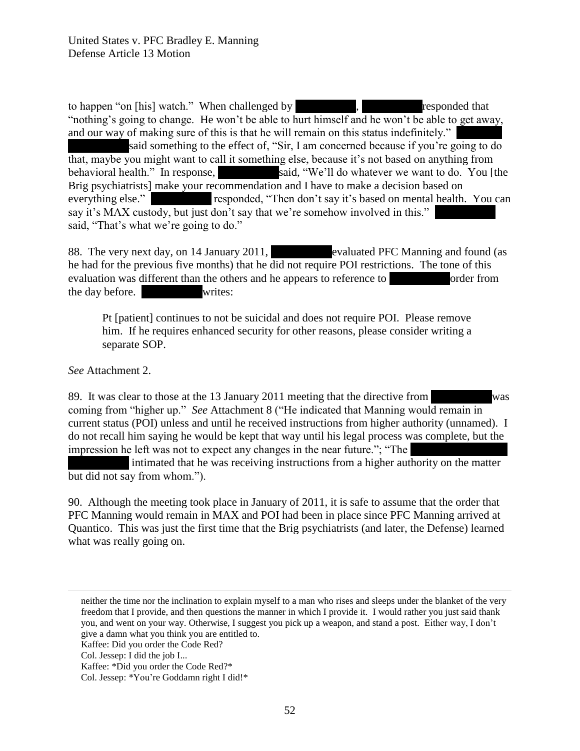to happen "on [his] watch." When challenged by [REDACTED], [REDACTED] responded that "nothing's going to change. He won't be able to hurt himself and he won't be able to get away, and our way of making sure of this is that he will remain on this status indefinitely." [REDACTED] said something to the effect of, "Sir, I am concerned because if you're going to do that, maybe you might want to call it something else, because it's not based on anything from behavioral health." In response, [REDACTED] said, "We'll do whatever we want to do. You [the Brig psychiatrists] make your recommendation and I have to make a decision based on everything else." [REDACTED] responded, "Then don't say it's based on mental health. You can say it's MAX custody, but just don't say that we're somehow involved in this." [REDACTED] said, "That's what we're going to do."

88. The very next day, on 14 January 2011, [REDACTED] evaluated PFC Manning and found (as he had for the previous five months) that he did not require POI restrictions. The tone of this evaluation was different than the others and he appears to reference to [REDACTED] order from the day before. [REDACTED] writes:

> Pt [patient] continues to not be suicidal and does not require POI. Please remove him. If he requires enhanced security for other reasons, please consider writing a separate SOP.

*See* Attachment 2.

89. It was clear to those at the 13 January 2011 meeting that the directive from [REDACTED] was coming from "higher up." *See* Attachment 8 ("He indicated that Manning would remain in current status (POI) unless and until he received instructions from higher authority (unnamed). I do not recall him saying he would be kept that way until his legal process was complete, but the impression he left was not to expect any changes in the near future."; "The [REDACTED] intimated that he was receiving instructions from a higher authority on the matter but did not say from whom.").

90. Although the meeting took place in January of 2011, it is safe to assume that the order that PFC Manning would remain in MAX and POI had been in place since PFC Manning arrived at Quantico. This was just the first time that the Brig psychiatrists (and later, the Defense) learned what was really going on.

---

neither the time nor the inclination to explain myself to a man who rises and sleeps under the blanket of the very freedom that I provide, and then questions the manner in which I provide it. I would rather you just said thank you, and went on your way. Otherwise, I suggest you pick up a weapon, and stand a post. Either way, I don't give a damn what you think you are entitled to.
Kaffee: Did you order the Code Red?
Col. Jessep: I did the job I...
Kaffee: *Did you order the Code Red?*
Col. Jessep: *You're Goddamn right I did!*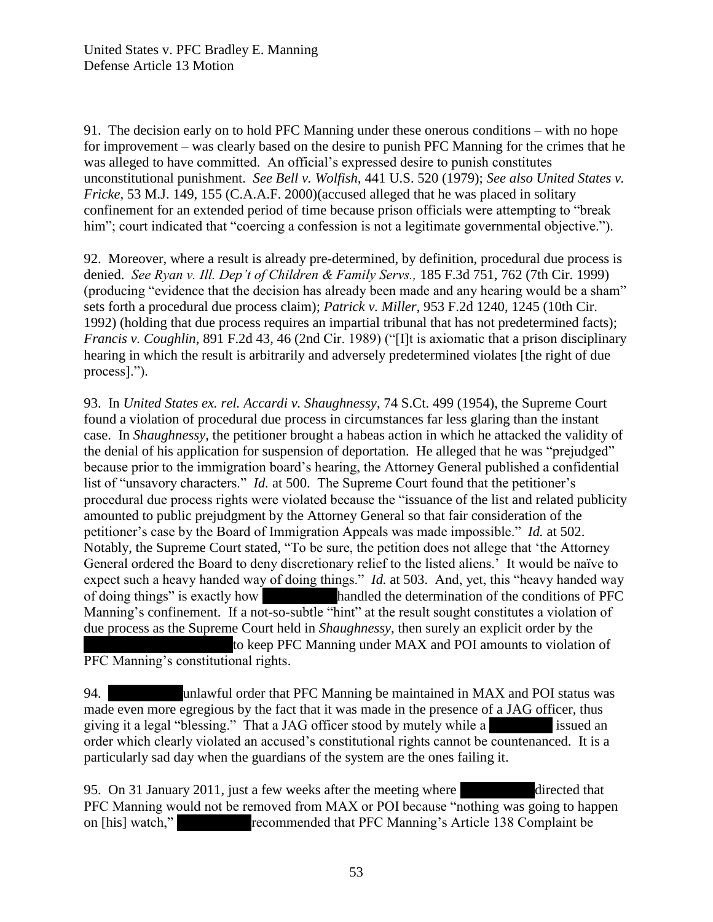91. The decision early on to hold PFC Manning under these onerous conditions – with no hope for improvement – was clearly based on the desire to punish PFC Manning for the crimes that he was alleged to have committed. An official's expressed desire to punish constitutes unconstitutional punishment. *See Bell v. Wolfish,* 441 U.S. 520 (1979); *See also United States v. Fricke,* 53 M.J. 149, 155 (C.A.A.F. 2000)(accused alleged that he was placed in solitary confinement for an extended period of time because prison officials were attempting to "break him"; court indicated that "coercing a confession is not a legitimate governmental objective.").

92. Moreover, where a result is already pre-determined, by definition, procedural due process is denied. *See Ryan v. Ill. Dep't of Children & Family Servs.,* 185 F.3d 751, 762 (7th Cir. 1999) (producing "evidence that the decision has already been made and any hearing would be a sham" sets forth a procedural due process claim); *Patrick v. Miller*, 953 F.2d 1240, 1245 (10th Cir. 1992) (holding that due process requires an impartial tribunal that has not predetermined facts); *Francis v. Coughlin,* 891 F.2d 43, 46 (2nd Cir. 1989) ("[I]t is axiomatic that a prison disciplinary hearing in which the result is arbitrarily and adversely predetermined violates [the right of due process].").

93. In *United States ex. rel. Accardi v. Shaughnessy*, 74 S.Ct. 499 (1954), the Supreme Court found a violation of procedural due process in circumstances far less glaring than the instant case. In *Shaughnessy*, the petitioner brought a habeas action in which he attacked the validity of the denial of his application for suspension of deportation. He alleged that he was "prejudged" because prior to the immigration board's hearing, the Attorney General published a confidential list of "unsavory characters." *Id.* at 500. The Supreme Court found that the petitioner's procedural due process rights were violated because the "issuance of the list and related publicity amounted to public prejudgment by the Attorney General so that fair consideration of the petitioner's case by the Board of Immigration Appeals was made impossible." *Id.* at 502. Notably, the Supreme Court stated, "To be sure, the petition does not allege that 'the Attorney General ordered the Board to deny discretionary relief to the listed aliens.' It would be naïve to expect such a heavy handed way of doing things." *Id.* at 503. And, yet, this "heavy handed way of doing things" is exactly how [REDACTED] handled the determination of the conditions of PFC Manning's confinement. If a not-so-subtle "hint" at the result sought constitutes a violation of due process as the Supreme Court held in *Shaughnessy*, then surely an explicit order by the [REDACTED] to keep PFC Manning under MAX and POI amounts to violation of PFC Manning's constitutional rights.

94. [REDACTED] unlawful order that PFC Manning be maintained in MAX and POI status was made even more egregious by the fact that it was made in the presence of a JAG officer, thus giving it a legal "blessing." That a JAG officer stood by mutely while a [REDACTED] issued an order which clearly violated an accused's constitutional rights cannot be countenanced. It is a particularly sad day when the guardians of the system are the ones failing it.

95. On 31 January 2011, just a few weeks after the meeting where [REDACTED] directed that PFC Manning would not be removed from MAX or POI because "nothing was going to happen on [his] watch," [REDACTED] recommended that PFC Manning's Article 138 Complaint be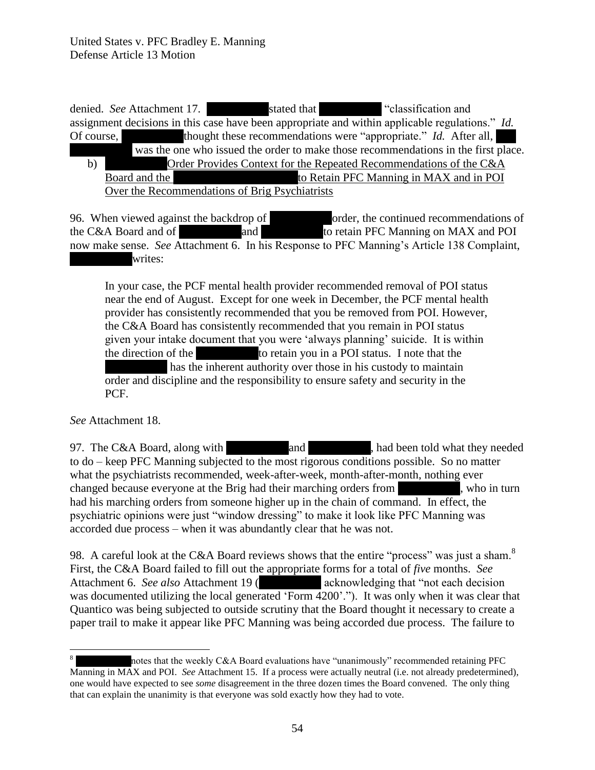denied. *See* Attachment 17. [REDACTED] stated that [REDACTED] "classification and assignment decisions in this case have been appropriate and within applicable regulations." *Id.* Of course, [REDACTED] thought these recommendations were "appropriate." *Id.* After all, [REDACTED] was the one who issued the order to make those recommendations in the first place.

b) [REDACTED] Order Provides Context for the Repeated Recommendations of the C&A Board and the [REDACTED] to Retain PFC Manning in MAX and in POI Over the Recommendations of Brig Psychiatrists

96. When viewed against the backdrop of [REDACTED] order, the continued recommendations of the C&A Board and of [REDACTED] and [REDACTED] to retain PFC Manning on MAX and POI now make sense. *See* Attachment 6. In his Response to PFC Manning's Article 138 Complaint, [REDACTED] writes:

> In your case, the PCF mental health provider recommended removal of POI status near the end of August. Except for one week in December, the PCF mental health provider has consistently recommended that you be removed from POI. However, the C&A Board has consistently recommended that you remain in POI status given your intake document that you were 'always planning' suicide. It is within the direction of the [REDACTED] to retain you in a POI status. I note that the [REDACTED] has the inherent authority over those in his custody to maintain order and discipline and the responsibility to ensure safety and security in the PCF.

*See* Attachment 18.

97. The C&A Board, along with [REDACTED] and [REDACTED], had been told what they needed to do – keep PFC Manning subjected to the most rigorous conditions possible. So no matter what the psychiatrists recommended, week-after-week, month-after-month, nothing ever changed because everyone at the Brig had their marching orders from [REDACTED], who in turn had his marching orders from someone higher up in the chain of command. In effect, the psychiatric opinions were just "window dressing" to make it look like PFC Manning was accorded due process – when it was abundantly clear that he was not.

98. A careful look at the C&A Board reviews shows that the entire "process" was just a sham.[8] First, the C&A Board failed to fill out the appropriate forms for a total of *five* months. *See* Attachment 6. *See also* Attachment 19 ([REDACTED] acknowledging that "not each decision was documented utilizing the local generated 'Form 4200'."). It was only when it was clear that Quantico was being subjected to outside scrutiny that the Board thought it necessary to create a paper trail to make it appear like PFC Manning was being accorded due process. The failure to

[8] [REDACTED] notes that the weekly C&A Board evaluations have "unanimously" recommended retaining PFC Manning in MAX and POI. *See* Attachment 15. If a process were actually neutral (i.e. not already predetermined), one would have expected to see *some* disagreement in the three dozen times the Board convened. The only thing that can explain the unanimity is that everyone was sold exactly how they had to vote.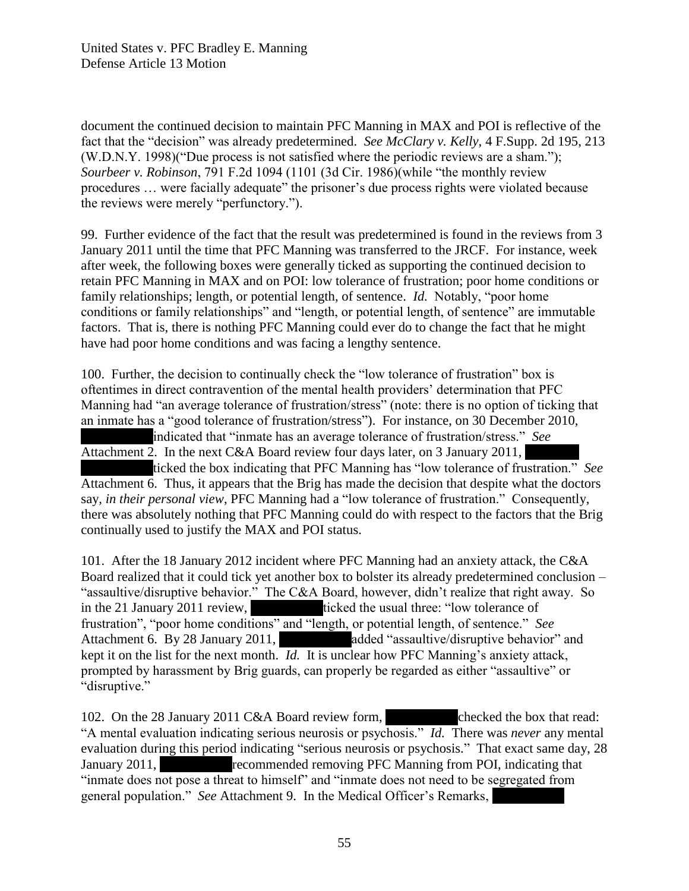document the continued decision to maintain PFC Manning in MAX and POI is reflective of the fact that the "decision" was already predetermined. *See McClary v. Kelly*, 4 F.Supp. 2d 195, 213 (W.D.N.Y. 1998)("Due process is not satisfied where the periodic reviews are a sham."); *Sourbeer v. Robinson*, 791 F.2d 1094 (1101 (3d Cir. 1986)(while "the monthly review procedures … were facially adequate" the prisoner's due process rights were violated because the reviews were merely "perfunctory.").

99. Further evidence of the fact that the result was predetermined is found in the reviews from 3 January 2011 until the time that PFC Manning was transferred to the JRCF. For instance, week after week, the following boxes were generally ticked as supporting the continued decision to retain PFC Manning in MAX and on POI: low tolerance of frustration; poor home conditions or family relationships; length, or potential length, of sentence. *Id.* Notably, "poor home conditions or family relationships" and "length, or potential length, of sentence" are immutable factors. That is, there is nothing PFC Manning could ever do to change the fact that he might have had poor home conditions and was facing a lengthy sentence.

100. Further, the decision to continually check the "low tolerance of frustration" box is oftentimes in direct contravention of the mental health providers' determination that PFC Manning had "an average tolerance of frustration/stress" (note: there is no option of ticking that an inmate has a "good tolerance of frustration/stress"). For instance, on 30 December 2010, ██████ indicated that "inmate has an average tolerance of frustration/stress." *See* Attachment 2. In the next C&A Board review four days later, on 3 January 2011, ██████ ticked the box indicating that PFC Manning has "low tolerance of frustration." *See* Attachment 6. Thus, it appears that the Brig has made the decision that despite what the doctors say, *in their personal view*, PFC Manning had a "low tolerance of frustration." Consequently, there was absolutely nothing that PFC Manning could do with respect to the factors that the Brig continually used to justify the MAX and POI status.

101. After the 18 January 2012 incident where PFC Manning had an anxiety attack, the C&A Board realized that it could tick yet another box to bolster its already predetermined conclusion – "assaultive/disruptive behavior." The C&A Board, however, didn't realize that right away. So in the 21 January 2011 review, ██████ ticked the usual three: "low tolerance of frustration", "poor home conditions" and "length, or potential length, of sentence." *See* Attachment 6. By 28 January 2011, ██████ added "assaultive/disruptive behavior" and kept it on the list for the next month. *Id.* It is unclear how PFC Manning's anxiety attack, prompted by harassment by Brig guards, can properly be regarded as either "assaultive" or "disruptive."

102. On the 28 January 2011 C&A Board review form, ██████ checked the box that read: "A mental evaluation indicating serious neurosis or psychosis." *Id.* There was *never* any mental evaluation during this period indicating "serious neurosis or psychosis." That exact same day, 28 January 2011, ██████ recommended removing PFC Manning from POI, indicating that "inmate does not pose a threat to himself" and "inmate does not need to be segregated from general population." *See* Attachment 9. In the Medical Officer's Remarks, ██████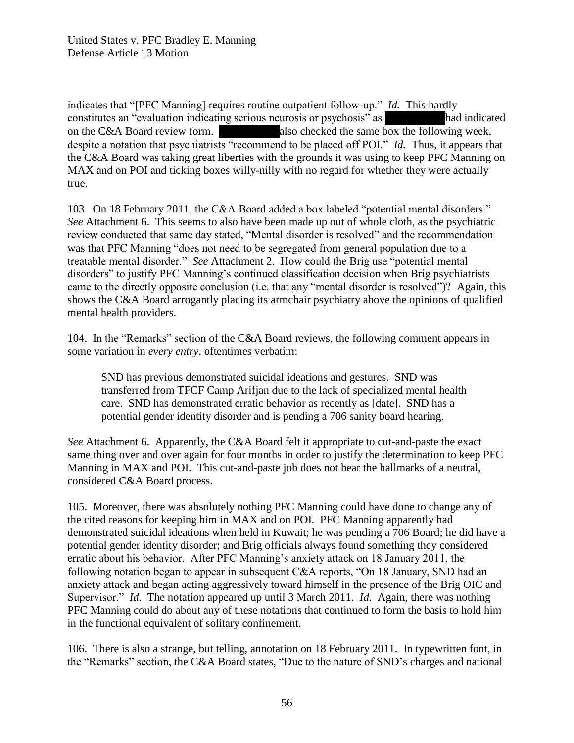indicates that "[PFC Manning] requires routine outpatient follow-up." *Id.* This hardly constitutes an "evaluation indicating serious neurosis or psychosis" as ██████████ had indicated on the C&A Board review form. ██████████ also checked the same box the following week, despite a notation that psychiatrists "recommend to be placed off POI." *Id.* Thus, it appears that the C&A Board was taking great liberties with the grounds it was using to keep PFC Manning on MAX and on POI and ticking boxes willy-nilly with no regard for whether they were actually true.

103. On 18 February 2011, the C&A Board added a box labeled "potential mental disorders." *See* Attachment 6. This seems to also have been made up out of whole cloth, as the psychiatric review conducted that same day stated, "Mental disorder is resolved" and the recommendation was that PFC Manning "does not need to be segregated from general population due to a treatable mental disorder." *See* Attachment 2. How could the Brig use "potential mental disorders" to justify PFC Manning's continued classification decision when Brig psychiatrists came to the directly opposite conclusion (i.e. that any "mental disorder is resolved")? Again, this shows the C&A Board arrogantly placing its armchair psychiatry above the opinions of qualified mental health providers.

104. In the "Remarks" section of the C&A Board reviews, the following comment appears in some variation in *every entry*, oftentimes verbatim:

> SND has previous demonstrated suicidal ideations and gestures. SND was transferred from TFCF Camp Arifjan due to the lack of specialized mental health care. SND has demonstrated erratic behavior as recently as [date]. SND has a potential gender identity disorder and is pending a 706 sanity board hearing.

*See* Attachment 6. Apparently, the C&A Board felt it appropriate to cut-and-paste the exact same thing over and over again for four months in order to justify the determination to keep PFC Manning in MAX and POI. This cut-and-paste job does not bear the hallmarks of a neutral, considered C&A Board process.

105. Moreover, there was absolutely nothing PFC Manning could have done to change any of the cited reasons for keeping him in MAX and on POI. PFC Manning apparently had demonstrated suicidal ideations when held in Kuwait; he was pending a 706 Board; he did have a potential gender identity disorder; and Brig officials always found something they considered erratic about his behavior. After PFC Manning's anxiety attack on 18 January 2011, the following notation began to appear in subsequent C&A reports, "On 18 January, SND had an anxiety attack and began acting aggressively toward himself in the presence of the Brig OIC and Supervisor." *Id.* The notation appeared up until 3 March 2011. *Id.* Again, there was nothing PFC Manning could do about any of these notations that continued to form the basis to hold him in the functional equivalent of solitary confinement.

106. There is also a strange, but telling, annotation on 18 February 2011. In typewritten font, in the "Remarks" section, the C&A Board states, "Due to the nature of SND's charges and national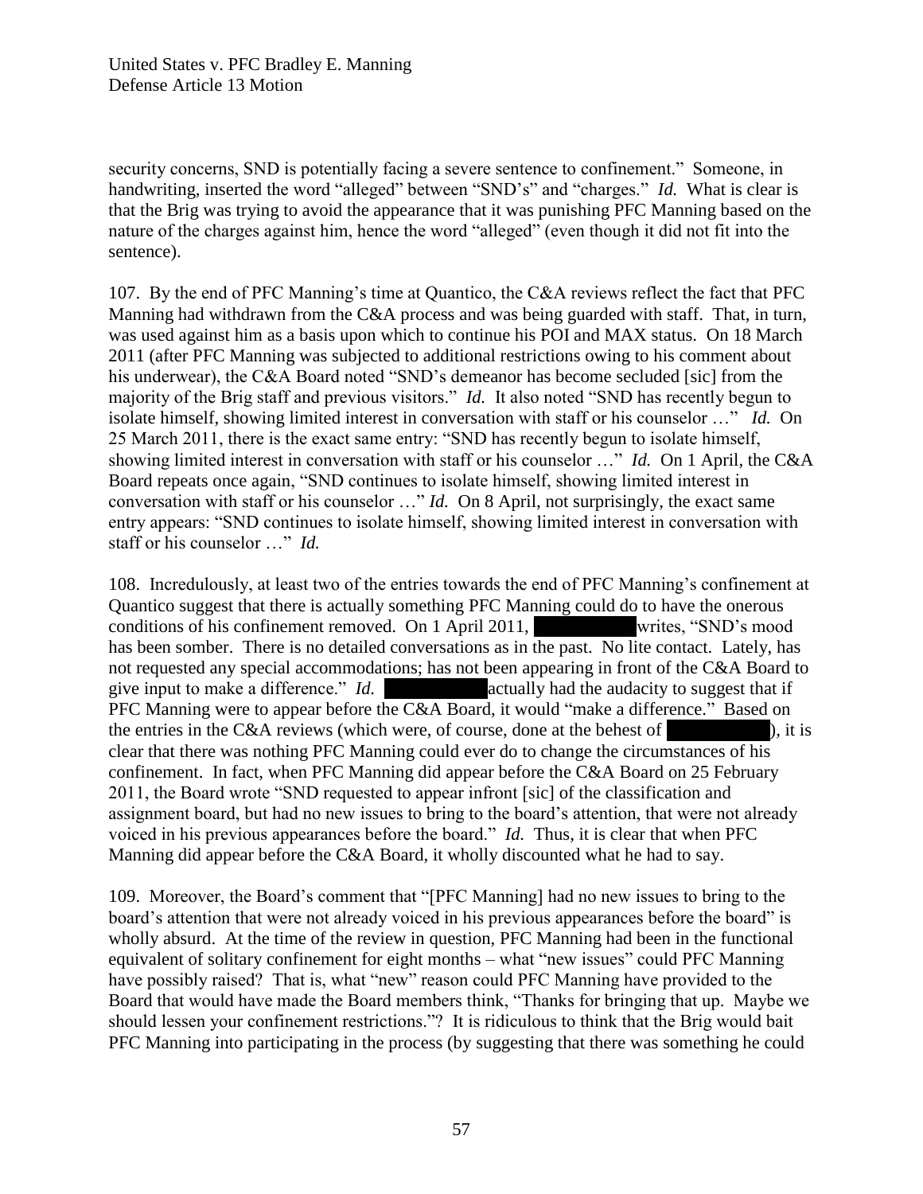security concerns, SND is potentially facing a severe sentence to confinement." Someone, in handwriting, inserted the word "alleged" between "SND's" and "charges." *Id.* What is clear is that the Brig was trying to avoid the appearance that it was punishing PFC Manning based on the nature of the charges against him, hence the word "alleged" (even though it did not fit into the sentence).

107. By the end of PFC Manning's time at Quantico, the C&A reviews reflect the fact that PFC Manning had withdrawn from the C&A process and was being guarded with staff. That, in turn, was used against him as a basis upon which to continue his POI and MAX status. On 18 March 2011 (after PFC Manning was subjected to additional restrictions owing to his comment about his underwear), the C&A Board noted "SND's demeanor has become secluded [sic] from the majority of the Brig staff and previous visitors." *Id.* It also noted "SND has recently begun to isolate himself, showing limited interest in conversation with staff or his counselor …" *Id.* On 25 March 2011, there is the exact same entry: "SND has recently begun to isolate himself, showing limited interest in conversation with staff or his counselor …" *Id.* On 1 April, the C&A Board repeats once again, "SND continues to isolate himself, showing limited interest in conversation with staff or his counselor …" *Id.* On 8 April, not surprisingly, the exact same entry appears: "SND continues to isolate himself, showing limited interest in conversation with staff or his counselor …" *Id.*

108. Incredulously, at least two of the entries towards the end of PFC Manning's confinement at Quantico suggest that there is actually something PFC Manning could do to have the onerous conditions of his confinement removed. On 1 April 2011, [REDACTED] writes, "SND's mood has been somber. There is no detailed conversations as in the past. No lite contact. Lately, has not requested any special accommodations; has not been appearing in front of the C&A Board to give input to make a difference." *Id.* [REDACTED] actually had the audacity to suggest that if PFC Manning were to appear before the C&A Board, it would "make a difference." Based on the entries in the C&A reviews (which were, of course, done at the behest of [REDACTED]), it is clear that there was nothing PFC Manning could ever do to change the circumstances of his confinement. In fact, when PFC Manning did appear before the C&A Board on 25 February 2011, the Board wrote "SND requested to appear infront [sic] of the classification and assignment board, but had no new issues to bring to the board's attention, that were not already voiced in his previous appearances before the board." *Id.* Thus, it is clear that when PFC Manning did appear before the C&A Board, it wholly discounted what he had to say.

109. Moreover, the Board's comment that "[PFC Manning] had no new issues to bring to the board's attention that were not already voiced in his previous appearances before the board" is wholly absurd. At the time of the review in question, PFC Manning had been in the functional equivalent of solitary confinement for eight months – what "new issues" could PFC Manning have possibly raised? That is, what "new" reason could PFC Manning have provided to the Board that would have made the Board members think, "Thanks for bringing that up. Maybe we should lessen your confinement restrictions."? It is ridiculous to think that the Brig would bait PFC Manning into participating in the process (by suggesting that there was something he could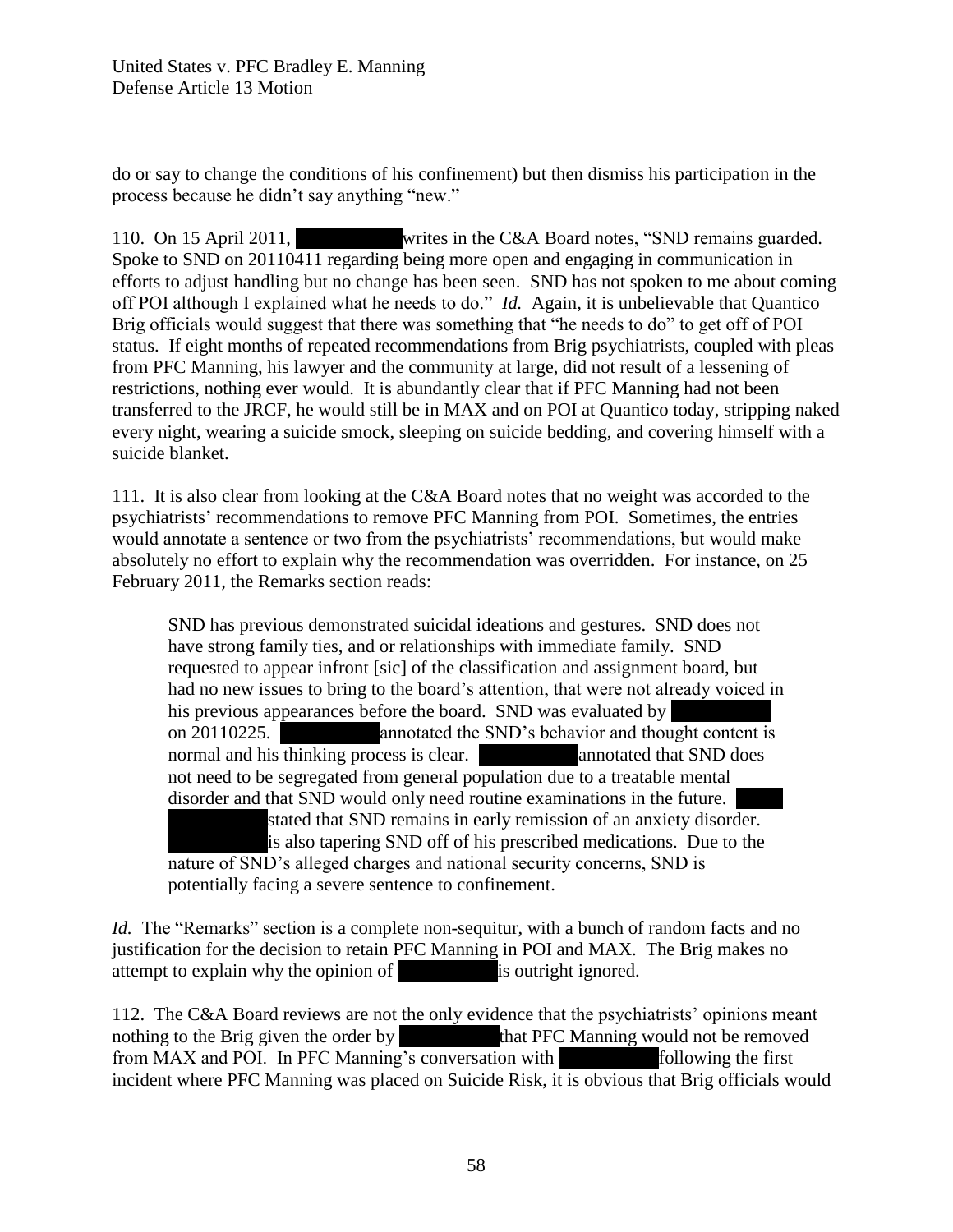do or say to change the conditions of his confinement) but then dismiss his participation in the process because he didn't say anything "new."

110. On 15 April 2011, [redacted] writes in the C&A Board notes, "SND remains guarded. Spoke to SND on 20110411 regarding being more open and engaging in communication in efforts to adjust handling but no change has been seen. SND has not spoken to me about coming off POI although I explained what he needs to do." *Id.* Again, it is unbelievable that Quantico Brig officials would suggest that there was something that "he needs to do" to get off of POI status. If eight months of repeated recommendations from Brig psychiatrists, coupled with pleas from PFC Manning, his lawyer and the community at large, did not result of a lessening of restrictions, nothing ever would. It is abundantly clear that if PFC Manning had not been transferred to the JRCF, he would still be in MAX and on POI at Quantico today, stripping naked every night, wearing a suicide smock, sleeping on suicide bedding, and covering himself with a suicide blanket.

111. It is also clear from looking at the C&A Board notes that no weight was accorded to the psychiatrists' recommendations to remove PFC Manning from POI. Sometimes, the entries would annotate a sentence or two from the psychiatrists' recommendations, but would make absolutely no effort to explain why the recommendation was overridden. For instance, on 25 February 2011, the Remarks section reads:

> SND has previous demonstrated suicidal ideations and gestures. SND does not have strong family ties, and or relationships with immediate family. SND requested to appear infront [sic] of the classification and assignment board, but had no new issues to bring to the board's attention, that were not already voiced in his previous appearances before the board. SND was evaluated by [redacted] on 20110225. [redacted] annotated the SND's behavior and thought content is normal and his thinking process is clear. [redacted] annotated that SND does not need to be segregated from general population due to a treatable mental disorder and that SND would only need routine examinations in the future. [redacted] stated that SND remains in early remission of an anxiety disorder. [redacted] is also tapering SND off of his prescribed medications. Due to the nature of SND's alleged charges and national security concerns, SND is potentially facing a severe sentence to confinement.

*Id.* The "Remarks" section is a complete non-sequitur, with a bunch of random facts and no justification for the decision to retain PFC Manning in POI and MAX. The Brig makes no attempt to explain why the opinion of [redacted] is outright ignored.

112. The C&A Board reviews are not the only evidence that the psychiatrists' opinions meant nothing to the Brig given the order by [redacted] that PFC Manning would not be removed from MAX and POI. In PFC Manning's conversation with [redacted] following the first incident where PFC Manning was placed on Suicide Risk, it is obvious that Brig officials would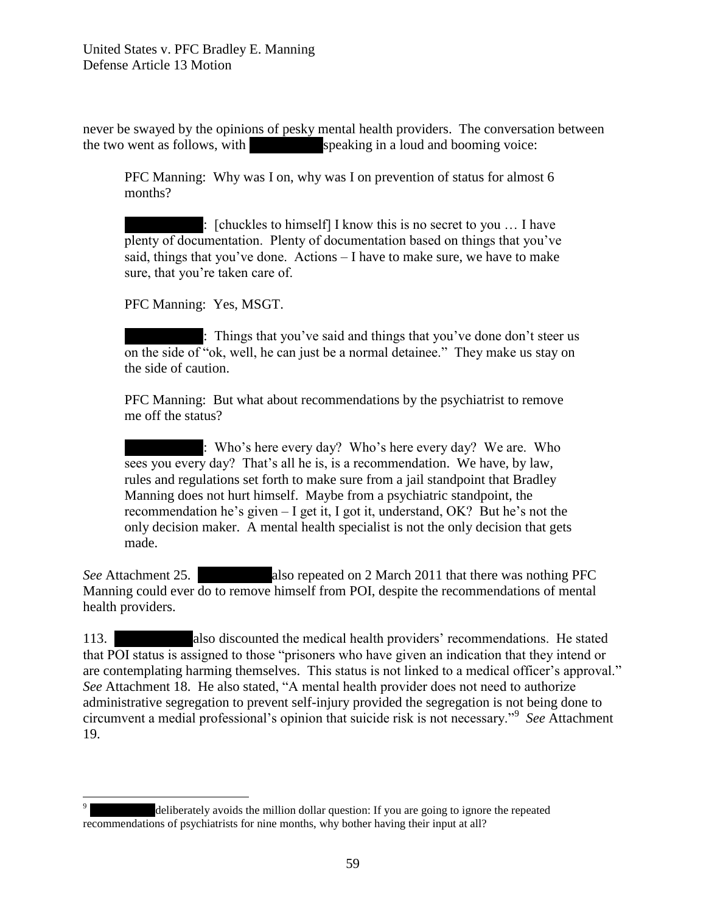never be swayed by the opinions of pesky mental health providers. The conversation between the two went as follows, with [REDACTED] speaking in a loud and booming voice:

> PFC Manning: Why was I on, why was I on prevention of status for almost 6 months?
>
> [REDACTED]: [chuckles to himself] I know this is no secret to you … I have plenty of documentation. Plenty of documentation based on things that you've said, things that you've done. Actions – I have to make sure, we have to make sure, that you're taken care of.
>
> PFC Manning: Yes, MSGT.
>
> [REDACTED]: Things that you've said and things that you've done don't steer us on the side of "ok, well, he can just be a normal detainee." They make us stay on the side of caution.
>
> PFC Manning: But what about recommendations by the psychiatrist to remove me off the status?
>
> [REDACTED]: Who's here every day? Who's here every day? We are. Who sees you every day? That's all he is, is a recommendation. We have, by law, rules and regulations set forth to make sure from a jail standpoint that Bradley Manning does not hurt himself. Maybe from a psychiatric standpoint, the recommendation he's given – I get it, I got it, understand, OK? But he's not the only decision maker. A mental health specialist is not the only decision that gets made.

*See* Attachment 25. [REDACTED] also repeated on 2 March 2011 that there was nothing PFC Manning could ever do to remove himself from POI, despite the recommendations of mental health providers.

113. [REDACTED] also discounted the medical health providers' recommendations. He stated that POI status is assigned to those "prisoners who have given an indication that they intend or are contemplating harming themselves. This status is not linked to a medical officer's approval." *See* Attachment 18. He also stated, "A mental health provider does not need to authorize administrative segregation to prevent self-injury provided the segregation is not being done to circumvent a medial professional's opinion that suicide risk is not necessary."[9] *See* Attachment 19.

---

[9] [REDACTED] deliberately avoids the million dollar question: If you are going to ignore the repeated recommendations of psychiatrists for nine months, why bother having their input at all?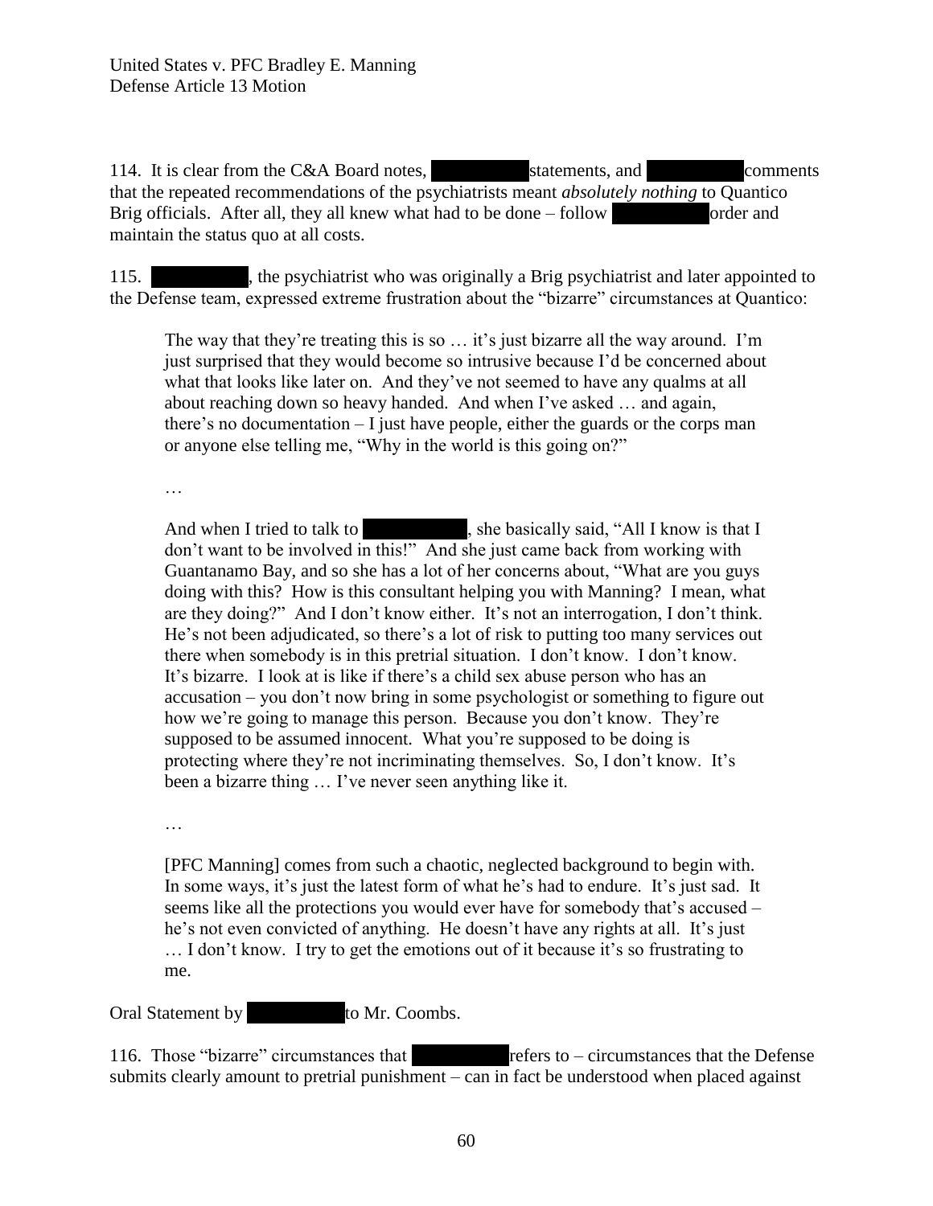114. It is clear from the C&A Board notes, [REDACTED] statements, and [REDACTED] comments that the repeated recommendations of the psychiatrists meant *absolutely nothing* to Quantico Brig officials. After all, they all knew what had to be done – follow [REDACTED] order and maintain the status quo at all costs.

115. [REDACTED], the psychiatrist who was originally a Brig psychiatrist and later appointed to the Defense team, expressed extreme frustration about the "bizarre" circumstances at Quantico:

> The way that they're treating this is so … it's just bizarre all the way around. I'm just surprised that they would become so intrusive because I'd be concerned about what that looks like later on. And they've not seemed to have any qualms at all about reaching down so heavy handed. And when I've asked … and again, there's no documentation – I just have people, either the guards or the corps man or anyone else telling me, "Why in the world is this going on?"
>
> …
>
> And when I tried to talk to [REDACTED], she basically said, "All I know is that I don't want to be involved in this!" And she just came back from working with Guantanamo Bay, and so she has a lot of her concerns about, "What are you guys doing with this? How is this consultant helping you with Manning? I mean, what are they doing?" And I don't know either. It's not an interrogation, I don't think. He's not been adjudicated, so there's a lot of risk to putting too many services out there when somebody is in this pretrial situation. I don't know. I don't know. It's bizarre. I look at is like if there's a child sex abuse person who has an accusation – you don't now bring in some psychologist or something to figure out how we're going to manage this person. Because you don't know. They're supposed to be assumed innocent. What you're supposed to be doing is protecting where they're not incriminating themselves. So, I don't know. It's been a bizarre thing … I've never seen anything like it.
>
> …
>
> [PFC Manning] comes from such a chaotic, neglected background to begin with. In some ways, it's just the latest form of what he's had to endure. It's just sad. It seems like all the protections you would ever have for somebody that's accused – he's not even convicted of anything. He doesn't have any rights at all. It's just … I don't know. I try to get the emotions out of it because it's so frustrating to me.

Oral Statement by [REDACTED] to Mr. Coombs.

116. Those "bizarre" circumstances that [REDACTED] refers to – circumstances that the Defense submits clearly amount to pretrial punishment – can in fact be understood when placed against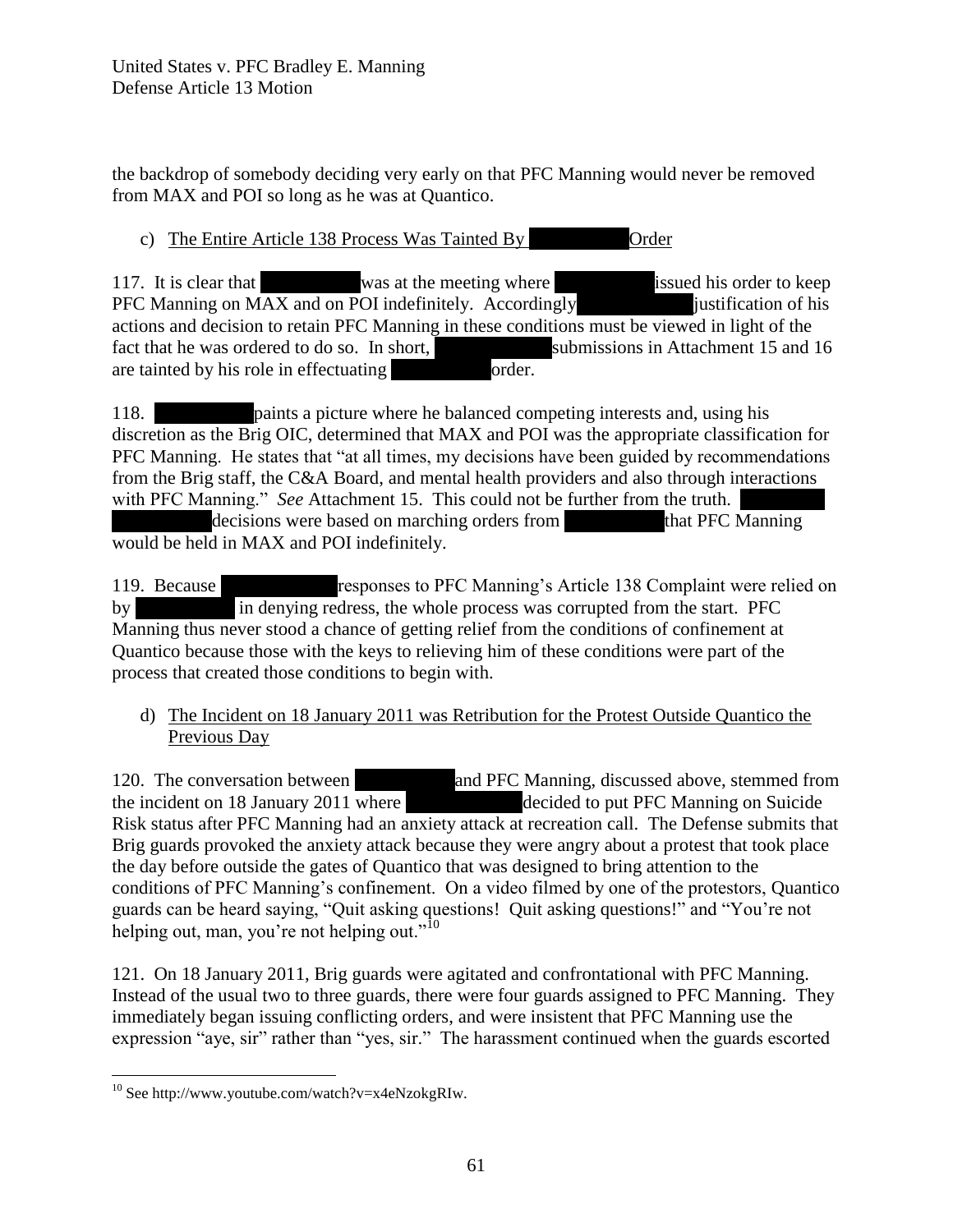the backdrop of somebody deciding very early on that PFC Manning would never be removed from MAX and POI so long as he was at Quantico.

c) The Entire Article 138 Process Was Tainted By [REDACTED] Order

117. It is clear that [REDACTED] was at the meeting where [REDACTED] issued his order to keep PFC Manning on MAX and on POI indefinitely. Accordingly [REDACTED] justification of his actions and decision to retain PFC Manning in these conditions must be viewed in light of the fact that he was ordered to do so. In short, [REDACTED] submissions in Attachment 15 and 16 are tainted by his role in effectuating [REDACTED] order.

118. [REDACTED] paints a picture where he balanced competing interests and, using his discretion as the Brig OIC, determined that MAX and POI was the appropriate classification for PFC Manning. He states that "at all times, my decisions have been guided by recommendations from the Brig staff, the C&A Board, and mental health providers and also through interactions with PFC Manning." *See* Attachment 15. This could not be further from the truth. [REDACTED] decisions were based on marching orders from [REDACTED] that PFC Manning would be held in MAX and POI indefinitely.

119. Because [REDACTED] responses to PFC Manning's Article 138 Complaint were relied on by [REDACTED] in denying redress, the whole process was corrupted from the start. PFC Manning thus never stood a chance of getting relief from the conditions of confinement at Quantico because those with the keys to relieving him of these conditions were part of the process that created those conditions to begin with.

d) The Incident on 18 January 2011 was Retribution for the Protest Outside Quantico the Previous Day

120. The conversation between [REDACTED] and PFC Manning, discussed above, stemmed from the incident on 18 January 2011 where [REDACTED] decided to put PFC Manning on Suicide Risk status after PFC Manning had an anxiety attack at recreation call. The Defense submits that Brig guards provoked the anxiety attack because they were angry about a protest that took place the day before outside the gates of Quantico that was designed to bring attention to the conditions of PFC Manning's confinement. On a video filmed by one of the protestors, Quantico guards can be heard saying, "Quit asking questions! Quit asking questions!" and "You're not helping out, man, you're not helping out."[10]

121. On 18 January 2011, Brig guards were agitated and confrontational with PFC Manning. Instead of the usual two to three guards, there were four guards assigned to PFC Manning. They immediately began issuing conflicting orders, and were insistent that PFC Manning use the expression "aye, sir" rather than "yes, sir." The harassment continued when the guards escorted

---

[10] See http://www.youtube.com/watch?v=x4eNzokgRIw.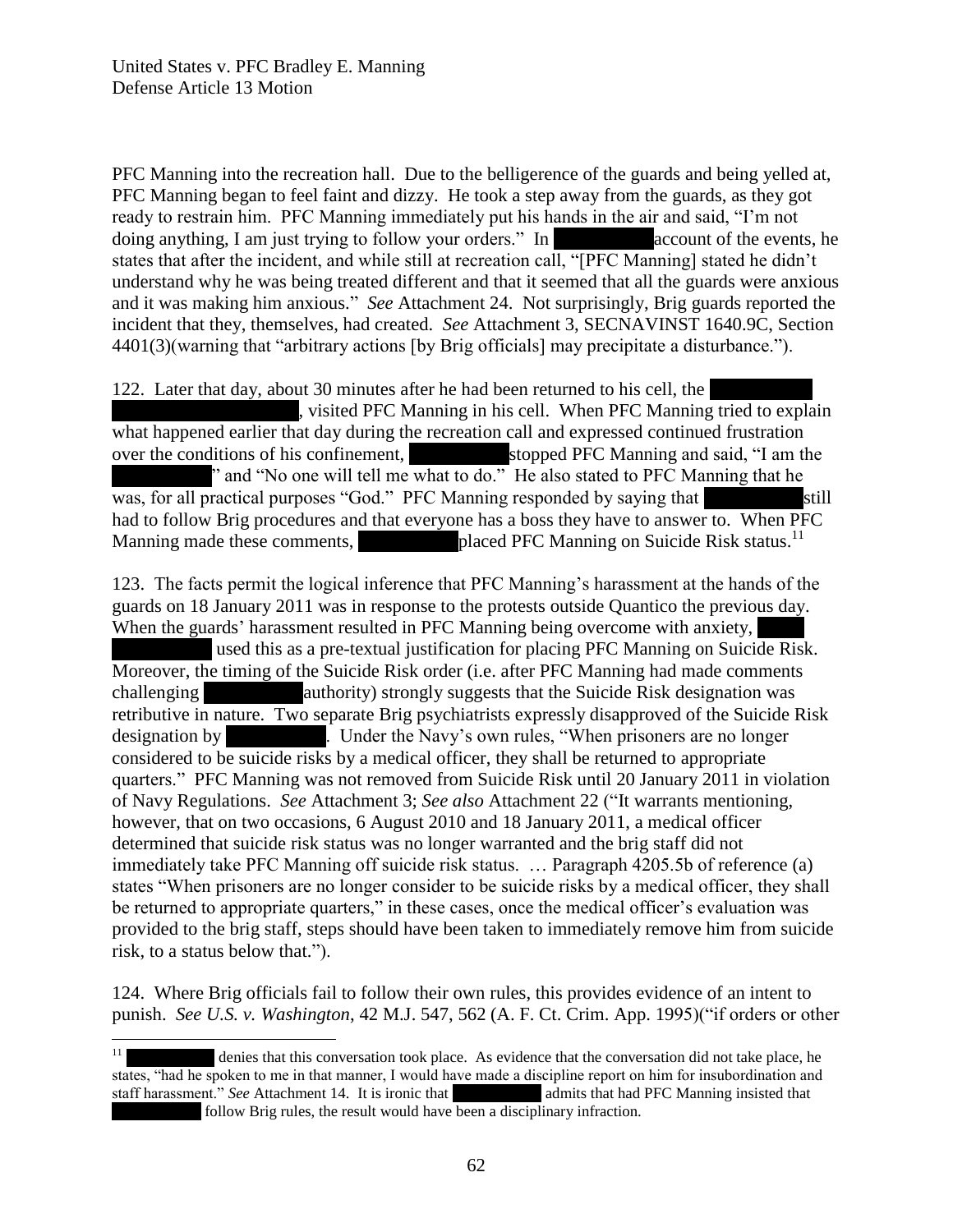PFC Manning into the recreation hall. Due to the belligerence of the guards and being yelled at, PFC Manning began to feel faint and dizzy. He took a step away from the guards, as they got ready to restrain him. PFC Manning immediately put his hands in the air and said, "I'm not doing anything, I am just trying to follow your orders." In ██████████ account of the events, he states that after the incident, and while still at recreation call, "[PFC Manning] stated he didn't understand why he was being treated different and that it seemed that all the guards were anxious and it was making him anxious." *See* Attachment 24. Not surprisingly, Brig guards reported the incident that they, themselves, had created. *See* Attachment 3, SECNAVINST 1640.9C, Section 4401(3)(warning that "arbitrary actions [by Brig officials] may precipitate a disturbance.").

122. Later that day, about 30 minutes after he had been returned to his cell, the ██████████ ████████████████████, visited PFC Manning in his cell. When PFC Manning tried to explain what happened earlier that day during the recreation call and expressed continued frustration over the conditions of his confinement, ██████████ stopped PFC Manning and said, "I am the ██████████" and "No one will tell me what to do." He also stated to PFC Manning that he was, for all practical purposes "God." PFC Manning responded by saying that ██████████ still had to follow Brig procedures and that everyone has a boss they have to answer to. When PFC Manning made these comments, ██████████ placed PFC Manning on Suicide Risk status.[11]

123. The facts permit the logical inference that PFC Manning's harassment at the hands of the guards on 18 January 2011 was in response to the protests outside Quantico the previous day. When the guards' harassment resulted in PFC Manning being overcome with anxiety, ██████ ██████████ used this as a pre-textual justification for placing PFC Manning on Suicide Risk. Moreover, the timing of the Suicide Risk order (i.e. after PFC Manning had made comments challenging ██████████ authority) strongly suggests that the Suicide Risk designation was retributive in nature. Two separate Brig psychiatrists expressly disapproved of the Suicide Risk designation by ██████████. Under the Navy's own rules, "When prisoners are no longer considered to be suicide risks by a medical officer, they shall be returned to appropriate quarters." PFC Manning was not removed from Suicide Risk until 20 January 2011 in violation of Navy Regulations. *See* Attachment 3; *See also* Attachment 22 ("It warrants mentioning, however, that on two occasions, 6 August 2010 and 18 January 2011, a medical officer determined that suicide risk status was no longer warranted and the brig staff did not immediately take PFC Manning off suicide risk status. … Paragraph 4205.5b of reference (a) states "When prisoners are no longer consider to be suicide risks by a medical officer, they shall be returned to appropriate quarters," in these cases, once the medical officer's evaluation was provided to the brig staff, steps should have been taken to immediately remove him from suicide risk, to a status below that.").

124. Where Brig officials fail to follow their own rules, this provides evidence of an intent to punish. *See U.S. v. Washington*, 42 M.J. 547, 562 (A. F. Ct. Crim. App. 1995)("if orders or other

---

[11] ██████████ denies that this conversation took place. As evidence that the conversation did not take place, he states, "had he spoken to me in that manner, I would have made a discipline report on him for insubordination and staff harassment." *See* Attachment 14. It is ironic that ██████████ admits that had PFC Manning insisted that ██████████ follow Brig rules, the result would have been a disciplinary infraction.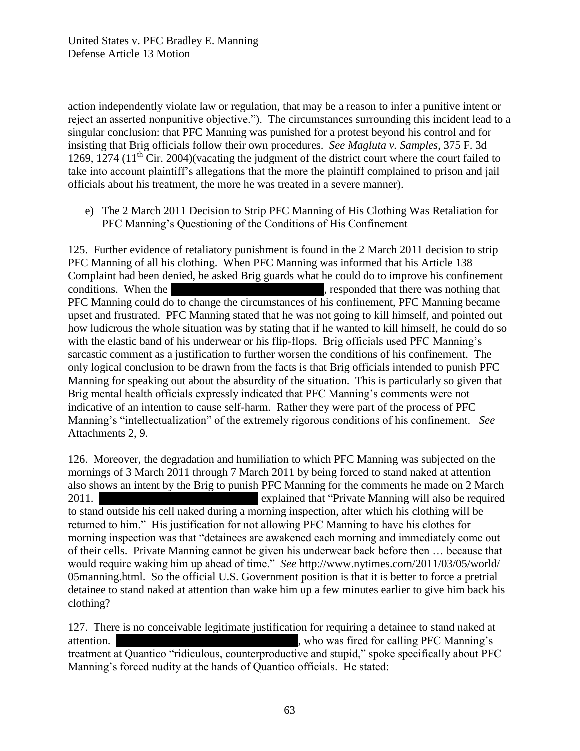action independently violate law or regulation, that may be a reason to infer a punitive intent or reject an asserted nonpunitive objective."). The circumstances surrounding this incident lead to a singular conclusion: that PFC Manning was punished for a protest beyond his control and for insisting that Brig officials follow their own procedures. *See Magluta v. Samples*, 375 F. 3d 1269, 1274 (11th Cir. 2004)(vacating the judgment of the district court where the court failed to take into account plaintiff's allegations that the more the plaintiff complained to prison and jail officials about his treatment, the more he was treated in a severe manner).

e) The 2 March 2011 Decision to Strip PFC Manning of His Clothing Was Retaliation for PFC Manning's Questioning of the Conditions of His Confinement

125. Further evidence of retaliatory punishment is found in the 2 March 2011 decision to strip PFC Manning of all his clothing. When PFC Manning was informed that his Article 138 Complaint had been denied, he asked Brig guards what he could do to improve his confinement conditions. When the [REDACTED], responded that there was nothing that PFC Manning could do to change the circumstances of his confinement, PFC Manning became upset and frustrated. PFC Manning stated that he was not going to kill himself, and pointed out how ludicrous the whole situation was by stating that if he wanted to kill himself, he could do so with the elastic band of his underwear or his flip-flops. Brig officials used PFC Manning's sarcastic comment as a justification to further worsen the conditions of his confinement. The only logical conclusion to be drawn from the facts is that Brig officials intended to punish PFC Manning for speaking out about the absurdity of the situation. This is particularly so given that Brig mental health officials expressly indicated that PFC Manning's comments were not indicative of an intention to cause self-harm. Rather they were part of the process of PFC Manning's "intellectualization" of the extremely rigorous conditions of his confinement. *See* Attachments 2, 9.

126. Moreover, the degradation and humiliation to which PFC Manning was subjected on the mornings of 3 March 2011 through 7 March 2011 by being forced to stand naked at attention also shows an intent by the Brig to punish PFC Manning for the comments he made on 2 March 2011. [REDACTED] explained that "Private Manning will also be required to stand outside his cell naked during a morning inspection, after which his clothing will be returned to him." His justification for not allowing PFC Manning to have his clothes for morning inspection was that "detainees are awakened each morning and immediately come out of their cells. Private Manning cannot be given his underwear back before then … because that would require waking him up ahead of time." *See* http://www.nytimes.com/2011/03/05/world/05manning.html. So the official U.S. Government position is that it is better to force a pretrial detainee to stand naked at attention than wake him up a few minutes earlier to give him back his clothing?

127. There is no conceivable legitimate justification for requiring a detainee to stand naked at attention. [REDACTED], who was fired for calling PFC Manning's treatment at Quantico "ridiculous, counterproductive and stupid," spoke specifically about PFC Manning's forced nudity at the hands of Quantico officials. He stated: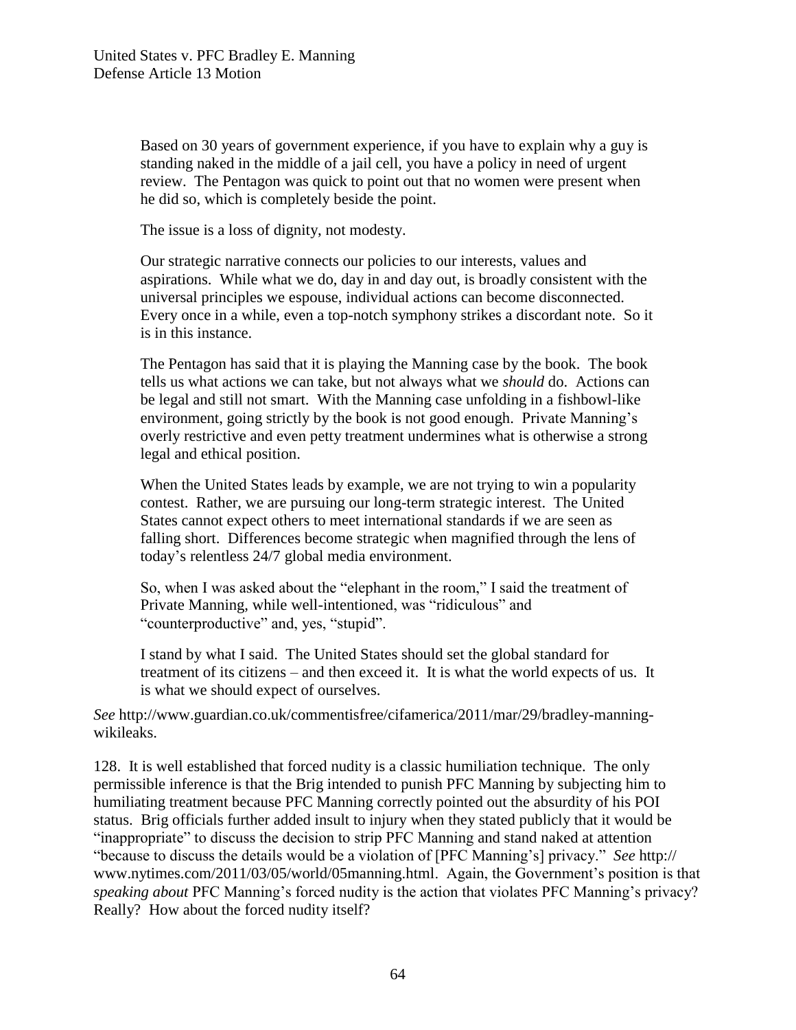> Based on 30 years of government experience, if you have to explain why a guy is standing naked in the middle of a jail cell, you have a policy in need of urgent review. The Pentagon was quick to point out that no women were present when he did so, which is completely beside the point.
>
> The issue is a loss of dignity, not modesty.
>
> Our strategic narrative connects our policies to our interests, values and aspirations. While what we do, day in and day out, is broadly consistent with the universal principles we espouse, individual actions can become disconnected. Every once in a while, even a top-notch symphony strikes a discordant note. So it is in this instance.
>
> The Pentagon has said that it is playing the Manning case by the book. The book tells us what actions we can take, but not always what we *should* do. Actions can be legal and still not smart. With the Manning case unfolding in a fishbowl-like environment, going strictly by the book is not good enough. Private Manning's overly restrictive and even petty treatment undermines what is otherwise a strong legal and ethical position.
>
> When the United States leads by example, we are not trying to win a popularity contest. Rather, we are pursuing our long-term strategic interest. The United States cannot expect others to meet international standards if we are seen as falling short. Differences become strategic when magnified through the lens of today's relentless 24/7 global media environment.
>
> So, when I was asked about the "elephant in the room," I said the treatment of Private Manning, while well-intentioned, was "ridiculous" and "counterproductive" and, yes, "stupid".
>
> I stand by what I said. The United States should set the global standard for treatment of its citizens – and then exceed it. It is what the world expects of us. It is what we should expect of ourselves.

*See* http://www.guardian.co.uk/commentisfree/cifamerica/2011/mar/29/bradley-manning-wikileaks.

128. It is well established that forced nudity is a classic humiliation technique. The only permissible inference is that the Brig intended to punish PFC Manning by subjecting him to humiliating treatment because PFC Manning correctly pointed out the absurdity of his POI status. Brig officials further added insult to injury when they stated publicly that it would be "inappropriate" to discuss the decision to strip PFC Manning and stand naked at attention "because to discuss the details would be a violation of [PFC Manning's] privacy." *See* http://www.nytimes.com/2011/03/05/world/05manning.html. Again, the Government's position is that *speaking about* PFC Manning's forced nudity is the action that violates PFC Manning's privacy? Really? How about the forced nudity itself?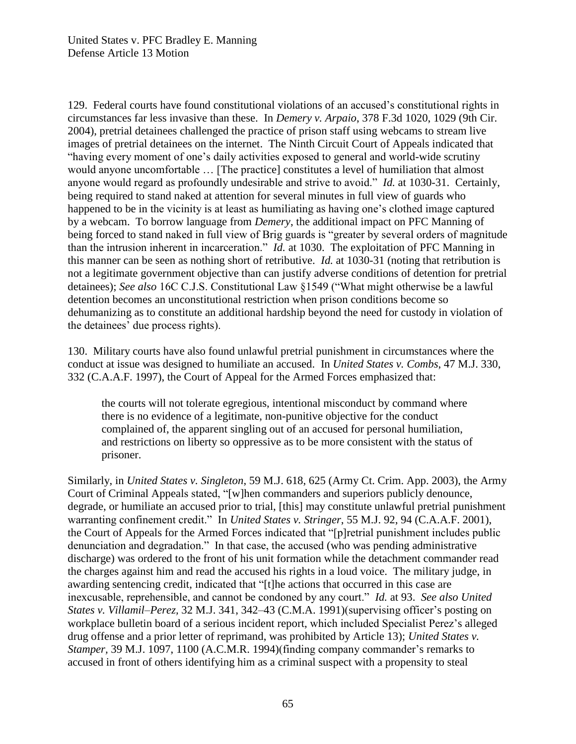129. Federal courts have found constitutional violations of an accused's constitutional rights in circumstances far less invasive than these. In *Demery v. Arpaio*, 378 F.3d 1020, 1029 (9th Cir. 2004), pretrial detainees challenged the practice of prison staff using webcams to stream live images of pretrial detainees on the internet. The Ninth Circuit Court of Appeals indicated that "having every moment of one's daily activities exposed to general and world-wide scrutiny would anyone uncomfortable … [The practice] constitutes a level of humiliation that almost anyone would regard as profoundly undesirable and strive to avoid." *Id.* at 1030-31. Certainly, being required to stand naked at attention for several minutes in full view of guards who happened to be in the vicinity is at least as humiliating as having one's clothed image captured by a webcam. To borrow language from *Demery*, the additional impact on PFC Manning of being forced to stand naked in full view of Brig guards is "greater by several orders of magnitude than the intrusion inherent in incarceration." *Id.* at 1030. The exploitation of PFC Manning in this manner can be seen as nothing short of retributive. *Id.* at 1030-31 (noting that retribution is not a legitimate government objective than can justify adverse conditions of detention for pretrial detainees); *See also* 16C C.J.S. Constitutional Law §1549 ("What might otherwise be a lawful detention becomes an unconstitutional restriction when prison conditions become so dehumanizing as to constitute an additional hardship beyond the need for custody in violation of the detainees' due process rights).

130. Military courts have also found unlawful pretrial punishment in circumstances where the conduct at issue was designed to humiliate an accused. In *United States v. Combs*, 47 M.J. 330, 332 (C.A.A.F. 1997), the Court of Appeal for the Armed Forces emphasized that:

> the courts will not tolerate egregious, intentional misconduct by command where there is no evidence of a legitimate, non-punitive objective for the conduct complained of, the apparent singling out of an accused for personal humiliation, and restrictions on liberty so oppressive as to be more consistent with the status of prisoner.

Similarly, in *United States v. Singleton*, 59 M.J. 618, 625 (Army Ct. Crim. App. 2003), the Army Court of Criminal Appeals stated, "[w]hen commanders and superiors publicly denounce, degrade, or humiliate an accused prior to trial, [this] may constitute unlawful pretrial punishment warranting confinement credit." In *United States v. Stringer*, 55 M.J. 92, 94 (C.A.A.F. 2001), the Court of Appeals for the Armed Forces indicated that "[p]retrial punishment includes public denunciation and degradation." In that case, the accused (who was pending administrative discharge) was ordered to the front of his unit formation while the detachment commander read the charges against him and read the accused his rights in a loud voice. The military judge, in awarding sentencing credit, indicated that "[t]he actions that occurred in this case are inexcusable, reprehensible, and cannot be condoned by any court." *Id.* at 93. *See also United States v. Villamil–Perez,* 32 M.J. 341, 342–43 (C.M.A. 1991)(supervising officer's posting on workplace bulletin board of a serious incident report, which included Specialist Perez's alleged drug offense and a prior letter of reprimand, was prohibited by Article 13); *United States v. Stamper*, 39 M.J. 1097, 1100 (A.C.M.R. 1994)(finding company commander's remarks to accused in front of others identifying him as a criminal suspect with a propensity to steal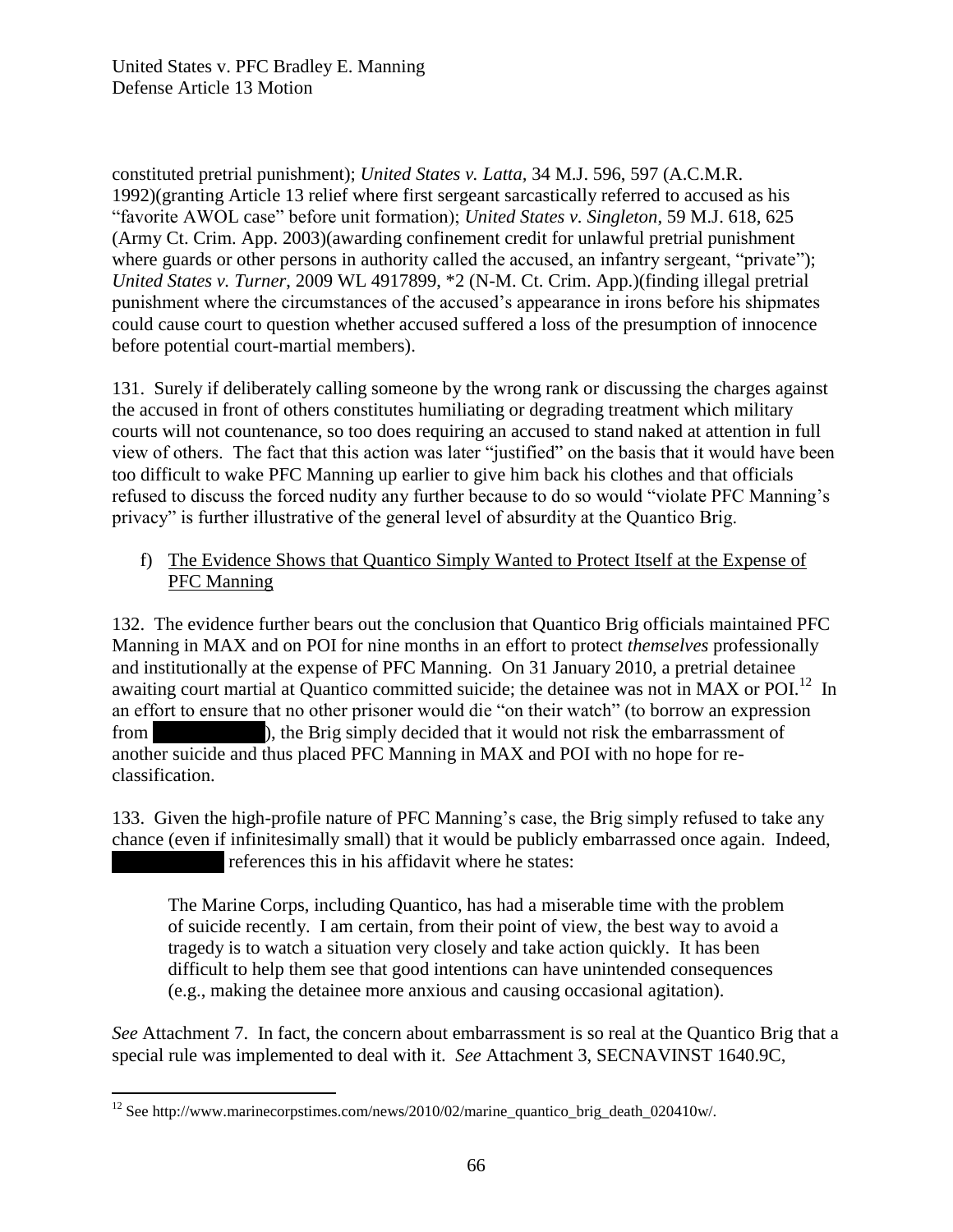constituted pretrial punishment); *United States v. Latta,* 34 M.J. 596, 597 (A.C.M.R. 1992)(granting Article 13 relief where first sergeant sarcastically referred to accused as his "favorite AWOL case" before unit formation); *United States v. Singleton*, 59 M.J. 618, 625 (Army Ct. Crim. App. 2003)(awarding confinement credit for unlawful pretrial punishment where guards or other persons in authority called the accused, an infantry sergeant, "private"); *United States v. Turner*, 2009 WL 4917899, *2 (N-M. Ct. Crim. App.)(finding illegal pretrial punishment where the circumstances of the accused's appearance in irons before his shipmates could cause court to question whether accused suffered a loss of the presumption of innocence before potential court-martial members).

131. Surely if deliberately calling someone by the wrong rank or discussing the charges against the accused in front of others constitutes humiliating or degrading treatment which military courts will not countenance, so too does requiring an accused to stand naked at attention in full view of others. The fact that this action was later "justified" on the basis that it would have been too difficult to wake PFC Manning up earlier to give him back his clothes and that officials refused to discuss the forced nudity any further because to do so would "violate PFC Manning's privacy" is further illustrative of the general level of absurdity at the Quantico Brig.

f) <u>The Evidence Shows that Quantico Simply Wanted to Protect Itself at the Expense of PFC Manning</u>

132. The evidence further bears out the conclusion that Quantico Brig officials maintained PFC Manning in MAX and on POI for nine months in an effort to protect *themselves* professionally and institutionally at the expense of PFC Manning. On 31 January 2010, a pretrial detainee awaiting court martial at Quantico committed suicide; the detainee was not in MAX or POI.[12] In an effort to ensure that no other prisoner would die "on their watch" (to borrow an expression from [REDACTED]), the Brig simply decided that it would not risk the embarrassment of another suicide and thus placed PFC Manning in MAX and POI with no hope for re-classification.

133. Given the high-profile nature of PFC Manning's case, the Brig simply refused to take any chance (even if infinitesimally small) that it would be publicly embarrassed once again. Indeed, [REDACTED] references this in his affidavit where he states:

> The Marine Corps, including Quantico, has had a miserable time with the problem of suicide recently. I am certain, from their point of view, the best way to avoid a tragedy is to watch a situation very closely and take action quickly. It has been difficult to help them see that good intentions can have unintended consequences (e.g., making the detainee more anxious and causing occasional agitation).

*See* Attachment 7. In fact, the concern about embarrassment is so real at the Quantico Brig that a special rule was implemented to deal with it. *See* Attachment 3, SECNAVINST 1640.9C,

---

[12] See http://www.marinecorpstimes.com/news/2010/02/marine_quantico_brig_death_020410w/.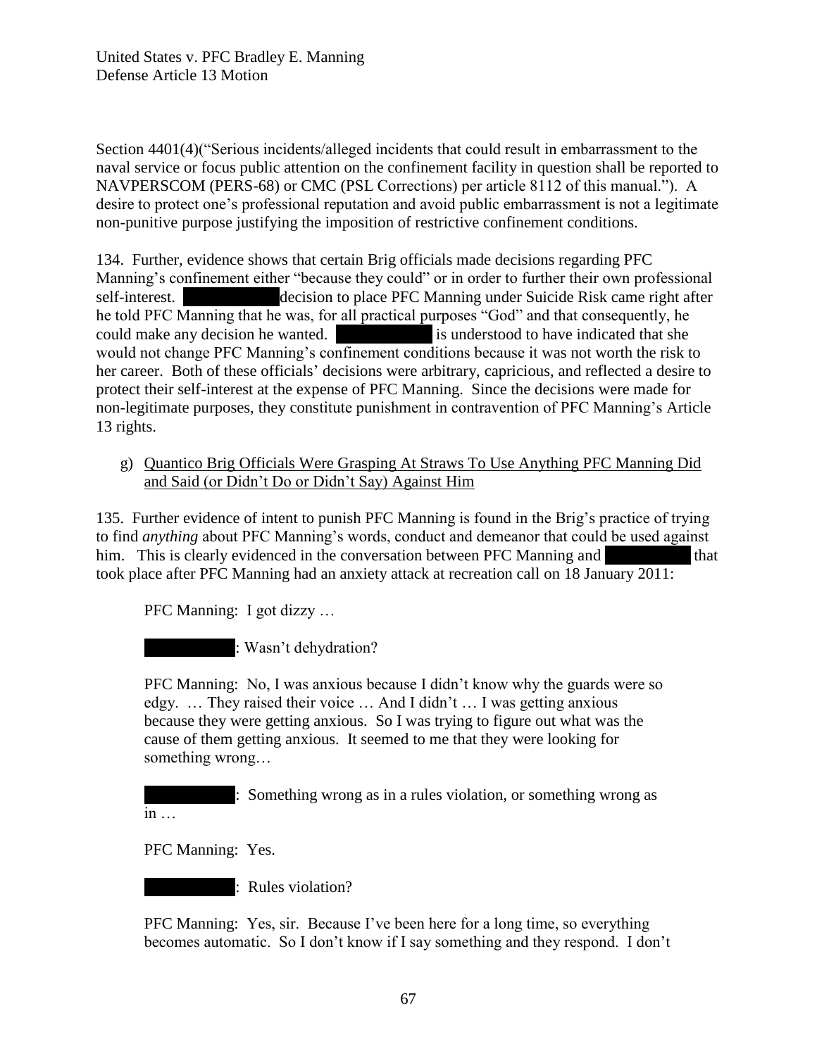Section 4401(4)("Serious incidents/alleged incidents that could result in embarrassment to the naval service or focus public attention on the confinement facility in question shall be reported to NAVPERSCOM (PERS-68) or CMC (PSL Corrections) per article 8112 of this manual."). A desire to protect one's professional reputation and avoid public embarrassment is not a legitimate non-punitive purpose justifying the imposition of restrictive confinement conditions.

134. Further, evidence shows that certain Brig officials made decisions regarding PFC Manning's confinement either "because they could" or in order to further their own professional self-interest. ██████████ decision to place PFC Manning under Suicide Risk came right after he told PFC Manning that he was, for all practical purposes "God" and that consequently, he could make any decision he wanted. ██████████ is understood to have indicated that she would not change PFC Manning's confinement conditions because it was not worth the risk to her career. Both of these officials' decisions were arbitrary, capricious, and reflected a desire to protect their self-interest at the expense of PFC Manning. Since the decisions were made for non-legitimate purposes, they constitute punishment in contravention of PFC Manning's Article 13 rights.

g) <u>Quantico Brig Officials Were Grasping At Straws To Use Anything PFC Manning Did and Said (or Didn't Do or Didn't Say) Against Him</u>

135. Further evidence of intent to punish PFC Manning is found in the Brig's practice of trying to find *anything* about PFC Manning's words, conduct and demeanor that could be used against him. This is clearly evidenced in the conversation between PFC Manning and ██████████ that took place after PFC Manning had an anxiety attack at recreation call on 18 January 2011:

> PFC Manning: I got dizzy …
>
> ██████████: Wasn't dehydration?
>
> PFC Manning: No, I was anxious because I didn't know why the guards were so edgy. … They raised their voice … And I didn't … I was getting anxious because they were getting anxious. So I was trying to figure out what was the cause of them getting anxious. It seemed to me that they were looking for something wrong…
>
> ██████████: Something wrong as in a rules violation, or something wrong as in …
>
> PFC Manning: Yes.
>
> ██████████: Rules violation?
>
> PFC Manning: Yes, sir. Because I've been here for a long time, so everything becomes automatic. So I don't know if I say something and they respond. I don't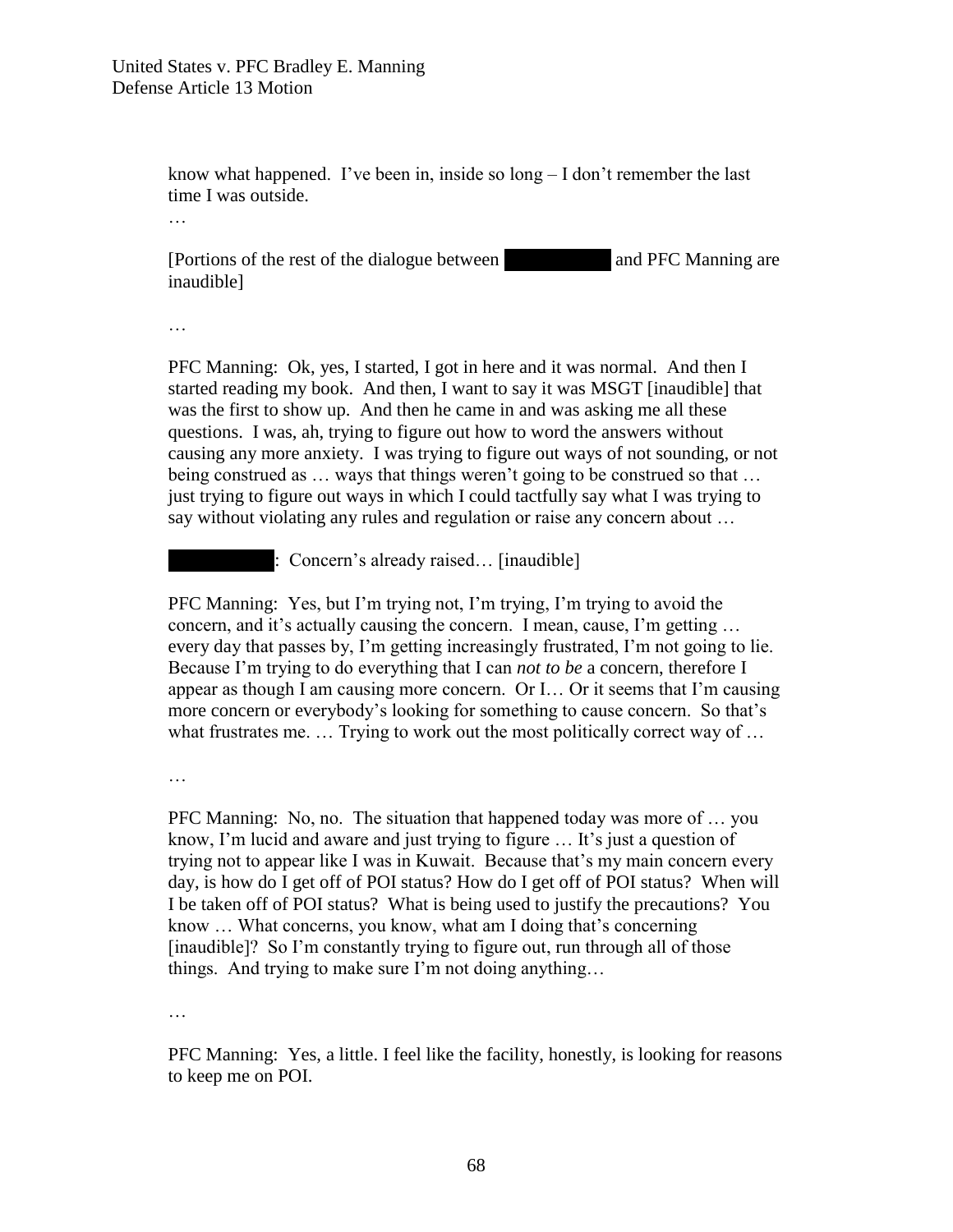know what happened. I've been in, inside so long – I don't remember the last time I was outside.

…

[Portions of the rest of the dialogue between [REDACTED] and PFC Manning are inaudible]

…

PFC Manning: Ok, yes, I started, I got in here and it was normal. And then I started reading my book. And then, I want to say it was MSGT [inaudible] that was the first to show up. And then he came in and was asking me all these questions. I was, ah, trying to figure out how to word the answers without causing any more anxiety. I was trying to figure out ways of not sounding, or not being construed as … ways that things weren't going to be construed so that … just trying to figure out ways in which I could tactfully say what I was trying to say without violating any rules and regulation or raise any concern about …

[REDACTED]: Concern's already raised… [inaudible]

PFC Manning: Yes, but I'm trying not, I'm trying, I'm trying to avoid the concern, and it's actually causing the concern. I mean, cause, I'm getting … every day that passes by, I'm getting increasingly frustrated, I'm not going to lie. Because I'm trying to do everything that I can *not to be* a concern, therefore I appear as though I am causing more concern. Or I… Or it seems that I'm causing more concern or everybody's looking for something to cause concern. So that's what frustrates me. … Trying to work out the most politically correct way of …

…

PFC Manning: No, no. The situation that happened today was more of … you know, I'm lucid and aware and just trying to figure … It's just a question of trying not to appear like I was in Kuwait. Because that's my main concern every day, is how do I get off of POI status? How do I get off of POI status? When will I be taken off of POI status? What is being used to justify the precautions? You know … What concerns, you know, what am I doing that's concerning [inaudible]? So I'm constantly trying to figure out, run through all of those things. And trying to make sure I'm not doing anything…

…

PFC Manning: Yes, a little. I feel like the facility, honestly, is looking for reasons to keep me on POI.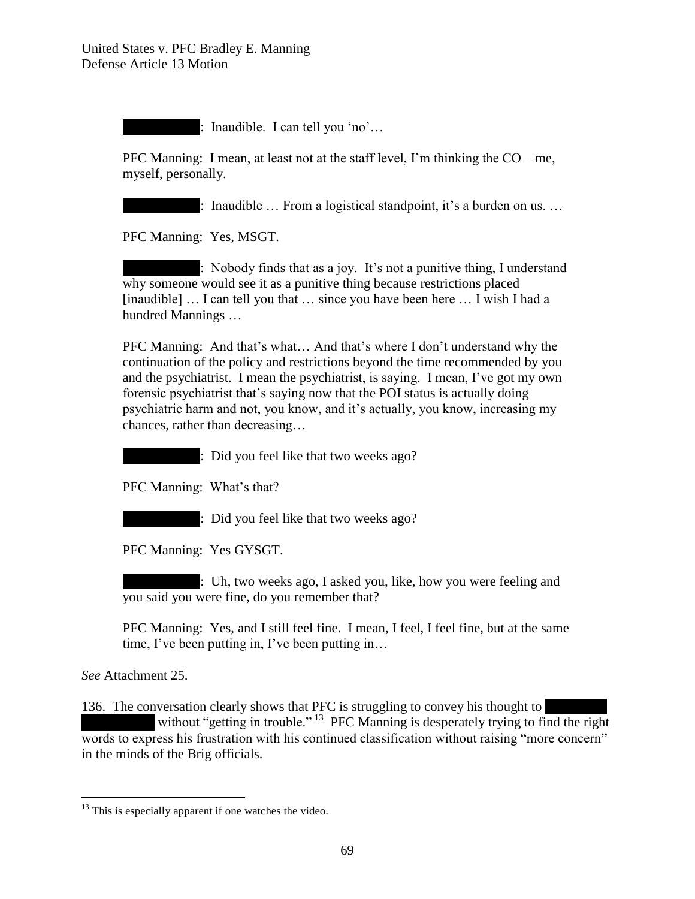[REDACTED]: Inaudible. I can tell you 'no'…

PFC Manning: I mean, at least not at the staff level, I'm thinking the CO – me, myself, personally.

[REDACTED]: Inaudible … From a logistical standpoint, it's a burden on us. …

PFC Manning: Yes, MSGT.

[REDACTED]: Nobody finds that as a joy. It's not a punitive thing, I understand why someone would see it as a punitive thing because restrictions placed [inaudible] … I can tell you that … since you have been here … I wish I had a hundred Mannings …

PFC Manning: And that's what… And that's where I don't understand why the continuation of the policy and restrictions beyond the time recommended by you and the psychiatrist. I mean the psychiatrist, is saying. I mean, I've got my own forensic psychiatrist that's saying now that the POI status is actually doing psychiatric harm and not, you know, and it's actually, you know, increasing my chances, rather than decreasing…

[REDACTED]: Did you feel like that two weeks ago?

PFC Manning: What's that?

[REDACTED]: Did you feel like that two weeks ago?

PFC Manning: Yes GYSGT.

[REDACTED]: Uh, two weeks ago, I asked you, like, how you were feeling and you said you were fine, do you remember that?

PFC Manning: Yes, and I still feel fine. I mean, I feel, I feel fine, but at the same time, I've been putting in, I've been putting in…

*See* Attachment 25.

136. The conversation clearly shows that PFC is struggling to convey his thought to [REDACTED] without "getting in trouble."[13] PFC Manning is desperately trying to find the right words to express his frustration with his continued classification without raising "more concern" in the minds of the Brig officials.

---

[13] This is especially apparent if one watches the video.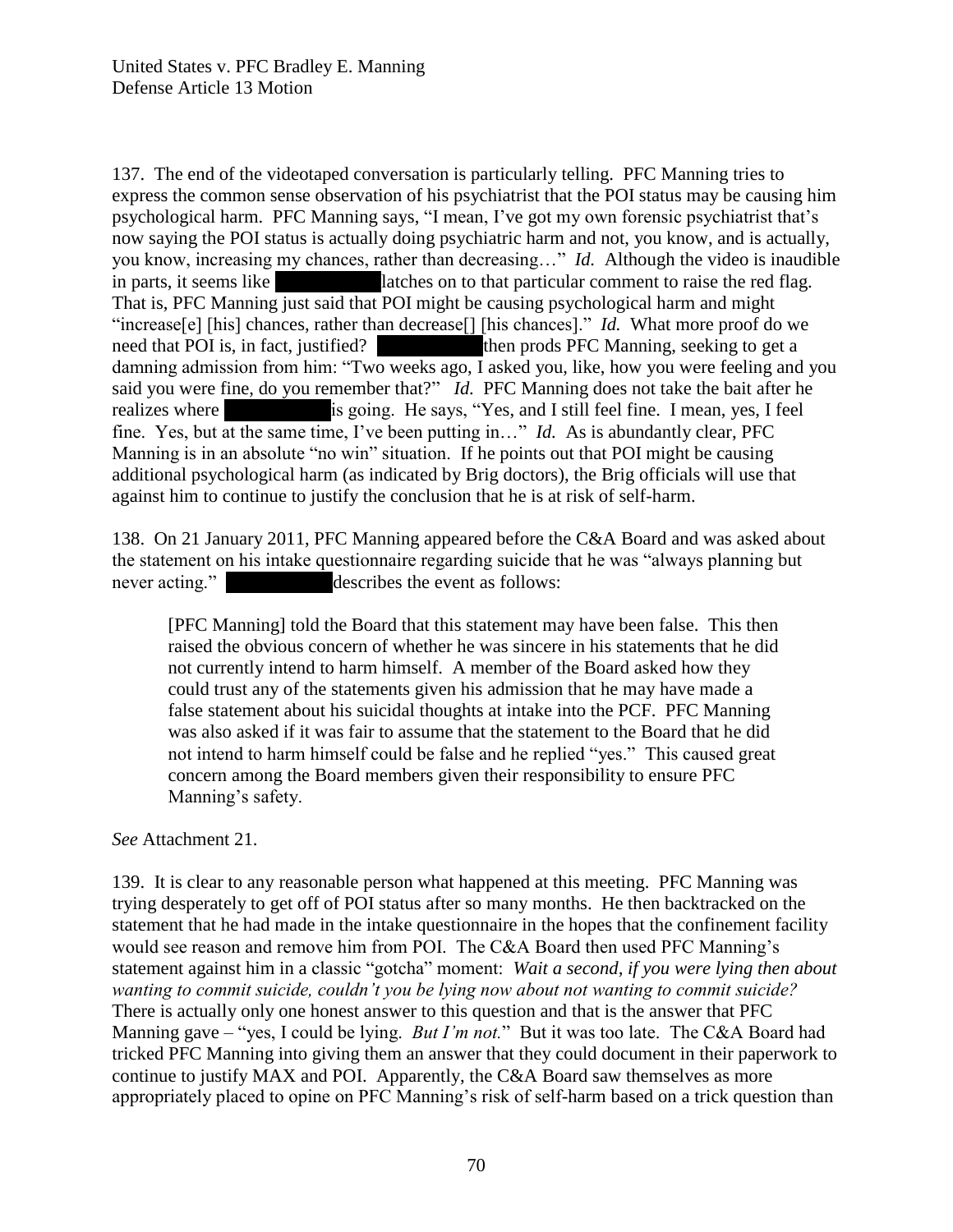137. The end of the videotaped conversation is particularly telling. PFC Manning tries to express the common sense observation of his psychiatrist that the POI status may be causing him psychological harm. PFC Manning says, "I mean, I've got my own forensic psychiatrist that's now saying the POI status is actually doing psychiatric harm and not, you know, and is actually, you know, increasing my chances, rather than decreasing…" *Id.* Although the video is inaudible in parts, it seems like [REDACTED] latches on to that particular comment to raise the red flag. That is, PFC Manning just said that POI might be causing psychological harm and might "increase[e] [his] chances, rather than decrease[] [his chances]." *Id.* What more proof do we need that POI is, in fact, justified? [REDACTED] then prods PFC Manning, seeking to get a damning admission from him: "Two weeks ago, I asked you, like, how you were feeling and you said you were fine, do you remember that?" *Id.* PFC Manning does not take the bait after he realizes where [REDACTED] is going. He says, "Yes, and I still feel fine. I mean, yes, I feel fine. Yes, but at the same time, I've been putting in…" *Id.* As is abundantly clear, PFC Manning is in an absolute "no win" situation. If he points out that POI might be causing additional psychological harm (as indicated by Brig doctors), the Brig officials will use that against him to continue to justify the conclusion that he is at risk of self-harm.

138. On 21 January 2011, PFC Manning appeared before the C&A Board and was asked about the statement on his intake questionnaire regarding suicide that he was "always planning but never acting." [REDACTED] describes the event as follows:

> [PFC Manning] told the Board that this statement may have been false. This then raised the obvious concern of whether he was sincere in his statements that he did not currently intend to harm himself. A member of the Board asked how they could trust any of the statements given his admission that he may have made a false statement about his suicidal thoughts at intake into the PCF. PFC Manning was also asked if it was fair to assume that the statement to the Board that he did not intend to harm himself could be false and he replied "yes." This caused great concern among the Board members given their responsibility to ensure PFC Manning's safety.

*See* Attachment 21.

139. It is clear to any reasonable person what happened at this meeting. PFC Manning was trying desperately to get off of POI status after so many months. He then backtracked on the statement that he had made in the intake questionnaire in the hopes that the confinement facility would see reason and remove him from POI. The C&A Board then used PFC Manning's statement against him in a classic "gotcha" moment: *Wait a second, if you were lying then about wanting to commit suicide, couldn't you be lying now about not wanting to commit suicide?* There is actually only one honest answer to this question and that is the answer that PFC Manning gave – "yes, I could be lying. *But I'm not.*" But it was too late. The C&A Board had tricked PFC Manning into giving them an answer that they could document in their paperwork to continue to justify MAX and POI. Apparently, the C&A Board saw themselves as more appropriately placed to opine on PFC Manning's risk of self-harm based on a trick question than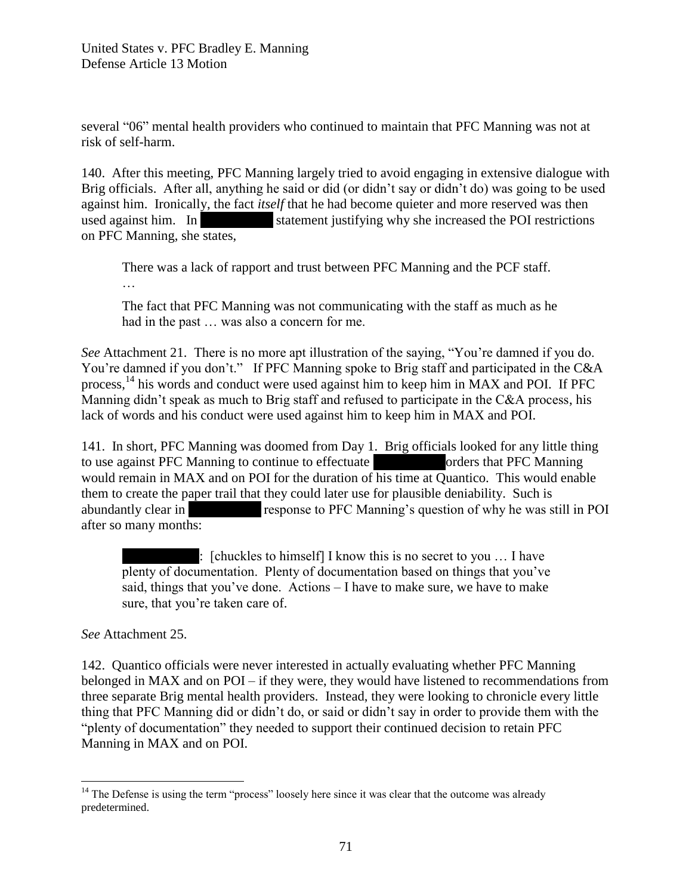several "06" mental health providers who continued to maintain that PFC Manning was not at risk of self-harm.

140. After this meeting, PFC Manning largely tried to avoid engaging in extensive dialogue with Brig officials. After all, anything he said or did (or didn't say or didn't do) was going to be used against him. Ironically, the fact *itself* that he had become quieter and more reserved was then used against him. In [REDACTED] statement justifying why she increased the POI restrictions on PFC Manning, she states,

> There was a lack of rapport and trust between PFC Manning and the PCF staff.
> …
> The fact that PFC Manning was not communicating with the staff as much as he had in the past … was also a concern for me.

*See* Attachment 21. There is no more apt illustration of the saying, "You're damned if you do. You're damned if you don't." If PFC Manning spoke to Brig staff and participated in the C&A process,[14] his words and conduct were used against him to keep him in MAX and POI. If PFC Manning didn't speak as much to Brig staff and refused to participate in the C&A process, his lack of words and his conduct were used against him to keep him in MAX and POI.

141. In short, PFC Manning was doomed from Day 1. Brig officials looked for any little thing to use against PFC Manning to continue to effectuate [REDACTED] orders that PFC Manning would remain in MAX and on POI for the duration of his time at Quantico. This would enable them to create the paper trail that they could later use for plausible deniability. Such is abundantly clear in [REDACTED] response to PFC Manning's question of why he was still in POI after so many months:

> [REDACTED]: [chuckles to himself] I know this is no secret to you … I have plenty of documentation. Plenty of documentation based on things that you've said, things that you've done. Actions – I have to make sure, we have to make sure, that you're taken care of.

*See* Attachment 25.

142. Quantico officials were never interested in actually evaluating whether PFC Manning belonged in MAX and on POI – if they were, they would have listened to recommendations from three separate Brig mental health providers. Instead, they were looking to chronicle every little thing that PFC Manning did or didn't do, or said or didn't say in order to provide them with the "plenty of documentation" they needed to support their continued decision to retain PFC Manning in MAX and on POI.

---

[14] The Defense is using the term "process" loosely here since it was clear that the outcome was already predetermined.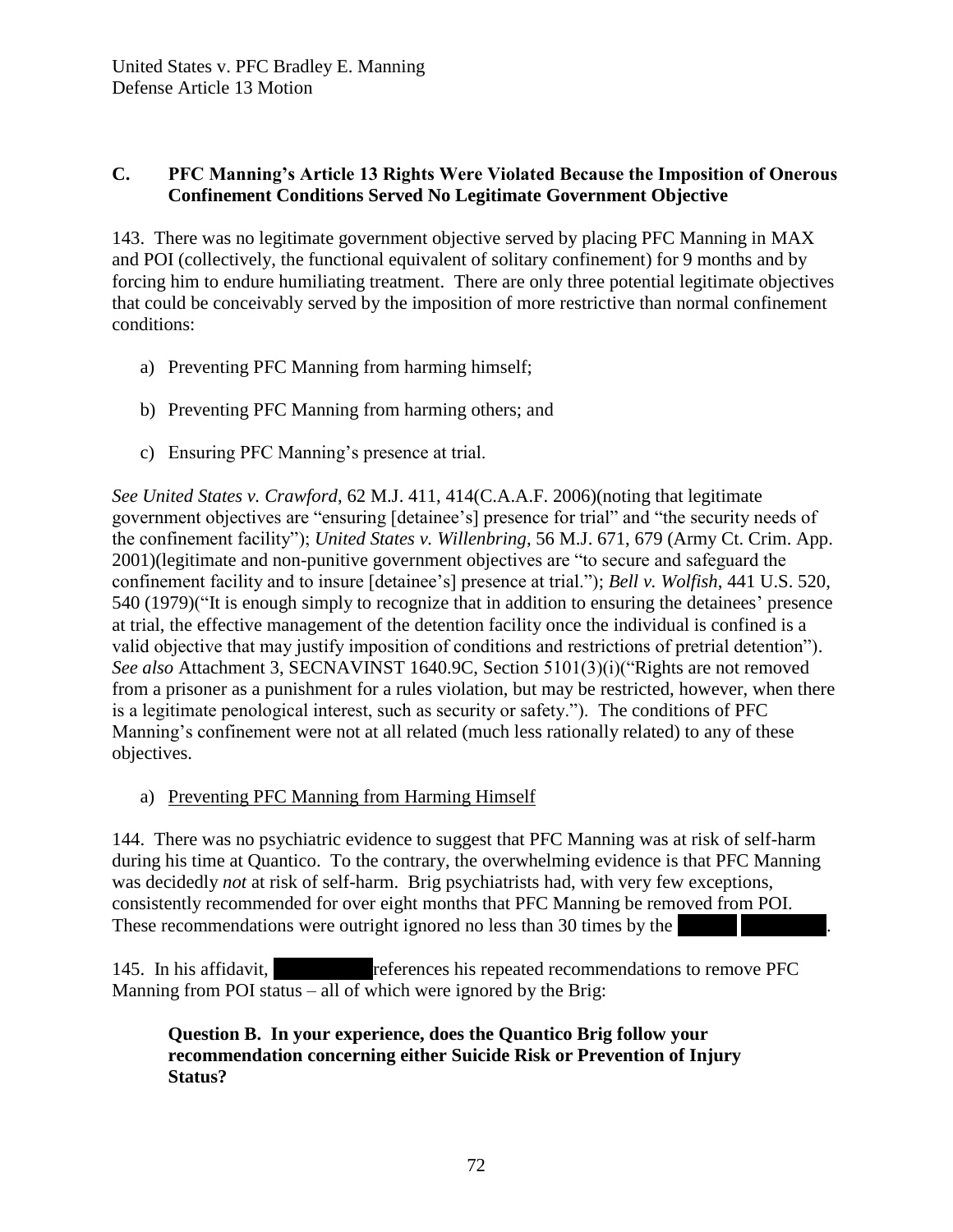## C. PFC Manning's Article 13 Rights Were Violated Because the Imposition of Onerous Confinement Conditions Served No Legitimate Government Objective

143. There was no legitimate government objective served by placing PFC Manning in MAX and POI (collectively, the functional equivalent of solitary confinement) for 9 months and by forcing him to endure humiliating treatment. There are only three potential legitimate objectives that could be conceivably served by the imposition of more restrictive than normal confinement conditions:

a) Preventing PFC Manning from harming himself;

b) Preventing PFC Manning from harming others; and

c) Ensuring PFC Manning's presence at trial.

*See United States v. Crawford*, 62 M.J. 411, 414(C.A.A.F. 2006)(noting that legitimate government objectives are "ensuring [detainee's] presence for trial" and "the security needs of the confinement facility"); *United States v. Willenbring*, 56 M.J. 671, 679 (Army Ct. Crim. App. 2001)(legitimate and non-punitive government objectives are "to secure and safeguard the confinement facility and to insure [detainee's] presence at trial."); *Bell v. Wolfish*, 441 U.S. 520, 540 (1979)("It is enough simply to recognize that in addition to ensuring the detainees' presence at trial, the effective management of the detention facility once the individual is confined is a valid objective that may justify imposition of conditions and restrictions of pretrial detention"). *See also* Attachment 3, SECNAVINST 1640.9C, Section 5101(3)(i)("Rights are not removed from a prisoner as a punishment for a rules violation, but may be restricted, however, when there is a legitimate penological interest, such as security or safety."). The conditions of PFC Manning's confinement were not at all related (much less rationally related) to any of these objectives.

a) Preventing PFC Manning from Harming Himself

144. There was no psychiatric evidence to suggest that PFC Manning was at risk of self-harm during his time at Quantico. To the contrary, the overwhelming evidence is that PFC Manning was decidedly *not* at risk of self-harm. Brig psychiatrists had, with very few exceptions, consistently recommended for over eight months that PFC Manning be removed from POI. These recommendations were outright ignored no less than 30 times by the [REDACTED].

145. In his affidavit, [REDACTED] references his repeated recommendations to remove PFC Manning from POI status – all of which were ignored by the Brig:

> **Question B. In your experience, does the Quantico Brig follow your recommendation concerning either Suicide Risk or Prevention of Injury Status?**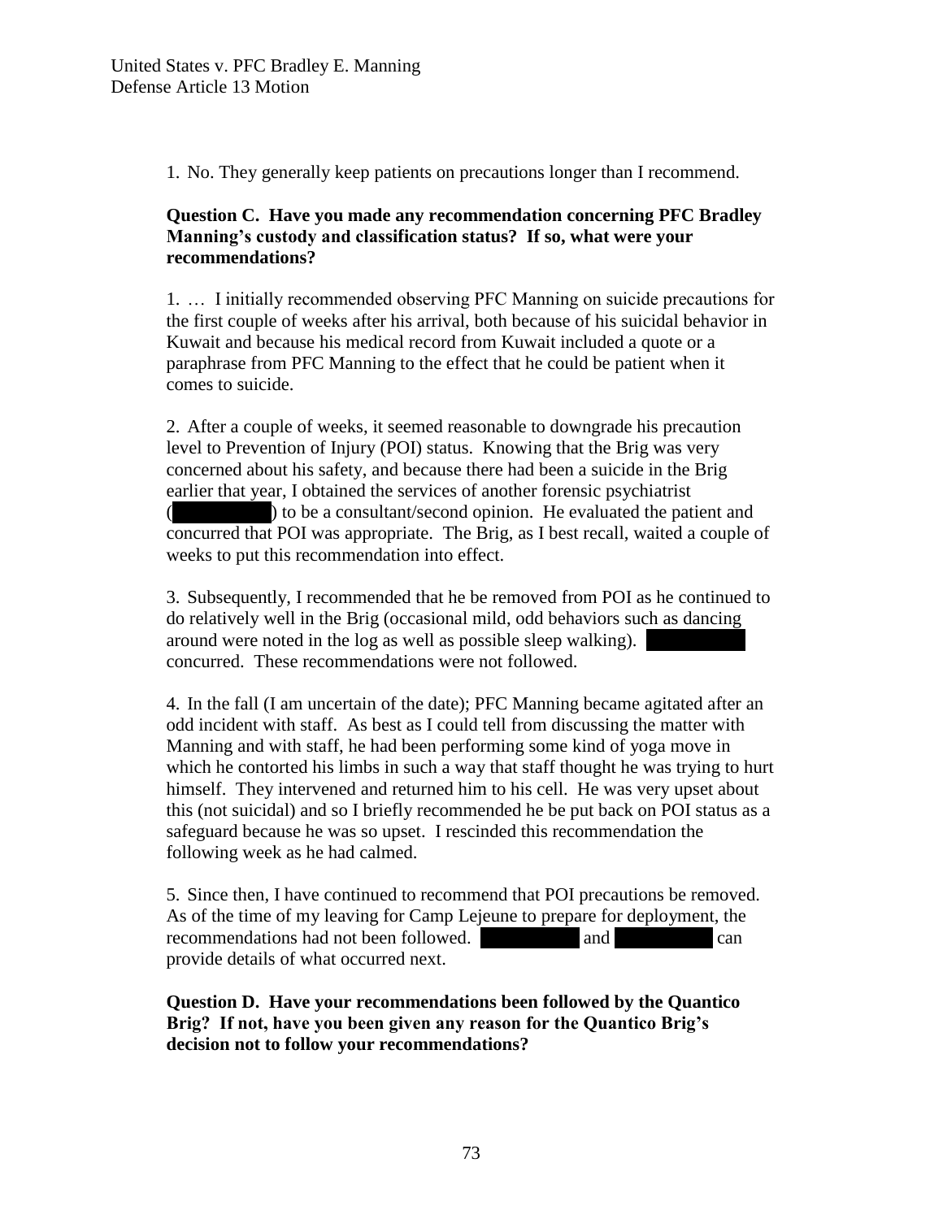1. No. They generally keep patients on precautions longer than I recommend.

**Question C. Have you made any recommendation concerning PFC Bradley Manning's custody and classification status? If so, what were your recommendations?**

1. … I initially recommended observing PFC Manning on suicide precautions for the first couple of weeks after his arrival, both because of his suicidal behavior in Kuwait and because his medical record from Kuwait included a quote or a paraphrase from PFC Manning to the effect that he could be patient when it comes to suicide.

2. After a couple of weeks, it seemed reasonable to downgrade his precaution level to Prevention of Injury (POI) status. Knowing that the Brig was very concerned about his safety, and because there had been a suicide in the Brig earlier that year, I obtained the services of another forensic psychiatrist ([REDACTED]) to be a consultant/second opinion. He evaluated the patient and concurred that POI was appropriate. The Brig, as I best recall, waited a couple of weeks to put this recommendation into effect.

3. Subsequently, I recommended that he be removed from POI as he continued to do relatively well in the Brig (occasional mild, odd behaviors such as dancing around were noted in the log as well as possible sleep walking). [REDACTED] concurred. These recommendations were not followed.

4. In the fall (I am uncertain of the date); PFC Manning became agitated after an odd incident with staff. As best as I could tell from discussing the matter with Manning and with staff, he had been performing some kind of yoga move in which he contorted his limbs in such a way that staff thought he was trying to hurt himself. They intervened and returned him to his cell. He was very upset about this (not suicidal) and so I briefly recommended he be put back on POI status as a safeguard because he was so upset. I rescinded this recommendation the following week as he had calmed.

5. Since then, I have continued to recommend that POI precautions be removed. As of the time of my leaving for Camp Lejeune to prepare for deployment, the recommendations had not been followed. [REDACTED] and [REDACTED] can provide details of what occurred next.

**Question D. Have your recommendations been followed by the Quantico Brig? If not, have you been given any reason for the Quantico Brig's decision not to follow your recommendations?**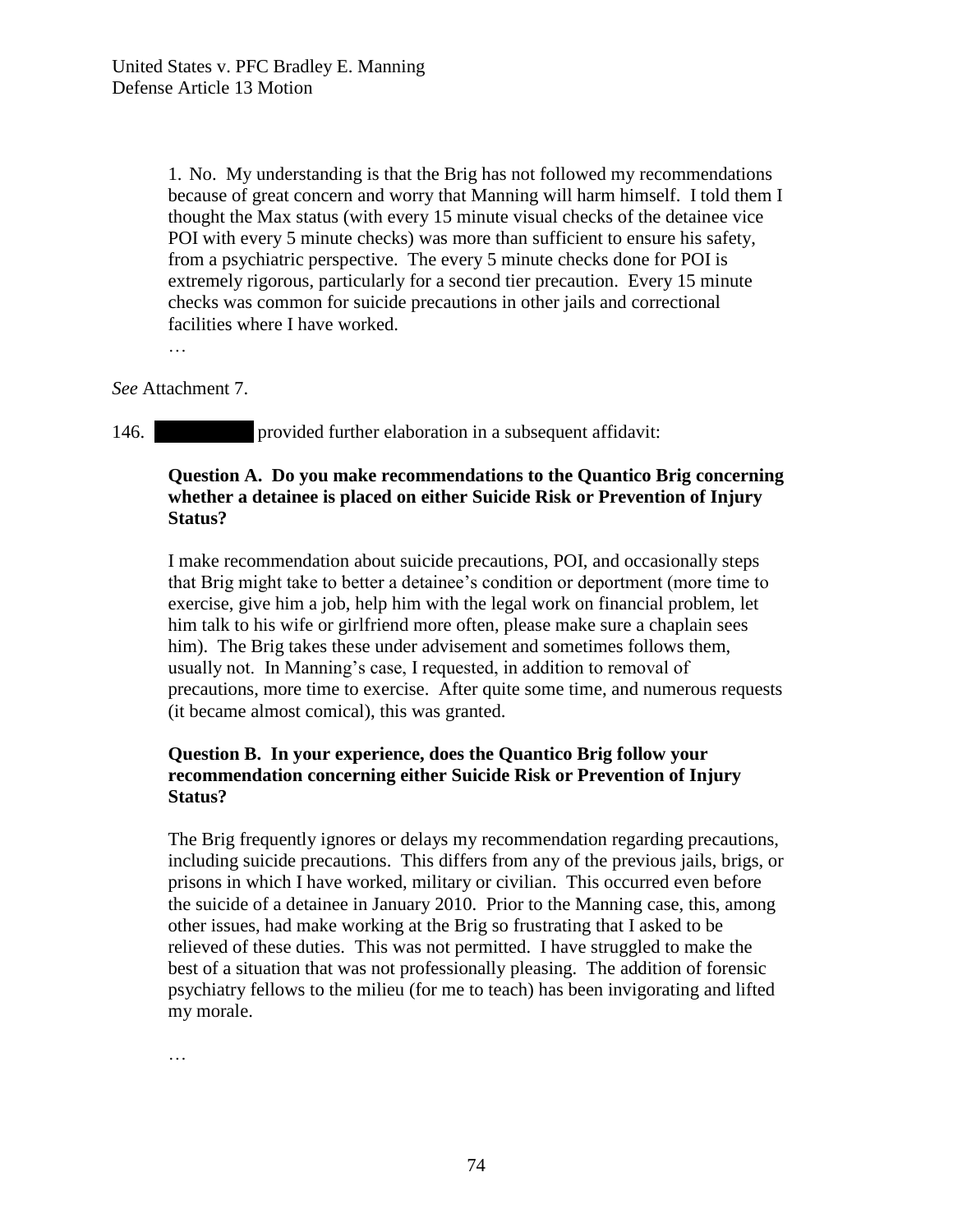> 1. No. My understanding is that the Brig has not followed my recommendations because of great concern and worry that Manning will harm himself. I told them I thought the Max status (with every 15 minute visual checks of the detainee vice POI with every 5 minute checks) was more than sufficient to ensure his safety, from a psychiatric perspective. The every 5 minute checks done for POI is extremely rigorous, particularly for a second tier precaution. Every 15 minute checks was common for suicide precautions in other jails and correctional facilities where I have worked.
>
> …

*See* Attachment 7.

146. ██████████ provided further elaboration in a subsequent affidavit:

> **Question A. Do you make recommendations to the Quantico Brig concerning whether a detainee is placed on either Suicide Risk or Prevention of Injury Status?**
>
> I make recommendation about suicide precautions, POI, and occasionally steps that Brig might take to better a detainee's condition or deportment (more time to exercise, give him a job, help him with the legal work on financial problem, let him talk to his wife or girlfriend more often, please make sure a chaplain sees him). The Brig takes these under advisement and sometimes follows them, usually not. In Manning's case, I requested, in addition to removal of precautions, more time to exercise. After quite some time, and numerous requests (it became almost comical), this was granted.
>
> **Question B. In your experience, does the Quantico Brig follow your recommendation concerning either Suicide Risk or Prevention of Injury Status?**
>
> The Brig frequently ignores or delays my recommendation regarding precautions, including suicide precautions. This differs from any of the previous jails, brigs, or prisons in which I have worked, military or civilian. This occurred even before the suicide of a detainee in January 2010. Prior to the Manning case, this, among other issues, had make working at the Brig so frustrating that I asked to be relieved of these duties. This was not permitted. I have struggled to make the best of a situation that was not professionally pleasing. The addition of forensic psychiatry fellows to the milieu (for me to teach) has been invigorating and lifted my morale.
>
> …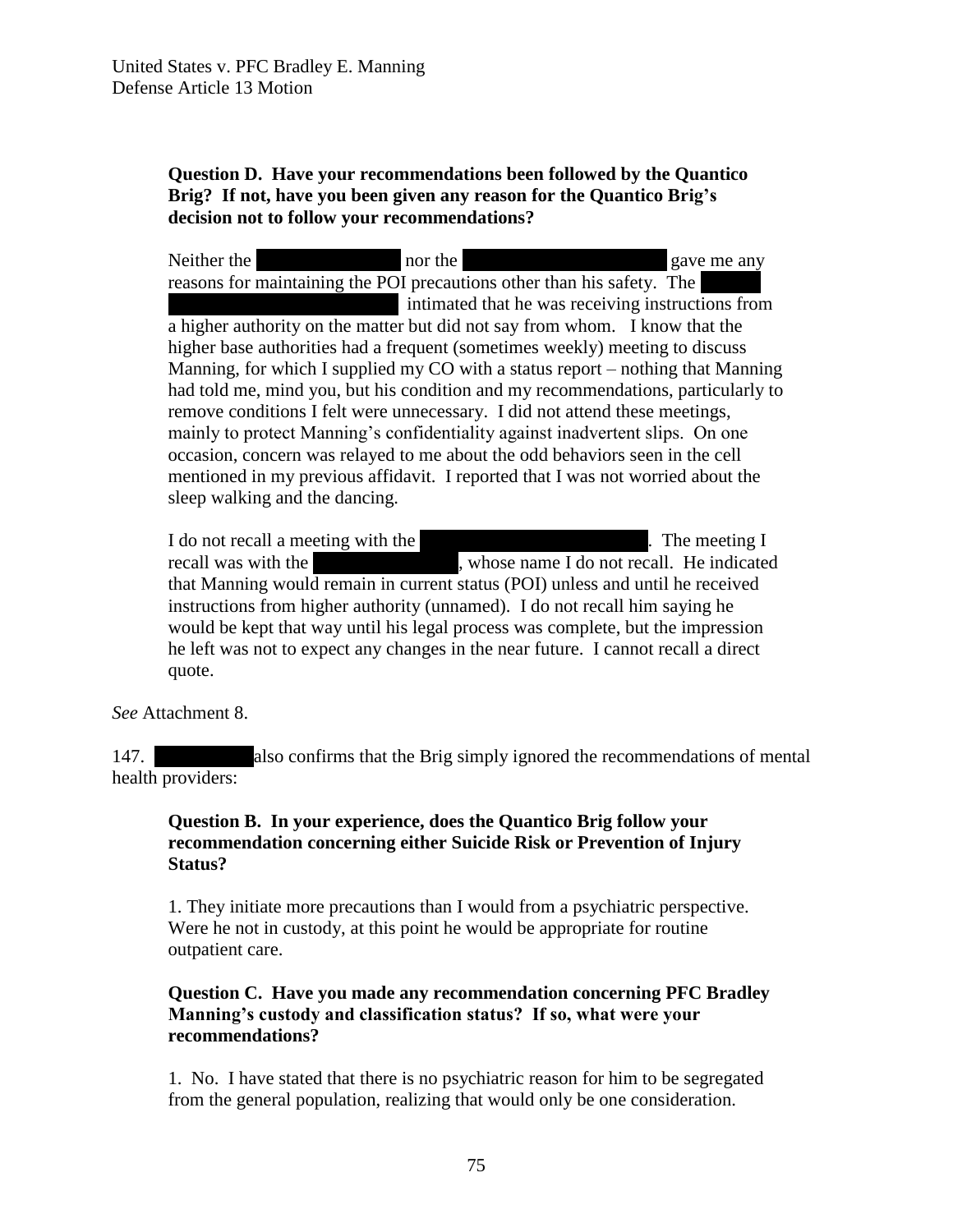**Question D. Have your recommendations been followed by the Quantico Brig? If not, have you been given any reason for the Quantico Brig's decision not to follow your recommendations?**

> Neither the ██████████ nor the ████████████████ gave me any reasons for maintaining the POI precautions other than his safety. The ████ █████████████████ intimated that he was receiving instructions from a higher authority on the matter but did not say from whom. I know that the higher base authorities had a frequent (sometimes weekly) meeting to discuss Manning, for which I supplied my CO with a status report – nothing that Manning had told me, mind you, but his condition and my recommendations, particularly to remove conditions I felt were unnecessary. I did not attend these meetings, mainly to protect Manning's confidentiality against inadvertent slips. On one occasion, concern was relayed to me about the odd behaviors seen in the cell mentioned in my previous affidavit. I reported that I was not worried about the sleep walking and the dancing.
>
> I do not recall a meeting with the █████████████████. The meeting I recall was with the ██████████, whose name I do not recall. He indicated that Manning would remain in current status (POI) unless and until he received instructions from higher authority (unnamed). I do not recall him saying he would be kept that way until his legal process was complete, but the impression he left was not to expect any changes in the near future. I cannot recall a direct quote.

*See* Attachment 8.

147. ███████ also confirms that the Brig simply ignored the recommendations of mental health providers:

> **Question B. In your experience, does the Quantico Brig follow your recommendation concerning either Suicide Risk or Prevention of Injury Status?**
>
> 1. They initiate more precautions than I would from a psychiatric perspective. Were he not in custody, at this point he would be appropriate for routine outpatient care.
>
> **Question C. Have you made any recommendation concerning PFC Bradley Manning's custody and classification status? If so, what were your recommendations?**
>
> 1. No. I have stated that there is no psychiatric reason for him to be segregated from the general population, realizing that would only be one consideration.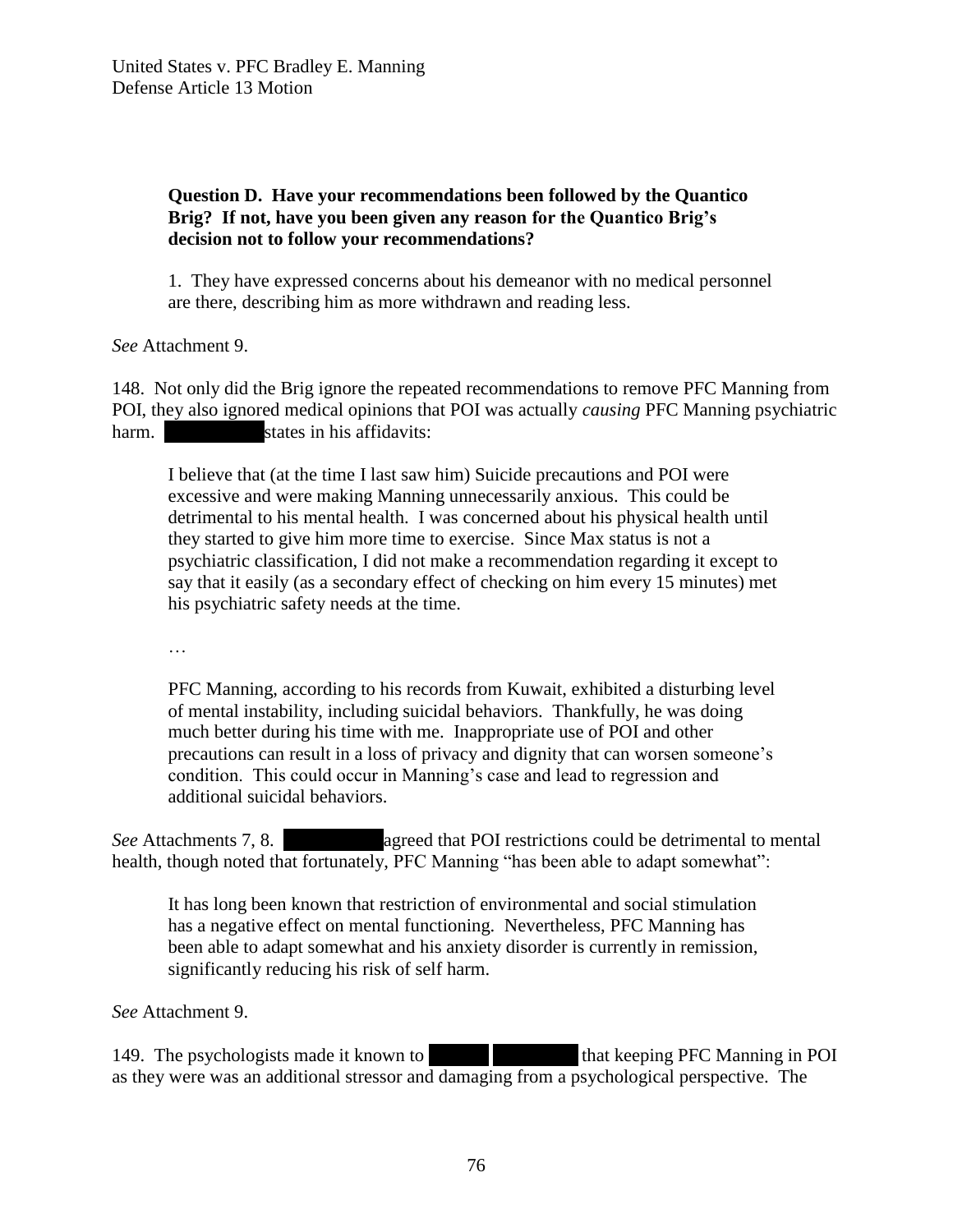**Question D. Have your recommendations been followed by the Quantico Brig? If not, have you been given any reason for the Quantico Brig's decision not to follow your recommendations?**

> 1. They have expressed concerns about his demeanor with no medical personnel are there, describing him as more withdrawn and reading less.

*See* Attachment 9.

148. Not only did the Brig ignore the repeated recommendations to remove PFC Manning from POI, they also ignored medical opinions that POI was actually *causing* PFC Manning psychiatric harm. [REDACTED] states in his affidavits:

> I believe that (at the time I last saw him) Suicide precautions and POI were excessive and were making Manning unnecessarily anxious. This could be detrimental to his mental health. I was concerned about his physical health until they started to give him more time to exercise. Since Max status is not a psychiatric classification, I did not make a recommendation regarding it except to say that it easily (as a secondary effect of checking on him every 15 minutes) met his psychiatric safety needs at the time.
>
> …
>
> PFC Manning, according to his records from Kuwait, exhibited a disturbing level of mental instability, including suicidal behaviors. Thankfully, he was doing much better during his time with me. Inappropriate use of POI and other precautions can result in a loss of privacy and dignity that can worsen someone's condition. This could occur in Manning's case and lead to regression and additional suicidal behaviors.

*See* Attachments 7, 8. [REDACTED] agreed that POI restrictions could be detrimental to mental health, though noted that fortunately, PFC Manning "has been able to adapt somewhat":

> It has long been known that restriction of environmental and social stimulation has a negative effect on mental functioning. Nevertheless, PFC Manning has been able to adapt somewhat and his anxiety disorder is currently in remission, significantly reducing his risk of self harm.

*See* Attachment 9.

149. The psychologists made it known to [REDACTED] that keeping PFC Manning in POI as they were was an additional stressor and damaging from a psychological perspective. The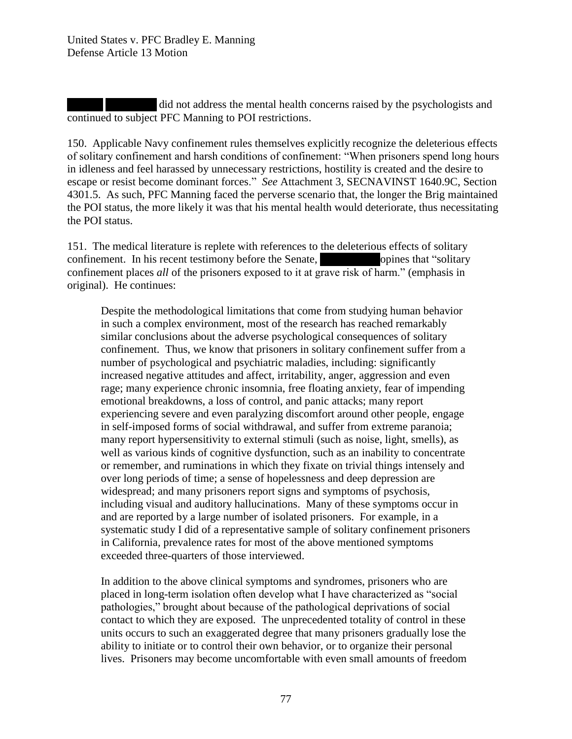did not address the mental health concerns raised by the psychologists and continued to subject PFC Manning to POI restrictions.

150. Applicable Navy confinement rules themselves explicitly recognize the deleterious effects of solitary confinement and harsh conditions of confinement: "When prisoners spend long hours in idleness and feel harassed by unnecessary restrictions, hostility is created and the desire to escape or resist become dominant forces." *See* Attachment 3, SECNAVINST 1640.9C, Section 4301.5. As such, PFC Manning faced the perverse scenario that, the longer the Brig maintained the POI status, the more likely it was that his mental health would deteriorate, thus necessitating the POI status.

151. The medical literature is replete with references to the deleterious effects of solitary confinement. In his recent testimony before the Senate, opines that "solitary confinement places *all* of the prisoners exposed to it at grave risk of harm." (emphasis in original). He continues:

> Despite the methodological limitations that come from studying human behavior in such a complex environment, most of the research has reached remarkably similar conclusions about the adverse psychological consequences of solitary confinement. Thus, we know that prisoners in solitary confinement suffer from a number of psychological and psychiatric maladies, including: significantly increased negative attitudes and affect, irritability, anger, aggression and even rage; many experience chronic insomnia, free floating anxiety, fear of impending emotional breakdowns, a loss of control, and panic attacks; many report experiencing severe and even paralyzing discomfort around other people, engage in self-imposed forms of social withdrawal, and suffer from extreme paranoia; many report hypersensitivity to external stimuli (such as noise, light, smells), as well as various kinds of cognitive dysfunction, such as an inability to concentrate or remember, and ruminations in which they fixate on trivial things intensely and over long periods of time; a sense of hopelessness and deep depression are widespread; and many prisoners report signs and symptoms of psychosis, including visual and auditory hallucinations. Many of these symptoms occur in and are reported by a large number of isolated prisoners. For example, in a systematic study I did of a representative sample of solitary confinement prisoners in California, prevalence rates for most of the above mentioned symptoms exceeded three-quarters of those interviewed.
>
> In addition to the above clinical symptoms and syndromes, prisoners who are placed in long-term isolation often develop what I have characterized as "social pathologies," brought about because of the pathological deprivations of social contact to which they are exposed. The unprecedented totality of control in these units occurs to such an exaggerated degree that many prisoners gradually lose the ability to initiate or to control their own behavior, or to organize their personal lives. Prisoners may become uncomfortable with even small amounts of freedom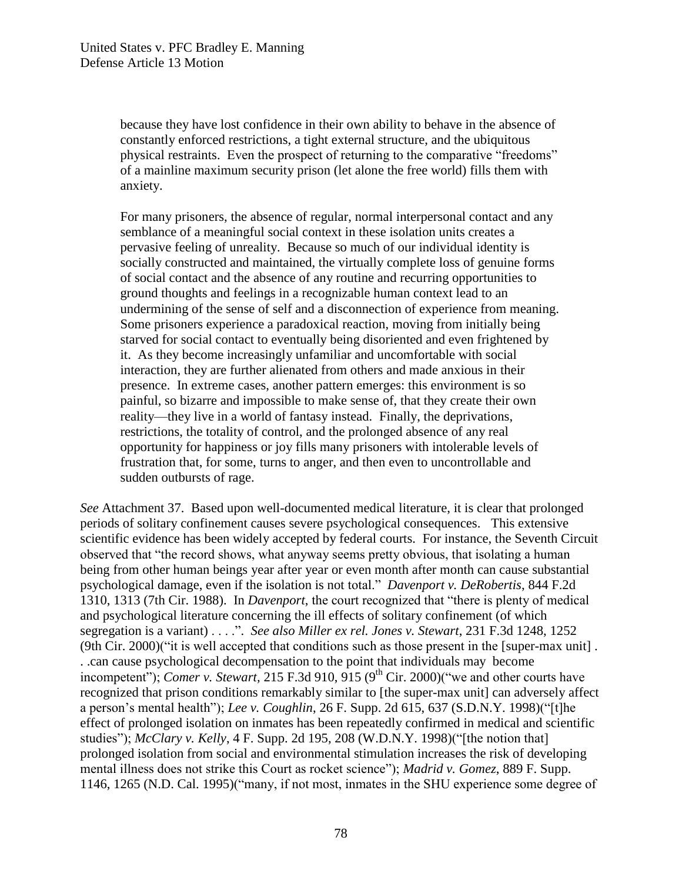> because they have lost confidence in their own ability to behave in the absence of constantly enforced restrictions, a tight external structure, and the ubiquitous physical restraints. Even the prospect of returning to the comparative "freedoms" of a mainline maximum security prison (let alone the free world) fills them with anxiety.
>
> For many prisoners, the absence of regular, normal interpersonal contact and any semblance of a meaningful social context in these isolation units creates a pervasive feeling of unreality. Because so much of our individual identity is socially constructed and maintained, the virtually complete loss of genuine forms of social contact and the absence of any routine and recurring opportunities to ground thoughts and feelings in a recognizable human context lead to an undermining of the sense of self and a disconnection of experience from meaning. Some prisoners experience a paradoxical reaction, moving from initially being starved for social contact to eventually being disoriented and even frightened by it. As they become increasingly unfamiliar and uncomfortable with social interaction, they are further alienated from others and made anxious in their presence. In extreme cases, another pattern emerges: this environment is so painful, so bizarre and impossible to make sense of, that they create their own reality—they live in a world of fantasy instead. Finally, the deprivations, restrictions, the totality of control, and the prolonged absence of any real opportunity for happiness or joy fills many prisoners with intolerable levels of frustration that, for some, turns to anger, and then even to uncontrollable and sudden outbursts of rage.

*See* Attachment 37. Based upon well-documented medical literature, it is clear that prolonged periods of solitary confinement causes severe psychological consequences. This extensive scientific evidence has been widely accepted by federal courts. For instance, the Seventh Circuit observed that "the record shows, what anyway seems pretty obvious, that isolating a human being from other human beings year after year or even month after month can cause substantial psychological damage, even if the isolation is not total." *Davenport v. DeRobertis*, 844 F.2d 1310, 1313 (7th Cir. 1988). In *Davenport*, the court recognized that "there is plenty of medical and psychological literature concerning the ill effects of solitary confinement (of which segregation is a variant) . . . .". *See also Miller ex rel. Jones v. Stewart*, 231 F.3d 1248, 1252 (9th Cir. 2000)("it is well accepted that conditions such as those present in the [super-max unit] . . .can cause psychological decompensation to the point that individuals may become incompetent"); *Comer v. Stewart*, 215 F.3d 910, 915 (9th Cir. 2000)("we and other courts have recognized that prison conditions remarkably similar to [the super-max unit] can adversely affect a person's mental health"); *Lee v. Coughlin*, 26 F. Supp. 2d 615, 637 (S.D.N.Y. 1998)("[t]he effect of prolonged isolation on inmates has been repeatedly confirmed in medical and scientific studies"); *McClary v. Kelly*, 4 F. Supp. 2d 195, 208 (W.D.N.Y. 1998)("[the notion that] prolonged isolation from social and environmental stimulation increases the risk of developing mental illness does not strike this Court as rocket science"); *Madrid v. Gomez*, 889 F. Supp. 1146, 1265 (N.D. Cal. 1995)("many, if not most, inmates in the SHU experience some degree of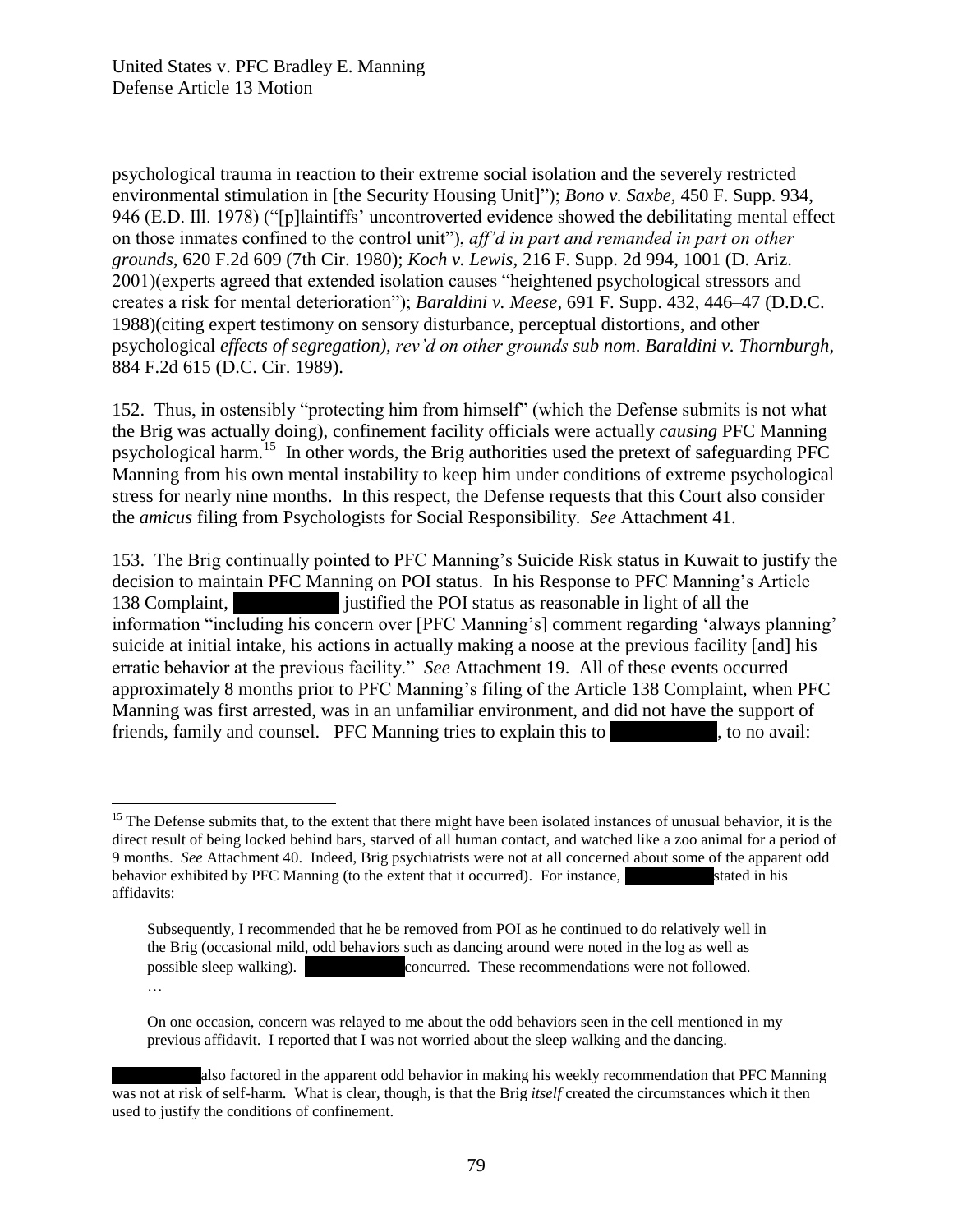psychological trauma in reaction to their extreme social isolation and the severely restricted environmental stimulation in [the Security Housing Unit]"); *Bono v. Saxbe*, 450 F. Supp. 934, 946 (E.D. Ill. 1978) ("[p]laintiffs' uncontroverted evidence showed the debilitating mental effect on those inmates confined to the control unit"), *aff'd in part and remanded in part on other grounds*, 620 F.2d 609 (7th Cir. 1980); *Koch v. Lewis*, 216 F. Supp. 2d 994, 1001 (D. Ariz. 2001)(experts agreed that extended isolation causes "heightened psychological stressors and creates a risk for mental deterioration"); *Baraldini v. Meese*, 691 F. Supp. 432, 446–47 (D.D.C. 1988)(citing expert testimony on sensory disturbance, perceptual distortions, and other psychological *effects of segregation), rev'd on other grounds sub nom. Baraldini v. Thornburgh*, 884 F.2d 615 (D.C. Cir. 1989).

152. Thus, in ostensibly "protecting him from himself" (which the Defense submits is not what the Brig was actually doing), confinement facility officials were actually *causing* PFC Manning psychological harm.[15] In other words, the Brig authorities used the pretext of safeguarding PFC Manning from his own mental instability to keep him under conditions of extreme psychological stress for nearly nine months. In this respect, the Defense requests that this Court also consider the *amicus* filing from Psychologists for Social Responsibility. *See* Attachment 41.

153. The Brig continually pointed to PFC Manning's Suicide Risk status in Kuwait to justify the decision to maintain PFC Manning on POI status. In his Response to PFC Manning's Article 138 Complaint, [REDACTED] justified the POI status as reasonable in light of all the information "including his concern over [PFC Manning's] comment regarding 'always planning' suicide at initial intake, his actions in actually making a noose at the previous facility [and] his erratic behavior at the previous facility." *See* Attachment 19. All of these events occurred approximately 8 months prior to PFC Manning's filing of the Article 138 Complaint, when PFC Manning was first arrested, was in an unfamiliar environment, and did not have the support of friends, family and counsel. PFC Manning tries to explain this to [REDACTED], to no avail:

---

[15] The Defense submits that, to the extent that there might have been isolated instances of unusual behavior, it is the direct result of being locked behind bars, starved of all human contact, and watched like a zoo animal for a period of 9 months. *See* Attachment 40. Indeed, Brig psychiatrists were not at all concerned about some of the apparent odd behavior exhibited by PFC Manning (to the extent that it occurred). For instance, [REDACTED] stated in his affidavits:

> Subsequently, I recommended that he be removed from POI as he continued to do relatively well in the Brig (occasional mild, odd behaviors such as dancing around were noted in the log as well as possible sleep walking). [REDACTED] concurred. These recommendations were not followed.
>
> …
>
> On one occasion, concern was relayed to me about the odd behaviors seen in the cell mentioned in my previous affidavit. I reported that I was not worried about the sleep walking and the dancing.

[REDACTED] also factored in the apparent odd behavior in making his weekly recommendation that PFC Manning was not at risk of self-harm. What is clear, though, is that the Brig *itself* created the circumstances which it then used to justify the conditions of confinement.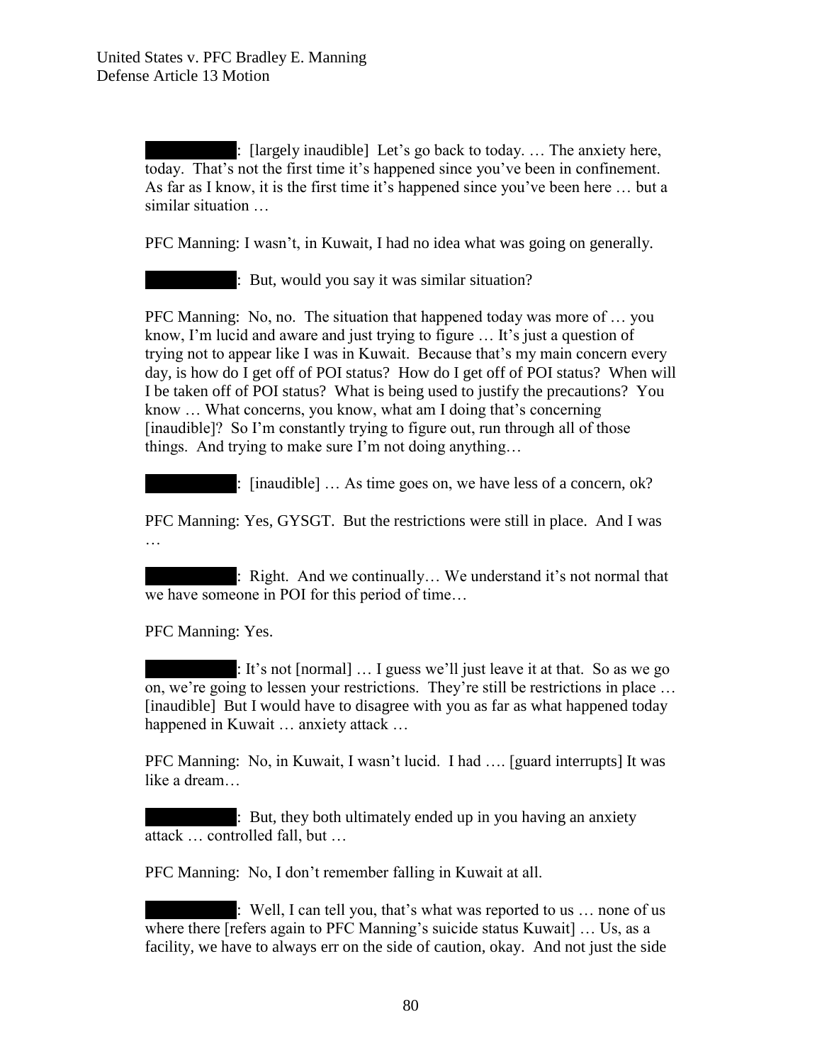█████████: [largely inaudible] Let's go back to today. … The anxiety here, today. That's not the first time it's happened since you've been in confinement. As far as I know, it is the first time it's happened since you've been here … but a similar situation …

PFC Manning: I wasn't, in Kuwait, I had no idea what was going on generally.

█████████: But, would you say it was similar situation?

PFC Manning: No, no. The situation that happened today was more of … you know, I'm lucid and aware and just trying to figure … It's just a question of trying not to appear like I was in Kuwait. Because that's my main concern every day, is how do I get off of POI status? How do I get off of POI status? When will I be taken off of POI status? What is being used to justify the precautions? You know … What concerns, you know, what am I doing that's concerning [inaudible]? So I'm constantly trying to figure out, run through all of those things. And trying to make sure I'm not doing anything…

█████████: [inaudible] … As time goes on, we have less of a concern, ok?

PFC Manning: Yes, GYSGT. But the restrictions were still in place. And I was …

█████████: Right. And we continually… We understand it's not normal that we have someone in POI for this period of time…

PFC Manning: Yes.

█████████: It's not [normal] … I guess we'll just leave it at that. So as we go on, we're going to lessen your restrictions. They're still be restrictions in place … [inaudible] But I would have to disagree with you as far as what happened today happened in Kuwait … anxiety attack …

PFC Manning: No, in Kuwait, I wasn't lucid. I had …. [guard interrupts] It was like a dream…

█████████: But, they both ultimately ended up in you having an anxiety attack … controlled fall, but …

PFC Manning: No, I don't remember falling in Kuwait at all.

█████████: Well, I can tell you, that's what was reported to us … none of us where there [refers again to PFC Manning's suicide status Kuwait] … Us, as a facility, we have to always err on the side of caution, okay. And not just the side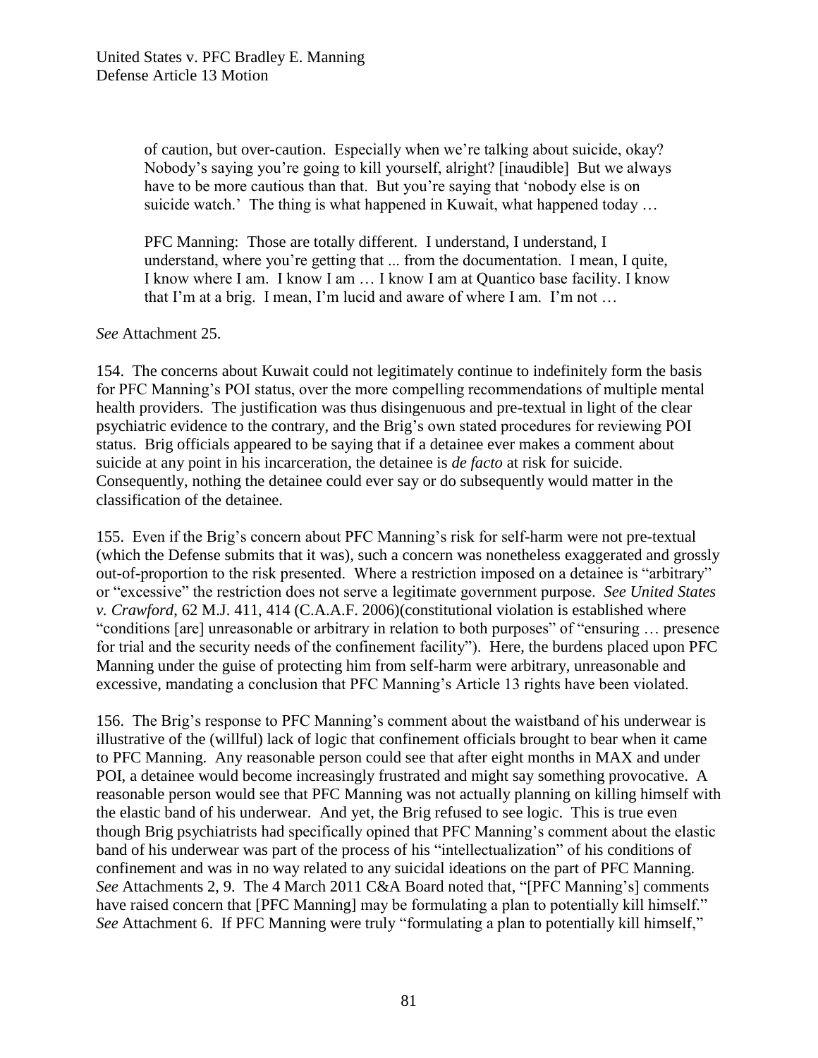> of caution, but over-caution. Especially when we're talking about suicide, okay? Nobody's saying you're going to kill yourself, alright? [inaudible] But we always have to be more cautious than that. But you're saying that 'nobody else is on suicide watch.' The thing is what happened in Kuwait, what happened today …
>
> PFC Manning: Those are totally different. I understand, I understand, I understand, where you're getting that ... from the documentation. I mean, I quite, I know where I am. I know I am … I know I am at Quantico base facility. I know that I'm at a brig. I mean, I'm lucid and aware of where I am. I'm not …

*See* Attachment 25.

154. The concerns about Kuwait could not legitimately continue to indefinitely form the basis for PFC Manning's POI status, over the more compelling recommendations of multiple mental health providers. The justification was thus disingenuous and pre-textual in light of the clear psychiatric evidence to the contrary, and the Brig's own stated procedures for reviewing POI status. Brig officials appeared to be saying that if a detainee ever makes a comment about suicide at any point in his incarceration, the detainee is *de facto* at risk for suicide. Consequently, nothing the detainee could ever say or do subsequently would matter in the classification of the detainee.

155. Even if the Brig's concern about PFC Manning's risk for self-harm were not pre-textual (which the Defense submits that it was), such a concern was nonetheless exaggerated and grossly out-of-proportion to the risk presented. Where a restriction imposed on a detainee is "arbitrary" or "excessive" the restriction does not serve a legitimate government purpose. *See United States v. Crawford*, 62 M.J. 411, 414 (C.A.A.F. 2006)(constitutional violation is established where "conditions [are] unreasonable or arbitrary in relation to both purposes" of "ensuring … presence for trial and the security needs of the confinement facility"). Here, the burdens placed upon PFC Manning under the guise of protecting him from self-harm were arbitrary, unreasonable and excessive, mandating a conclusion that PFC Manning's Article 13 rights have been violated.

156. The Brig's response to PFC Manning's comment about the waistband of his underwear is illustrative of the (willful) lack of logic that confinement officials brought to bear when it came to PFC Manning. Any reasonable person could see that after eight months in MAX and under POI, a detainee would become increasingly frustrated and might say something provocative. A reasonable person would see that PFC Manning was not actually planning on killing himself with the elastic band of his underwear. And yet, the Brig refused to see logic. This is true even though Brig psychiatrists had specifically opined that PFC Manning's comment about the elastic band of his underwear was part of the process of his "intellectualization" of his conditions of confinement and was in no way related to any suicidal ideations on the part of PFC Manning. *See* Attachments 2, 9. The 4 March 2011 C&A Board noted that, "[PFC Manning's] comments have raised concern that [PFC Manning] may be formulating a plan to potentially kill himself." *See* Attachment 6. If PFC Manning were truly "formulating a plan to potentially kill himself,"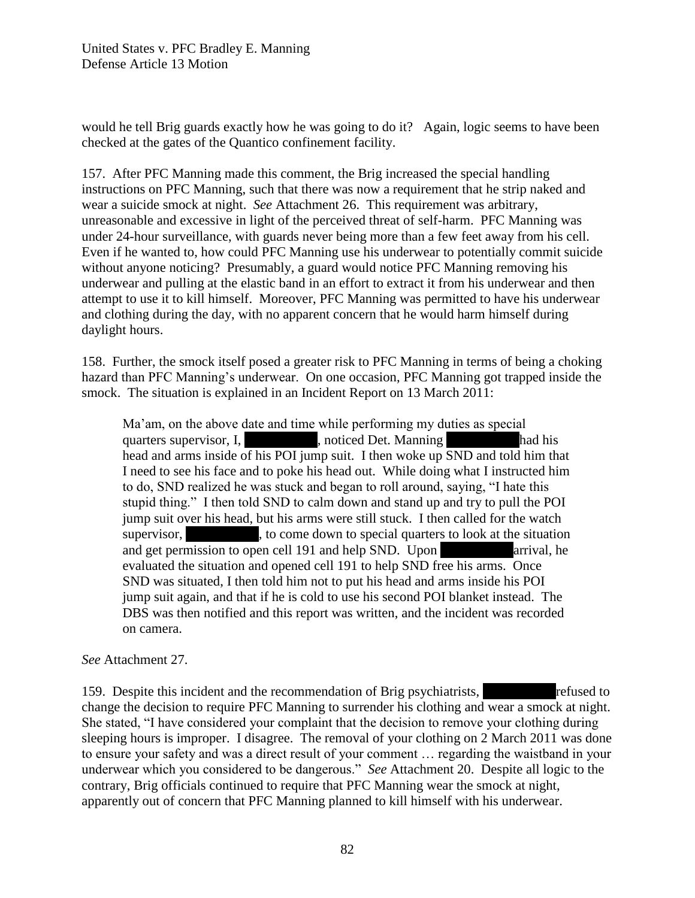would he tell Brig guards exactly how he was going to do it? Again, logic seems to have been checked at the gates of the Quantico confinement facility.

157. After PFC Manning made this comment, the Brig increased the special handling instructions on PFC Manning, such that there was now a requirement that he strip naked and wear a suicide smock at night. *See* Attachment 26. This requirement was arbitrary, unreasonable and excessive in light of the perceived threat of self-harm. PFC Manning was under 24-hour surveillance, with guards never being more than a few feet away from his cell. Even if he wanted to, how could PFC Manning use his underwear to potentially commit suicide without anyone noticing? Presumably, a guard would notice PFC Manning removing his underwear and pulling at the elastic band in an effort to extract it from his underwear and then attempt to use it to kill himself. Moreover, PFC Manning was permitted to have his underwear and clothing during the day, with no apparent concern that he would harm himself during daylight hours.

158. Further, the smock itself posed a greater risk to PFC Manning in terms of being a choking hazard than PFC Manning's underwear. On one occasion, PFC Manning got trapped inside the smock. The situation is explained in an Incident Report on 13 March 2011:

> Ma'am, on the above date and time while performing my duties as special quarters supervisor, I, [REDACTED], noticed Det. Manning [REDACTED] had his head and arms inside of his POI jump suit. I then woke up SND and told him that I need to see his face and to poke his head out. While doing what I instructed him to do, SND realized he was stuck and began to roll around, saying, "I hate this stupid thing." I then told SND to calm down and stand up and try to pull the POI jump suit over his head, but his arms were still stuck. I then called for the watch supervisor, [REDACTED], to come down to special quarters to look at the situation and get permission to open cell 191 and help SND. Upon [REDACTED] arrival, he evaluated the situation and opened cell 191 to help SND free his arms. Once SND was situated, I then told him not to put his head and arms inside his POI jump suit again, and that if he is cold to use his second POI blanket instead. The DBS was then notified and this report was written, and the incident was recorded on camera.

*See* Attachment 27.

159. Despite this incident and the recommendation of Brig psychiatrists, [REDACTED] refused to change the decision to require PFC Manning to surrender his clothing and wear a smock at night. She stated, "I have considered your complaint that the decision to remove your clothing during sleeping hours is improper. I disagree. The removal of your clothing on 2 March 2011 was done to ensure your safety and was a direct result of your comment … regarding the waistband in your underwear which you considered to be dangerous." *See* Attachment 20. Despite all logic to the contrary, Brig officials continued to require that PFC Manning wear the smock at night, apparently out of concern that PFC Manning planned to kill himself with his underwear.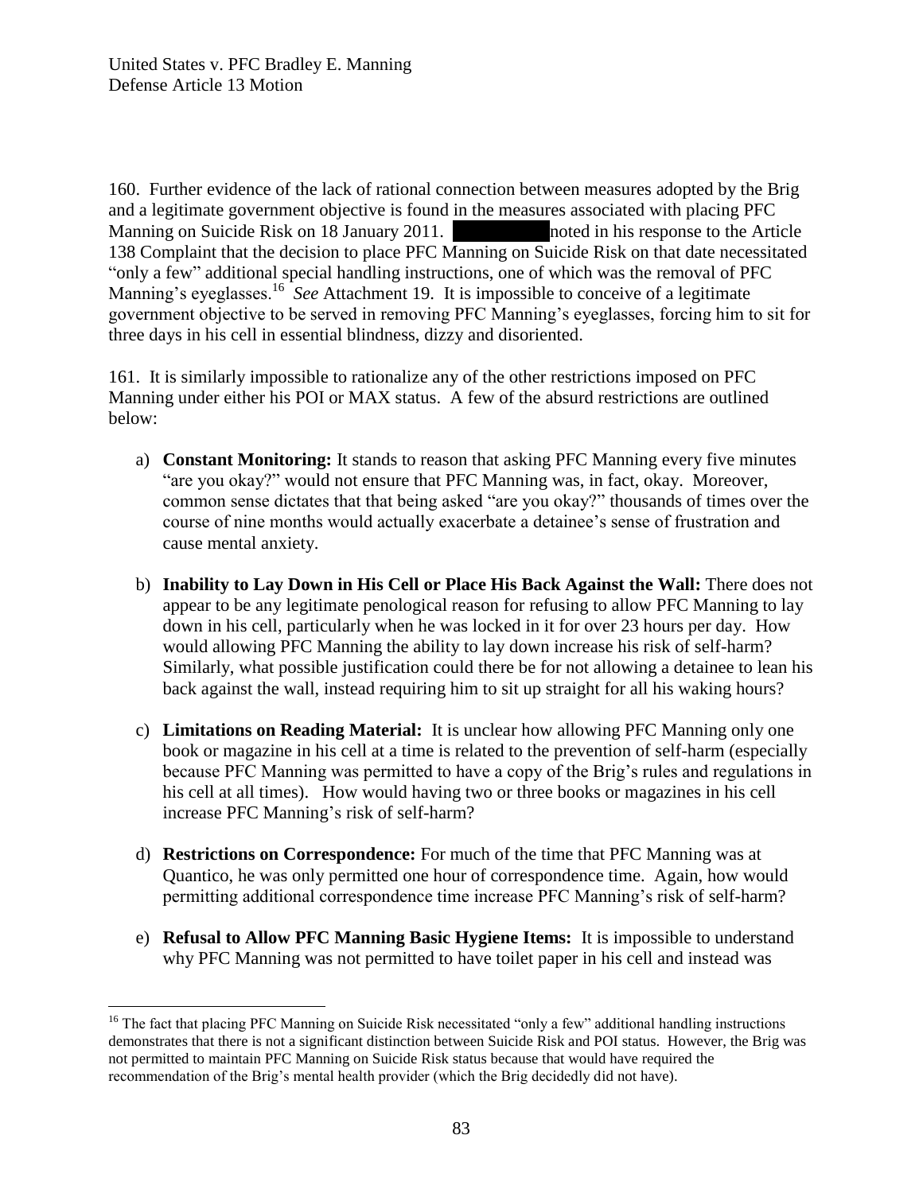160. Further evidence of the lack of rational connection between measures adopted by the Brig and a legitimate government objective is found in the measures associated with placing PFC Manning on Suicide Risk on 18 January 2011. ██████████ noted in his response to the Article 138 Complaint that the decision to place PFC Manning on Suicide Risk on that date necessitated "only a few" additional special handling instructions, one of which was the removal of PFC Manning's eyeglasses.[16] *See* Attachment 19. It is impossible to conceive of a legitimate government objective to be served in removing PFC Manning's eyeglasses, forcing him to sit for three days in his cell in essential blindness, dizzy and disoriented.

161. It is similarly impossible to rationalize any of the other restrictions imposed on PFC Manning under either his POI or MAX status. A few of the absurd restrictions are outlined below:

a) **Constant Monitoring:** It stands to reason that asking PFC Manning every five minutes "are you okay?" would not ensure that PFC Manning was, in fact, okay. Moreover, common sense dictates that that being asked "are you okay?" thousands of times over the course of nine months would actually exacerbate a detainee's sense of frustration and cause mental anxiety.

b) **Inability to Lay Down in His Cell or Place His Back Against the Wall:** There does not appear to be any legitimate penological reason for refusing to allow PFC Manning to lay down in his cell, particularly when he was locked in it for over 23 hours per day. How would allowing PFC Manning the ability to lay down increase his risk of self-harm? Similarly, what possible justification could there be for not allowing a detainee to lean his back against the wall, instead requiring him to sit up straight for all his waking hours?

c) **Limitations on Reading Material:** It is unclear how allowing PFC Manning only one book or magazine in his cell at a time is related to the prevention of self-harm (especially because PFC Manning was permitted to have a copy of the Brig's rules and regulations in his cell at all times). How would having two or three books or magazines in his cell increase PFC Manning's risk of self-harm?

d) **Restrictions on Correspondence:** For much of the time that PFC Manning was at Quantico, he was only permitted one hour of correspondence time. Again, how would permitting additional correspondence time increase PFC Manning's risk of self-harm?

e) **Refusal to Allow PFC Manning Basic Hygiene Items:** It is impossible to understand why PFC Manning was not permitted to have toilet paper in his cell and instead was

---

[16] The fact that placing PFC Manning on Suicide Risk necessitated "only a few" additional handling instructions demonstrates that there is not a significant distinction between Suicide Risk and POI status. However, the Brig was not permitted to maintain PFC Manning on Suicide Risk status because that would have required the recommendation of the Brig's mental health provider (which the Brig decidedly did not have).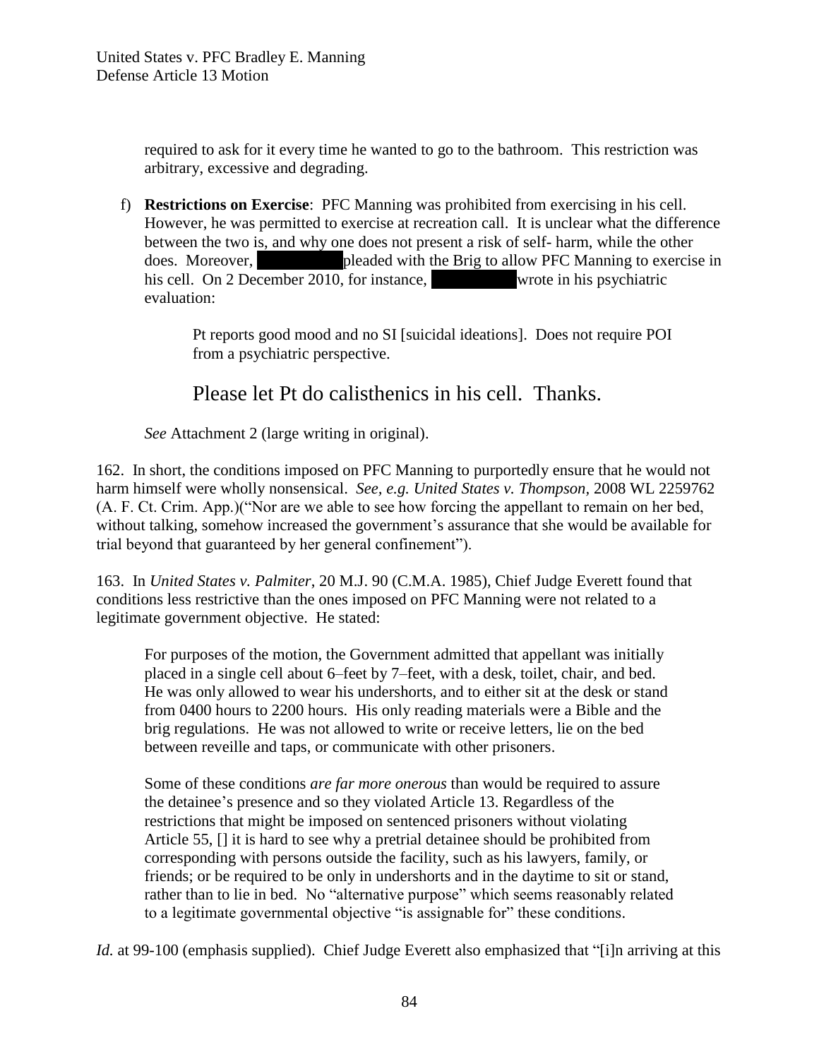required to ask for it every time he wanted to go to the bathroom. This restriction was arbitrary, excessive and degrading.

f) **Restrictions on Exercise**: PFC Manning was prohibited from exercising in his cell. However, he was permitted to exercise at recreation call. It is unclear what the difference between the two is, and why one does not present a risk of self- harm, while the other does. Moreover, [REDACTED] pleaded with the Brig to allow PFC Manning to exercise in his cell. On 2 December 2010, for instance, [REDACTED] wrote in his psychiatric evaluation:

> Pt reports good mood and no SI [suicidal ideations]. Does not require POI from a psychiatric perspective.
>
> Please let Pt do calisthenics in his cell. Thanks.

*See* Attachment 2 (large writing in original).

162. In short, the conditions imposed on PFC Manning to purportedly ensure that he would not harm himself were wholly nonsensical. *See, e.g. United States v. Thompson*, 2008 WL 2259762 (A. F. Ct. Crim. App.)("Nor are we able to see how forcing the appellant to remain on her bed, without talking, somehow increased the government's assurance that she would be available for trial beyond that guaranteed by her general confinement").

163. In *United States v. Palmiter*, 20 M.J. 90 (C.M.A. 1985), Chief Judge Everett found that conditions less restrictive than the ones imposed on PFC Manning were not related to a legitimate government objective. He stated:

> For purposes of the motion, the Government admitted that appellant was initially placed in a single cell about 6–feet by 7–feet, with a desk, toilet, chair, and bed. He was only allowed to wear his undershorts, and to either sit at the desk or stand from 0400 hours to 2200 hours. His only reading materials were a Bible and the brig regulations. He was not allowed to write or receive letters, lie on the bed between reveille and taps, or communicate with other prisoners.
>
> Some of these conditions *are far more onerous* than would be required to assure the detainee's presence and so they violated Article 13. Regardless of the restrictions that might be imposed on sentenced prisoners without violating Article 55, [] it is hard to see why a pretrial detainee should be prohibited from corresponding with persons outside the facility, such as his lawyers, family, or friends; or be required to be only in undershorts and in the daytime to sit or stand, rather than to lie in bed. No "alternative purpose" which seems reasonably related to a legitimate governmental objective "is assignable for" these conditions.

*Id.* at 99-100 (emphasis supplied). Chief Judge Everett also emphasized that "[i]n arriving at this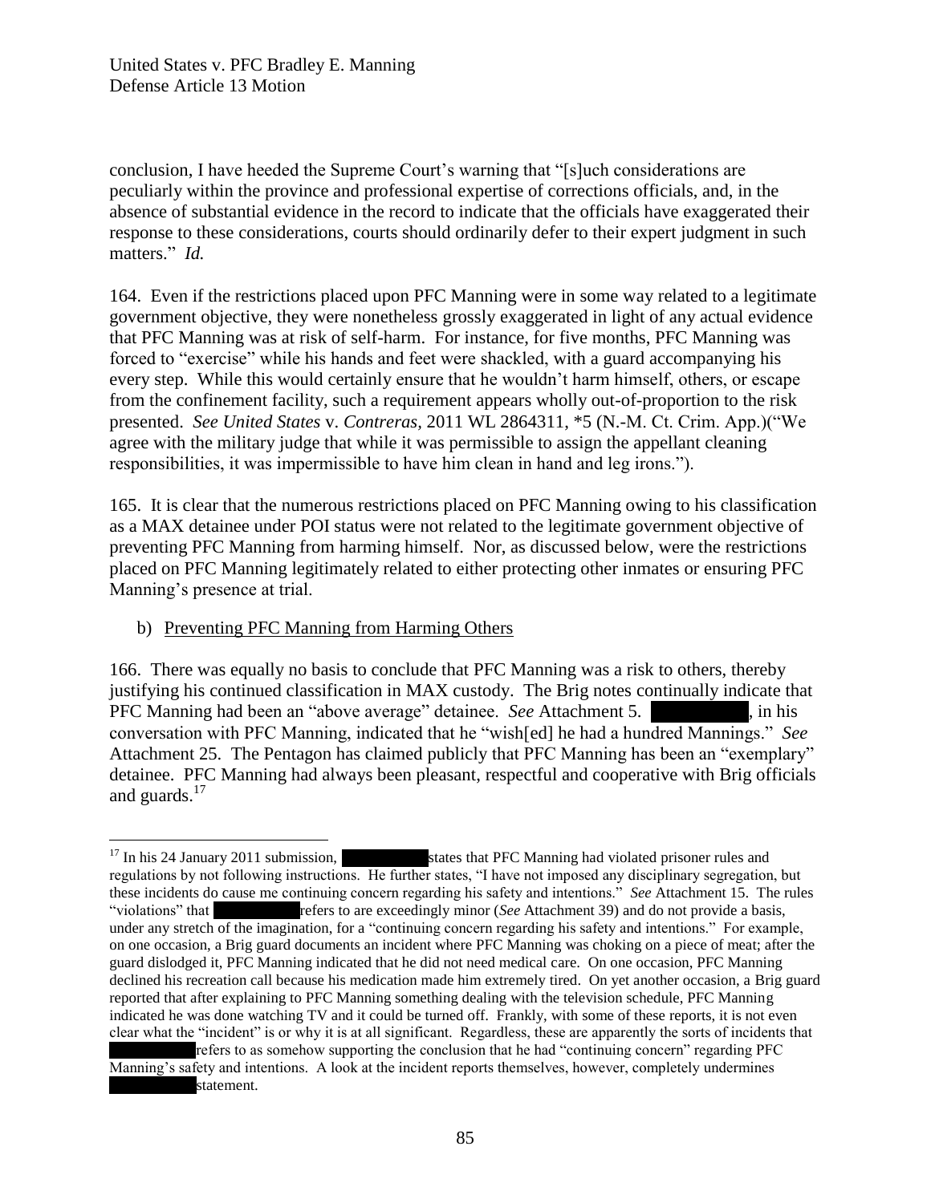conclusion, I have heeded the Supreme Court's warning that "[s]uch considerations are peculiarly within the province and professional expertise of corrections officials, and, in the absence of substantial evidence in the record to indicate that the officials have exaggerated their response to these considerations, courts should ordinarily defer to their expert judgment in such matters." *Id.*

164. Even if the restrictions placed upon PFC Manning were in some way related to a legitimate government objective, they were nonetheless grossly exaggerated in light of any actual evidence that PFC Manning was at risk of self-harm. For instance, for five months, PFC Manning was forced to "exercise" while his hands and feet were shackled, with a guard accompanying his every step. While this would certainly ensure that he wouldn't harm himself, others, or escape from the confinement facility, such a requirement appears wholly out-of-proportion to the risk presented. *See United States* v. *Contreras*, 2011 WL 2864311, *5 (N.-M. Ct. Crim. App.)("We agree with the military judge that while it was permissible to assign the appellant cleaning responsibilities, it was impermissible to have him clean in hand and leg irons.").

165. It is clear that the numerous restrictions placed on PFC Manning owing to his classification as a MAX detainee under POI status were not related to the legitimate government objective of preventing PFC Manning from harming himself. Nor, as discussed below, were the restrictions placed on PFC Manning legitimately related to either protecting other inmates or ensuring PFC Manning's presence at trial.

b) Preventing PFC Manning from Harming Others

166. There was equally no basis to conclude that PFC Manning was a risk to others, thereby justifying his continued classification in MAX custody. The Brig notes continually indicate that PFC Manning had been an "above average" detainee. *See* Attachment 5. [REDACTED], in his conversation with PFC Manning, indicated that he "wish[ed] he had a hundred Mannings." *See* Attachment 25. The Pentagon has claimed publicly that PFC Manning has been an "exemplary" detainee. PFC Manning had always been pleasant, respectful and cooperative with Brig officials and guards.[17]

[17] In his 24 January 2011 submission, [REDACTED] states that PFC Manning had violated prisoner rules and regulations by not following instructions. He further states, "I have not imposed any disciplinary segregation, but these incidents do cause me continuing concern regarding his safety and intentions." *See* Attachment 15. The rules "violations" that [REDACTED] refers to are exceedingly minor (*See* Attachment 39) and do not provide a basis, under any stretch of the imagination, for a "continuing concern regarding his safety and intentions." For example, on one occasion, a Brig guard documents an incident where PFC Manning was choking on a piece of meat; after the guard dislodged it, PFC Manning indicated that he did not need medical care. On one occasion, PFC Manning declined his recreation call because his medication made him extremely tired. On yet another occasion, a Brig guard reported that after explaining to PFC Manning something dealing with the television schedule, PFC Manning indicated he was done watching TV and it could be turned off. Frankly, with some of these reports, it is not even clear what the "incident" is or why it is at all significant. Regardless, these are apparently the sorts of incidents that [REDACTED] refers to as somehow supporting the conclusion that he had "continuing concern" regarding PFC Manning's safety and intentions. A look at the incident reports themselves, however, completely undermines [REDACTED] statement.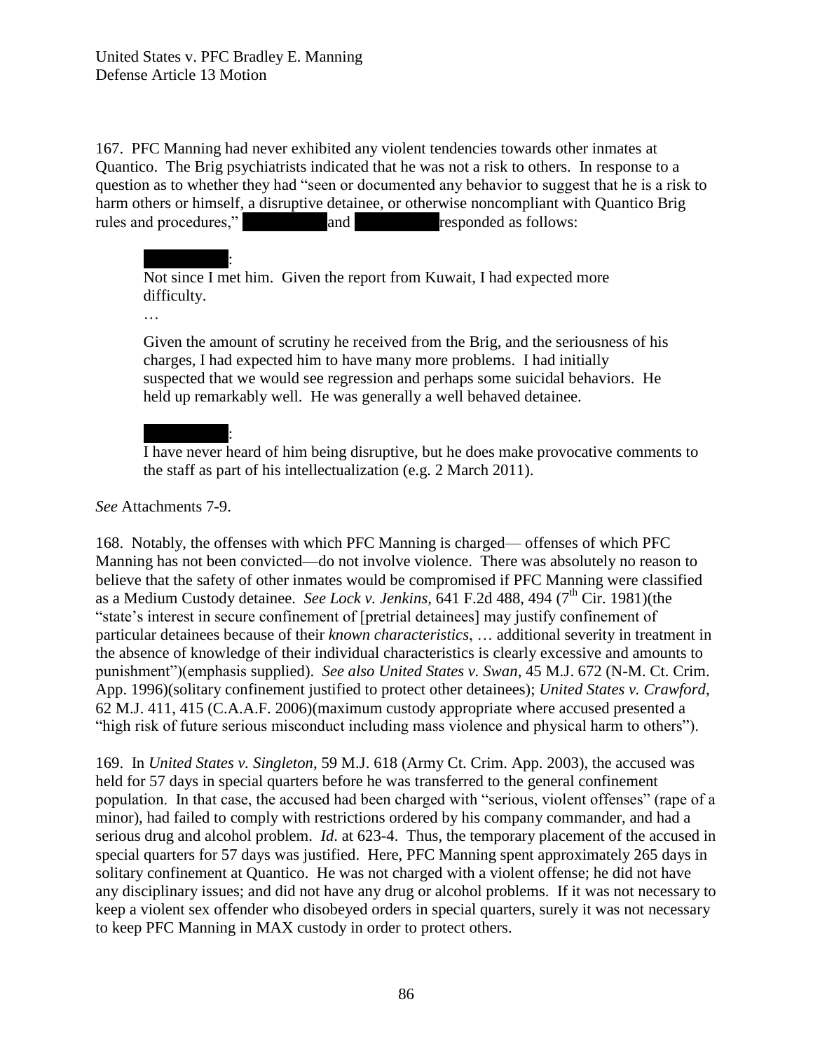167. PFC Manning had never exhibited any violent tendencies towards other inmates at Quantico. The Brig psychiatrists indicated that he was not a risk to others. In response to a question as to whether they had "seen or documented any behavior to suggest that he is a risk to harm others or himself, a disruptive detainee, or otherwise noncompliant with Quantico Brig rules and procedures," [REDACTED] and [REDACTED] responded as follows:

> [REDACTED]:
>
> Not since I met him. Given the report from Kuwait, I had expected more difficulty.
>
> …
>
> Given the amount of scrutiny he received from the Brig, and the seriousness of his charges, I had expected him to have many more problems. I had initially suspected that we would see regression and perhaps some suicidal behaviors. He held up remarkably well. He was generally a well behaved detainee.
>
> [REDACTED]:
>
> I have never heard of him being disruptive, but he does make provocative comments to the staff as part of his intellectualization (e.g. 2 March 2011).

*See* Attachments 7-9.

168. Notably, the offenses with which PFC Manning is charged— offenses of which PFC Manning has not been convicted—do not involve violence. There was absolutely no reason to believe that the safety of other inmates would be compromised if PFC Manning were classified as a Medium Custody detainee. *See Lock v. Jenkins*, 641 F.2d 488, 494 (7th Cir. 1981)(the "state's interest in secure confinement of [pretrial detainees] may justify confinement of particular detainees because of their *known characteristics*, … additional severity in treatment in the absence of knowledge of their individual characteristics is clearly excessive and amounts to punishment")(emphasis supplied). *See also United States v. Swan*, 45 M.J. 672 (N-M. Ct. Crim. App. 1996)(solitary confinement justified to protect other detainees); *United States v. Crawford*, 62 M.J. 411, 415 (C.A.A.F. 2006)(maximum custody appropriate where accused presented a "high risk of future serious misconduct including mass violence and physical harm to others").

169. In *United States v. Singleton*, 59 M.J. 618 (Army Ct. Crim. App. 2003), the accused was held for 57 days in special quarters before he was transferred to the general confinement population. In that case, the accused had been charged with "serious, violent offenses" (rape of a minor), had failed to comply with restrictions ordered by his company commander, and had a serious drug and alcohol problem. *Id.* at 623-4. Thus, the temporary placement of the accused in special quarters for 57 days was justified. Here, PFC Manning spent approximately 265 days in solitary confinement at Quantico. He was not charged with a violent offense; he did not have any disciplinary issues; and did not have any drug or alcohol problems. If it was not necessary to keep a violent sex offender who disobeyed orders in special quarters, surely it was not necessary to keep PFC Manning in MAX custody in order to protect others.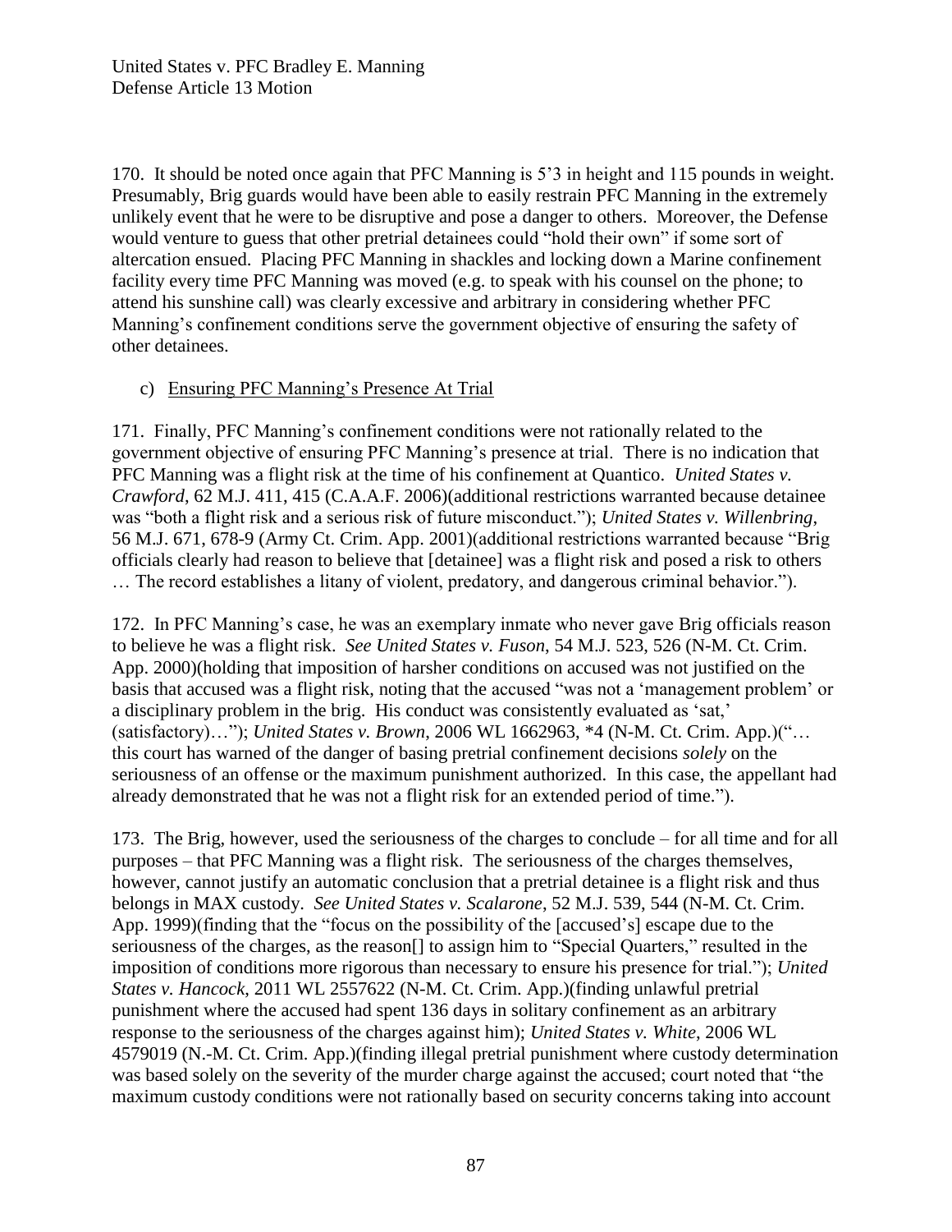170. It should be noted once again that PFC Manning is 5'3 in height and 115 pounds in weight. Presumably, Brig guards would have been able to easily restrain PFC Manning in the extremely unlikely event that he were to be disruptive and pose a danger to others. Moreover, the Defense would venture to guess that other pretrial detainees could "hold their own" if some sort of altercation ensued. Placing PFC Manning in shackles and locking down a Marine confinement facility every time PFC Manning was moved (e.g. to speak with his counsel on the phone; to attend his sunshine call) was clearly excessive and arbitrary in considering whether PFC Manning's confinement conditions serve the government objective of ensuring the safety of other detainees.

c) <u>Ensuring PFC Manning's Presence At Trial</u>

171. Finally, PFC Manning's confinement conditions were not rationally related to the government objective of ensuring PFC Manning's presence at trial. There is no indication that PFC Manning was a flight risk at the time of his confinement at Quantico. *United States v. Crawford*, 62 M.J. 411, 415 (C.A.A.F. 2006)(additional restrictions warranted because detainee was "both a flight risk and a serious risk of future misconduct."); *United States v. Willenbring*, 56 M.J. 671, 678-9 (Army Ct. Crim. App. 2001)(additional restrictions warranted because "Brig officials clearly had reason to believe that [detainee] was a flight risk and posed a risk to others … The record establishes a litany of violent, predatory, and dangerous criminal behavior.").

172. In PFC Manning's case, he was an exemplary inmate who never gave Brig officials reason to believe he was a flight risk. *See United States v. Fuson*, 54 M.J. 523, 526 (N-M. Ct. Crim. App. 2000)(holding that imposition of harsher conditions on accused was not justified on the basis that accused was a flight risk, noting that the accused "was not a 'management problem' or a disciplinary problem in the brig. His conduct was consistently evaluated as 'sat,' (satisfactory)…"); *United States v. Brown*, 2006 WL 1662963, *4 (N-M. Ct. Crim. App.)("… this court has warned of the danger of basing pretrial confinement decisions *solely* on the seriousness of an offense or the maximum punishment authorized. In this case, the appellant had already demonstrated that he was not a flight risk for an extended period of time.").

173. The Brig, however, used the seriousness of the charges to conclude – for all time and for all purposes – that PFC Manning was a flight risk. The seriousness of the charges themselves, however, cannot justify an automatic conclusion that a pretrial detainee is a flight risk and thus belongs in MAX custody. *See United States v. Scalarone*, 52 M.J. 539, 544 (N-M. Ct. Crim. App. 1999)(finding that the "focus on the possibility of the [accused's] escape due to the seriousness of the charges, as the reason[] to assign him to "Special Quarters," resulted in the imposition of conditions more rigorous than necessary to ensure his presence for trial."); *United States v. Hancock*, 2011 WL 2557622 (N-M. Ct. Crim. App.)(finding unlawful pretrial punishment where the accused had spent 136 days in solitary confinement as an arbitrary response to the seriousness of the charges against him); *United States v. White*, 2006 WL 4579019 (N.-M. Ct. Crim. App.)(finding illegal pretrial punishment where custody determination was based solely on the severity of the murder charge against the accused; court noted that "the maximum custody conditions were not rationally based on security concerns taking into account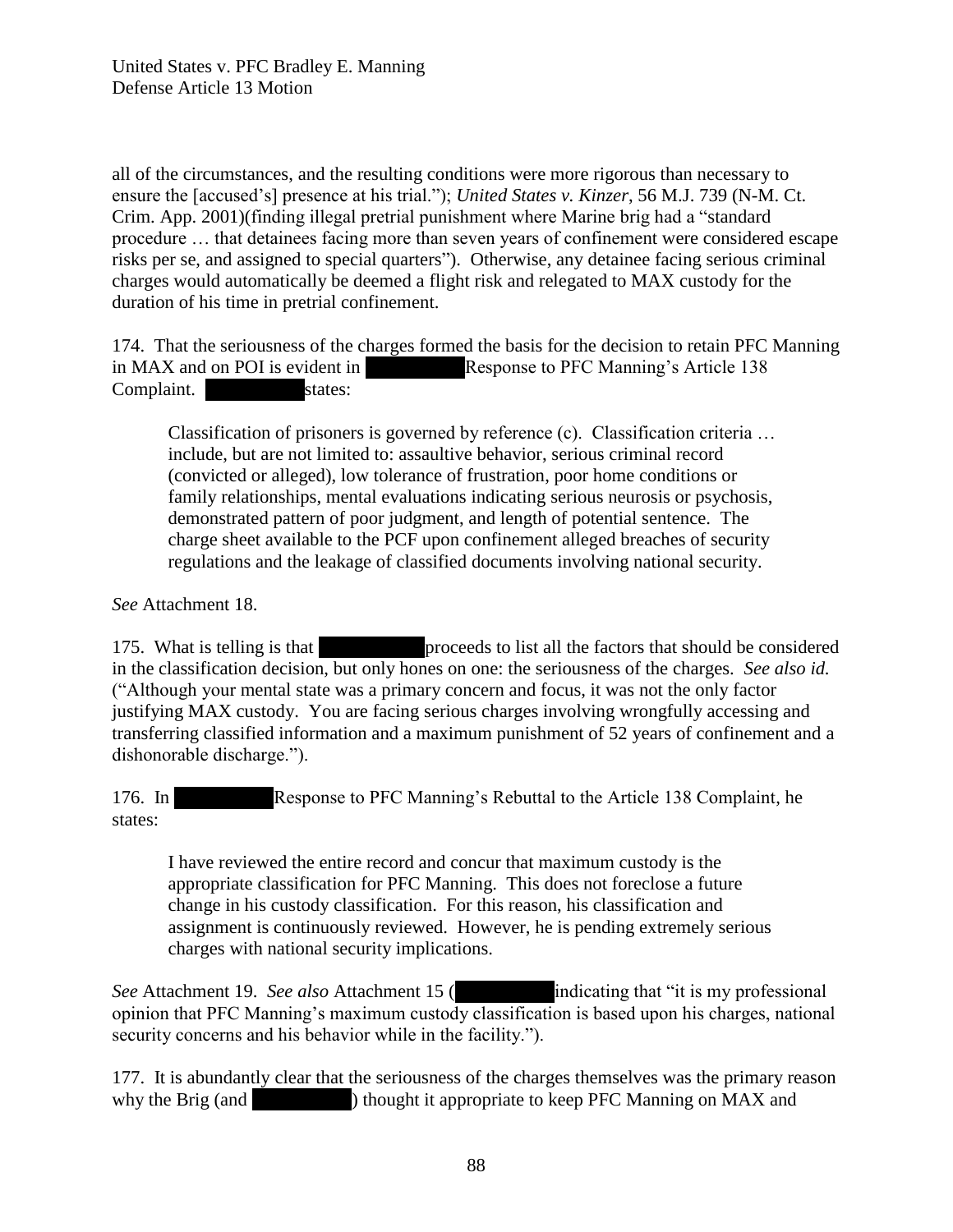all of the circumstances, and the resulting conditions were more rigorous than necessary to ensure the [accused's] presence at his trial."); *United States v. Kinzer*, 56 M.J. 739 (N-M. Ct. Crim. App. 2001)(finding illegal pretrial punishment where Marine brig had a "standard procedure … that detainees facing more than seven years of confinement were considered escape risks per se, and assigned to special quarters"). Otherwise, any detainee facing serious criminal charges would automatically be deemed a flight risk and relegated to MAX custody for the duration of his time in pretrial confinement.

174. That the seriousness of the charges formed the basis for the decision to retain PFC Manning in MAX and on POI is evident in ██████████ Response to PFC Manning's Article 138 Complaint. ██████████ states:

> Classification of prisoners is governed by reference (c). Classification criteria … include, but are not limited to: assaultive behavior, serious criminal record (convicted or alleged), low tolerance of frustration, poor home conditions or family relationships, mental evaluations indicating serious neurosis or psychosis, demonstrated pattern of poor judgment, and length of potential sentence. The charge sheet available to the PCF upon confinement alleged breaches of security regulations and the leakage of classified documents involving national security.

*See* Attachment 18.

175. What is telling is that ██████████ proceeds to list all the factors that should be considered in the classification decision, but only hones on one: the seriousness of the charges. *See also id.* ("Although your mental state was a primary concern and focus, it was not the only factor justifying MAX custody. You are facing serious charges involving wrongfully accessing and transferring classified information and a maximum punishment of 52 years of confinement and a dishonorable discharge.").

176. In ██████████ Response to PFC Manning's Rebuttal to the Article 138 Complaint, he states:

> I have reviewed the entire record and concur that maximum custody is the appropriate classification for PFC Manning. This does not foreclose a future change in his custody classification. For this reason, his classification and assignment is continuously reviewed. However, he is pending extremely serious charges with national security implications.

*See* Attachment 19. *See also* Attachment 15 (██████████ indicating that "it is my professional opinion that PFC Manning's maximum custody classification is based upon his charges, national security concerns and his behavior while in the facility.").

177. It is abundantly clear that the seriousness of the charges themselves was the primary reason why the Brig (and ██████████) thought it appropriate to keep PFC Manning on MAX and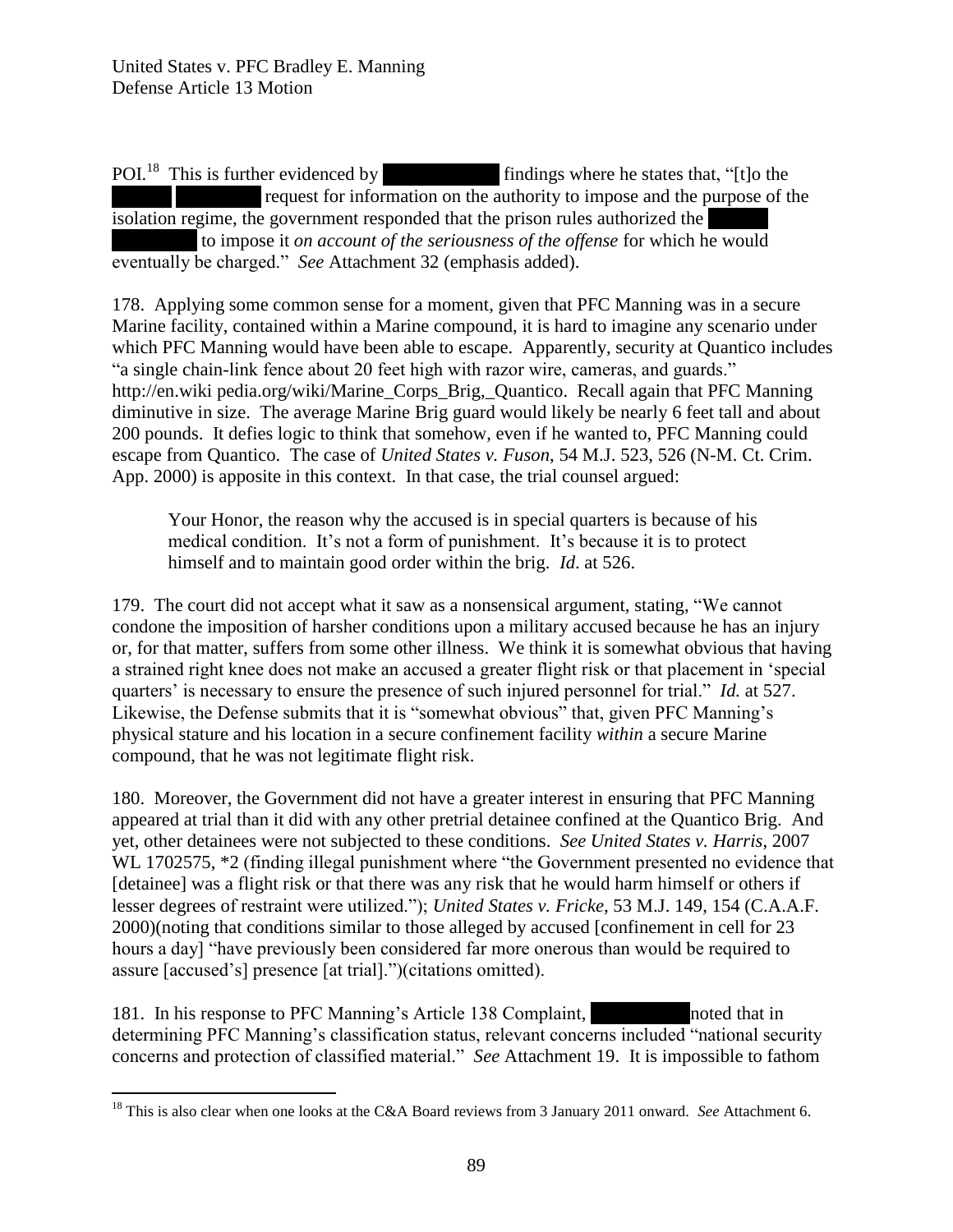POI.[18] This is further evidenced by findings where he states that, "[t]o the request for information on the authority to impose and the purpose of the isolation regime, the government responded that the prison rules authorized the to impose it *on account of the seriousness of the offense* for which he would eventually be charged." *See* Attachment 32 (emphasis added).

178. Applying some common sense for a moment, given that PFC Manning was in a secure Marine facility, contained within a Marine compound, it is hard to imagine any scenario under which PFC Manning would have been able to escape. Apparently, security at Quantico includes "a single chain-link fence about 20 feet high with razor wire, cameras, and guards." http://en.wiki pedia.org/wiki/Marine_Corps_Brig,_Quantico. Recall again that PFC Manning diminutive in size. The average Marine Brig guard would likely be nearly 6 feet tall and about 200 pounds. It defies logic to think that somehow, even if he wanted to, PFC Manning could escape from Quantico. The case of *United States v. Fuson*, 54 M.J. 523, 526 (N-M. Ct. Crim. App. 2000) is apposite in this context. In that case, the trial counsel argued:

> Your Honor, the reason why the accused is in special quarters is because of his medical condition. It's not a form of punishment. It's because it is to protect himself and to maintain good order within the brig. *Id*. at 526.

179. The court did not accept what it saw as a nonsensical argument, stating, "We cannot condone the imposition of harsher conditions upon a military accused because he has an injury or, for that matter, suffers from some other illness. We think it is somewhat obvious that having a strained right knee does not make an accused a greater flight risk or that placement in 'special quarters' is necessary to ensure the presence of such injured personnel for trial." *Id.* at 527. Likewise, the Defense submits that it is "somewhat obvious" that, given PFC Manning's physical stature and his location in a secure confinement facility *within* a secure Marine compound, that he was not legitimate flight risk.

180. Moreover, the Government did not have a greater interest in ensuring that PFC Manning appeared at trial than it did with any other pretrial detainee confined at the Quantico Brig. And yet, other detainees were not subjected to these conditions. *See United States v. Harris*, 2007 WL 1702575, *2 (finding illegal punishment where "the Government presented no evidence that [detainee] was a flight risk or that there was any risk that he would harm himself or others if lesser degrees of restraint were utilized."); *United States v. Fricke,* 53 M.J. 149, 154 (C.A.A.F. 2000)(noting that conditions similar to those alleged by accused [confinement in cell for 23 hours a day] "have previously been considered far more onerous than would be required to assure [accused's] presence [at trial].")(citations omitted).

181. In his response to PFC Manning's Article 138 Complaint, noted that in determining PFC Manning's classification status, relevant concerns included "national security concerns and protection of classified material." *See* Attachment 19. It is impossible to fathom

---

[18] This is also clear when one looks at the C&A Board reviews from 3 January 2011 onward. *See* Attachment 6.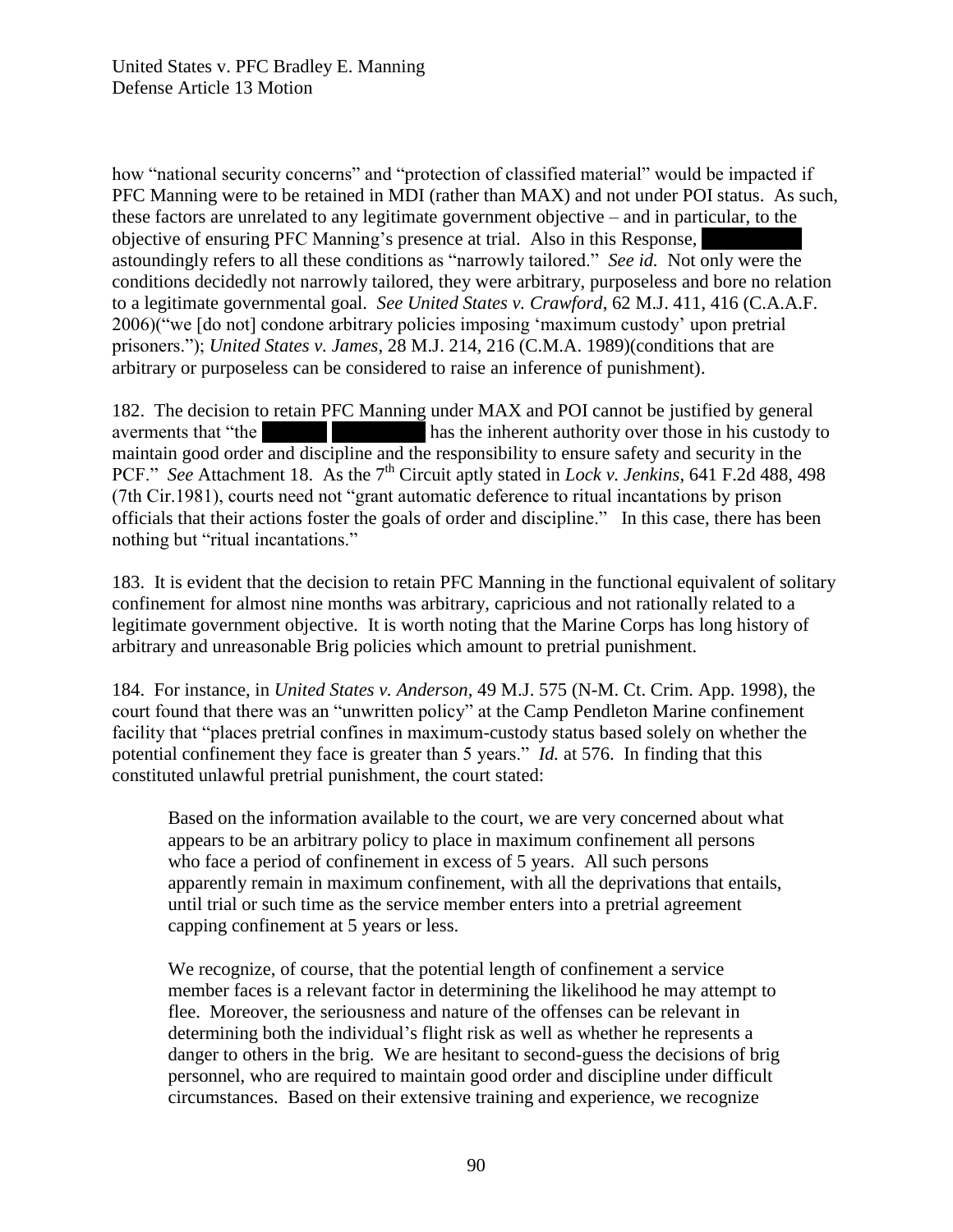how "national security concerns" and "protection of classified material" would be impacted if PFC Manning were to be retained in MDI (rather than MAX) and not under POI status. As such, these factors are unrelated to any legitimate government objective – and in particular, to the objective of ensuring PFC Manning's presence at trial. Also in this Response, ██████ astoundingly refers to all these conditions as "narrowly tailored." *See id.* Not only were the conditions decidedly not narrowly tailored, they were arbitrary, purposeless and bore no relation to a legitimate governmental goal. *See United States v. Crawford*, 62 M.J. 411, 416 (C.A.A.F. 2006)("we [do not] condone arbitrary policies imposing 'maximum custody' upon pretrial prisoners."); *United States v. James*, 28 M.J. 214, 216 (C.M.A. 1989)(conditions that are arbitrary or purposeless can be considered to raise an inference of punishment).

182. The decision to retain PFC Manning under MAX and POI cannot be justified by general averments that "the ████ ██████ has the inherent authority over those in his custody to maintain good order and discipline and the responsibility to ensure safety and security in the PCF." *See* Attachment 18. As the 7th Circuit aptly stated in *Lock v. Jenkins*, 641 F.2d 488, 498 (7th Cir.1981), courts need not "grant automatic deference to ritual incantations by prison officials that their actions foster the goals of order and discipline." In this case, there has been nothing but "ritual incantations."

183. It is evident that the decision to retain PFC Manning in the functional equivalent of solitary confinement for almost nine months was arbitrary, capricious and not rationally related to a legitimate government objective. It is worth noting that the Marine Corps has long history of arbitrary and unreasonable Brig policies which amount to pretrial punishment.

184. For instance, in *United States v. Anderson*, 49 M.J. 575 (N-M. Ct. Crim. App. 1998), the court found that there was an "unwritten policy" at the Camp Pendleton Marine confinement facility that "places pretrial confines in maximum-custody status based solely on whether the potential confinement they face is greater than 5 years." *Id.* at 576. In finding that this constituted unlawful pretrial punishment, the court stated:

> Based on the information available to the court, we are very concerned about what appears to be an arbitrary policy to place in maximum confinement all persons who face a period of confinement in excess of 5 years. All such persons apparently remain in maximum confinement, with all the deprivations that entails, until trial or such time as the service member enters into a pretrial agreement capping confinement at 5 years or less.
>
> We recognize, of course, that the potential length of confinement a service member faces is a relevant factor in determining the likelihood he may attempt to flee. Moreover, the seriousness and nature of the offenses can be relevant in determining both the individual's flight risk as well as whether he represents a danger to others in the brig. We are hesitant to second-guess the decisions of brig personnel, who are required to maintain good order and discipline under difficult circumstances. Based on their extensive training and experience, we recognize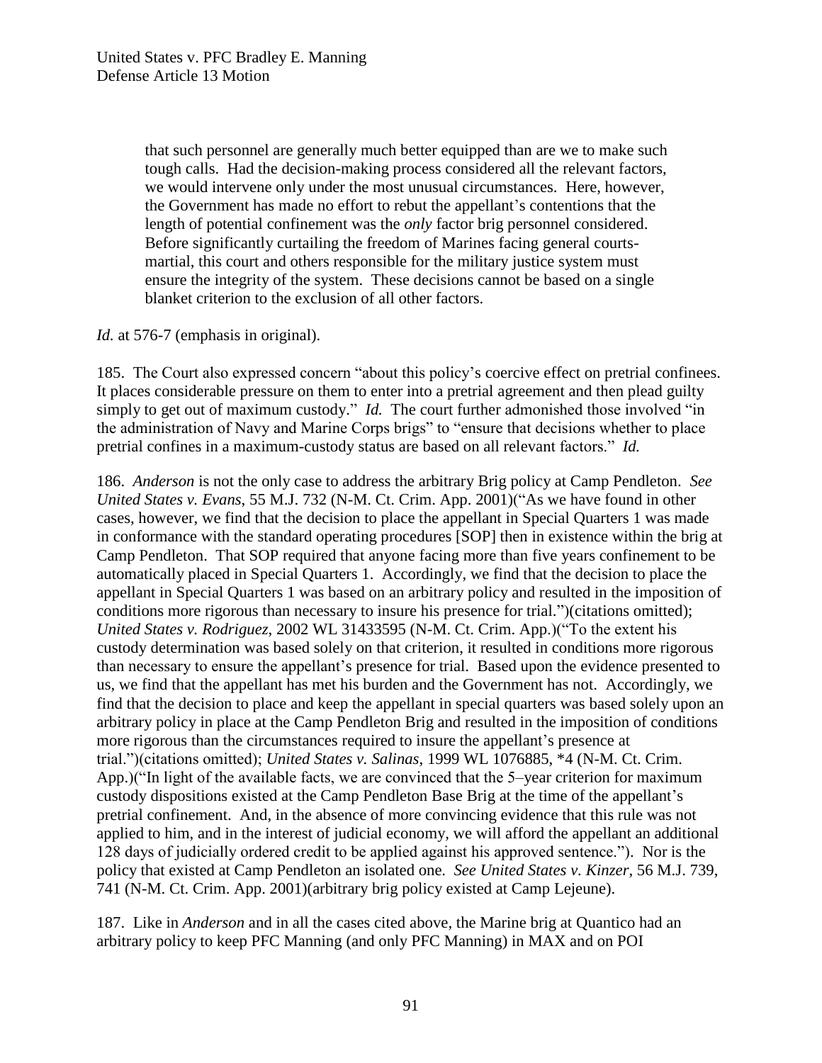> that such personnel are generally much better equipped than are we to make such tough calls. Had the decision-making process considered all the relevant factors, we would intervene only under the most unusual circumstances. Here, however, the Government has made no effort to rebut the appellant's contentions that the length of potential confinement was the *only* factor brig personnel considered. Before significantly curtailing the freedom of Marines facing general courts-martial, this court and others responsible for the military justice system must ensure the integrity of the system. These decisions cannot be based on a single blanket criterion to the exclusion of all other factors.

*Id.* at 576-7 (emphasis in original).

185. The Court also expressed concern "about this policy's coercive effect on pretrial confinees. It places considerable pressure on them to enter into a pretrial agreement and then plead guilty simply to get out of maximum custody." *Id.* The court further admonished those involved "in the administration of Navy and Marine Corps brigs" to "ensure that decisions whether to place pretrial confines in a maximum-custody status are based on all relevant factors." *Id.*

186. *Anderson* is not the only case to address the arbitrary Brig policy at Camp Pendleton. *See United States v. Evans*, 55 M.J. 732 (N-M. Ct. Crim. App. 2001)("As we have found in other cases, however, we find that the decision to place the appellant in Special Quarters 1 was made in conformance with the standard operating procedures [SOP] then in existence within the brig at Camp Pendleton. That SOP required that anyone facing more than five years confinement to be automatically placed in Special Quarters 1. Accordingly, we find that the decision to place the appellant in Special Quarters 1 was based on an arbitrary policy and resulted in the imposition of conditions more rigorous than necessary to insure his presence for trial.")(citations omitted); *United States v. Rodriguez*, 2002 WL 31433595 (N-M. Ct. Crim. App.)("To the extent his custody determination was based solely on that criterion, it resulted in conditions more rigorous than necessary to ensure the appellant's presence for trial. Based upon the evidence presented to us, we find that the appellant has met his burden and the Government has not. Accordingly, we find that the decision to place and keep the appellant in special quarters was based solely upon an arbitrary policy in place at the Camp Pendleton Brig and resulted in the imposition of conditions more rigorous than the circumstances required to insure the appellant's presence at trial.")(citations omitted); *United States v. Salinas*, 1999 WL 1076885, *4 (N-M. Ct. Crim. App.)("In light of the available facts, we are convinced that the 5–year criterion for maximum custody dispositions existed at the Camp Pendleton Base Brig at the time of the appellant's pretrial confinement. And, in the absence of more convincing evidence that this rule was not applied to him, and in the interest of judicial economy, we will afford the appellant an additional 128 days of judicially ordered credit to be applied against his approved sentence."). Nor is the policy that existed at Camp Pendleton an isolated one. *See United States v. Kinzer*, 56 M.J. 739, 741 (N-M. Ct. Crim. App. 2001)(arbitrary brig policy existed at Camp Lejeune).

187. Like in *Anderson* and in all the cases cited above, the Marine brig at Quantico had an arbitrary policy to keep PFC Manning (and only PFC Manning) in MAX and on POI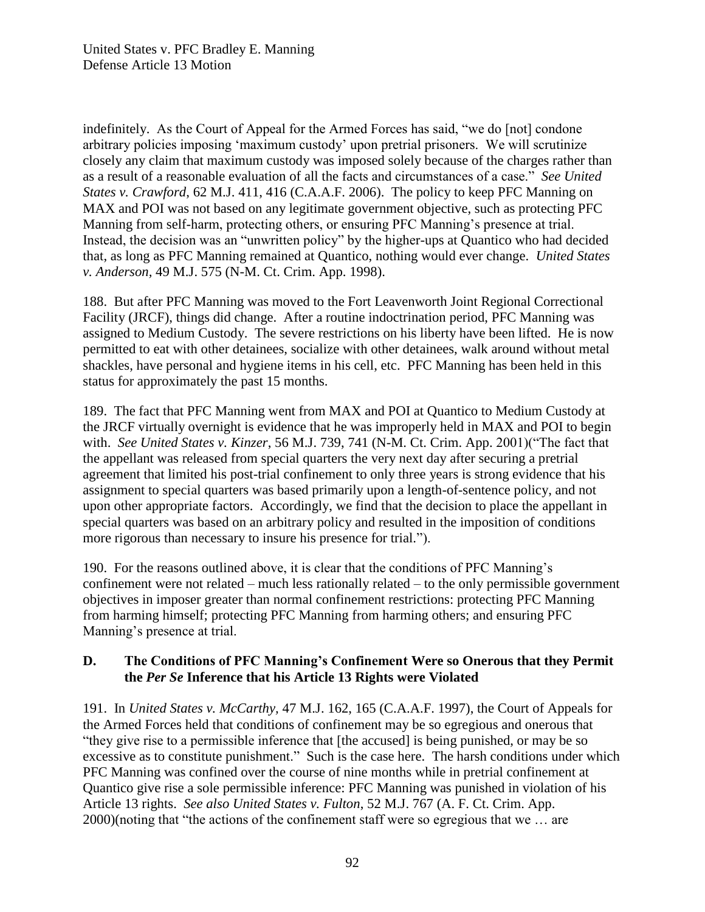indefinitely. As the Court of Appeal for the Armed Forces has said, "we do [not] condone arbitrary policies imposing 'maximum custody' upon pretrial prisoners. We will scrutinize closely any claim that maximum custody was imposed solely because of the charges rather than as a result of a reasonable evaluation of all the facts and circumstances of a case." *See United States v. Crawford*, 62 M.J. 411, 416 (C.A.A.F. 2006). The policy to keep PFC Manning on MAX and POI was not based on any legitimate government objective, such as protecting PFC Manning from self-harm, protecting others, or ensuring PFC Manning's presence at trial. Instead, the decision was an "unwritten policy" by the higher-ups at Quantico who had decided that, as long as PFC Manning remained at Quantico, nothing would ever change. *United States v. Anderson,* 49 M.J. 575 (N-M. Ct. Crim. App. 1998).

188. But after PFC Manning was moved to the Fort Leavenworth Joint Regional Correctional Facility (JRCF), things did change. After a routine indoctrination period, PFC Manning was assigned to Medium Custody. The severe restrictions on his liberty have been lifted. He is now permitted to eat with other detainees, socialize with other detainees, walk around without metal shackles, have personal and hygiene items in his cell, etc. PFC Manning has been held in this status for approximately the past 15 months.

189. The fact that PFC Manning went from MAX and POI at Quantico to Medium Custody at the JRCF virtually overnight is evidence that he was improperly held in MAX and POI to begin with. *See United States v. Kinzer*, 56 M.J. 739, 741 (N-M. Ct. Crim. App. 2001)("The fact that the appellant was released from special quarters the very next day after securing a pretrial agreement that limited his post-trial confinement to only three years is strong evidence that his assignment to special quarters was based primarily upon a length-of-sentence policy, and not upon other appropriate factors. Accordingly, we find that the decision to place the appellant in special quarters was based on an arbitrary policy and resulted in the imposition of conditions more rigorous than necessary to insure his presence for trial.").

190. For the reasons outlined above, it is clear that the conditions of PFC Manning's confinement were not related – much less rationally related – to the only permissible government objectives in imposer greater than normal confinement restrictions: protecting PFC Manning from harming himself; protecting PFC Manning from harming others; and ensuring PFC Manning's presence at trial.

### D. The Conditions of PFC Manning's Confinement Were so Onerous that they Permit the *Per Se* Inference that his Article 13 Rights were Violated

191. In *United States v. McCarthy,* 47 M.J. 162, 165 (C.A.A.F. 1997), the Court of Appeals for the Armed Forces held that conditions of confinement may be so egregious and onerous that "they give rise to a permissible inference that [the accused] is being punished, or may be so excessive as to constitute punishment." Such is the case here. The harsh conditions under which PFC Manning was confined over the course of nine months while in pretrial confinement at Quantico give rise a sole permissible inference: PFC Manning was punished in violation of his Article 13 rights. *See also United States v. Fulton*, 52 M.J. 767 (A. F. Ct. Crim. App. 2000)(noting that "the actions of the confinement staff were so egregious that we … are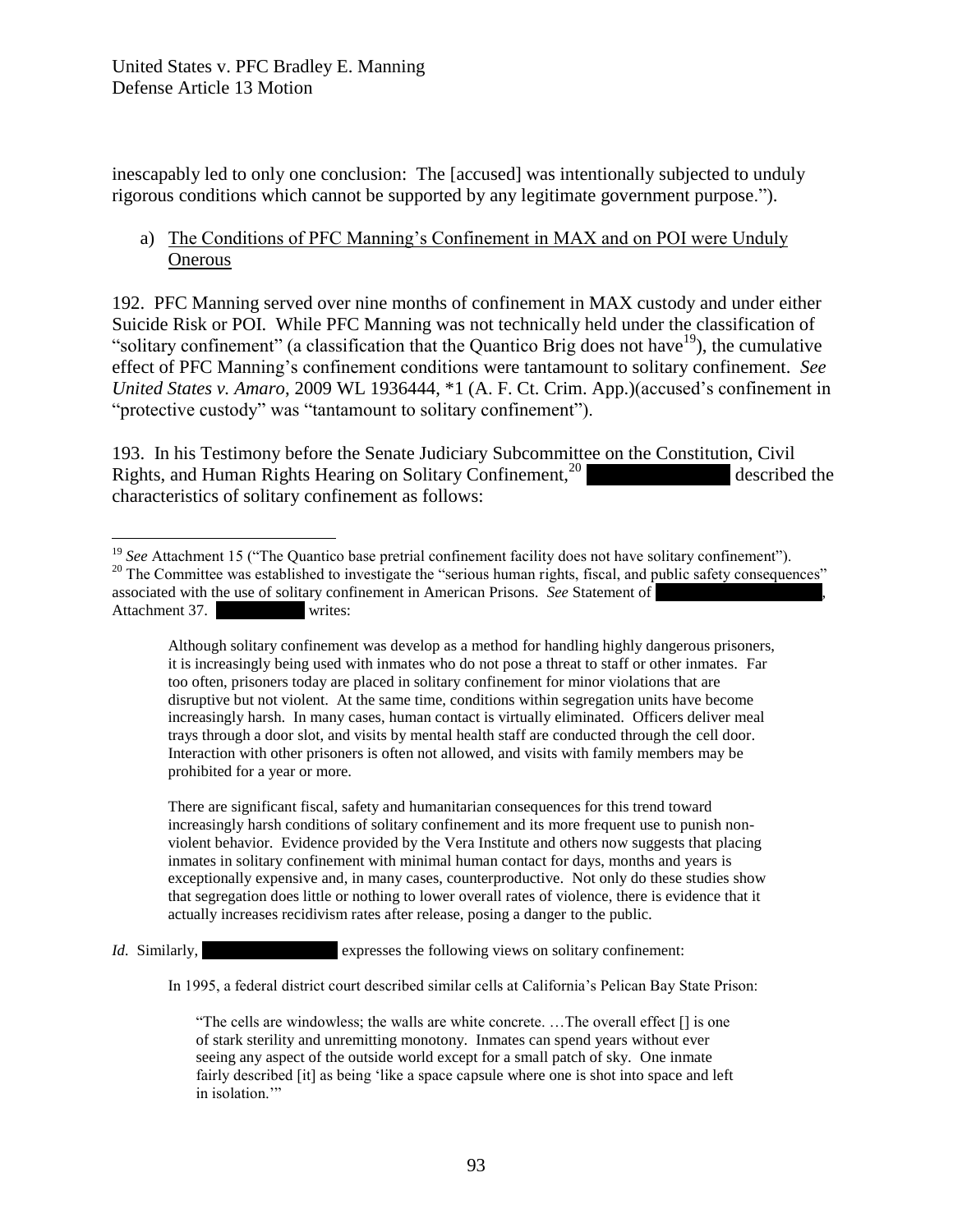inescapably led to only one conclusion: The [accused] was intentionally subjected to unduly rigorous conditions which cannot be supported by any legitimate government purpose.").

a) <u>The Conditions of PFC Manning's Confinement in MAX and on POI were Unduly Onerous</u>

192. PFC Manning served over nine months of confinement in MAX custody and under either Suicide Risk or POI. While PFC Manning was not technically held under the classification of "solitary confinement" (a classification that the Quantico Brig does not have[19]), the cumulative effect of PFC Manning's confinement conditions were tantamount to solitary confinement. *See United States v. Amaro*, 2009 WL 1936444, *1 (A. F. Ct. Crim. App.)(accused's confinement in "protective custody" was "tantamount to solitary confinement").

193. In his Testimony before the Senate Judiciary Subcommittee on the Constitution, Civil Rights, and Human Rights Hearing on Solitary Confinement,[20] ██████████ described the characteristics of solitary confinement as follows:

---

[19] *See* Attachment 15 ("The Quantico base pretrial confinement facility does not have solitary confinement").

[20] The Committee was established to investigate the "serious human rights, fiscal, and public safety consequences" associated with the use of solitary confinement in American Prisons. *See* Statement of ██████████████, Attachment 37. ████████ writes:

> Although solitary confinement was develop as a method for handling highly dangerous prisoners, it is increasingly being used with inmates who do not pose a threat to staff or other inmates. Far too often, prisoners today are placed in solitary confinement for minor violations that are disruptive but not violent. At the same time, conditions within segregation units have become increasingly harsh. In many cases, human contact is virtually eliminated. Officers deliver meal trays through a door slot, and visits by mental health staff are conducted through the cell door. Interaction with other prisoners is often not allowed, and visits with family members may be prohibited for a year or more.
>
> There are significant fiscal, safety and humanitarian consequences for this trend toward increasingly harsh conditions of solitary confinement and its more frequent use to punish non-violent behavior. Evidence provided by the Vera Institute and others now suggests that placing inmates in solitary confinement with minimal human contact for days, months and years is exceptionally expensive and, in many cases, counterproductive. Not only do these studies show that segregation does little or nothing to lower overall rates of violence, there is evidence that it actually increases recidivism rates after release, posing a danger to the public.

*Id.* Similarly, ██████████ expresses the following views on solitary confinement:

> In 1995, a federal district court described similar cells at California's Pelican Bay State Prison:
>
>> "The cells are windowless; the walls are white concrete. …The overall effect [] is one of stark sterility and unremitting monotony. Inmates can spend years without ever seeing any aspect of the outside world except for a small patch of sky. One inmate fairly described [it] as being 'like a space capsule where one is shot into space and left in isolation.'"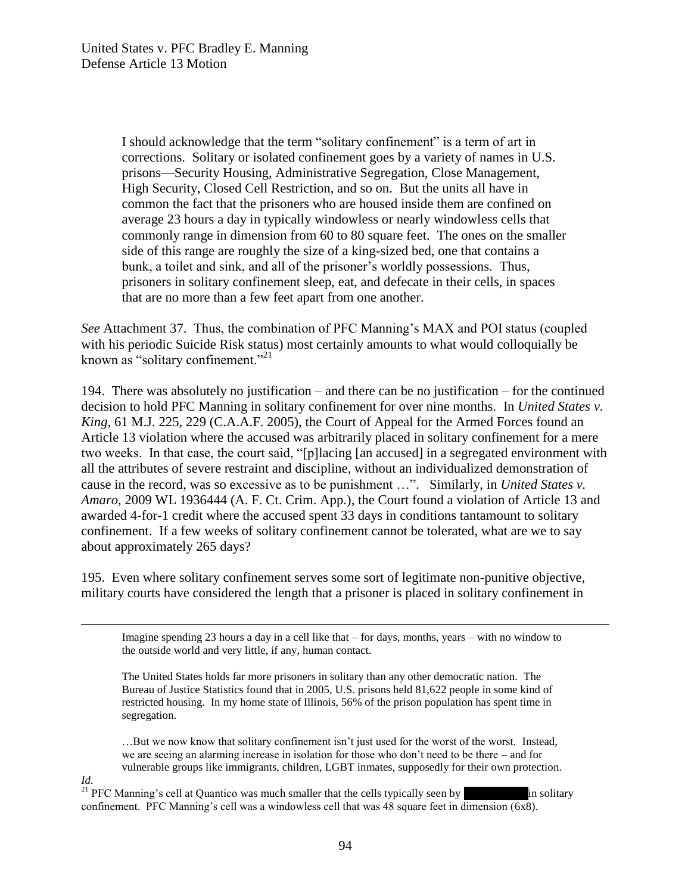> I should acknowledge that the term "solitary confinement" is a term of art in corrections. Solitary or isolated confinement goes by a variety of names in U.S. prisons—Security Housing, Administrative Segregation, Close Management, High Security, Closed Cell Restriction, and so on. But the units all have in common the fact that the prisoners who are housed inside them are confined on average 23 hours a day in typically windowless or nearly windowless cells that commonly range in dimension from 60 to 80 square feet. The ones on the smaller side of this range are roughly the size of a king-sized bed, one that contains a bunk, a toilet and sink, and all of the prisoner's worldly possessions. Thus, prisoners in solitary confinement sleep, eat, and defecate in their cells, in spaces that are no more than a few feet apart from one another.

*See* Attachment 37. Thus, the combination of PFC Manning's MAX and POI status (coupled with his periodic Suicide Risk status) most certainly amounts to what would colloquially be known as "solitary confinement."[21]

194. There was absolutely no justification – and there can be no justification – for the continued decision to hold PFC Manning in solitary confinement for over nine months. In *United States v. King*, 61 M.J. 225, 229 (C.A.A.F. 2005), the Court of Appeal for the Armed Forces found an Article 13 violation where the accused was arbitrarily placed in solitary confinement for a mere two weeks. In that case, the court said, "[p]lacing [an accused] in a segregated environment with all the attributes of severe restraint and discipline, without an individualized demonstration of cause in the record, was so excessive as to be punishment …". Similarly, in *United States v. Amaro*, 2009 WL 1936444 (A. F. Ct. Crim. App.), the Court found a violation of Article 13 and awarded 4-for-1 credit where the accused spent 33 days in conditions tantamount to solitary confinement. If a few weeks of solitary confinement cannot be tolerated, what are we to say about approximately 265 days?

195. Even where solitary confinement serves some sort of legitimate non-punitive objective, military courts have considered the length that a prisoner is placed in solitary confinement in

---

> Imagine spending 23 hours a day in a cell like that – for days, months, years – with no window to the outside world and very little, if any, human contact.
>
> The United States holds far more prisoners in solitary than any other democratic nation. The Bureau of Justice Statistics found that in 2005, U.S. prisons held 81,622 people in some kind of restricted housing. In my home state of Illinois, 56% of the prison population has spent time in segregation.
>
> …But we now know that solitary confinement isn't just used for the worst of the worst. Instead, we are seeing an alarming increase in isolation for those who don't need to be there – and for vulnerable groups like immigrants, children, LGBT inmates, supposedly for their own protection.

*Id.*

[21] PFC Manning's cell at Quantico was much smaller that the cells typically seen by [REDACTED] in solitary confinement. PFC Manning's cell was a windowless cell that was 48 square feet in dimension (6x8).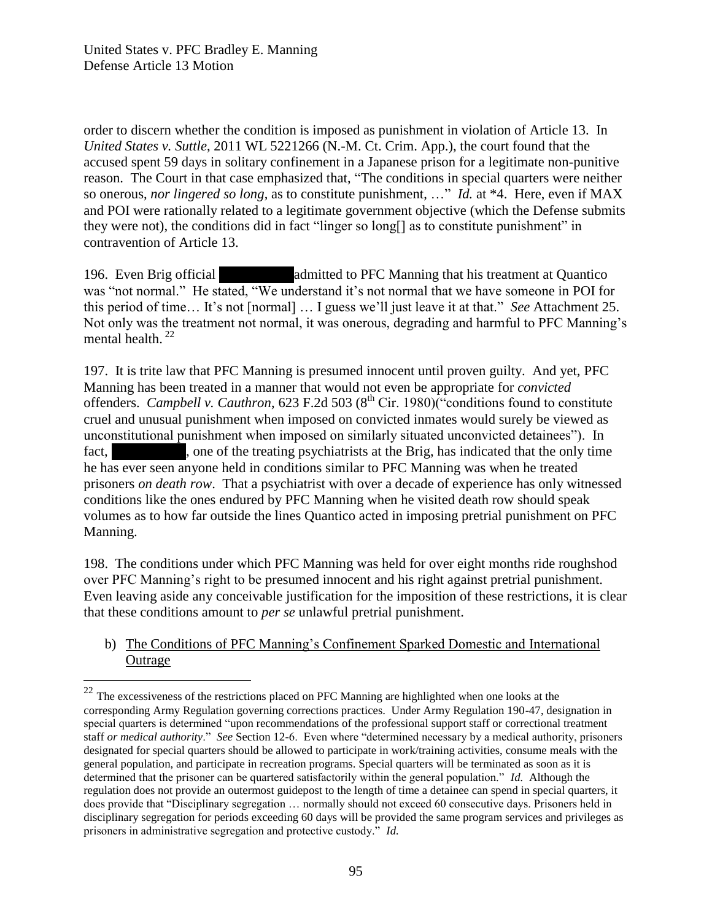order to discern whether the condition is imposed as punishment in violation of Article 13. In *United States v. Suttle*, 2011 WL 5221266 (N.-M. Ct. Crim. App.), the court found that the accused spent 59 days in solitary confinement in a Japanese prison for a legitimate non-punitive reason. The Court in that case emphasized that, "The conditions in special quarters were neither so onerous, *nor lingered so long*, as to constitute punishment, …" *Id.* at *4. Here, even if MAX and POI were rationally related to a legitimate government objective (which the Defense submits they were not), the conditions did in fact "linger so long[] as to constitute punishment" in contravention of Article 13.

196. Even Brig official ██████████ admitted to PFC Manning that his treatment at Quantico was "not normal." He stated, "We understand it's not normal that we have someone in POI for this period of time… It's not [normal] … I guess we'll just leave it at that." *See* Attachment 25. Not only was the treatment not normal, it was onerous, degrading and harmful to PFC Manning's mental health. [22]

197. It is trite law that PFC Manning is presumed innocent until proven guilty. And yet, PFC Manning has been treated in a manner that would not even be appropriate for *convicted* offenders. *Campbell v. Cauthron*, 623 F.2d 503 (8th Cir. 1980)("conditions found to constitute cruel and unusual punishment when imposed on convicted inmates would surely be viewed as unconstitutional punishment when imposed on similarly situated unconvicted detainees"). In fact, ██████████, one of the treating psychiatrists at the Brig, has indicated that the only time he has ever seen anyone held in conditions similar to PFC Manning was when he treated prisoners *on death row*. That a psychiatrist with over a decade of experience has only witnessed conditions like the ones endured by PFC Manning when he visited death row should speak volumes as to how far outside the lines Quantico acted in imposing pretrial punishment on PFC Manning.

198. The conditions under which PFC Manning was held for over eight months ride roughshod over PFC Manning's right to be presumed innocent and his right against pretrial punishment. Even leaving aside any conceivable justification for the imposition of these restrictions, it is clear that these conditions amount to *per se* unlawful pretrial punishment.

b) <u>The Conditions of PFC Manning's Confinement Sparked Domestic and International Outrage</u>

---

[22] The excessiveness of the restrictions placed on PFC Manning are highlighted when one looks at the corresponding Army Regulation governing corrections practices. Under Army Regulation 190-47, designation in special quarters is determined "upon recommendations of the professional support staff or correctional treatment staff *or medical authority*." *See* Section 12-6. Even where "determined necessary by a medical authority, prisoners designated for special quarters should be allowed to participate in work/training activities, consume meals with the general population, and participate in recreation programs. Special quarters will be terminated as soon as it is determined that the prisoner can be quartered satisfactorily within the general population." *Id.* Although the regulation does not provide an outermost guidepost to the length of time a detainee can spend in special quarters, it does provide that "Disciplinary segregation … normally should not exceed 60 consecutive days. Prisoners held in disciplinary segregation for periods exceeding 60 days will be provided the same program services and privileges as prisoners in administrative segregation and protective custody." *Id.*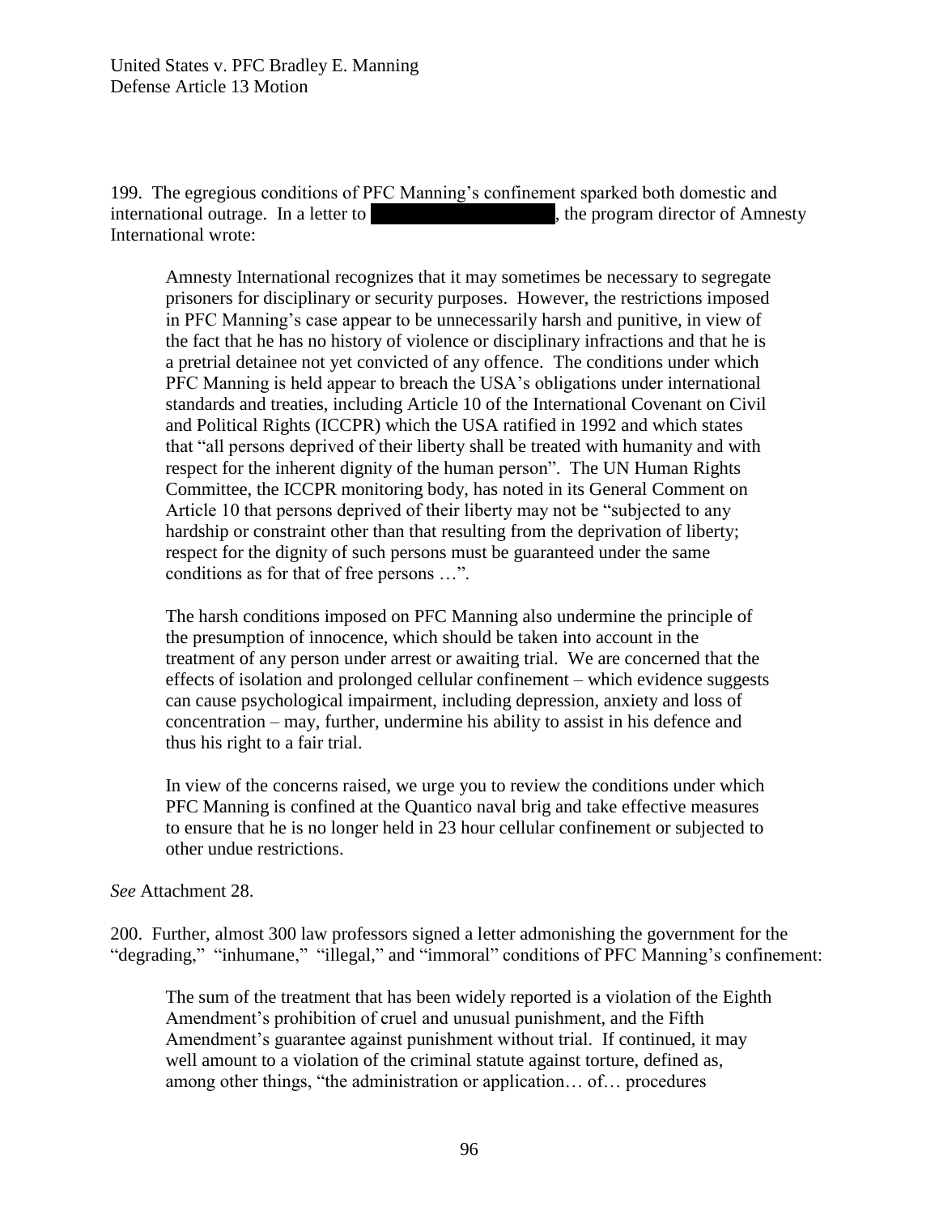199. The egregious conditions of PFC Manning's confinement sparked both domestic and international outrage. In a letter to [REDACTED], the program director of Amnesty International wrote:

> Amnesty International recognizes that it may sometimes be necessary to segregate prisoners for disciplinary or security purposes. However, the restrictions imposed in PFC Manning's case appear to be unnecessarily harsh and punitive, in view of the fact that he has no history of violence or disciplinary infractions and that he is a pretrial detainee not yet convicted of any offence. The conditions under which PFC Manning is held appear to breach the USA's obligations under international standards and treaties, including Article 10 of the International Covenant on Civil and Political Rights (ICCPR) which the USA ratified in 1992 and which states that "all persons deprived of their liberty shall be treated with humanity and with respect for the inherent dignity of the human person". The UN Human Rights Committee, the ICCPR monitoring body, has noted in its General Comment on Article 10 that persons deprived of their liberty may not be "subjected to any hardship or constraint other than that resulting from the deprivation of liberty; respect for the dignity of such persons must be guaranteed under the same conditions as for that of free persons …".
>
> The harsh conditions imposed on PFC Manning also undermine the principle of the presumption of innocence, which should be taken into account in the treatment of any person under arrest or awaiting trial. We are concerned that the effects of isolation and prolonged cellular confinement – which evidence suggests can cause psychological impairment, including depression, anxiety and loss of concentration – may, further, undermine his ability to assist in his defence and thus his right to a fair trial.
>
> In view of the concerns raised, we urge you to review the conditions under which PFC Manning is confined at the Quantico naval brig and take effective measures to ensure that he is no longer held in 23 hour cellular confinement or subjected to other undue restrictions.

*See* Attachment 28.

200. Further, almost 300 law professors signed a letter admonishing the government for the "degrading," "inhumane," "illegal," and "immoral" conditions of PFC Manning's confinement:

> The sum of the treatment that has been widely reported is a violation of the Eighth Amendment's prohibition of cruel and unusual punishment, and the Fifth Amendment's guarantee against punishment without trial. If continued, it may well amount to a violation of the criminal statute against torture, defined as, among other things, "the administration or application… of… procedures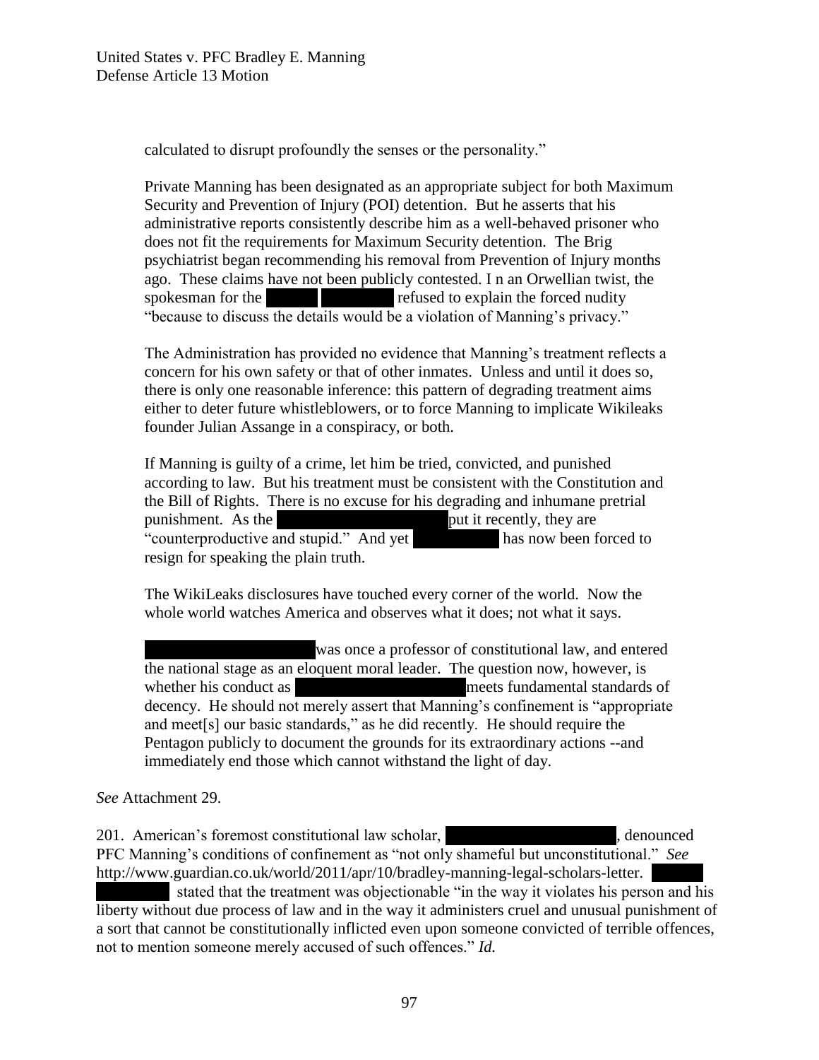> calculated to disrupt profoundly the senses or the personality."
>
> Private Manning has been designated as an appropriate subject for both Maximum Security and Prevention of Injury (POI) detention. But he asserts that his administrative reports consistently describe him as a well-behaved prisoner who does not fit the requirements for Maximum Security detention. The Brig psychiatrist began recommending his removal from Prevention of Injury months ago. These claims have not been publicly contested. I n an Orwellian twist, the spokesman for the ██████ ████████ refused to explain the forced nudity "because to discuss the details would be a violation of Manning's privacy."
>
> The Administration has provided no evidence that Manning's treatment reflects a concern for his own safety or that of other inmates. Unless and until it does so, there is only one reasonable inference: this pattern of degrading treatment aims either to deter future whistleblowers, or to force Manning to implicate Wikileaks founder Julian Assange in a conspiracy, or both.
>
> If Manning is guilty of a crime, let him be tried, convicted, and punished according to law. But his treatment must be consistent with the Constitution and the Bill of Rights. There is no excuse for his degrading and inhumane pretrial punishment. As the ████████████████████ put it recently, they are "counterproductive and stupid." And yet ██████████ has now been forced to resign for speaking the plain truth.
>
> The WikiLeaks disclosures have touched every corner of the world. Now the whole world watches America and observes what it does; not what it says.
>
> ████████████████████ was once a professor of constitutional law, and entered the national stage as an eloquent moral leader. The question now, however, is whether his conduct as ████████████████████ meets fundamental standards of decency. He should not merely assert that Manning's confinement is "appropriate and meet[s] our basic standards," as he did recently. He should require the Pentagon publicly to document the grounds for its extraordinary actions --and immediately end those which cannot withstand the light of day.

*See* Attachment 29.

201. American's foremost constitutional law scholar, ████████████████████, denounced PFC Manning's conditions of confinement as "not only shameful but unconstitutional." *See* http://www.guardian.co.uk/world/2011/apr/10/bradley-manning-legal-scholars-letter. ████████████ stated that the treatment was objectionable "in the way it violates his person and his liberty without due process of law and in the way it administers cruel and unusual punishment of a sort that cannot be constitutionally inflicted even upon someone convicted of terrible offences, not to mention someone merely accused of such offences." *Id.*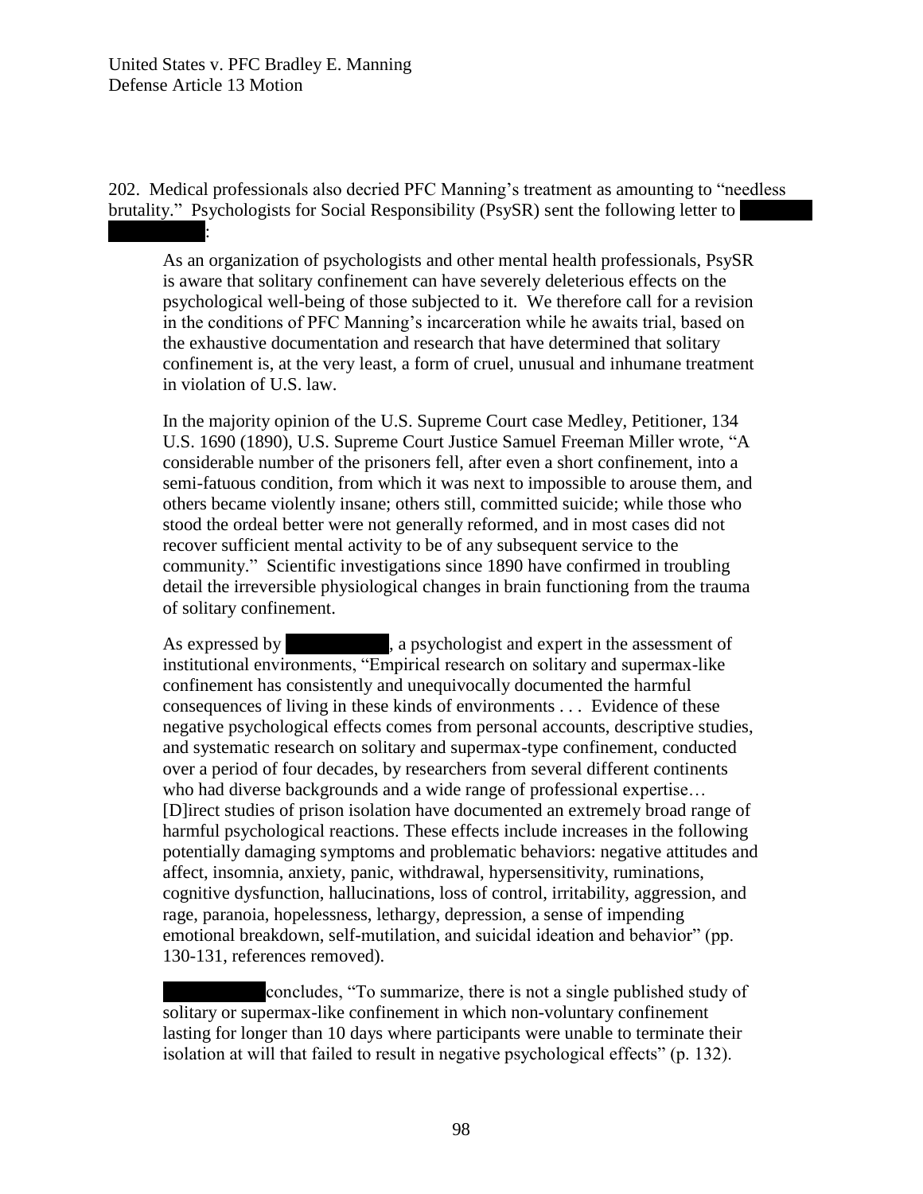202. Medical professionals also decried PFC Manning's treatment as amounting to "needless brutality." Psychologists for Social Responsibility (PsySR) sent the following letter to [REDACTED]:

> As an organization of psychologists and other mental health professionals, PsySR is aware that solitary confinement can have severely deleterious effects on the psychological well-being of those subjected to it. We therefore call for a revision in the conditions of PFC Manning's incarceration while he awaits trial, based on the exhaustive documentation and research that have determined that solitary confinement is, at the very least, a form of cruel, unusual and inhumane treatment in violation of U.S. law.
>
> In the majority opinion of the U.S. Supreme Court case Medley, Petitioner, 134 U.S. 1690 (1890), U.S. Supreme Court Justice Samuel Freeman Miller wrote, "A considerable number of the prisoners fell, after even a short confinement, into a semi-fatuous condition, from which it was next to impossible to arouse them, and others became violently insane; others still, committed suicide; while those who stood the ordeal better were not generally reformed, and in most cases did not recover sufficient mental activity to be of any subsequent service to the community." Scientific investigations since 1890 have confirmed in troubling detail the irreversible physiological changes in brain functioning from the trauma of solitary confinement.
>
> As expressed by [REDACTED], a psychologist and expert in the assessment of institutional environments, "Empirical research on solitary and supermax-like confinement has consistently and unequivocally documented the harmful consequences of living in these kinds of environments . . . Evidence of these negative psychological effects comes from personal accounts, descriptive studies, and systematic research on solitary and supermax-type confinement, conducted over a period of four decades, by researchers from several different continents who had diverse backgrounds and a wide range of professional expertise… [D]irect studies of prison isolation have documented an extremely broad range of harmful psychological reactions. These effects include increases in the following potentially damaging symptoms and problematic behaviors: negative attitudes and affect, insomnia, anxiety, panic, withdrawal, hypersensitivity, ruminations, cognitive dysfunction, hallucinations, loss of control, irritability, aggression, and rage, paranoia, hopelessness, lethargy, depression, a sense of impending emotional breakdown, self-mutilation, and suicidal ideation and behavior" (pp. 130-131, references removed).
>
> [REDACTED] concludes, "To summarize, there is not a single published study of solitary or supermax-like confinement in which non-voluntary confinement lasting for longer than 10 days where participants were unable to terminate their isolation at will that failed to result in negative psychological effects" (p. 132).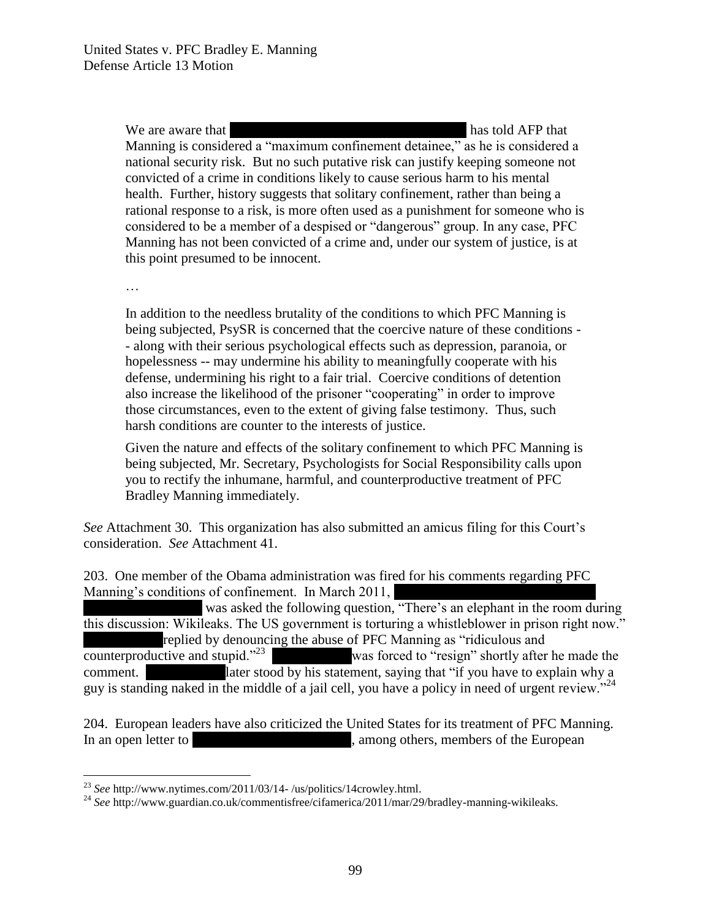> We are aware that [REDACTED] has told AFP that Manning is considered a "maximum confinement detainee," as he is considered a national security risk. But no such putative risk can justify keeping someone not convicted of a crime in conditions likely to cause serious harm to his mental health. Further, history suggests that solitary confinement, rather than being a rational response to a risk, is more often used as a punishment for someone who is considered to be a member of a despised or "dangerous" group. In any case, PFC Manning has not been convicted of a crime and, under our system of justice, is at this point presumed to be innocent.
>
> …
>
> In addition to the needless brutality of the conditions to which PFC Manning is being subjected, PsySR is concerned that the coercive nature of these conditions -- along with their serious psychological effects such as depression, paranoia, or hopelessness -- may undermine his ability to meaningfully cooperate with his defense, undermining his right to a fair trial. Coercive conditions of detention also increase the likelihood of the prisoner "cooperating" in order to improve those circumstances, even to the extent of giving false testimony. Thus, such harsh conditions are counter to the interests of justice.
>
> Given the nature and effects of the solitary confinement to which PFC Manning is being subjected, Mr. Secretary, Psychologists for Social Responsibility calls upon you to rectify the inhumane, harmful, and counterproductive treatment of PFC Bradley Manning immediately.

*See* Attachment 30. This organization has also submitted an amicus filing for this Court's consideration. *See* Attachment 41.

203. One member of the Obama administration was fired for his comments regarding PFC Manning's conditions of confinement. In March 2011, [REDACTED] was asked the following question, "There's an elephant in the room during this discussion: Wikileaks. The US government is torturing a whistleblower in prison right now." [REDACTED] replied by denouncing the abuse of PFC Manning as "ridiculous and counterproductive and stupid."[23] [REDACTED] was forced to "resign" shortly after he made the comment. [REDACTED] later stood by his statement, saying that "if you have to explain why a guy is standing naked in the middle of a jail cell, you have a policy in need of urgent review."[24]

204. European leaders have also criticized the United States for its treatment of PFC Manning. In an open letter to [REDACTED], among others, members of the European

---

[23] *See* http://www.nytimes.com/2011/03/14- /us/politics/14crowley.html.

[24] *See* http://www.guardian.co.uk/commentisfree/cifamerica/2011/mar/29/bradley-manning-wikileaks.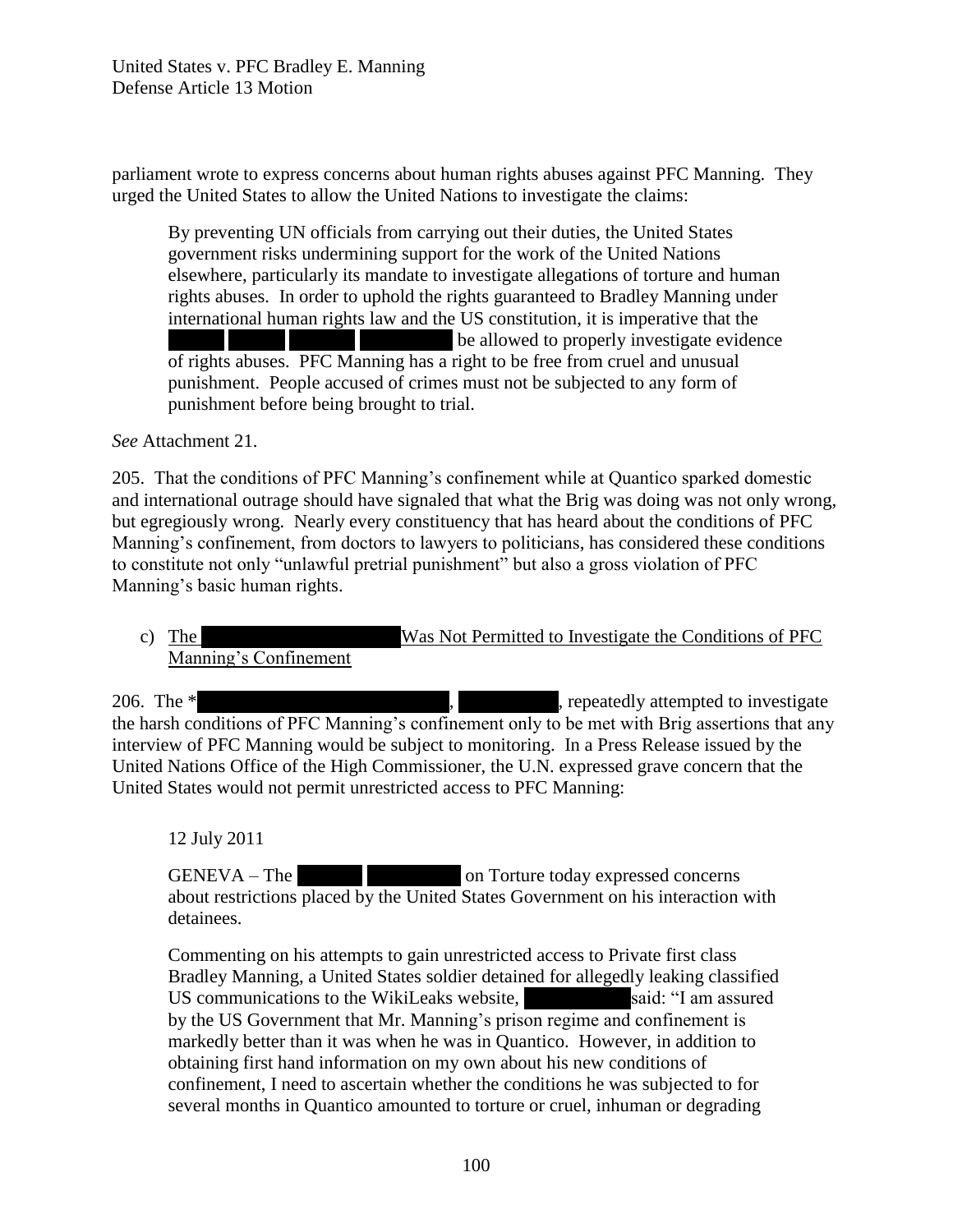parliament wrote to express concerns about human rights abuses against PFC Manning. They urged the United States to allow the United Nations to investigate the claims:

> By preventing UN officials from carrying out their duties, the United States government risks undermining support for the work of the United Nations elsewhere, particularly its mandate to investigate allegations of torture and human rights abuses. In order to uphold the rights guaranteed to Bradley Manning under international human rights law and the US constitution, it is imperative that the [REDACTED] be allowed to properly investigate evidence of rights abuses. PFC Manning has a right to be free from cruel and unusual punishment. People accused of crimes must not be subjected to any form of punishment before being brought to trial.

*See* Attachment 21.

205. That the conditions of PFC Manning's confinement while at Quantico sparked domestic and international outrage should have signaled that what the Brig was doing was not only wrong, but egregiously wrong. Nearly every constituency that has heard about the conditions of PFC Manning's confinement, from doctors to lawyers to politicians, has considered these conditions to constitute not only "unlawful pretrial punishment" but also a gross violation of PFC Manning's basic human rights.

c) The [REDACTED] Was Not Permitted to Investigate the Conditions of PFC Manning's Confinement

206. The *[REDACTED], [REDACTED], repeatedly attempted to investigate the harsh conditions of PFC Manning's confinement only to be met with Brig assertions that any interview of PFC Manning would be subject to monitoring. In a Press Release issued by the United Nations Office of the High Commissioner, the U.N. expressed grave concern that the United States would not permit unrestricted access to PFC Manning:

> 12 July 2011
>
> GENEVA – The [REDACTED] on Torture today expressed concerns about restrictions placed by the United States Government on his interaction with detainees.
>
> Commenting on his attempts to gain unrestricted access to Private first class Bradley Manning, a United States soldier detained for allegedly leaking classified US communications to the WikiLeaks website, [REDACTED] said: "I am assured by the US Government that Mr. Manning's prison regime and confinement is markedly better than it was when he was in Quantico. However, in addition to obtaining first hand information on my own about his new conditions of confinement, I need to ascertain whether the conditions he was subjected to for several months in Quantico amounted to torture or cruel, inhuman or degrading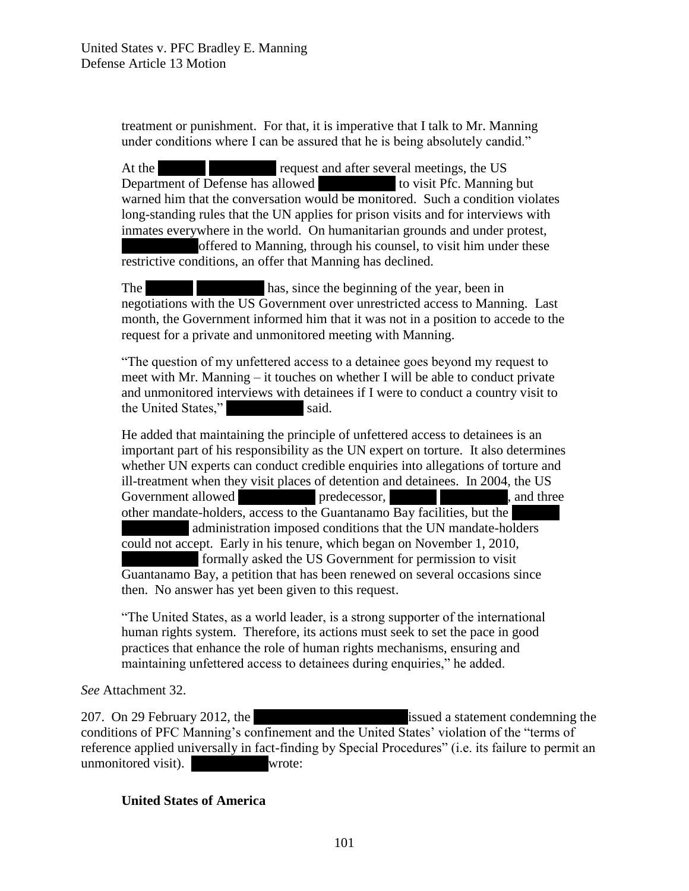treatment or punishment. For that, it is imperative that I talk to Mr. Manning under conditions where I can be assured that he is being absolutely candid."

> At the ██████ ██████████ request and after several meetings, the US Department of Defense has allowed ██████████ to visit Pfc. Manning but warned him that the conversation would be monitored. Such a condition violates long-standing rules that the UN applies for prison visits and for interviews with inmates everywhere in the world. On humanitarian grounds and under protest, ██████████ offered to Manning, through his counsel, to visit him under these restrictive conditions, an offer that Manning has declined.
>
> The ██████ ██████████ has, since the beginning of the year, been in negotiations with the US Government over unrestricted access to Manning. Last month, the Government informed him that it was not in a position to accede to the request for a private and unmonitored meeting with Manning.
>
> "The question of my unfettered access to a detainee goes beyond my request to meet with Mr. Manning – it touches on whether I will be able to conduct private and unmonitored interviews with detainees if I were to conduct a country visit to the United States," ██████████ said.
>
> He added that maintaining the principle of unfettered access to detainees is an important part of his responsibility as the UN expert on torture. It also determines whether UN experts can conduct credible enquiries into allegations of torture and ill-treatment when they visit places of detention and detainees. In 2004, the US Government allowed ██████████ predecessor, ██████ ██████████, and three other mandate-holders, access to the Guantanamo Bay facilities, but the ██████ ██████████ administration imposed conditions that the UN mandate-holders could not accept. Early in his tenure, which began on November 1, 2010, ██████████ formally asked the US Government for permission to visit Guantanamo Bay, a petition that has been renewed on several occasions since then. No answer has yet been given to this request.
>
> "The United States, as a world leader, is a strong supporter of the international human rights system. Therefore, its actions must seek to set the pace in good practices that enhance the role of human rights mechanisms, ensuring and maintaining unfettered access to detainees during enquiries," he added.

*See* Attachment 32.

207. On 29 February 2012, the ██████████████████████ issued a statement condemning the conditions of PFC Manning's confinement and the United States' violation of the "terms of reference applied universally in fact-finding by Special Procedures" (i.e. its failure to permit an unmonitored visit). ██████████ wrote:

> **United States of America**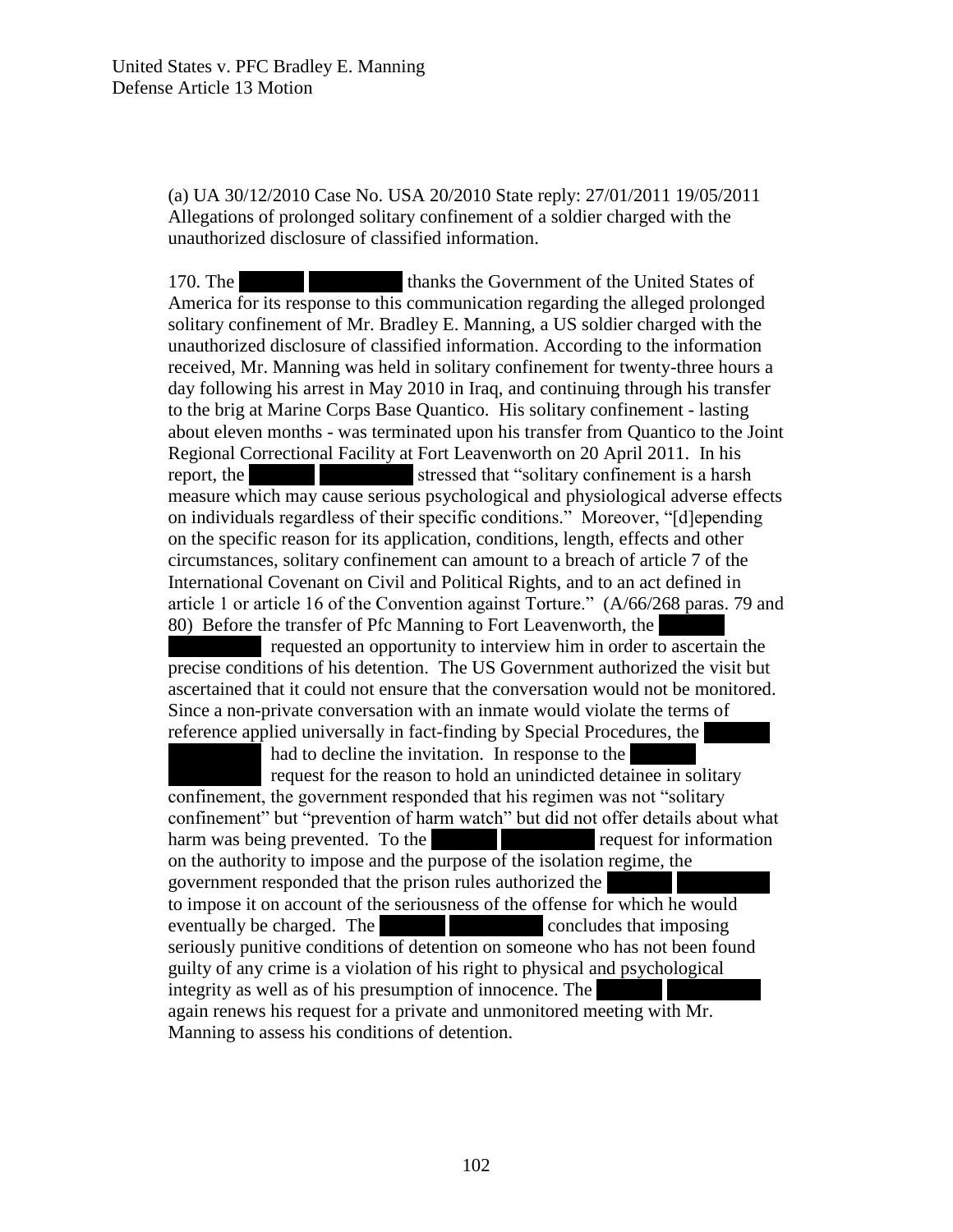(a) UA 30/12/2010 Case No. USA 20/2010 State reply: 27/01/2011 19/05/2011 Allegations of prolonged solitary confinement of a soldier charged with the unauthorized disclosure of classified information.

170. The [REDACTED] thanks the Government of the United States of America for its response to this communication regarding the alleged prolonged solitary confinement of Mr. Bradley E. Manning, a US soldier charged with the unauthorized disclosure of classified information. According to the information received, Mr. Manning was held in solitary confinement for twenty-three hours a day following his arrest in May 2010 in Iraq, and continuing through his transfer to the brig at Marine Corps Base Quantico. His solitary confinement - lasting about eleven months - was terminated upon his transfer from Quantico to the Joint Regional Correctional Facility at Fort Leavenworth on 20 April 2011. In his report, the [REDACTED] stressed that "solitary confinement is a harsh measure which may cause serious psychological and physiological adverse effects on individuals regardless of their specific conditions." Moreover, "[d]epending on the specific reason for its application, conditions, length, effects and other circumstances, solitary confinement can amount to a breach of article 7 of the International Covenant on Civil and Political Rights, and to an act defined in article 1 or article 16 of the Convention against Torture." (A/66/268 paras. 79 and 80) Before the transfer of Pfc Manning to Fort Leavenworth, the [REDACTED] requested an opportunity to interview him in order to ascertain the precise conditions of his detention. The US Government authorized the visit but ascertained that it could not ensure that the conversation would not be monitored. Since a non-private conversation with an inmate would violate the terms of reference applied universally in fact-finding by Special Procedures, the [REDACTED] had to decline the invitation. In response to the [REDACTED] request for the reason to hold an unindicted detainee in solitary confinement, the government responded that his regimen was not "solitary confinement" but "prevention of harm watch" but did not offer details about what harm was being prevented. To the [REDACTED] request for information on the authority to impose and the purpose of the isolation regime, the government responded that the prison rules authorized the [REDACTED] to impose it on account of the seriousness of the offense for which he would eventually be charged. The [REDACTED] concludes that imposing seriously punitive conditions of detention on someone who has not been found guilty of any crime is a violation of his right to physical and psychological integrity as well as of his presumption of innocence. The [REDACTED] again renews his request for a private and unmonitored meeting with Mr. Manning to assess his conditions of detention.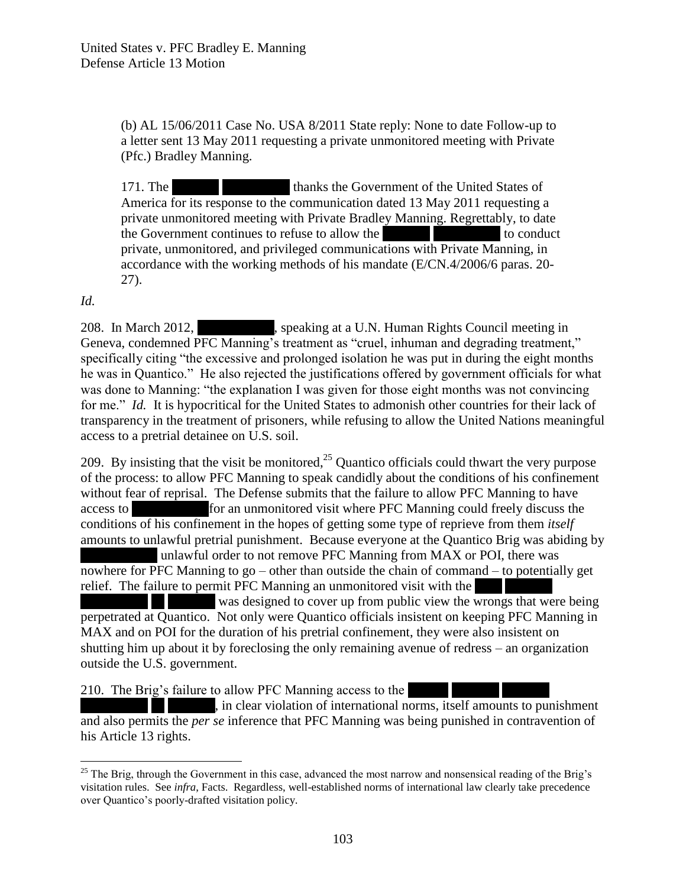> (b) AL 15/06/2011 Case No. USA 8/2011 State reply: None to date Follow-up to a letter sent 13 May 2011 requesting a private unmonitored meeting with Private (Pfc.) Bradley Manning.
>
> 171. The ██████ ██████████ thanks the Government of the United States of America for its response to the communication dated 13 May 2011 requesting a private unmonitored meeting with Private Bradley Manning. Regrettably, to date the Government continues to refuse to allow the ██████ ██████████ to conduct private, unmonitored, and privileged communications with Private Manning, in accordance with the working methods of his mandate (E/CN.4/2006/6 paras. 20-27).

*Id.*

208. In March 2012, ██████████, speaking at a U.N. Human Rights Council meeting in Geneva, condemned PFC Manning's treatment as "cruel, inhuman and degrading treatment," specifically citing "the excessive and prolonged isolation he was put in during the eight months he was in Quantico." He also rejected the justifications offered by government officials for what was done to Manning: "the explanation I was given for those eight months was not convincing for me." *Id.* It is hypocritical for the United States to admonish other countries for their lack of transparency in the treatment of prisoners, while refusing to allow the United Nations meaningful access to a pretrial detainee on U.S. soil.

209. By insisting that the visit be monitored,[25] Quantico officials could thwart the very purpose of the process: to allow PFC Manning to speak candidly about the conditions of his confinement without fear of reprisal. The Defense submits that the failure to allow PFC Manning to have access to ██████████ for an unmonitored visit where PFC Manning could freely discuss the conditions of his confinement in the hopes of getting some type of reprieve from them *itself* amounts to unlawful pretrial punishment. Because everyone at the Quantico Brig was abiding by ██████████ unlawful order to not remove PFC Manning from MAX or POI, there was nowhere for PFC Manning to go – other than outside the chain of command – to potentially get relief. The failure to permit PFC Manning an unmonitored visit with the ████ ██████ ██████████ ██ ██████ was designed to cover up from public view the wrongs that were being perpetrated at Quantico. Not only were Quantico officials insistent on keeping PFC Manning in MAX and on POI for the duration of his pretrial confinement, they were also insistent on shutting him up about it by foreclosing the only remaining avenue of redress – an organization outside the U.S. government.

210. The Brig's failure to allow PFC Manning access to the ██████ ███████ ██████ ██████████ ██ ██████, in clear violation of international norms, itself amounts to punishment and also permits the *per se* inference that PFC Manning was being punished in contravention of his Article 13 rights.

---

[25] The Brig, through the Government in this case, advanced the most narrow and nonsensical reading of the Brig's visitation rules. See *infra*, Facts. Regardless, well-established norms of international law clearly take precedence over Quantico's poorly-drafted visitation policy.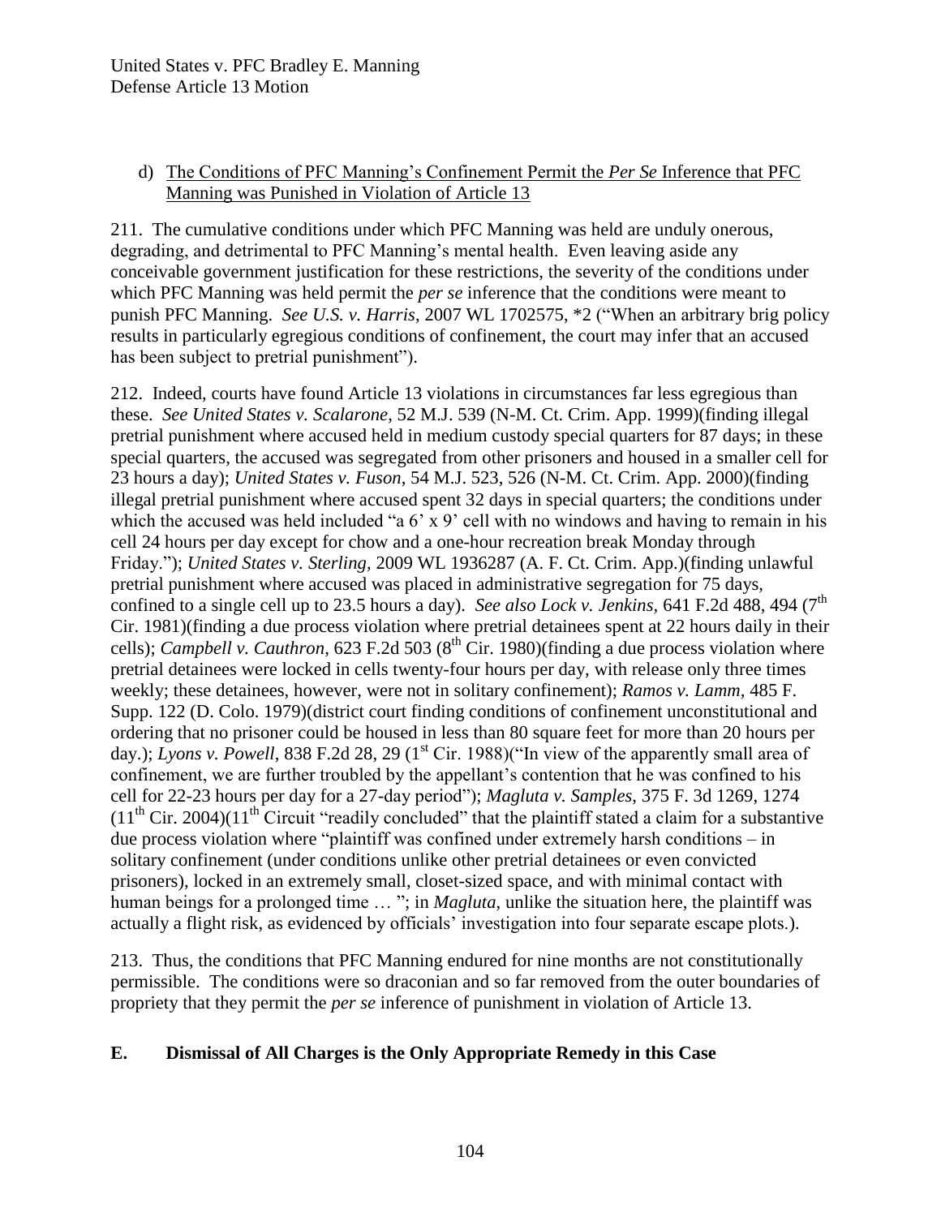d) <u>The Conditions of PFC Manning's Confinement Permit the *Per Se* Inference that PFC Manning was Punished in Violation of Article 13</u>

211. The cumulative conditions under which PFC Manning was held are unduly onerous, degrading, and detrimental to PFC Manning's mental health. Even leaving aside any conceivable government justification for these restrictions, the severity of the conditions under which PFC Manning was held permit the *per se* inference that the conditions were meant to punish PFC Manning. *See U.S. v. Harris*, 2007 WL 1702575, \*2 ("When an arbitrary brig policy results in particularly egregious conditions of confinement, the court may infer that an accused has been subject to pretrial punishment").

212. Indeed, courts have found Article 13 violations in circumstances far less egregious than these. *See United States v. Scalarone*, 52 M.J. 539 (N-M. Ct. Crim. App. 1999)(finding illegal pretrial punishment where accused held in medium custody special quarters for 87 days; in these special quarters, the accused was segregated from other prisoners and housed in a smaller cell for 23 hours a day); *United States v. Fuson*, 54 M.J. 523, 526 (N-M. Ct. Crim. App. 2000)(finding illegal pretrial punishment where accused spent 32 days in special quarters; the conditions under which the accused was held included "a 6' x 9' cell with no windows and having to remain in his cell 24 hours per day except for chow and a one-hour recreation break Monday through Friday."); *United States v. Sterling*, 2009 WL 1936287 (A. F. Ct. Crim. App.)(finding unlawful pretrial punishment where accused was placed in administrative segregation for 75 days, confined to a single cell up to 23.5 hours a day). *See also Lock v. Jenkins*, 641 F.2d 488, 494 (7th Cir. 1981)(finding a due process violation where pretrial detainees spent at 22 hours daily in their cells); *Campbell v. Cauthron*, 623 F.2d 503 (8th Cir. 1980)(finding a due process violation where pretrial detainees were locked in cells twenty-four hours per day, with release only three times weekly; these detainees, however, were not in solitary confinement); *Ramos v. Lamm*, 485 F. Supp. 122 (D. Colo. 1979)(district court finding conditions of confinement unconstitutional and ordering that no prisoner could be housed in less than 80 square feet for more than 20 hours per day.); *Lyons v. Powell*, 838 F.2d 28, 29 (1st Cir. 1988)("In view of the apparently small area of confinement, we are further troubled by the appellant's contention that he was confined to his cell for 22-23 hours per day for a 27-day period"); *Magluta v. Samples*, 375 F. 3d 1269, 1274 (11th Cir. 2004)(11th Circuit "readily concluded" that the plaintiff stated a claim for a substantive due process violation where "plaintiff was confined under extremely harsh conditions – in solitary confinement (under conditions unlike other pretrial detainees or even convicted prisoners), locked in an extremely small, closet-sized space, and with minimal contact with human beings for a prolonged time … "; in *Magluta*, unlike the situation here, the plaintiff was actually a flight risk, as evidenced by officials' investigation into four separate escape plots.).

213. Thus, the conditions that PFC Manning endured for nine months are not constitutionally permissible. The conditions were so draconian and so far removed from the outer boundaries of propriety that they permit the *per se* inference of punishment in violation of Article 13.

## E. Dismissal of All Charges is the Only Appropriate Remedy in this Case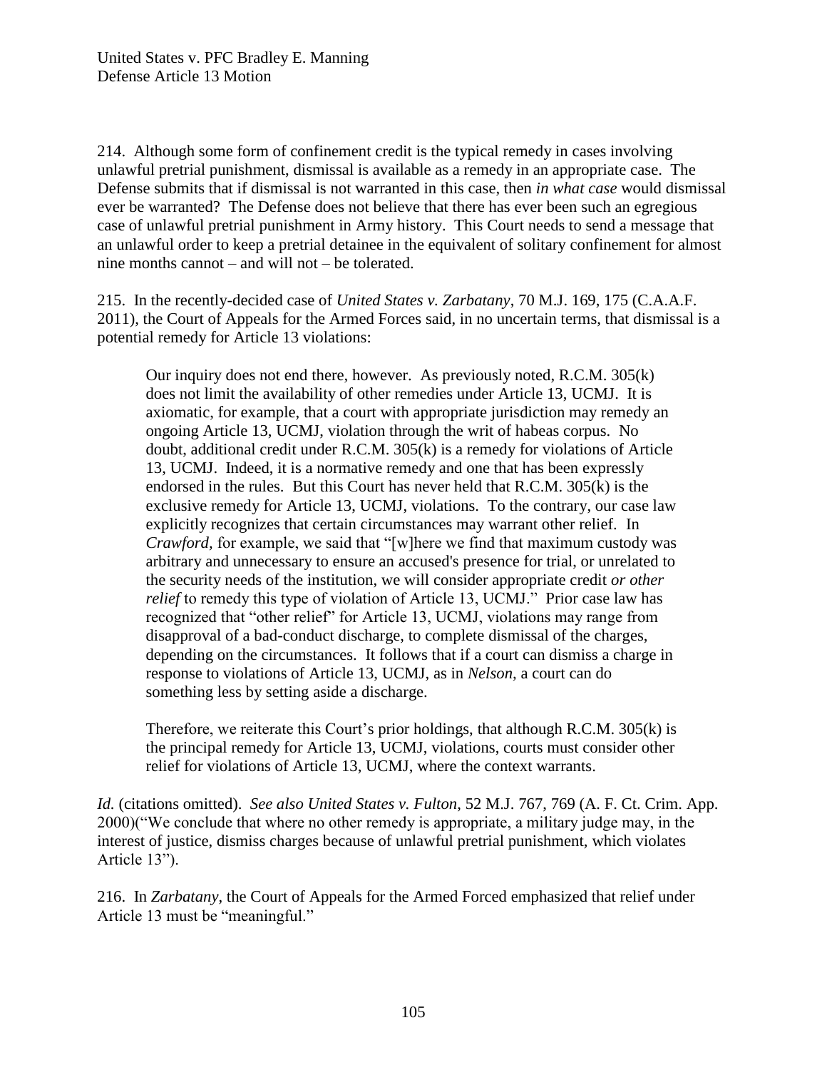214. Although some form of confinement credit is the typical remedy in cases involving unlawful pretrial punishment, dismissal is available as a remedy in an appropriate case. The Defense submits that if dismissal is not warranted in this case, then *in what case* would dismissal ever be warranted? The Defense does not believe that there has ever been such an egregious case of unlawful pretrial punishment in Army history. This Court needs to send a message that an unlawful order to keep a pretrial detainee in the equivalent of solitary confinement for almost nine months cannot – and will not – be tolerated.

215. In the recently-decided case of *United States v. Zarbatany*, 70 M.J. 169, 175 (C.A.A.F. 2011), the Court of Appeals for the Armed Forces said, in no uncertain terms, that dismissal is a potential remedy for Article 13 violations:

> Our inquiry does not end there, however. As previously noted, R.C.M. 305(k) does not limit the availability of other remedies under Article 13, UCMJ. It is axiomatic, for example, that a court with appropriate jurisdiction may remedy an ongoing Article 13, UCMJ, violation through the writ of habeas corpus. No doubt, additional credit under R.C.M. 305(k) is a remedy for violations of Article 13, UCMJ. Indeed, it is a normative remedy and one that has been expressly endorsed in the rules. But this Court has never held that R.C.M. 305(k) is the exclusive remedy for Article 13, UCMJ, violations. To the contrary, our case law explicitly recognizes that certain circumstances may warrant other relief. In *Crawford,* for example, we said that "[w]here we find that maximum custody was arbitrary and unnecessary to ensure an accused's presence for trial, or unrelated to the security needs of the institution, we will consider appropriate credit *or other relief* to remedy this type of violation of Article 13, UCMJ." Prior case law has recognized that "other relief" for Article 13, UCMJ, violations may range from disapproval of a bad-conduct discharge, to complete dismissal of the charges, depending on the circumstances. It follows that if a court can dismiss a charge in response to violations of Article 13, UCMJ, as in *Nelson,* a court can do something less by setting aside a discharge.
>
> Therefore, we reiterate this Court's prior holdings, that although R.C.M. 305(k) is the principal remedy for Article 13, UCMJ, violations, courts must consider other relief for violations of Article 13, UCMJ, where the context warrants.

*Id.* (citations omitted). *See also United States v. Fulton*, 52 M.J. 767, 769 (A. F. Ct. Crim. App. 2000)("We conclude that where no other remedy is appropriate, a military judge may, in the interest of justice, dismiss charges because of unlawful pretrial punishment, which violates Article 13").

216. In *Zarbatany*, the Court of Appeals for the Armed Forced emphasized that relief under Article 13 must be "meaningful."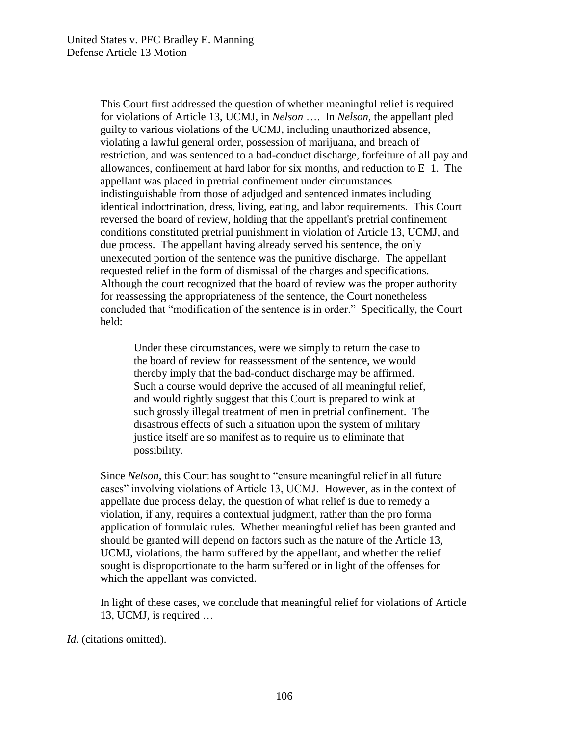> This Court first addressed the question of whether meaningful relief is required for violations of Article 13, UCMJ, in *Nelson* …. In *Nelson*, the appellant pled guilty to various violations of the UCMJ, including unauthorized absence, violating a lawful general order, possession of marijuana, and breach of restriction, and was sentenced to a bad-conduct discharge, forfeiture of all pay and allowances, confinement at hard labor for six months, and reduction to E–1. The appellant was placed in pretrial confinement under circumstances indistinguishable from those of adjudged and sentenced inmates including identical indoctrination, dress, living, eating, and labor requirements. This Court reversed the board of review, holding that the appellant's pretrial confinement conditions constituted pretrial punishment in violation of Article 13, UCMJ, and due process. The appellant having already served his sentence, the only unexecuted portion of the sentence was the punitive discharge. The appellant requested relief in the form of dismissal of the charges and specifications. Although the court recognized that the board of review was the proper authority for reassessing the appropriateness of the sentence, the Court nonetheless concluded that "modification of the sentence is in order." Specifically, the Court held:
>
> > Under these circumstances, were we simply to return the case to the board of review for reassessment of the sentence, we would thereby imply that the bad-conduct discharge may be affirmed. Such a course would deprive the accused of all meaningful relief, and would rightly suggest that this Court is prepared to wink at such grossly illegal treatment of men in pretrial confinement. The disastrous effects of such a situation upon the system of military justice itself are so manifest as to require us to eliminate that possibility.
>
> Since *Nelson*, this Court has sought to "ensure meaningful relief in all future cases" involving violations of Article 13, UCMJ. However, as in the context of appellate due process delay, the question of what relief is due to remedy a violation, if any, requires a contextual judgment, rather than the pro forma application of formulaic rules. Whether meaningful relief has been granted and should be granted will depend on factors such as the nature of the Article 13, UCMJ, violations, the harm suffered by the appellant, and whether the relief sought is disproportionate to the harm suffered or in light of the offenses for which the appellant was convicted.
>
> In light of these cases, we conclude that meaningful relief for violations of Article 13, UCMJ, is required …

*Id.* (citations omitted).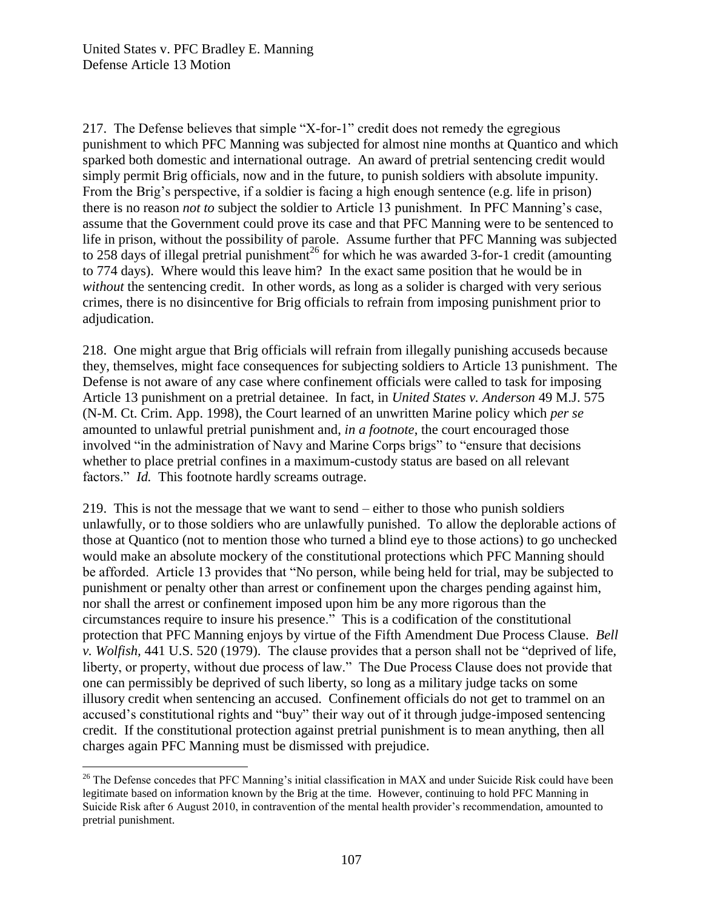217. The Defense believes that simple "X-for-1" credit does not remedy the egregious punishment to which PFC Manning was subjected for almost nine months at Quantico and which sparked both domestic and international outrage. An award of pretrial sentencing credit would simply permit Brig officials, now and in the future, to punish soldiers with absolute impunity. From the Brig's perspective, if a soldier is facing a high enough sentence (e.g. life in prison) there is no reason *not to* subject the soldier to Article 13 punishment. In PFC Manning's case, assume that the Government could prove its case and that PFC Manning were to be sentenced to life in prison, without the possibility of parole. Assume further that PFC Manning was subjected to 258 days of illegal pretrial punishment[26] for which he was awarded 3-for-1 credit (amounting to 774 days). Where would this leave him? In the exact same position that he would be in *without* the sentencing credit. In other words, as long as a solider is charged with very serious crimes, there is no disincentive for Brig officials to refrain from imposing punishment prior to adjudication.

218. One might argue that Brig officials will refrain from illegally punishing accuseds because they, themselves, might face consequences for subjecting soldiers to Article 13 punishment. The Defense is not aware of any case where confinement officials were called to task for imposing Article 13 punishment on a pretrial detainee. In fact, in *United States v. Anderson* 49 M.J. 575 (N-M. Ct. Crim. App. 1998), the Court learned of an unwritten Marine policy which *per se* amounted to unlawful pretrial punishment and, *in a footnote*, the court encouraged those involved "in the administration of Navy and Marine Corps brigs" to "ensure that decisions whether to place pretrial confines in a maximum-custody status are based on all relevant factors." *Id.* This footnote hardly screams outrage.

219. This is not the message that we want to send – either to those who punish soldiers unlawfully, or to those soldiers who are unlawfully punished. To allow the deplorable actions of those at Quantico (not to mention those who turned a blind eye to those actions) to go unchecked would make an absolute mockery of the constitutional protections which PFC Manning should be afforded. Article 13 provides that "No person, while being held for trial, may be subjected to punishment or penalty other than arrest or confinement upon the charges pending against him, nor shall the arrest or confinement imposed upon him be any more rigorous than the circumstances require to insure his presence." This is a codification of the constitutional protection that PFC Manning enjoys by virtue of the Fifth Amendment Due Process Clause. *Bell v. Wolfish,* 441 U.S. 520 (1979). The clause provides that a person shall not be "deprived of life, liberty, or property, without due process of law." The Due Process Clause does not provide that one can permissibly be deprived of such liberty, so long as a military judge tacks on some illusory credit when sentencing an accused. Confinement officials do not get to trammel on an accused's constitutional rights and "buy" their way out of it through judge-imposed sentencing credit. If the constitutional protection against pretrial punishment is to mean anything, then all charges again PFC Manning must be dismissed with prejudice.

[26] The Defense concedes that PFC Manning's initial classification in MAX and under Suicide Risk could have been legitimate based on information known by the Brig at the time. However, continuing to hold PFC Manning in Suicide Risk after 6 August 2010, in contravention of the mental health provider's recommendation, amounted to pretrial punishment.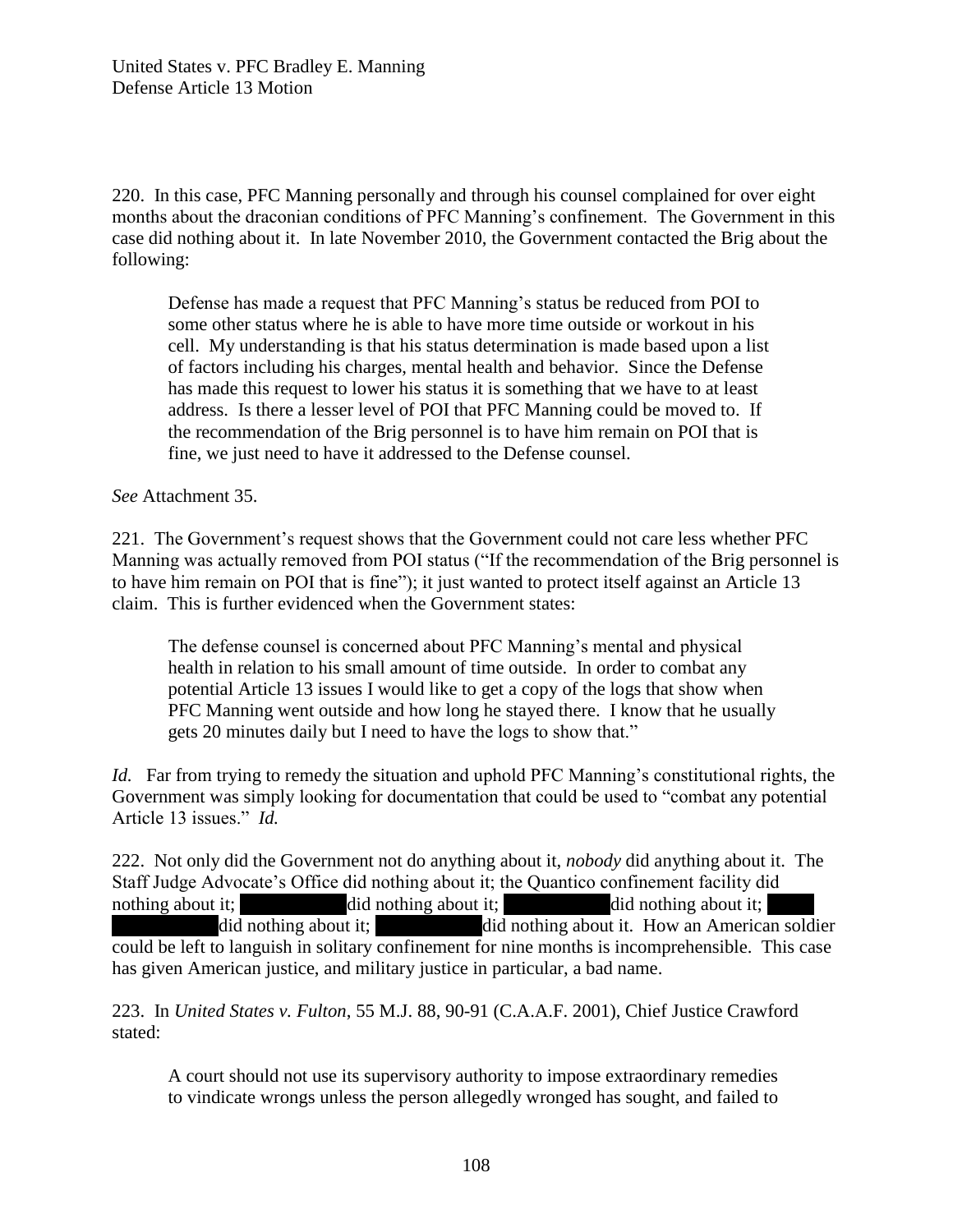220. In this case, PFC Manning personally and through his counsel complained for over eight months about the draconian conditions of PFC Manning's confinement. The Government in this case did nothing about it. In late November 2010, the Government contacted the Brig about the following:

> Defense has made a request that PFC Manning's status be reduced from POI to some other status where he is able to have more time outside or workout in his cell. My understanding is that his status determination is made based upon a list of factors including his charges, mental health and behavior. Since the Defense has made this request to lower his status it is something that we have to at least address. Is there a lesser level of POI that PFC Manning could be moved to. If the recommendation of the Brig personnel is to have him remain on POI that is fine, we just need to have it addressed to the Defense counsel.

*See* Attachment 35.

221. The Government's request shows that the Government could not care less whether PFC Manning was actually removed from POI status ("If the recommendation of the Brig personnel is to have him remain on POI that is fine"); it just wanted to protect itself against an Article 13 claim. This is further evidenced when the Government states:

> The defense counsel is concerned about PFC Manning's mental and physical health in relation to his small amount of time outside. In order to combat any potential Article 13 issues I would like to get a copy of the logs that show when PFC Manning went outside and how long he stayed there. I know that he usually gets 20 minutes daily but I need to have the logs to show that."

*Id.* Far from trying to remedy the situation and uphold PFC Manning's constitutional rights, the Government was simply looking for documentation that could be used to "combat any potential Article 13 issues." *Id.*

222. Not only did the Government not do anything about it, *nobody* did anything about it. The Staff Judge Advocate's Office did nothing about it; the Quantico confinement facility did nothing about it; [REDACTED] did nothing about it; [REDACTED] did nothing about it; [REDACTED] did nothing about it; [REDACTED] did nothing about it. How an American soldier could be left to languish in solitary confinement for nine months is incomprehensible. This case has given American justice, and military justice in particular, a bad name.

223. In *United States v. Fulton*, 55 M.J. 88, 90-91 (C.A.A.F. 2001), Chief Justice Crawford stated:

> A court should not use its supervisory authority to impose extraordinary remedies to vindicate wrongs unless the person allegedly wronged has sought, and failed to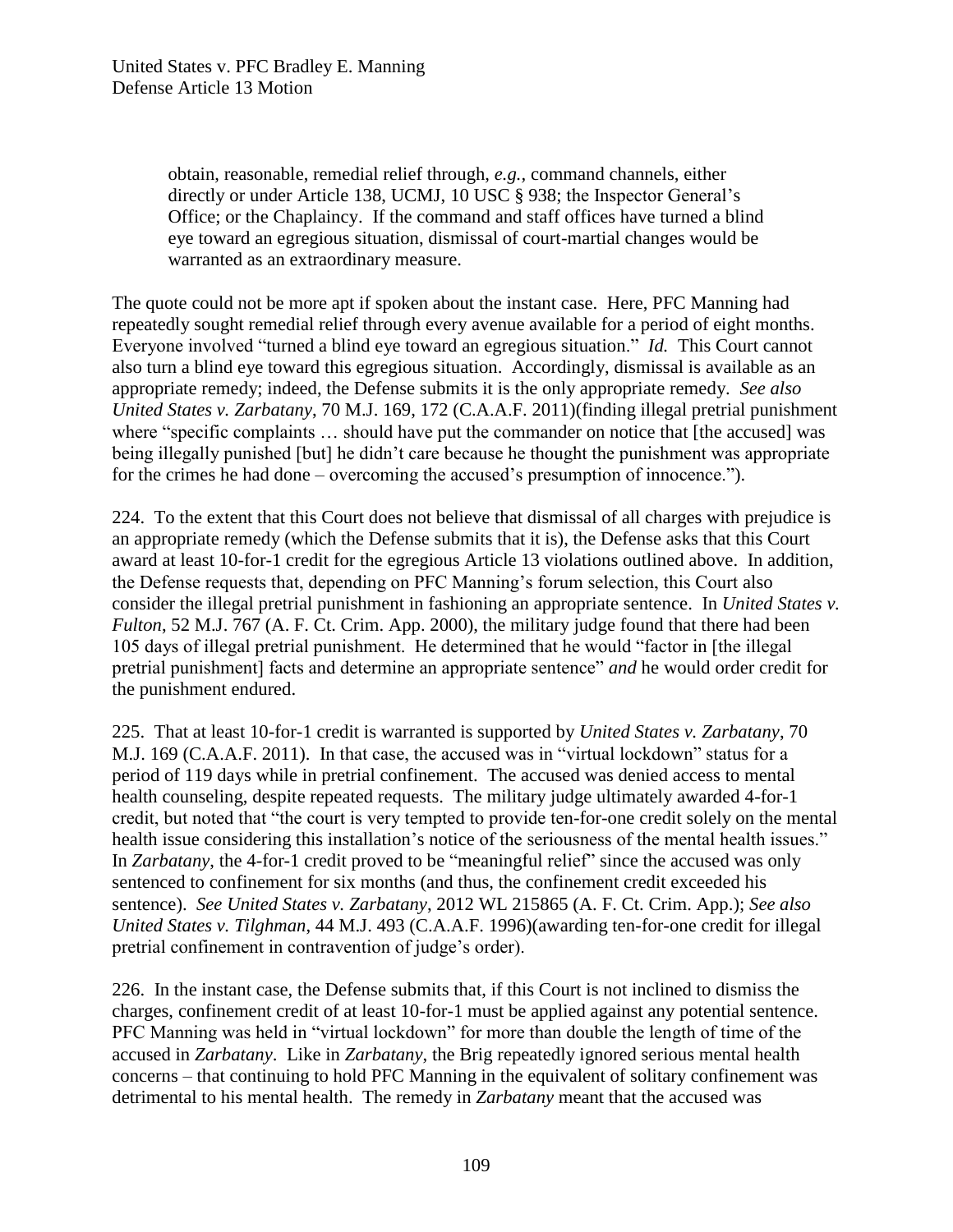> obtain, reasonable, remedial relief through, *e.g.,* command channels, either directly or under Article 138, UCMJ, 10 USC § 938; the Inspector General's Office; or the Chaplaincy. If the command and staff offices have turned a blind eye toward an egregious situation, dismissal of court-martial changes would be warranted as an extraordinary measure.

The quote could not be more apt if spoken about the instant case. Here, PFC Manning had repeatedly sought remedial relief through every avenue available for a period of eight months. Everyone involved "turned a blind eye toward an egregious situation." *Id.* This Court cannot also turn a blind eye toward this egregious situation. Accordingly, dismissal is available as an appropriate remedy; indeed, the Defense submits it is the only appropriate remedy. *See also United States v. Zarbatany*, 70 M.J. 169, 172 (C.A.A.F. 2011)(finding illegal pretrial punishment where "specific complaints … should have put the commander on notice that [the accused] was being illegally punished [but] he didn't care because he thought the punishment was appropriate for the crimes he had done – overcoming the accused's presumption of innocence.").

224. To the extent that this Court does not believe that dismissal of all charges with prejudice is an appropriate remedy (which the Defense submits that it is), the Defense asks that this Court award at least 10-for-1 credit for the egregious Article 13 violations outlined above. In addition, the Defense requests that, depending on PFC Manning's forum selection, this Court also consider the illegal pretrial punishment in fashioning an appropriate sentence. In *United States v. Fulton*, 52 M.J. 767 (A. F. Ct. Crim. App. 2000), the military judge found that there had been 105 days of illegal pretrial punishment. He determined that he would "factor in [the illegal pretrial punishment] facts and determine an appropriate sentence" *and* he would order credit for the punishment endured.

225. That at least 10-for-1 credit is warranted is supported by *United States v. Zarbatany*, 70 M.J. 169 (C.A.A.F. 2011). In that case, the accused was in "virtual lockdown" status for a period of 119 days while in pretrial confinement. The accused was denied access to mental health counseling, despite repeated requests. The military judge ultimately awarded 4-for-1 credit, but noted that "the court is very tempted to provide ten-for-one credit solely on the mental health issue considering this installation's notice of the seriousness of the mental health issues." In *Zarbatany*, the 4-for-1 credit proved to be "meaningful relief" since the accused was only sentenced to confinement for six months (and thus, the confinement credit exceeded his sentence). *See United States v. Zarbatany*, 2012 WL 215865 (A. F. Ct. Crim. App.); *See also United States v. Tilghman*, 44 M.J. 493 (C.A.A.F. 1996)(awarding ten-for-one credit for illegal pretrial confinement in contravention of judge's order).

226. In the instant case, the Defense submits that, if this Court is not inclined to dismiss the charges, confinement credit of at least 10-for-1 must be applied against any potential sentence. PFC Manning was held in "virtual lockdown" for more than double the length of time of the accused in *Zarbatany*. Like in *Zarbatany*, the Brig repeatedly ignored serious mental health concerns – that continuing to hold PFC Manning in the equivalent of solitary confinement was detrimental to his mental health. The remedy in *Zarbatany* meant that the accused was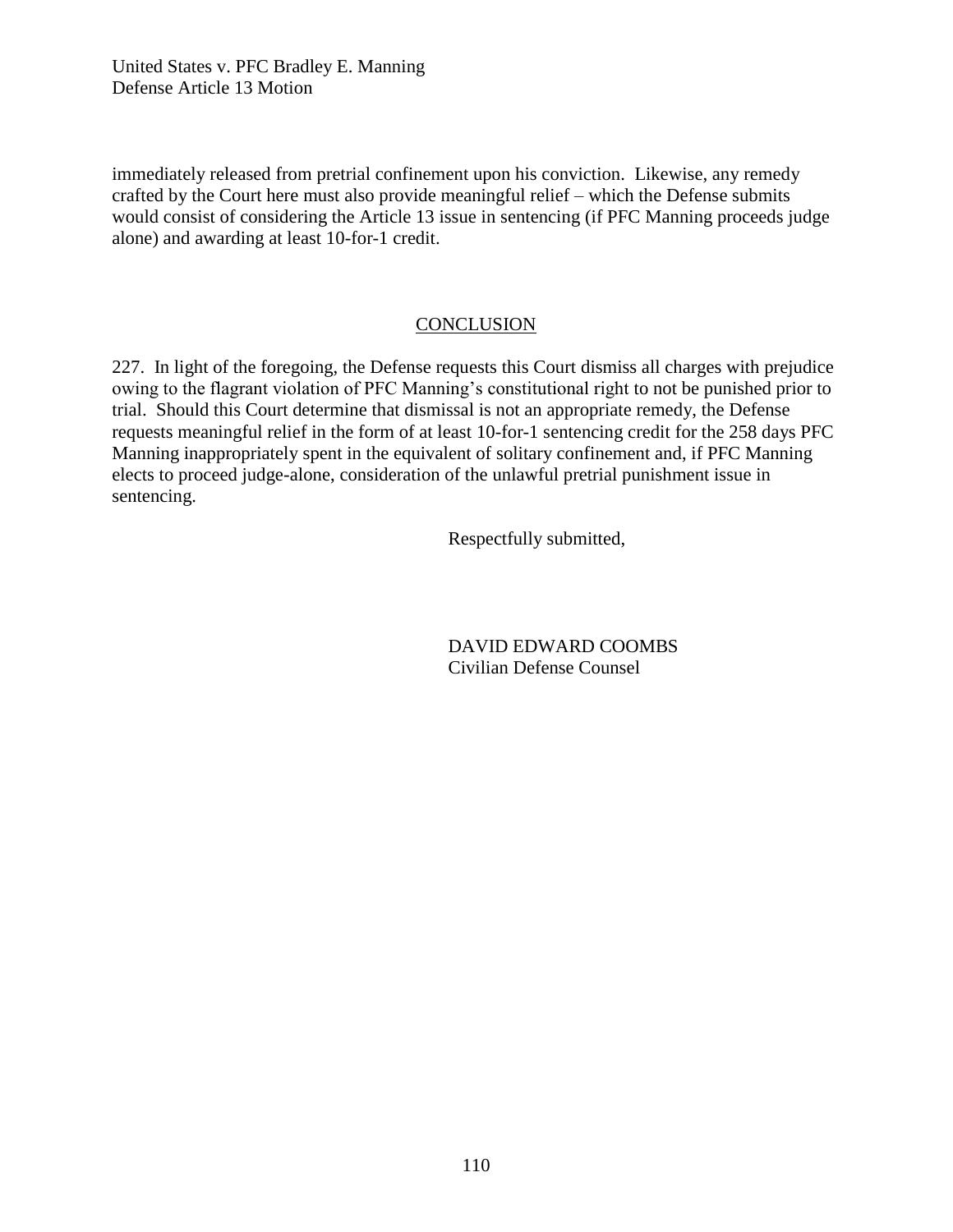immediately released from pretrial confinement upon his conviction. Likewise, any remedy crafted by the Court here must also provide meaningful relief – which the Defense submits would consist of considering the Article 13 issue in sentencing (if PFC Manning proceeds judge alone) and awarding at least 10-for-1 credit.

## CONCLUSION

227. In light of the foregoing, the Defense requests this Court dismiss all charges with prejudice owing to the flagrant violation of PFC Manning's constitutional right to not be punished prior to trial. Should this Court determine that dismissal is not an appropriate remedy, the Defense requests meaningful relief in the form of at least 10-for-1 sentencing credit for the 258 days PFC Manning inappropriately spent in the equivalent of solitary confinement and, if PFC Manning elects to proceed judge-alone, consideration of the unlawful pretrial punishment issue in sentencing.

Respectfully submitted,

DAVID EDWARD COOMBS
Civilian Defense Counsel